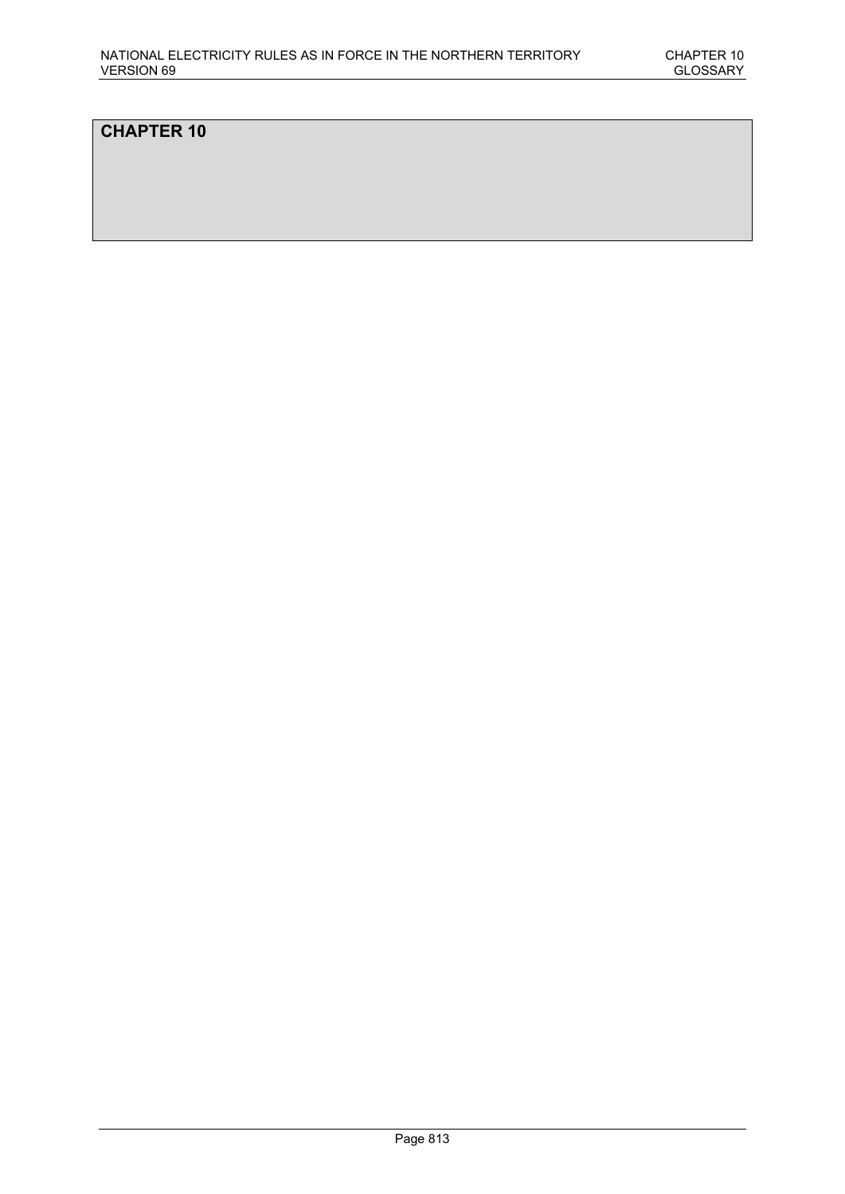# CHAPTER 10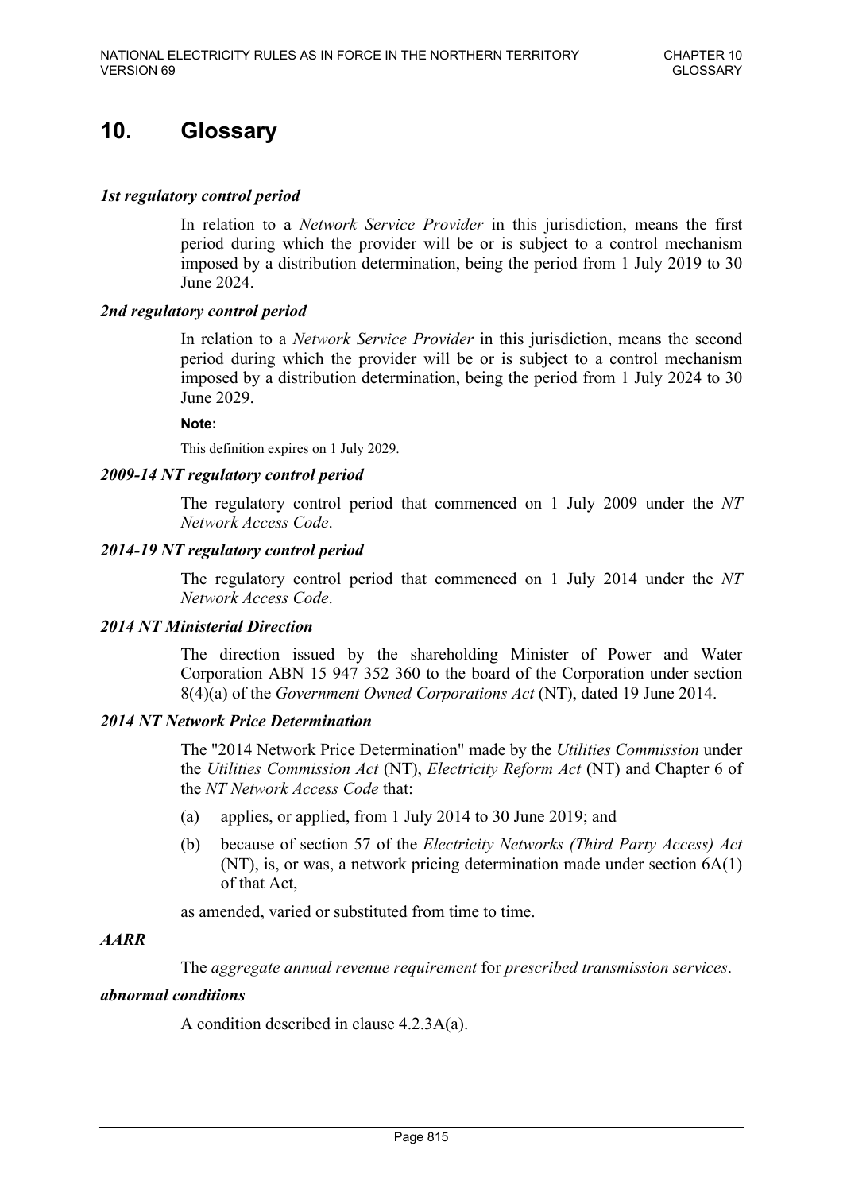# 10. Glossary

***1st regulatory control period***

In relation to a *Network Service Provider* in this jurisdiction, means the first period during which the provider will be or is subject to a control mechanism imposed by a distribution determination, being the period from 1 July 2019 to 30 June 2024.

***2nd regulatory control period***

In relation to a *Network Service Provider* in this jurisdiction, means the second period during which the provider will be or is subject to a control mechanism imposed by a distribution determination, being the period from 1 July 2024 to 30 June 2029.

**Note:**

This definition expires on 1 July 2029.

***2009-14 NT regulatory control period***

The regulatory control period that commenced on 1 July 2009 under the *NT Network Access Code*.

***2014-19 NT regulatory control period***

The regulatory control period that commenced on 1 July 2014 under the *NT Network Access Code*.

***2014 NT Ministerial Direction***

The direction issued by the shareholding Minister of Power and Water Corporation ABN 15 947 352 360 to the board of the Corporation under section 8(4)(a) of the *Government Owned Corporations Act* (NT), dated 19 June 2014.

***2014 NT Network Price Determination***

The "2014 Network Price Determination" made by the *Utilities Commission* under the *Utilities Commission Act* (NT), *Electricity Reform Act* (NT) and Chapter 6 of the *NT Network Access Code* that:

(a) applies, or applied, from 1 July 2014 to 30 June 2019; and

(b) because of section 57 of the *Electricity Networks (Third Party Access) Act* (NT), is, or was, a network pricing determination made under section 6A(1) of that Act,

as amended, varied or substituted from time to time.

***AARR***

The *aggregate annual revenue requirement* for *prescribed transmission services*.

***abnormal conditions***

A condition described in clause 4.2.3A(a).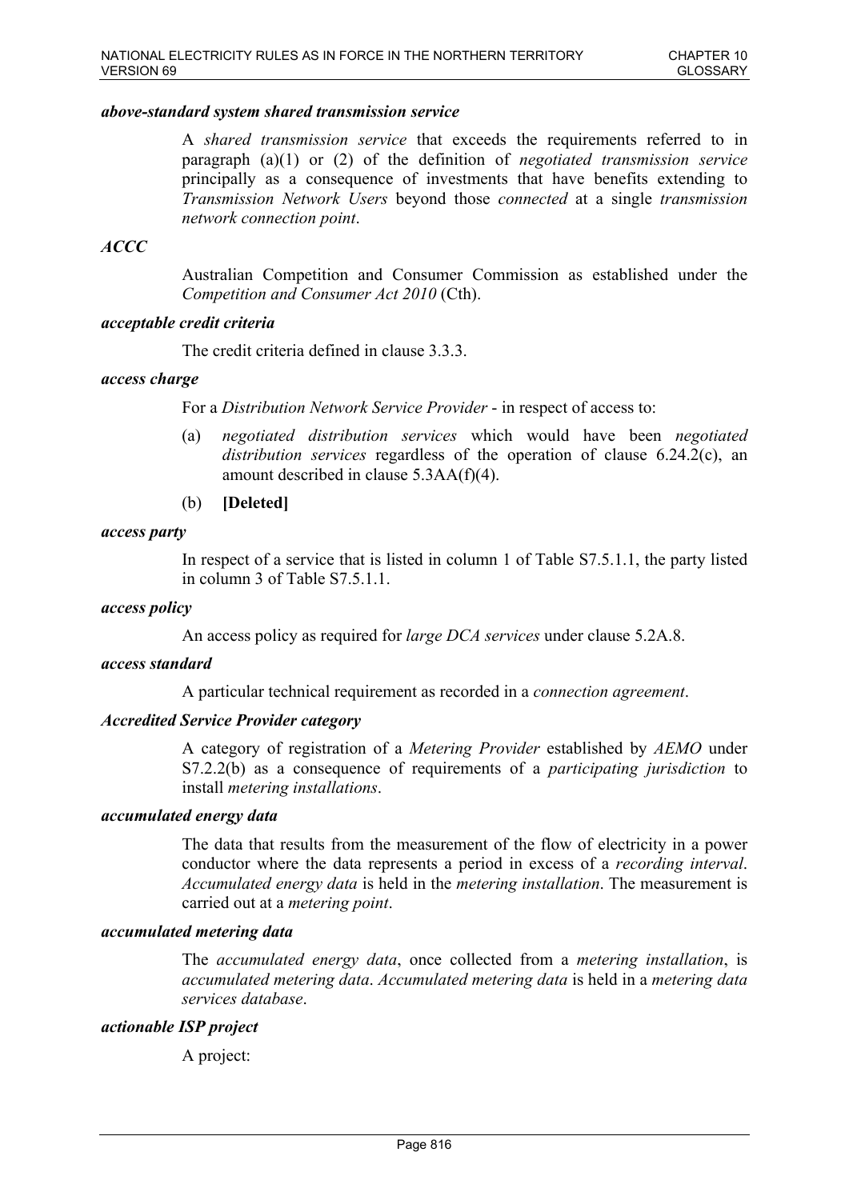***above-standard system shared transmission service***

A *shared transmission service* that exceeds the requirements referred to in paragraph (a)(1) or (2) of the definition of *negotiated transmission service* principally as a consequence of investments that have benefits extending to *Transmission Network Users* beyond those *connected* at a single *transmission network connection point*.

***ACCC***

Australian Competition and Consumer Commission as established under the *Competition and Consumer Act 2010* (Cth).

***acceptable credit criteria***

The credit criteria defined in clause 3.3.3.

***access charge***

For a *Distribution Network Service Provider* - in respect of access to:

(a) *negotiated distribution services* which would have been *negotiated distribution services* regardless of the operation of clause 6.24.2(c), an amount described in clause 5.3AA(f)(4).

(b) **[Deleted]**

***access party***

In respect of a service that is listed in column 1 of Table S7.5.1.1, the party listed in column 3 of Table S7.5.1.1.

***access policy***

An access policy as required for *large DCA services* under clause 5.2A.8.

***access standard***

A particular technical requirement as recorded in a *connection agreement*.

***Accredited Service Provider category***

A category of registration of a *Metering Provider* established by *AEMO* under S7.2.2(b) as a consequence of requirements of a *participating jurisdiction* to install *metering installations*.

***accumulated energy data***

The data that results from the measurement of the flow of electricity in a power conductor where the data represents a period in excess of a *recording interval*. *Accumulated energy data* is held in the *metering installation*. The measurement is carried out at a *metering point*.

***accumulated metering data***

The *accumulated energy data*, once collected from a *metering installation*, is *accumulated metering data*. *Accumulated metering data* is held in a *metering data services database*.

***actionable ISP project***

A project: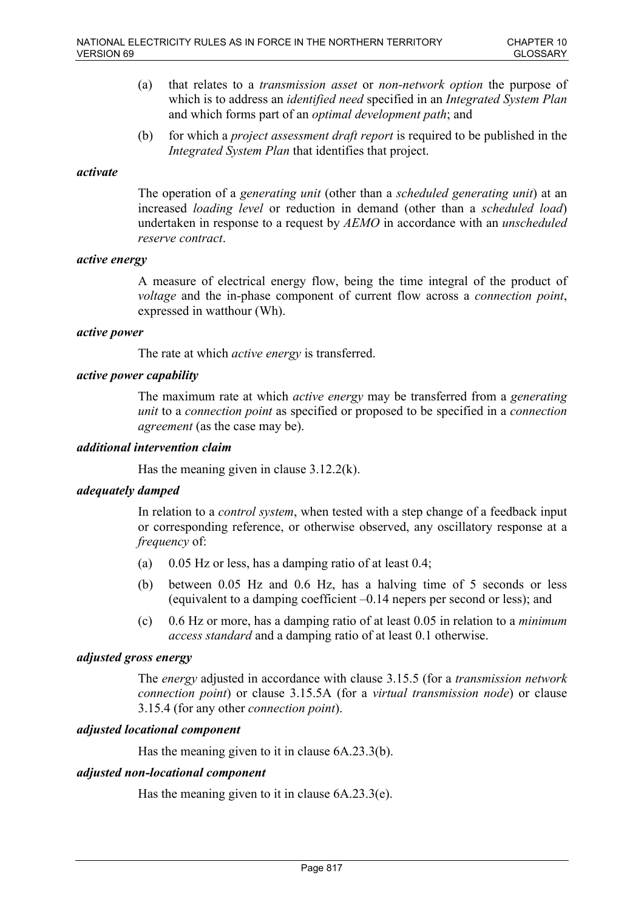(a) that relates to a *transmission asset* or *non-network option* the purpose of which is to address an *identified need* specified in an *Integrated System Plan* and which forms part of an *optimal development path*; and

(b) for which a *project assessment draft report* is required to be published in the *Integrated System Plan* that identifies that project.

***activate***

The operation of a *generating unit* (other than a *scheduled generating unit*) at an increased *loading level* or reduction in demand (other than a *scheduled load*) undertaken in response to a request by *AEMO* in accordance with an *unscheduled reserve contract*.

***active energy***

A measure of electrical energy flow, being the time integral of the product of *voltage* and the in-phase component of current flow across a *connection point*, expressed in watthour (Wh).

***active power***

The rate at which *active energy* is transferred.

***active power capability***

The maximum rate at which *active energy* may be transferred from a *generating unit* to a *connection point* as specified or proposed to be specified in a *connection agreement* (as the case may be).

***additional intervention claim***

Has the meaning given in clause 3.12.2(k).

***adequately damped***

In relation to a *control system*, when tested with a step change of a feedback input or corresponding reference, or otherwise observed, any oscillatory response at a *frequency* of:

(a) 0.05 Hz or less, has a damping ratio of at least 0.4;

(b) between 0.05 Hz and 0.6 Hz, has a halving time of 5 seconds or less (equivalent to a damping coefficient –0.14 nepers per second or less); and

(c) 0.6 Hz or more, has a damping ratio of at least 0.05 in relation to a *minimum access standard* and a damping ratio of at least 0.1 otherwise.

***adjusted gross energy***

The *energy* adjusted in accordance with clause 3.15.5 (for a *transmission network connection point*) or clause 3.15.5A (for a *virtual transmission node*) or clause 3.15.4 (for any other *connection point*).

***adjusted locational component***

Has the meaning given to it in clause 6A.23.3(b).

***adjusted non-locational component***

Has the meaning given to it in clause 6A.23.3(e).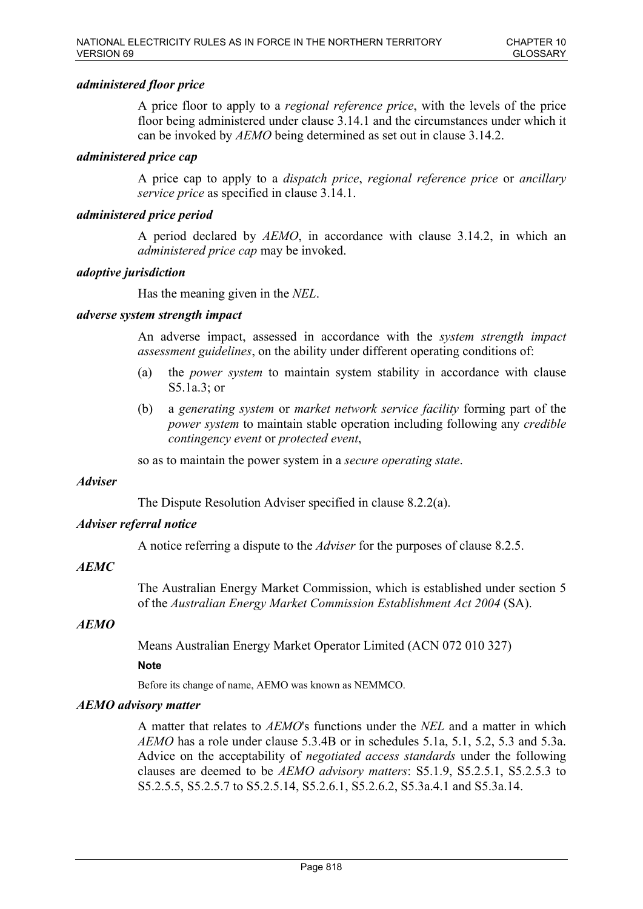***administered floor price***

A price floor to apply to a *regional reference price*, with the levels of the price floor being administered under clause 3.14.1 and the circumstances under which it can be invoked by *AEMO* being determined as set out in clause 3.14.2.

***administered price cap***

A price cap to apply to a *dispatch price*, *regional reference price* or *ancillary service price* as specified in clause 3.14.1.

***administered price period***

A period declared by *AEMO*, in accordance with clause 3.14.2, in which an *administered price cap* may be invoked.

***adoptive jurisdiction***

Has the meaning given in the *NEL*.

***adverse system strength impact***

An adverse impact, assessed in accordance with the *system strength impact assessment guidelines*, on the ability under different operating conditions of:

(a) the *power system* to maintain system stability in accordance with clause S5.1a.3; or

(b) a *generating system* or *market network service facility* forming part of the *power system* to maintain stable operation including following any *credible contingency event* or *protected event*,

so as to maintain the power system in a *secure operating state*.

***Adviser***

The Dispute Resolution Adviser specified in clause 8.2.2(a).

***Adviser referral notice***

A notice referring a dispute to the *Adviser* for the purposes of clause 8.2.5.

***AEMC***

The Australian Energy Market Commission, which is established under section 5 of the *Australian Energy Market Commission Establishment Act 2004* (SA).

***AEMO***

Means Australian Energy Market Operator Limited (ACN 072 010 327)

**Note**

Before its change of name, AEMO was known as NEMMCO.

***AEMO advisory matter***

A matter that relates to *AEMO*'s functions under the *NEL* and a matter in which *AEMO* has a role under clause 5.3.4B or in schedules 5.1a, 5.1, 5.2, 5.3 and 5.3a. Advice on the acceptability of *negotiated access standards* under the following clauses are deemed to be *AEMO advisory matters*: S5.1.9, S5.2.5.1, S5.2.5.3 to S5.2.5.5, S5.2.5.7 to S5.2.5.14, S5.2.6.1, S5.2.6.2, S5.3a.4.1 and S5.3a.14.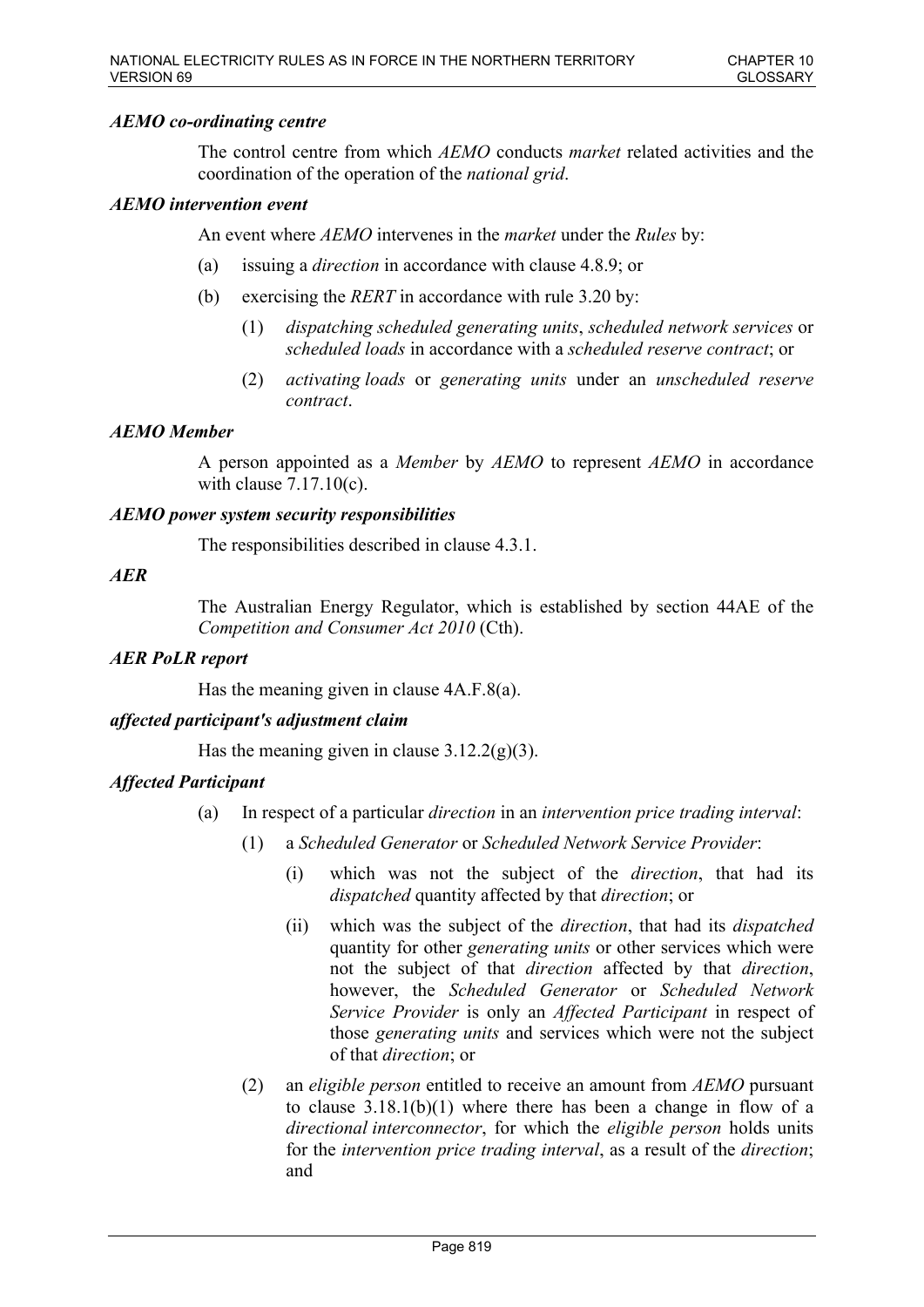***AEMO co-ordinating centre***

The control centre from which *AEMO* conducts *market* related activities and the coordination of the operation of the *national grid*.

***AEMO intervention event***

An event where *AEMO* intervenes in the *market* under the *Rules* by:

(a) issuing a *direction* in accordance with clause 4.8.9; or

(b) exercising the *RERT* in accordance with rule 3.20 by:

(1) *dispatching scheduled generating units*, *scheduled network services* or *scheduled loads* in accordance with a *scheduled reserve contract*; or

(2) *activating loads* or *generating units* under an *unscheduled reserve contract*.

***AEMO Member***

A person appointed as a *Member* by *AEMO* to represent *AEMO* in accordance with clause 7.17.10(c).

***AEMO power system security responsibilities***

The responsibilities described in clause 4.3.1.

***AER***

The Australian Energy Regulator, which is established by section 44AE of the *Competition and Consumer Act 2010* (Cth).

***AER PoLR report***

Has the meaning given in clause 4A.F.8(a).

***affected participant's adjustment claim***

Has the meaning given in clause 3.12.2(g)(3).

***Affected Participant***

(a) In respect of a particular *direction* in an *intervention price trading interval*:

(1) a *Scheduled Generator* or *Scheduled Network Service Provider*:

(i) which was not the subject of the *direction*, that had its *dispatched* quantity affected by that *direction*; or

(ii) which was the subject of the *direction*, that had its *dispatched* quantity for other *generating units* or other services which were not the subject of that *direction* affected by that *direction*, however, the *Scheduled Generator* or *Scheduled Network Service Provider* is only an *Affected Participant* in respect of those *generating units* and services which were not the subject of that *direction*; or

(2) an *eligible person* entitled to receive an amount from *AEMO* pursuant to clause 3.18.1(b)(1) where there has been a change in flow of a *directional interconnector*, for which the *eligible person* holds units for the *intervention price trading interval*, as a result of the *direction*; and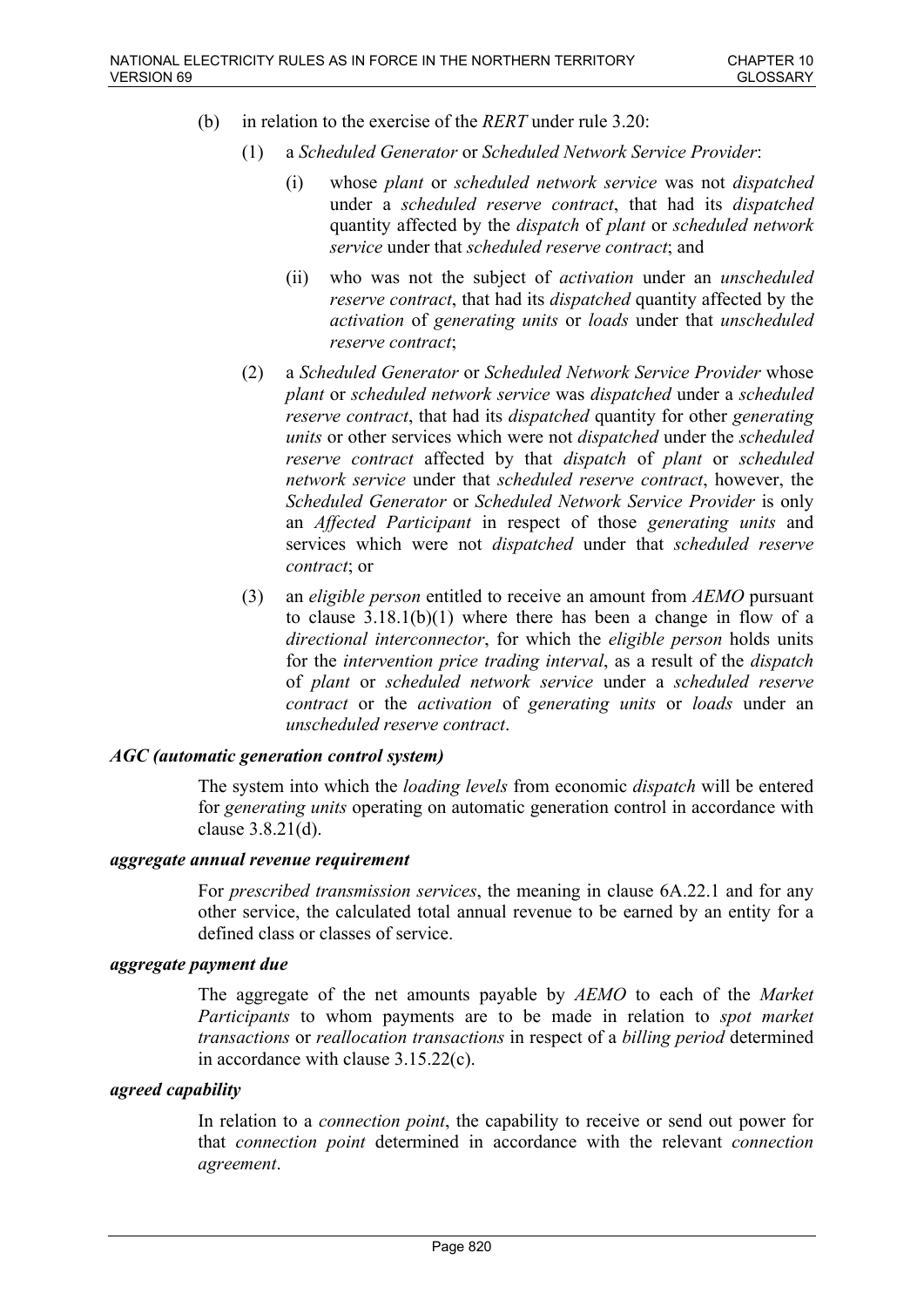(b) in relation to the exercise of the *RERT* under rule 3.20:

   (1) a *Scheduled Generator* or *Scheduled Network Service Provider*:

      (i) whose *plant* or *scheduled network service* was not *dispatched* under a *scheduled reserve contract*, that had its *dispatched* quantity affected by the *dispatch* of *plant* or *scheduled network service* under that *scheduled reserve contract*; and

      (ii) who was not the subject of *activation* under an *unscheduled reserve contract*, that had its *dispatched* quantity affected by the *activation* of *generating units* or *loads* under that *unscheduled reserve contract*;

   (2) a *Scheduled Generator* or *Scheduled Network Service Provider* whose *plant* or *scheduled network service* was *dispatched* under a *scheduled reserve contract*, that had its *dispatched* quantity for other *generating units* or other services which were not *dispatched* under the *scheduled reserve contract* affected by that *dispatch* of *plant* or *scheduled network service* under that *scheduled reserve contract*, however, the *Scheduled Generator* or *Scheduled Network Service Provider* is only an *Affected Participant* in respect of those *generating units* and services which were not *dispatched* under that *scheduled reserve contract*; or

   (3) an *eligible person* entitled to receive an amount from *AEMO* pursuant to clause 3.18.1(b)(1) where there has been a change in flow of a *directional interconnector*, for which the *eligible person* holds units for the *intervention price trading interval*, as a result of the *dispatch* of *plant* or *scheduled network service* under a *scheduled reserve contract* or the *activation* of *generating units* or *loads* under an *unscheduled reserve contract*.

***AGC (automatic generation control system)***

The system into which the *loading levels* from economic *dispatch* will be entered for *generating units* operating on automatic generation control in accordance with clause 3.8.21(d).

***aggregate annual revenue requirement***

For *prescribed transmission services*, the meaning in clause 6A.22.1 and for any other service, the calculated total annual revenue to be earned by an entity for a defined class or classes of service.

***aggregate payment due***

The aggregate of the net amounts payable by *AEMO* to each of the *Market Participants* to whom payments are to be made in relation to *spot market transactions* or *reallocation transactions* in respect of a *billing period* determined in accordance with clause 3.15.22(c).

***agreed capability***

In relation to a *connection point*, the capability to receive or send out power for that *connection point* determined in accordance with the relevant *connection agreement*.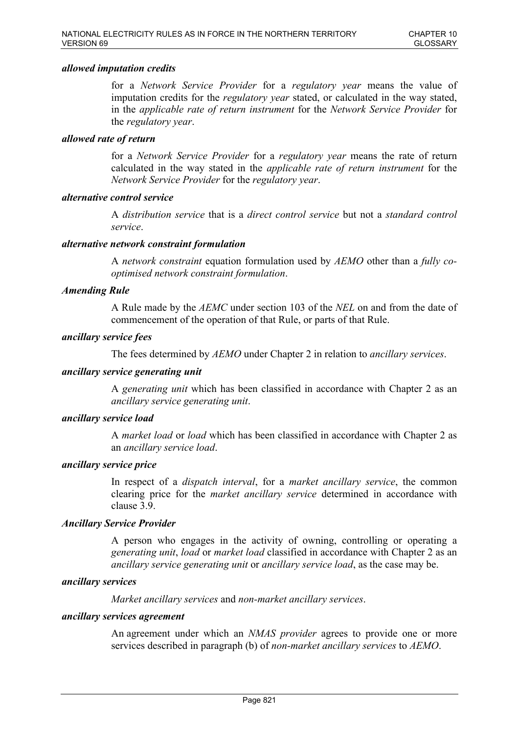***allowed imputation credits***

for a *Network Service Provider* for a *regulatory year* means the value of imputation credits for the *regulatory year* stated, or calculated in the way stated, in the *applicable rate of return instrument* for the *Network Service Provider* for the *regulatory year*.

***allowed rate of return***

for a *Network Service Provider* for a *regulatory year* means the rate of return calculated in the way stated in the *applicable rate of return instrument* for the *Network Service Provider* for the *regulatory year*.

***alternative control service***

A *distribution service* that is a *direct control service* but not a *standard control service*.

***alternative network constraint formulation***

A *network constraint* equation formulation used by *AEMO* other than a *fully co-optimised network constraint formulation*.

***Amending Rule***

A Rule made by the *AEMC* under section 103 of the *NEL* on and from the date of commencement of the operation of that Rule, or parts of that Rule.

***ancillary service fees***

The fees determined by *AEMO* under Chapter 2 in relation to *ancillary services*.

***ancillary service generating unit***

A *generating unit* which has been classified in accordance with Chapter 2 as an *ancillary service generating unit*.

***ancillary service load***

A *market load* or *load* which has been classified in accordance with Chapter 2 as an *ancillary service load*.

***ancillary service price***

In respect of a *dispatch interval*, for a *market ancillary service*, the common clearing price for the *market ancillary service* determined in accordance with clause 3.9.

***Ancillary Service Provider***

A person who engages in the activity of owning, controlling or operating a *generating unit*, *load* or *market load* classified in accordance with Chapter 2 as an *ancillary service generating unit* or *ancillary service load*, as the case may be.

***ancillary services***

*Market ancillary services* and *non-market ancillary services*.

***ancillary services agreement***

An agreement under which an *NMAS provider* agrees to provide one or more services described in paragraph (b) of *non-market ancillary services* to *AEMO*.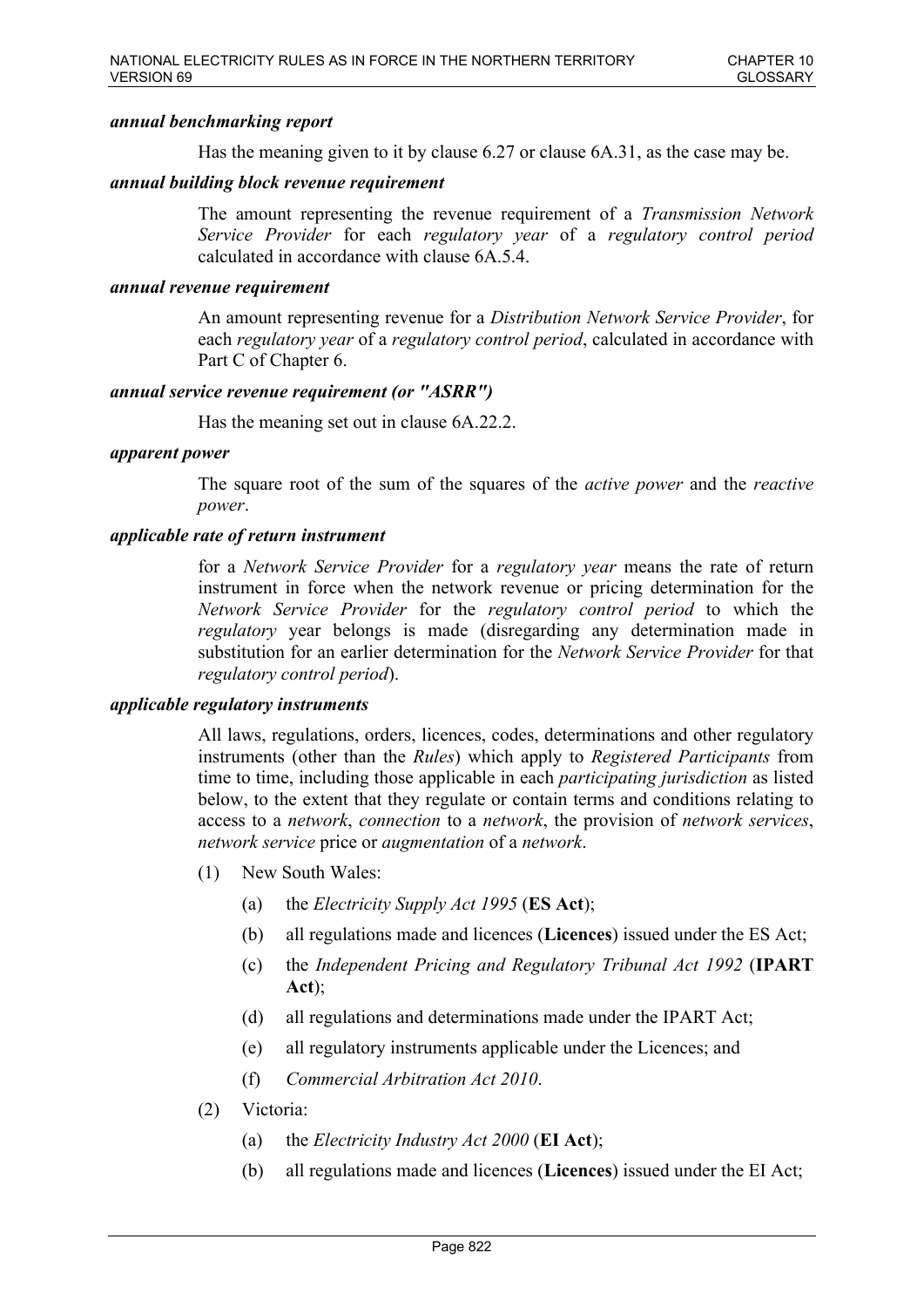***annual benchmarking report***

Has the meaning given to it by clause 6.27 or clause 6A.31, as the case may be.

***annual building block revenue requirement***

The amount representing the revenue requirement of a *Transmission Network Service Provider* for each *regulatory year* of a *regulatory control period* calculated in accordance with clause 6A.5.4.

***annual revenue requirement***

An amount representing revenue for a *Distribution Network Service Provider*, for each *regulatory year* of a *regulatory control period*, calculated in accordance with Part C of Chapter 6.

***annual service revenue requirement (or "ASRR")***

Has the meaning set out in clause 6A.22.2.

***apparent power***

The square root of the sum of the squares of the *active power* and the *reactive power*.

***applicable rate of return instrument***

for a *Network Service Provider* for a *regulatory year* means the rate of return instrument in force when the network revenue or pricing determination for the *Network Service Provider* for the *regulatory control period* to which the *regulatory* year belongs is made (disregarding any determination made in substitution for an earlier determination for the *Network Service Provider* for that *regulatory control period*).

***applicable regulatory instruments***

All laws, regulations, orders, licences, codes, determinations and other regulatory instruments (other than the *Rules*) which apply to *Registered Participants* from time to time, including those applicable in each *participating jurisdiction* as listed below, to the extent that they regulate or contain terms and conditions relating to access to a *network*, *connection* to a *network*, the provision of *network services*, *network service* price or *augmentation* of a *network*.

(1) New South Wales:

(a) the *Electricity Supply Act 1995* (**ES Act**);

(b) all regulations made and licences (**Licences**) issued under the ES Act;

(c) the *Independent Pricing and Regulatory Tribunal Act 1992* (**IPART Act**);

(d) all regulations and determinations made under the IPART Act;

(e) all regulatory instruments applicable under the Licences; and

(f) *Commercial Arbitration Act 2010*.

(2) Victoria:

(a) the *Electricity Industry Act 2000* (**EI Act**);

(b) all regulations made and licences (**Licences**) issued under the EI Act;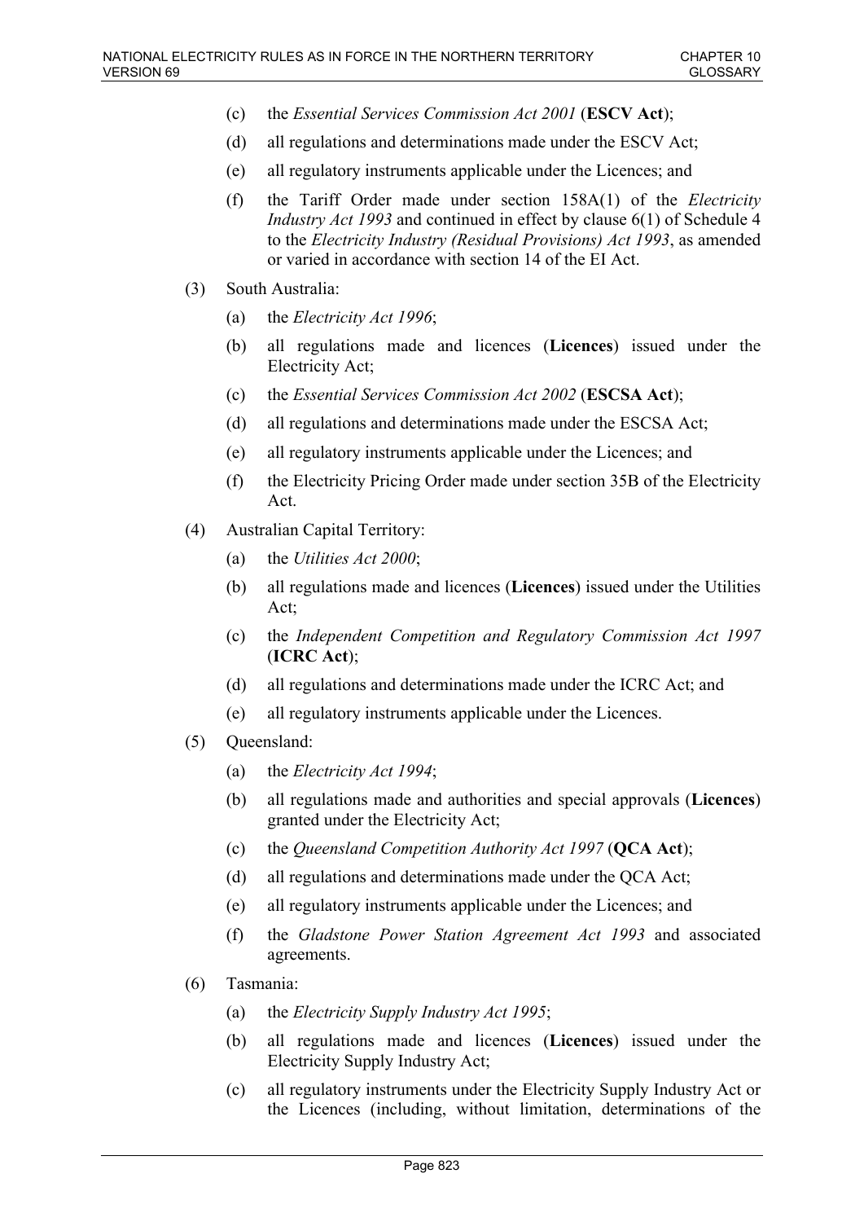(c) the *Essential Services Commission Act 2001* (**ESCV Act**);

(d) all regulations and determinations made under the ESCV Act;

(e) all regulatory instruments applicable under the Licences; and

(f) the Tariff Order made under section 158A(1) of the *Electricity Industry Act 1993* and continued in effect by clause 6(1) of Schedule 4 to the *Electricity Industry (Residual Provisions) Act 1993*, as amended or varied in accordance with section 14 of the EI Act.

(3) South Australia:

(a) the *Electricity Act 1996*;

(b) all regulations made and licences (**Licences**) issued under the Electricity Act;

(c) the *Essential Services Commission Act 2002* (**ESCSA Act**);

(d) all regulations and determinations made under the ESCSA Act;

(e) all regulatory instruments applicable under the Licences; and

(f) the Electricity Pricing Order made under section 35B of the Electricity Act.

(4) Australian Capital Territory:

(a) the *Utilities Act 2000*;

(b) all regulations made and licences (**Licences**) issued under the Utilities Act;

(c) the *Independent Competition and Regulatory Commission Act 1997* (**ICRC Act**);

(d) all regulations and determinations made under the ICRC Act; and

(e) all regulatory instruments applicable under the Licences.

(5) Queensland:

(a) the *Electricity Act 1994*;

(b) all regulations made and authorities and special approvals (**Licences**) granted under the Electricity Act;

(c) the *Queensland Competition Authority Act 1997* (**QCA Act**);

(d) all regulations and determinations made under the QCA Act;

(e) all regulatory instruments applicable under the Licences; and

(f) the *Gladstone Power Station Agreement Act 1993* and associated agreements.

(6) Tasmania:

(a) the *Electricity Supply Industry Act 1995*;

(b) all regulations made and licences (**Licences**) issued under the Electricity Supply Industry Act;

(c) all regulatory instruments under the Electricity Supply Industry Act or the Licences (including, without limitation, determinations of the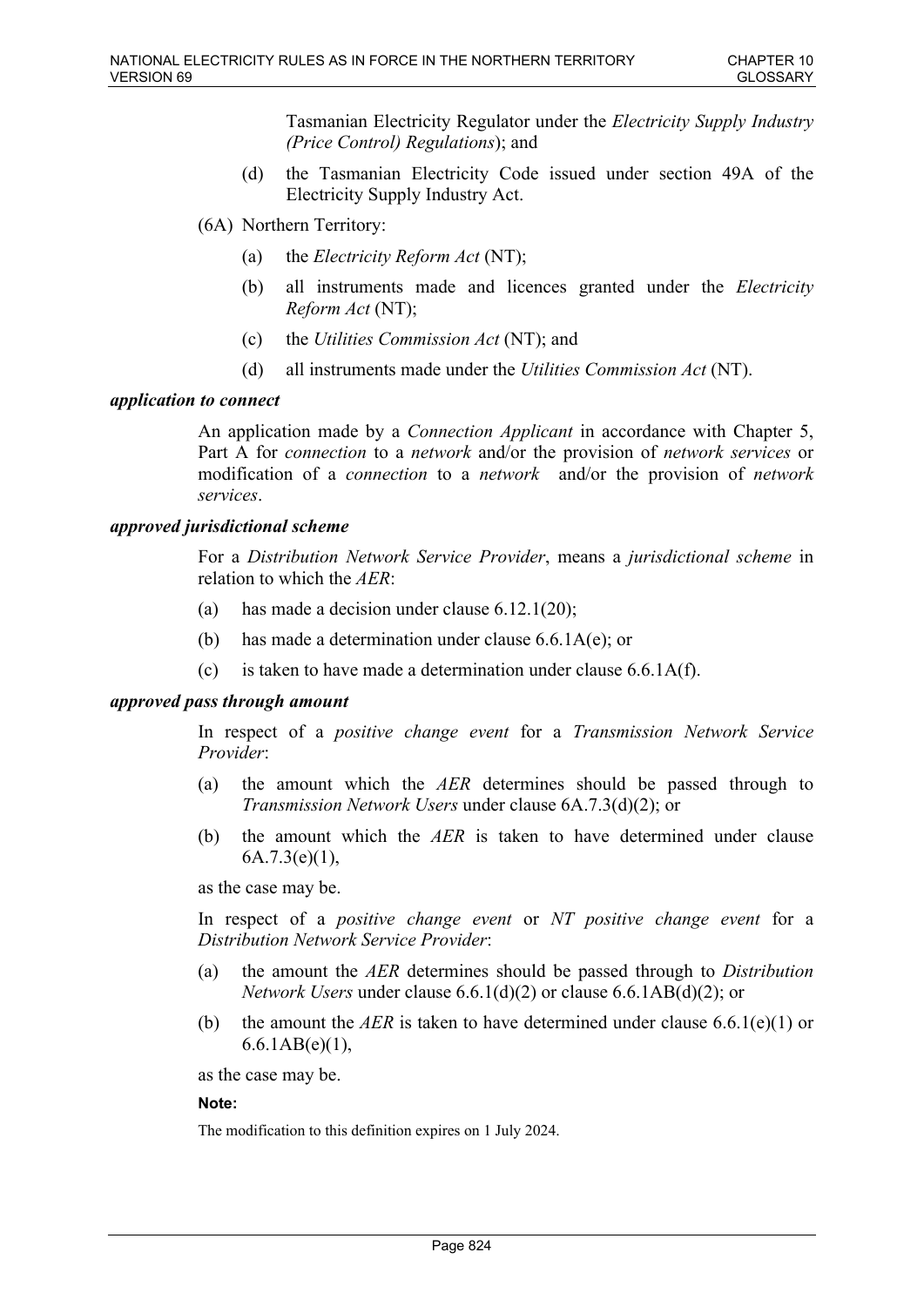Tasmanian Electricity Regulator under the *Electricity Supply Industry (Price Control) Regulations*); and

(d) the Tasmanian Electricity Code issued under section 49A of the Electricity Supply Industry Act.

(6A) Northern Territory:

(a) the *Electricity Reform Act* (NT);

(b) all instruments made and licences granted under the *Electricity Reform Act* (NT);

(c) the *Utilities Commission Act* (NT); and

(d) all instruments made under the *Utilities Commission Act* (NT).

***application to connect***

An application made by a *Connection Applicant* in accordance with Chapter 5, Part A for *connection* to a *network* and/or the provision of *network services* or modification of a *connection* to a *network* and/or the provision of *network services*.

***approved jurisdictional scheme***

For a *Distribution Network Service Provider*, means a *jurisdictional scheme* in relation to which the *AER*:

(a) has made a decision under clause 6.12.1(20);

(b) has made a determination under clause 6.6.1A(e); or

(c) is taken to have made a determination under clause 6.6.1A(f).

***approved pass through amount***

In respect of a *positive change event* for a *Transmission Network Service Provider*:

(a) the amount which the *AER* determines should be passed through to *Transmission Network Users* under clause 6A.7.3(d)(2); or

(b) the amount which the *AER* is taken to have determined under clause 6A.7.3(e)(1),

as the case may be.

In respect of a *positive change event* or *NT positive change event* for a *Distribution Network Service Provider*:

(a) the amount the *AER* determines should be passed through to *Distribution Network Users* under clause 6.6.1(d)(2) or clause 6.6.1AB(d)(2); or

(b) the amount the *AER* is taken to have determined under clause 6.6.1(e)(1) or 6.6.1AB(e)(1),

as the case may be.

**Note:**

The modification to this definition expires on 1 July 2024.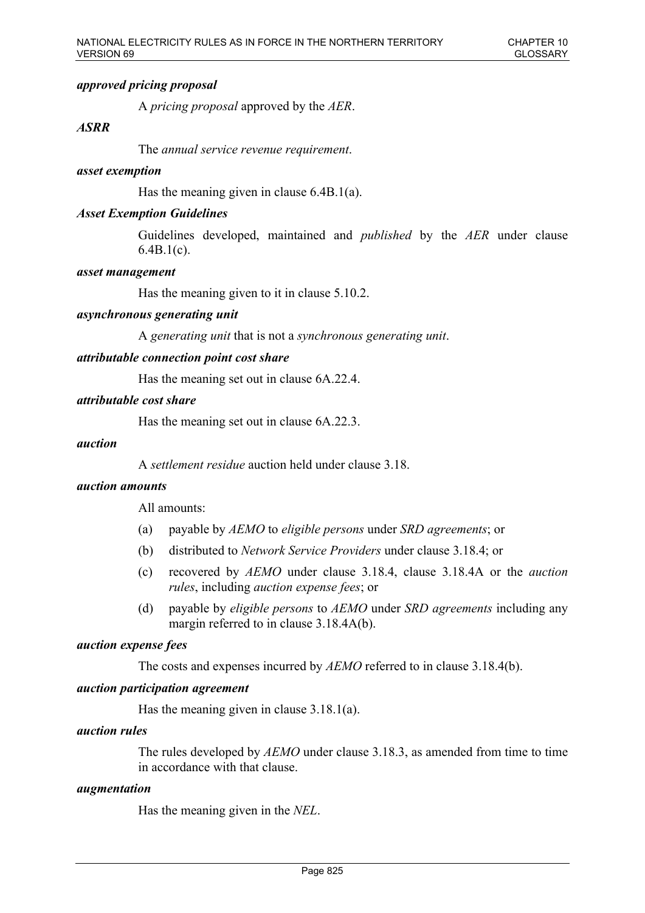***approved pricing proposal***

A *pricing proposal* approved by the *AER*.

***ASRR***

The *annual service revenue requirement*.

***asset exemption***

Has the meaning given in clause 6.4B.1(a).

***Asset Exemption Guidelines***

Guidelines developed, maintained and *published* by the *AER* under clause 6.4B.1(c).

***asset management***

Has the meaning given to it in clause 5.10.2.

***asynchronous generating unit***

A *generating unit* that is not a *synchronous generating unit*.

***attributable connection point cost share***

Has the meaning set out in clause 6A.22.4.

***attributable cost share***

Has the meaning set out in clause 6A.22.3.

***auction***

A *settlement residue* auction held under clause 3.18.

***auction amounts***

All amounts:

(a) payable by *AEMO* to *eligible persons* under *SRD agreements*; or

(b) distributed to *Network Service Providers* under clause 3.18.4; or

(c) recovered by *AEMO* under clause 3.18.4, clause 3.18.4A or the *auction rules*, including *auction expense fees*; or

(d) payable by *eligible persons* to *AEMO* under *SRD agreements* including any margin referred to in clause 3.18.4A(b).

***auction expense fees***

The costs and expenses incurred by *AEMO* referred to in clause 3.18.4(b).

***auction participation agreement***

Has the meaning given in clause 3.18.1(a).

***auction rules***

The rules developed by *AEMO* under clause 3.18.3, as amended from time to time in accordance with that clause.

***augmentation***

Has the meaning given in the *NEL*.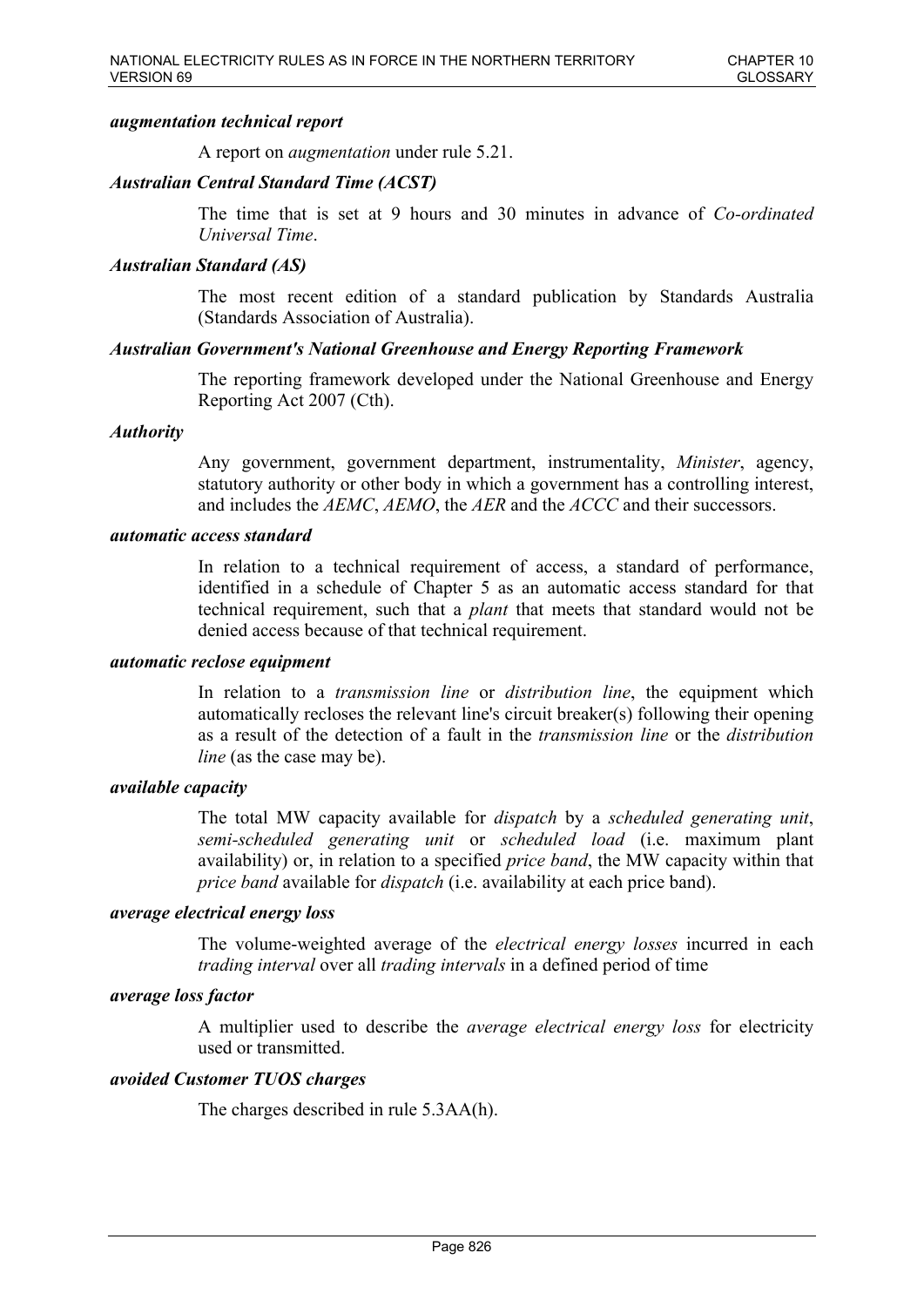***augmentation technical report***

A report on *augmentation* under rule 5.21.

***Australian Central Standard Time (ACST)***

The time that is set at 9 hours and 30 minutes in advance of *Co-ordinated Universal Time*.

***Australian Standard (AS)***

The most recent edition of a standard publication by Standards Australia (Standards Association of Australia).

***Australian Government's National Greenhouse and Energy Reporting Framework***

The reporting framework developed under the National Greenhouse and Energy Reporting Act 2007 (Cth).

***Authority***

Any government, government department, instrumentality, *Minister*, agency, statutory authority or other body in which a government has a controlling interest, and includes the *AEMC*, *AEMO*, the *AER* and the *ACCC* and their successors.

***automatic access standard***

In relation to a technical requirement of access, a standard of performance, identified in a schedule of Chapter 5 as an automatic access standard for that technical requirement, such that a *plant* that meets that standard would not be denied access because of that technical requirement.

***automatic reclose equipment***

In relation to a *transmission line* or *distribution line*, the equipment which automatically recloses the relevant line's circuit breaker(s) following their opening as a result of the detection of a fault in the *transmission line* or the *distribution line* (as the case may be).

***available capacity***

The total MW capacity available for *dispatch* by a *scheduled generating unit*, *semi-scheduled generating unit* or *scheduled load* (i.e. maximum plant availability) or, in relation to a specified *price band*, the MW capacity within that *price band* available for *dispatch* (i.e. availability at each price band).

***average electrical energy loss***

The volume-weighted average of the *electrical energy losses* incurred in each *trading interval* over all *trading intervals* in a defined period of time

***average loss factor***

A multiplier used to describe the *average electrical energy loss* for electricity used or transmitted.

***avoided Customer TUOS charges***

The charges described in rule 5.3AA(h).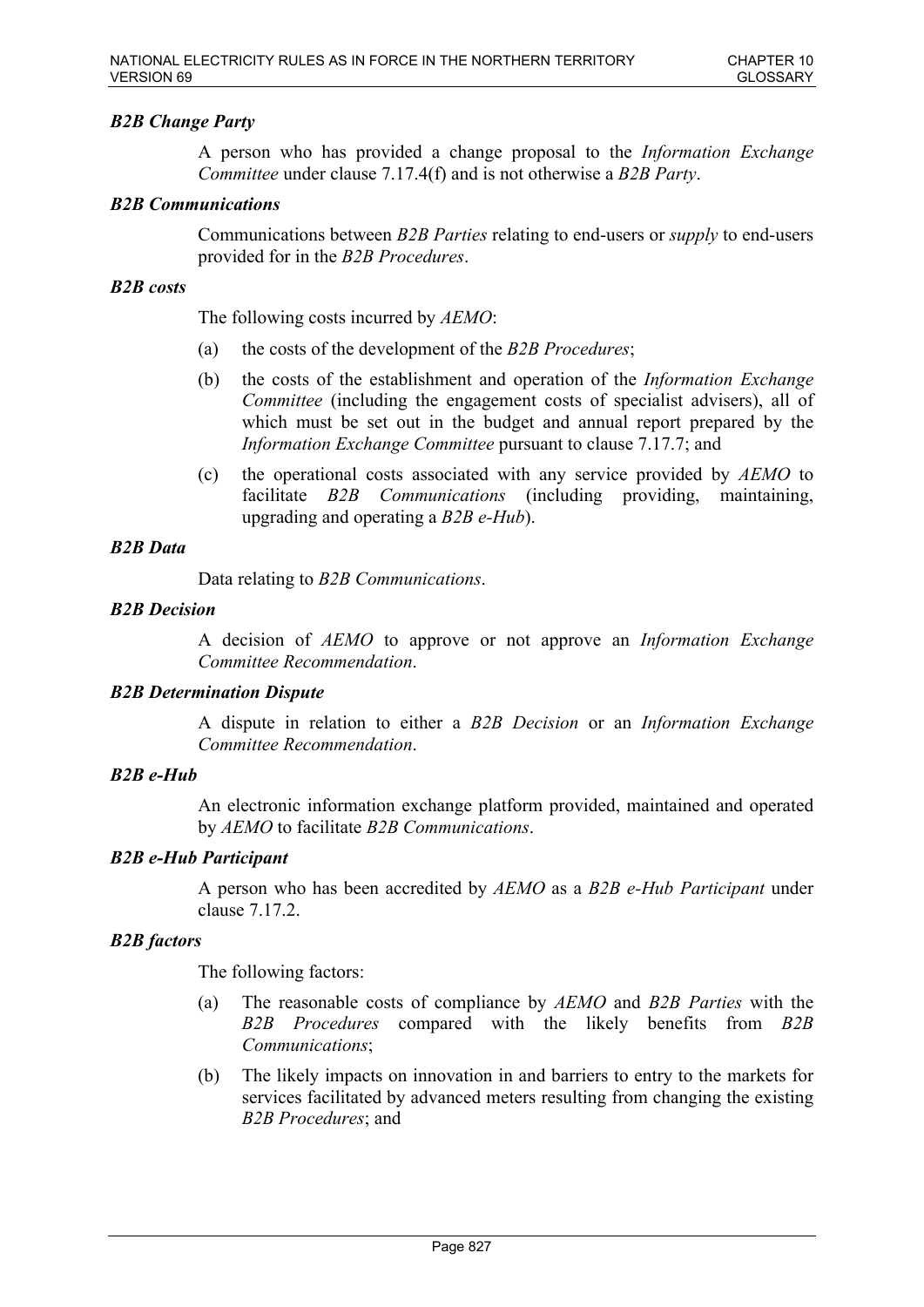***B2B Change Party***

A person who has provided a change proposal to the *Information Exchange Committee* under clause 7.17.4(f) and is not otherwise a *B2B Party*.

***B2B Communications***

Communications between *B2B Parties* relating to end-users or *supply* to end-users provided for in the *B2B Procedures*.

***B2B costs***

The following costs incurred by *AEMO*:

(a) the costs of the development of the *B2B Procedures*;

(b) the costs of the establishment and operation of the *Information Exchange Committee* (including the engagement costs of specialist advisers), all of which must be set out in the budget and annual report prepared by the *Information Exchange Committee* pursuant to clause 7.17.7; and

(c) the operational costs associated with any service provided by *AEMO* to facilitate *B2B Communications* (including providing, maintaining, upgrading and operating a *B2B e-Hub*).

***B2B Data***

Data relating to *B2B Communications*.

***B2B Decision***

A decision of *AEMO* to approve or not approve an *Information Exchange Committee Recommendation*.

***B2B Determination Dispute***

A dispute in relation to either a *B2B Decision* or an *Information Exchange Committee Recommendation*.

***B2B e-Hub***

An electronic information exchange platform provided, maintained and operated by *AEMO* to facilitate *B2B Communications*.

***B2B e-Hub Participant***

A person who has been accredited by *AEMO* as a *B2B e-Hub Participant* under clause 7.17.2.

***B2B factors***

The following factors:

(a) The reasonable costs of compliance by *AEMO* and *B2B Parties* with the *B2B Procedures* compared with the likely benefits from *B2B Communications*;

(b) The likely impacts on innovation in and barriers to entry to the markets for services facilitated by advanced meters resulting from changing the existing *B2B Procedures*; and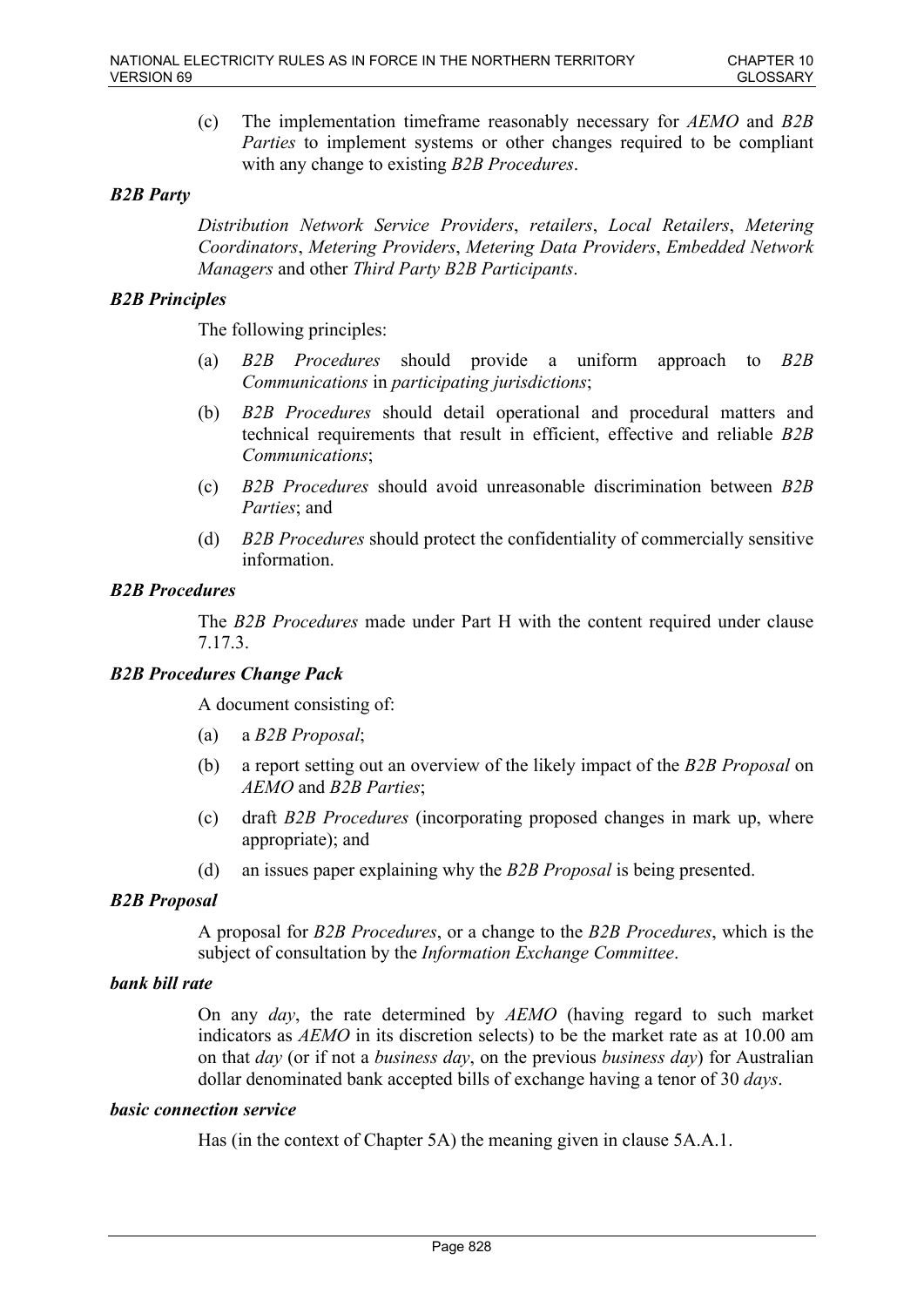(c) The implementation timeframe reasonably necessary for *AEMO* and *B2B Parties* to implement systems or other changes required to be compliant with any change to existing *B2B Procedures*.

***B2B Party***

*Distribution Network Service Providers*, *retailers*, *Local Retailers*, *Metering Coordinators*, *Metering Providers*, *Metering Data Providers*, *Embedded Network Managers* and other *Third Party B2B Participants*.

***B2B Principles***

The following principles:

(a) *B2B Procedures* should provide a uniform approach to *B2B Communications* in *participating jurisdictions*;

(b) *B2B Procedures* should detail operational and procedural matters and technical requirements that result in efficient, effective and reliable *B2B Communications*;

(c) *B2B Procedures* should avoid unreasonable discrimination between *B2B Parties*; and

(d) *B2B Procedures* should protect the confidentiality of commercially sensitive information.

***B2B Procedures***

The *B2B Procedures* made under Part H with the content required under clause 7.17.3.

***B2B Procedures Change Pack***

A document consisting of:

(a) a *B2B Proposal*;

(b) a report setting out an overview of the likely impact of the *B2B Proposal* on *AEMO* and *B2B Parties*;

(c) draft *B2B Procedures* (incorporating proposed changes in mark up, where appropriate); and

(d) an issues paper explaining why the *B2B Proposal* is being presented.

***B2B Proposal***

A proposal for *B2B Procedures*, or a change to the *B2B Procedures*, which is the subject of consultation by the *Information Exchange Committee*.

***bank bill rate***

On any *day*, the rate determined by *AEMO* (having regard to such market indicators as *AEMO* in its discretion selects) to be the market rate as at 10.00 am on that *day* (or if not a *business day*, on the previous *business day*) for Australian dollar denominated bank accepted bills of exchange having a tenor of 30 *days*.

***basic connection service***

Has (in the context of Chapter 5A) the meaning given in clause 5A.A.1.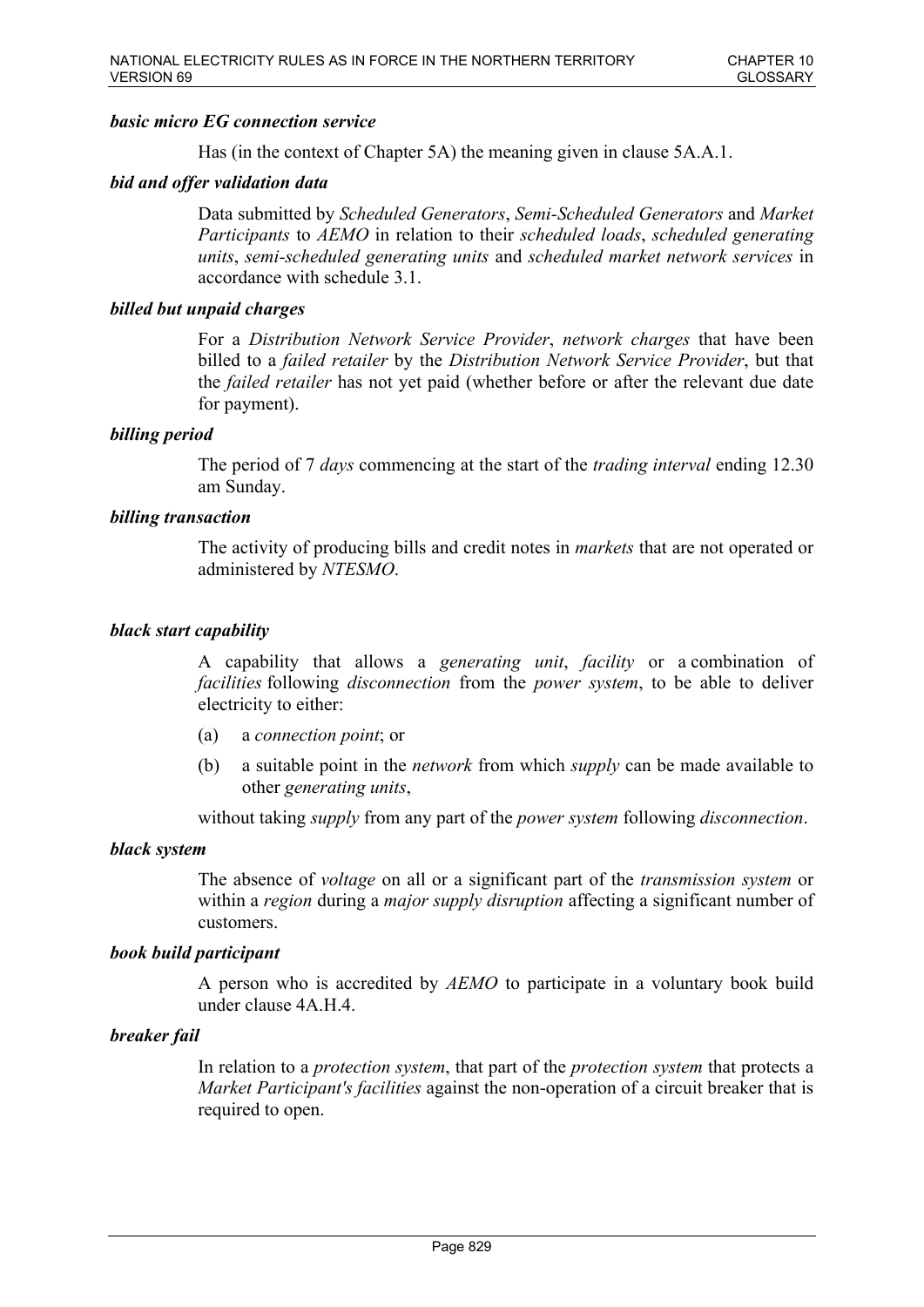***basic micro EG connection service***

Has (in the context of Chapter 5A) the meaning given in clause 5A.A.1.

***bid and offer validation data***

Data submitted by *Scheduled Generators*, *Semi-Scheduled Generators* and *Market Participants* to *AEMO* in relation to their *scheduled loads*, *scheduled generating units*, *semi-scheduled generating units* and *scheduled market network services* in accordance with schedule 3.1.

***billed but unpaid charges***

For a *Distribution Network Service Provider*, *network charges* that have been billed to a *failed retailer* by the *Distribution Network Service Provider*, but that the *failed retailer* has not yet paid (whether before or after the relevant due date for payment).

***billing period***

The period of 7 *days* commencing at the start of the *trading interval* ending 12.30 am Sunday.

***billing transaction***

The activity of producing bills and credit notes in *markets* that are not operated or administered by *NTESMO*.

***black start capability***

A capability that allows a *generating unit*, *facility* or a combination of *facilities* following *disconnection* from the *power system*, to be able to deliver electricity to either:

(a) a *connection point*; or

(b) a suitable point in the *network* from which *supply* can be made available to other *generating units*,

without taking *supply* from any part of the *power system* following *disconnection*.

***black system***

The absence of *voltage* on all or a significant part of the *transmission system* or within a *region* during a *major supply disruption* affecting a significant number of customers.

***book build participant***

A person who is accredited by *AEMO* to participate in a voluntary book build under clause 4A.H.4.

***breaker fail***

In relation to a *protection system*, that part of the *protection system* that protects a *Market Participant's facilities* against the non-operation of a circuit breaker that is required to open.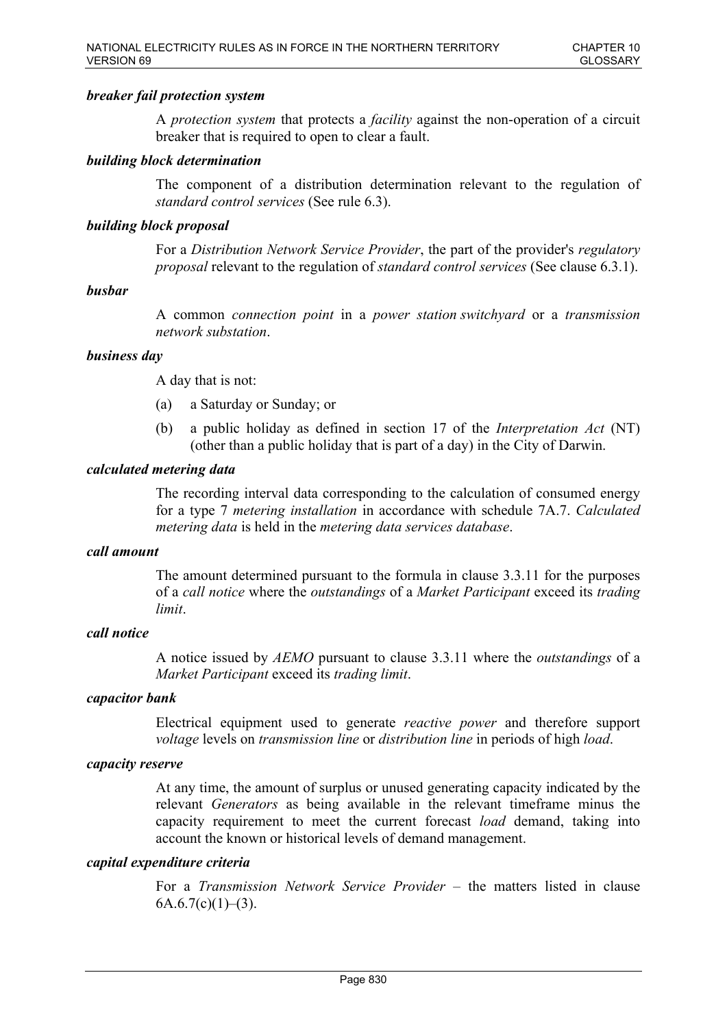***breaker fail protection system***

A *protection system* that protects a *facility* against the non-operation of a circuit breaker that is required to open to clear a fault.

***building block determination***

The component of a distribution determination relevant to the regulation of *standard control services* (See rule 6.3).

***building block proposal***

For a *Distribution Network Service Provider*, the part of the provider's *regulatory proposal* relevant to the regulation of *standard control services* (See clause 6.3.1).

***busbar***

A common *connection point* in a *power station switchyard* or a *transmission network substation*.

***business day***

A day that is not:

(a) a Saturday or Sunday; or

(b) a public holiday as defined in section 17 of the *Interpretation Act* (NT) (other than a public holiday that is part of a day) in the City of Darwin.

***calculated metering data***

The recording interval data corresponding to the calculation of consumed energy for a type 7 *metering installation* in accordance with schedule 7A.7. *Calculated metering data* is held in the *metering data services database*.

***call amount***

The amount determined pursuant to the formula in clause 3.3.11 for the purposes of a *call notice* where the *outstandings* of a *Market Participant* exceed its *trading limit*.

***call notice***

A notice issued by *AEMO* pursuant to clause 3.3.11 where the *outstandings* of a *Market Participant* exceed its *trading limit*.

***capacitor bank***

Electrical equipment used to generate *reactive power* and therefore support *voltage* levels on *transmission line* or *distribution line* in periods of high *load*.

***capacity reserve***

At any time, the amount of surplus or unused generating capacity indicated by the relevant *Generators* as being available in the relevant timeframe minus the capacity requirement to meet the current forecast *load* demand, taking into account the known or historical levels of demand management.

***capital expenditure criteria***

For a *Transmission Network Service Provider* – the matters listed in clause 6A.6.7(c)(1)–(3).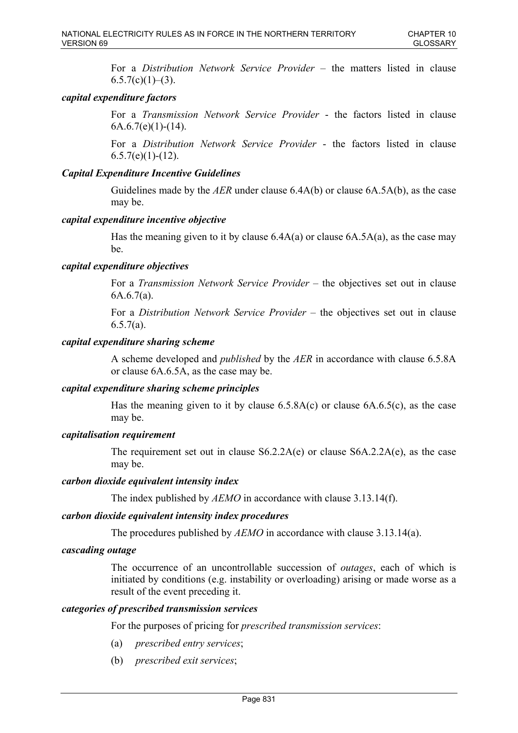For a *Distribution Network Service Provider* – the matters listed in clause 6.5.7(c)(1)–(3).

***capital expenditure factors***

For a *Transmission Network Service Provider* - the factors listed in clause 6A.6.7(e)(1)-(14).

For a *Distribution Network Service Provider* - the factors listed in clause 6.5.7(e)(1)-(12).

***Capital Expenditure Incentive Guidelines***

Guidelines made by the *AER* under clause 6.4A(b) or clause 6A.5A(b), as the case may be.

***capital expenditure incentive objective***

Has the meaning given to it by clause 6.4A(a) or clause 6A.5A(a), as the case may be.

***capital expenditure objectives***

For a *Transmission Network Service Provider* – the objectives set out in clause 6A.6.7(a).

For a *Distribution Network Service Provider* – the objectives set out in clause 6.5.7(a).

***capital expenditure sharing scheme***

A scheme developed and *published* by the *AER* in accordance with clause 6.5.8A or clause 6A.6.5A, as the case may be.

***capital expenditure sharing scheme principles***

Has the meaning given to it by clause 6.5.8A(c) or clause 6A.6.5(c), as the case may be.

***capitalisation requirement***

The requirement set out in clause S6.2.2A(e) or clause S6A.2.2A(e), as the case may be.

***carbon dioxide equivalent intensity index***

The index published by *AEMO* in accordance with clause 3.13.14(f).

***carbon dioxide equivalent intensity index procedures***

The procedures published by *AEMO* in accordance with clause 3.13.14(a).

***cascading outage***

The occurrence of an uncontrollable succession of *outages*, each of which is initiated by conditions (e.g. instability or overloading) arising or made worse as a result of the event preceding it.

***categories of prescribed transmission services***

For the purposes of pricing for *prescribed transmission services*:

(a) *prescribed entry services*;

(b) *prescribed exit services*;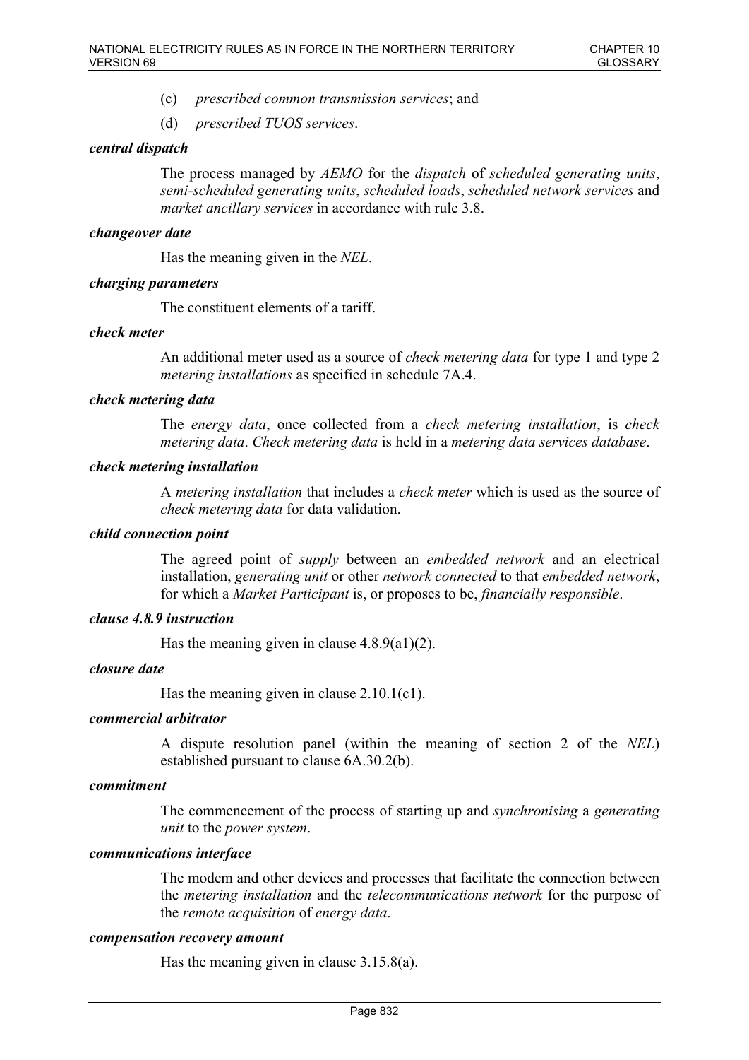(c) *prescribed common transmission services*; and

(d) *prescribed TUOS services*.

***central dispatch***

The process managed by *AEMO* for the *dispatch* of *scheduled generating units*, *semi-scheduled generating units*, *scheduled loads*, *scheduled network services* and *market ancillary services* in accordance with rule 3.8.

***changeover date***

Has the meaning given in the *NEL*.

***charging parameters***

The constituent elements of a tariff.

***check meter***

An additional meter used as a source of *check metering data* for type 1 and type 2 *metering installations* as specified in schedule 7A.4.

***check metering data***

The *energy data*, once collected from a *check metering installation*, is *check metering data*. *Check metering data* is held in a *metering data services database*.

***check metering installation***

A *metering installation* that includes a *check meter* which is used as the source of *check metering data* for data validation.

***child connection point***

The agreed point of *supply* between an *embedded network* and an electrical installation, *generating unit* or other *network connected* to that *embedded network*, for which a *Market Participant* is, or proposes to be, *financially responsible*.

***clause 4.8.9 instruction***

Has the meaning given in clause 4.8.9(a1)(2).

***closure date***

Has the meaning given in clause 2.10.1(c1).

***commercial arbitrator***

A dispute resolution panel (within the meaning of section 2 of the *NEL*) established pursuant to clause 6A.30.2(b).

***commitment***

The commencement of the process of starting up and *synchronising* a *generating unit* to the *power system*.

***communications interface***

The modem and other devices and processes that facilitate the connection between the *metering installation* and the *telecommunications network* for the purpose of the *remote acquisition* of *energy data*.

***compensation recovery amount***

Has the meaning given in clause 3.15.8(a).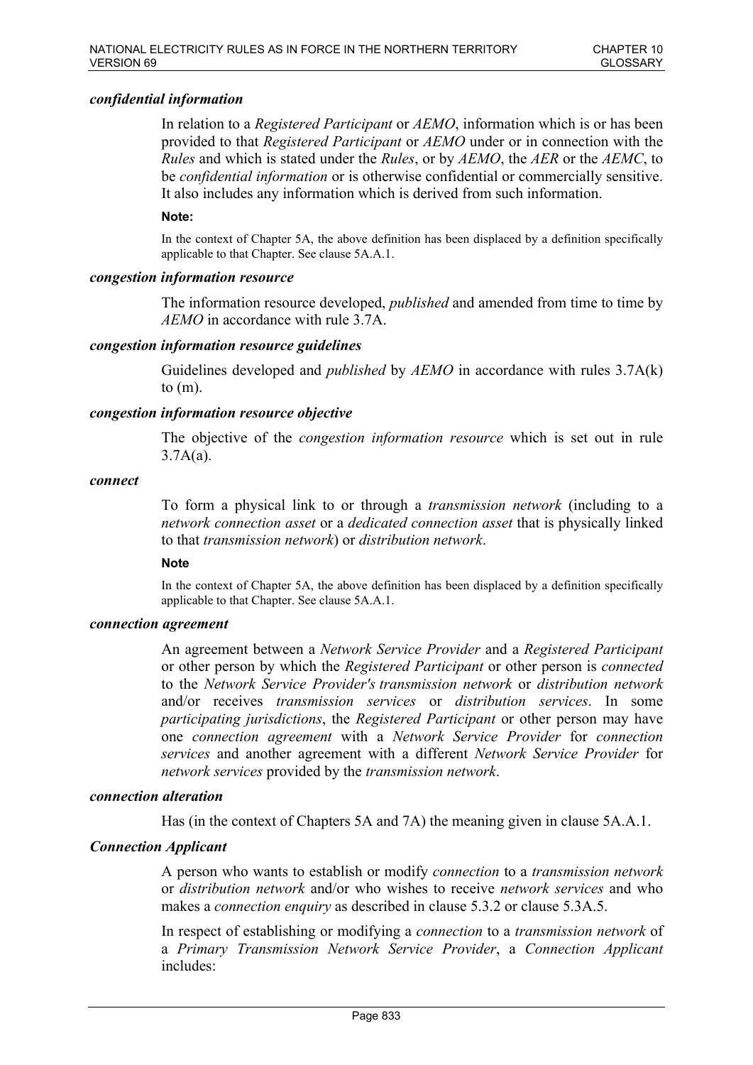***confidential information***

In relation to a *Registered Participant* or *AEMO*, information which is or has been provided to that *Registered Participant* or *AEMO* under or in connection with the *Rules* and which is stated under the *Rules*, or by *AEMO*, the *AER* or the *AEMC*, to be *confidential information* or is otherwise confidential or commercially sensitive. It also includes any information which is derived from such information.

**Note:**

In the context of Chapter 5A, the above definition has been displaced by a definition specifically applicable to that Chapter. See clause 5A.A.1.

***congestion information resource***

The information resource developed, *published* and amended from time to time by *AEMO* in accordance with rule 3.7A.

***congestion information resource guidelines***

Guidelines developed and *published* by *AEMO* in accordance with rules 3.7A(k) to (m).

***congestion information resource objective***

The objective of the *congestion information resource* which is set out in rule 3.7A(a).

***connect***

To form a physical link to or through a *transmission network* (including to a *network connection asset* or a *dedicated connection asset* that is physically linked to that *transmission network*) or *distribution network*.

**Note**

In the context of Chapter 5A, the above definition has been displaced by a definition specifically applicable to that Chapter. See clause 5A.A.1.

***connection agreement***

An agreement between a *Network Service Provider* and a *Registered Participant* or other person by which the *Registered Participant* or other person is *connected* to the *Network Service Provider's transmission network* or *distribution network* and/or receives *transmission services* or *distribution services*. In some *participating jurisdictions*, the *Registered Participant* or other person may have one *connection agreement* with a *Network Service Provider* for *connection services* and another agreement with a different *Network Service Provider* for *network services* provided by the *transmission network*.

***connection alteration***

Has (in the context of Chapters 5A and 7A) the meaning given in clause 5A.A.1.

***Connection Applicant***

A person who wants to establish or modify *connection* to a *transmission network* or *distribution network* and/or who wishes to receive *network services* and who makes a *connection enquiry* as described in clause 5.3.2 or clause 5.3A.5.

In respect of establishing or modifying a *connection* to a *transmission network* of a *Primary Transmission Network Service Provider*, a *Connection Applicant* includes: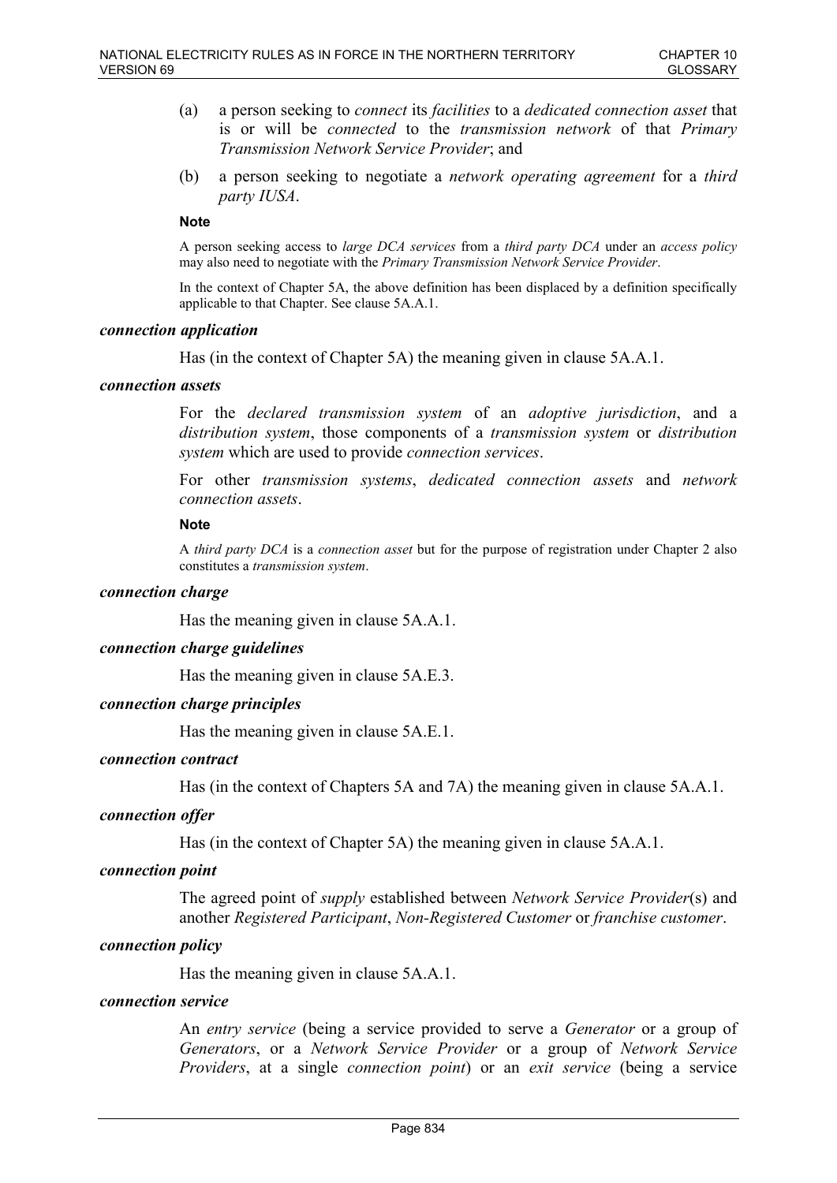(a) a person seeking to *connect* its *facilities* to a *dedicated connection asset* that is or will be *connected* to the *transmission network* of that *Primary Transmission Network Service Provider*; and

(b) a person seeking to negotiate a *network operating agreement* for a *third party IUSA*.

**Note**

A person seeking access to *large DCA services* from a *third party DCA* under an *access policy* may also need to negotiate with the *Primary Transmission Network Service Provider*.

In the context of Chapter 5A, the above definition has been displaced by a definition specifically applicable to that Chapter. See clause 5A.A.1.

***connection application***

Has (in the context of Chapter 5A) the meaning given in clause 5A.A.1.

***connection assets***

For the *declared transmission system* of an *adoptive jurisdiction*, and a *distribution system*, those components of a *transmission system* or *distribution system* which are used to provide *connection services*.

For other *transmission systems*, *dedicated connection assets* and *network connection assets*.

**Note**

A *third party DCA* is a *connection asset* but for the purpose of registration under Chapter 2 also constitutes a *transmission system*.

***connection charge***

Has the meaning given in clause 5A.A.1.

***connection charge guidelines***

Has the meaning given in clause 5A.E.3.

***connection charge principles***

Has the meaning given in clause 5A.E.1.

***connection contract***

Has (in the context of Chapters 5A and 7A) the meaning given in clause 5A.A.1.

***connection offer***

Has (in the context of Chapter 5A) the meaning given in clause 5A.A.1.

***connection point***

The agreed point of *supply* established between *Network Service Provider*(s) and another *Registered Participant*, *Non-Registered Customer* or *franchise customer*.

***connection policy***

Has the meaning given in clause 5A.A.1.

***connection service***

An *entry service* (being a service provided to serve a *Generator* or a group of *Generators*, or a *Network Service Provider* or a group of *Network Service Providers*, at a single *connection point*) or an *exit service* (being a service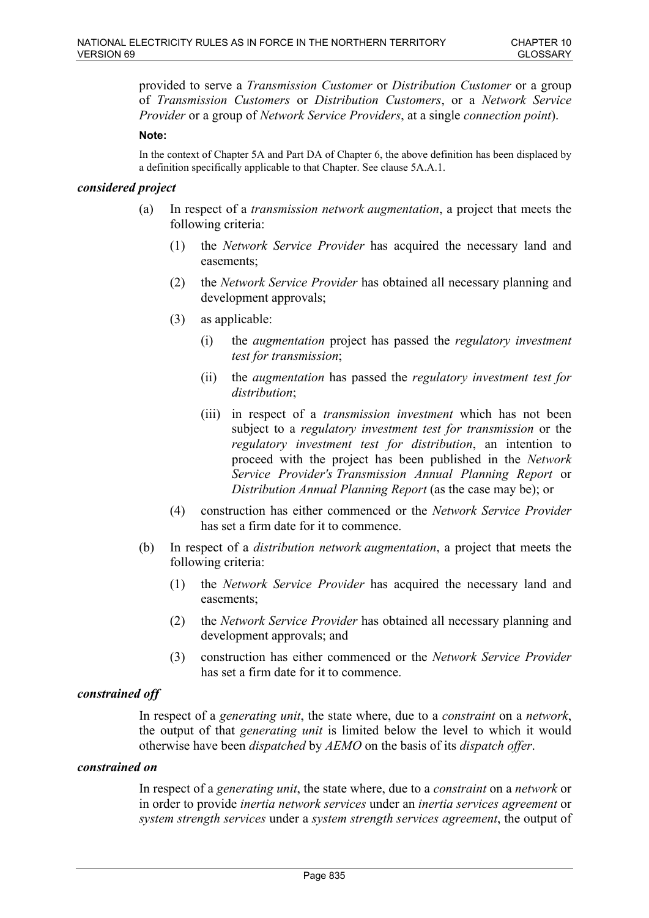provided to serve a *Transmission Customer* or *Distribution Customer* or a group of *Transmission Customers* or *Distribution Customers*, or a *Network Service Provider* or a group of *Network Service Providers*, at a single *connection point*).

**Note:**

In the context of Chapter 5A and Part DA of Chapter 6, the above definition has been displaced by a definition specifically applicable to that Chapter. See clause 5A.A.1.

***considered project***

(a) In respect of a *transmission network augmentation*, a project that meets the following criteria:

   (1) the *Network Service Provider* has acquired the necessary land and easements;

   (2) the *Network Service Provider* has obtained all necessary planning and development approvals;

   (3) as applicable:

      (i) the *augmentation* project has passed the *regulatory investment test for transmission*;

      (ii) the *augmentation* has passed the *regulatory investment test for distribution*;

      (iii) in respect of a *transmission investment* which has not been subject to a *regulatory investment test for transmission* or the *regulatory investment test for distribution*, an intention to proceed with the project has been published in the *Network Service Provider's Transmission Annual Planning Report* or *Distribution Annual Planning Report* (as the case may be); or

   (4) construction has either commenced or the *Network Service Provider* has set a firm date for it to commence.

(b) In respect of a *distribution network augmentation*, a project that meets the following criteria:

   (1) the *Network Service Provider* has acquired the necessary land and easements;

   (2) the *Network Service Provider* has obtained all necessary planning and development approvals; and

   (3) construction has either commenced or the *Network Service Provider* has set a firm date for it to commence.

***constrained off***

In respect of a *generating unit*, the state where, due to a *constraint* on a *network*, the output of that *generating unit* is limited below the level to which it would otherwise have been *dispatched* by *AEMO* on the basis of its *dispatch offer*.

***constrained on***

In respect of a *generating unit*, the state where, due to a *constraint* on a *network* or in order to provide *inertia network services* under an *inertia services agreement* or *system strength services* under a *system strength services agreement*, the output of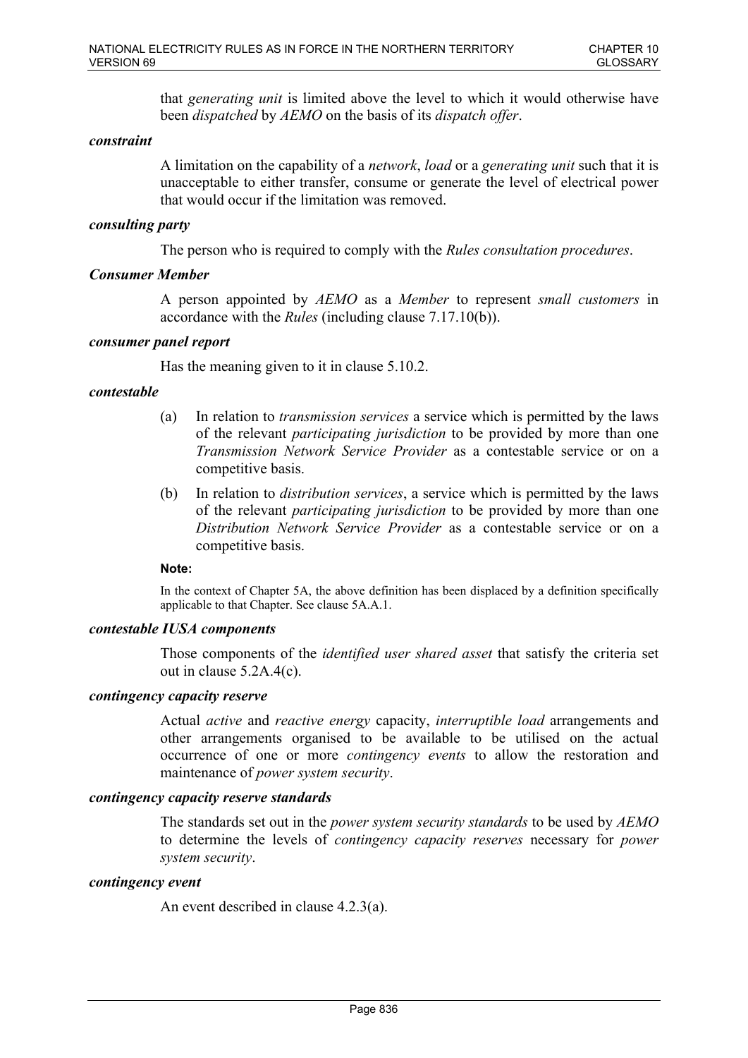that *generating unit* is limited above the level to which it would otherwise have been *dispatched* by *AEMO* on the basis of its *dispatch offer*.

***constraint***

A limitation on the capability of a *network*, *load* or a *generating unit* such that it is unacceptable to either transfer, consume or generate the level of electrical power that would occur if the limitation was removed.

***consulting party***

The person who is required to comply with the *Rules consultation procedures*.

***Consumer Member***

A person appointed by *AEMO* as a *Member* to represent *small customers* in accordance with the *Rules* (including clause 7.17.10(b)).

***consumer panel report***

Has the meaning given to it in clause 5.10.2.

***contestable***

(a) In relation to *transmission services* a service which is permitted by the laws of the relevant *participating jurisdiction* to be provided by more than one *Transmission Network Service Provider* as a contestable service or on a competitive basis.

(b) In relation to *distribution services*, a service which is permitted by the laws of the relevant *participating jurisdiction* to be provided by more than one *Distribution Network Service Provider* as a contestable service or on a competitive basis.

**Note:**

In the context of Chapter 5A, the above definition has been displaced by a definition specifically applicable to that Chapter. See clause 5A.A.1.

***contestable IUSA components***

Those components of the *identified user shared asset* that satisfy the criteria set out in clause 5.2A.4(c).

***contingency capacity reserve***

Actual *active* and *reactive energy* capacity, *interruptible load* arrangements and other arrangements organised to be available to be utilised on the actual occurrence of one or more *contingency events* to allow the restoration and maintenance of *power system security*.

***contingency capacity reserve standards***

The standards set out in the *power system security standards* to be used by *AEMO* to determine the levels of *contingency capacity reserves* necessary for *power system security*.

***contingency event***

An event described in clause 4.2.3(a).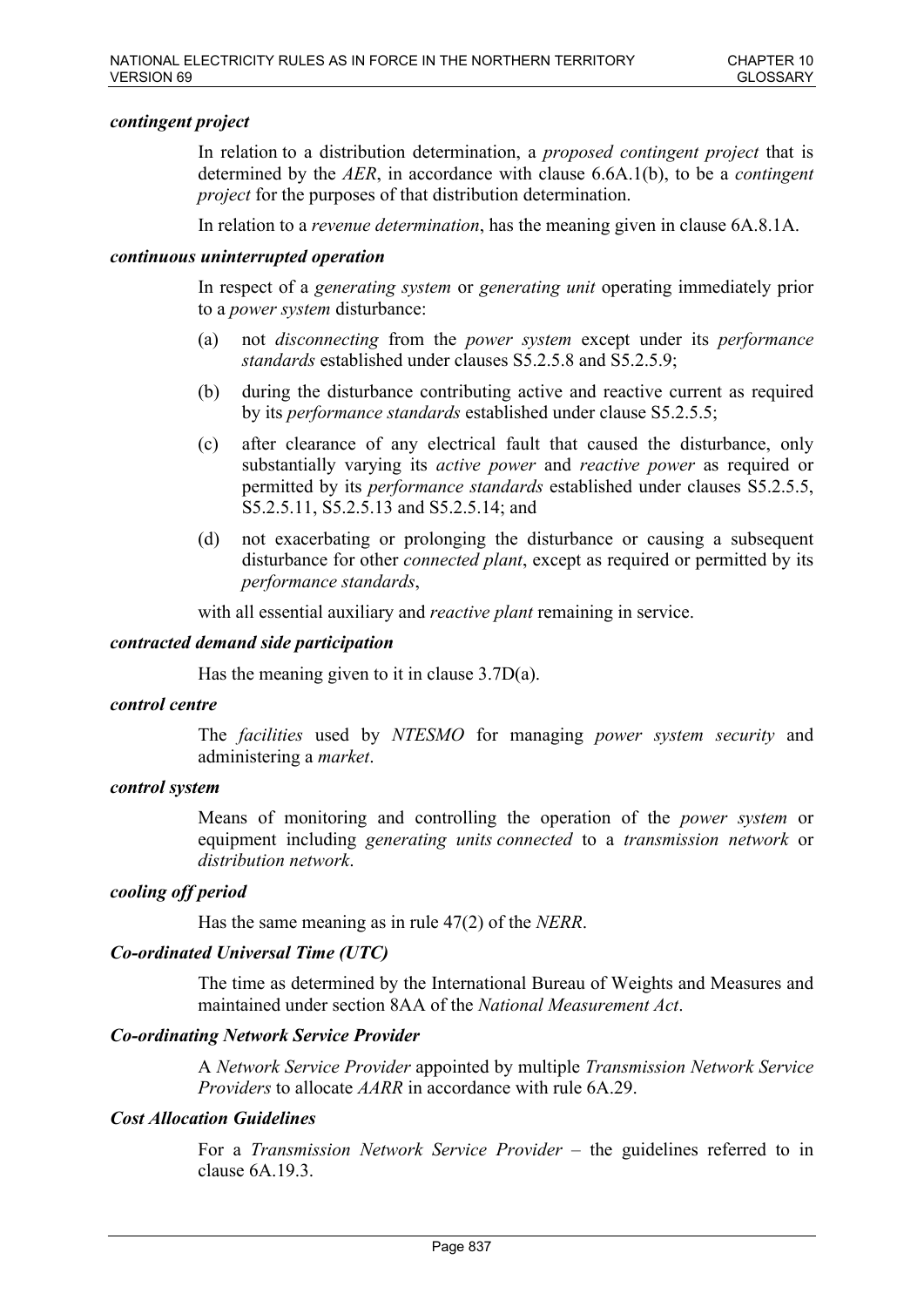***contingent project***

In relation to a distribution determination, a *proposed contingent project* that is determined by the *AER*, in accordance with clause 6.6A.1(b), to be a *contingent project* for the purposes of that distribution determination.

In relation to a *revenue determination*, has the meaning given in clause 6A.8.1A.

***continuous uninterrupted operation***

In respect of a *generating system* or *generating unit* operating immediately prior to a *power system* disturbance:

(a) not *disconnecting* from the *power system* except under its *performance standards* established under clauses S5.2.5.8 and S5.2.5.9;

(b) during the disturbance contributing active and reactive current as required by its *performance standards* established under clause S5.2.5.5;

(c) after clearance of any electrical fault that caused the disturbance, only substantially varying its *active power* and *reactive power* as required or permitted by its *performance standards* established under clauses S5.2.5.5, S5.2.5.11, S5.2.5.13 and S5.2.5.14; and

(d) not exacerbating or prolonging the disturbance or causing a subsequent disturbance for other *connected plant*, except as required or permitted by its *performance standards*,

with all essential auxiliary and *reactive plant* remaining in service.

***contracted demand side participation***

Has the meaning given to it in clause 3.7D(a).

***control centre***

The *facilities* used by *NTESMO* for managing *power system security* and administering a *market*.

***control system***

Means of monitoring and controlling the operation of the *power system* or equipment including *generating units connected* to a *transmission network* or *distribution network*.

***cooling off period***

Has the same meaning as in rule 47(2) of the *NERR*.

***Co-ordinated Universal Time (UTC)***

The time as determined by the International Bureau of Weights and Measures and maintained under section 8AA of the *National Measurement Act*.

***Co-ordinating Network Service Provider***

A *Network Service Provider* appointed by multiple *Transmission Network Service Providers* to allocate *AARR* in accordance with rule 6A.29.

***Cost Allocation Guidelines***

For a *Transmission Network Service Provider* – the guidelines referred to in clause 6A.19.3.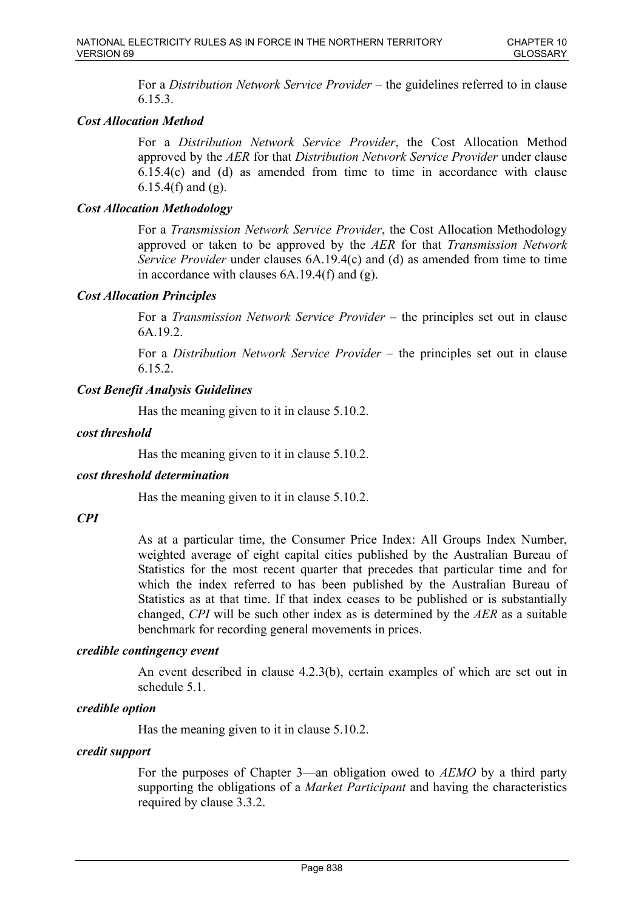For a *Distribution Network Service Provider* – the guidelines referred to in clause 6.15.3.

***Cost Allocation Method***

For a *Distribution Network Service Provider*, the Cost Allocation Method approved by the *AER* for that *Distribution Network Service Provider* under clause 6.15.4(c) and (d) as amended from time to time in accordance with clause 6.15.4(f) and (g).

***Cost Allocation Methodology***

For a *Transmission Network Service Provider*, the Cost Allocation Methodology approved or taken to be approved by the *AER* for that *Transmission Network Service Provider* under clauses 6A.19.4(c) and (d) as amended from time to time in accordance with clauses 6A.19.4(f) and (g).

***Cost Allocation Principles***

For a *Transmission Network Service Provider* – the principles set out in clause 6A.19.2.

For a *Distribution Network Service Provider* – the principles set out in clause 6.15.2.

***Cost Benefit Analysis Guidelines***

Has the meaning given to it in clause 5.10.2.

***cost threshold***

Has the meaning given to it in clause 5.10.2.

***cost threshold determination***

Has the meaning given to it in clause 5.10.2.

***CPI***

As at a particular time, the Consumer Price Index: All Groups Index Number, weighted average of eight capital cities published by the Australian Bureau of Statistics for the most recent quarter that precedes that particular time and for which the index referred to has been published by the Australian Bureau of Statistics as at that time. If that index ceases to be published or is substantially changed, *CPI* will be such other index as is determined by the *AER* as a suitable benchmark for recording general movements in prices.

***credible contingency event***

An event described in clause 4.2.3(b), certain examples of which are set out in schedule 5.1.

***credible option***

Has the meaning given to it in clause 5.10.2.

***credit support***

For the purposes of Chapter 3—an obligation owed to *AEMO* by a third party supporting the obligations of a *Market Participant* and having the characteristics required by clause 3.3.2.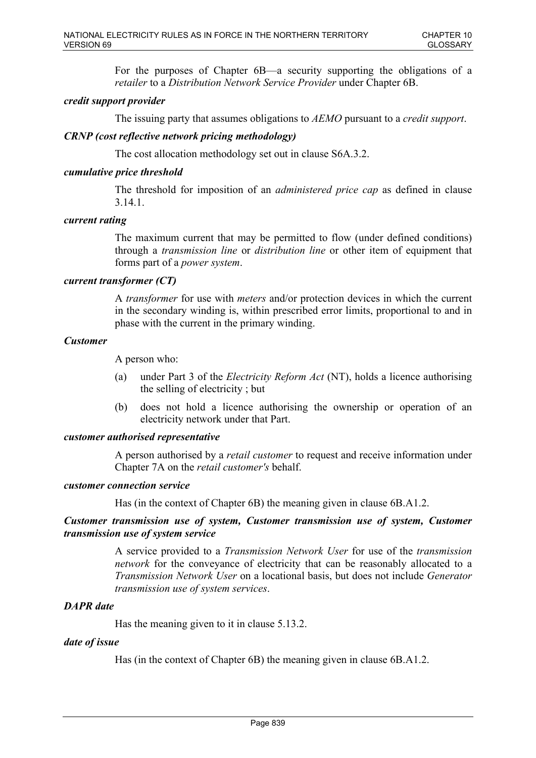For the purposes of Chapter 6B—a security supporting the obligations of a *retailer* to a *Distribution Network Service Provider* under Chapter 6B.

***credit support provider***

The issuing party that assumes obligations to *AEMO* pursuant to a *credit support*.

***CRNP (cost reflective network pricing methodology)***

The cost allocation methodology set out in clause S6A.3.2.

***cumulative price threshold***

The threshold for imposition of an *administered price cap* as defined in clause 3.14.1.

***current rating***

The maximum current that may be permitted to flow (under defined conditions) through a *transmission line* or *distribution line* or other item of equipment that forms part of a *power system*.

***current transformer (CT)***

A *transformer* for use with *meters* and/or protection devices in which the current in the secondary winding is, within prescribed error limits, proportional to and in phase with the current in the primary winding.

***Customer***

A person who:

(a) under Part 3 of the *Electricity Reform Act* (NT), holds a licence authorising the selling of electricity ; but

(b) does not hold a licence authorising the ownership or operation of an electricity network under that Part.

***customer authorised representative***

A person authorised by a *retail customer* to request and receive information under Chapter 7A on the *retail customer's* behalf.

***customer connection service***

Has (in the context of Chapter 6B) the meaning given in clause 6B.A1.2.

***Customer transmission use of system, Customer transmission use of system, Customer transmission use of system service***

A service provided to a *Transmission Network User* for use of the *transmission network* for the conveyance of electricity that can be reasonably allocated to a *Transmission Network User* on a locational basis, but does not include *Generator transmission use of system services*.

***DAPR date***

Has the meaning given to it in clause 5.13.2.

***date of issue***

Has (in the context of Chapter 6B) the meaning given in clause 6B.A1.2.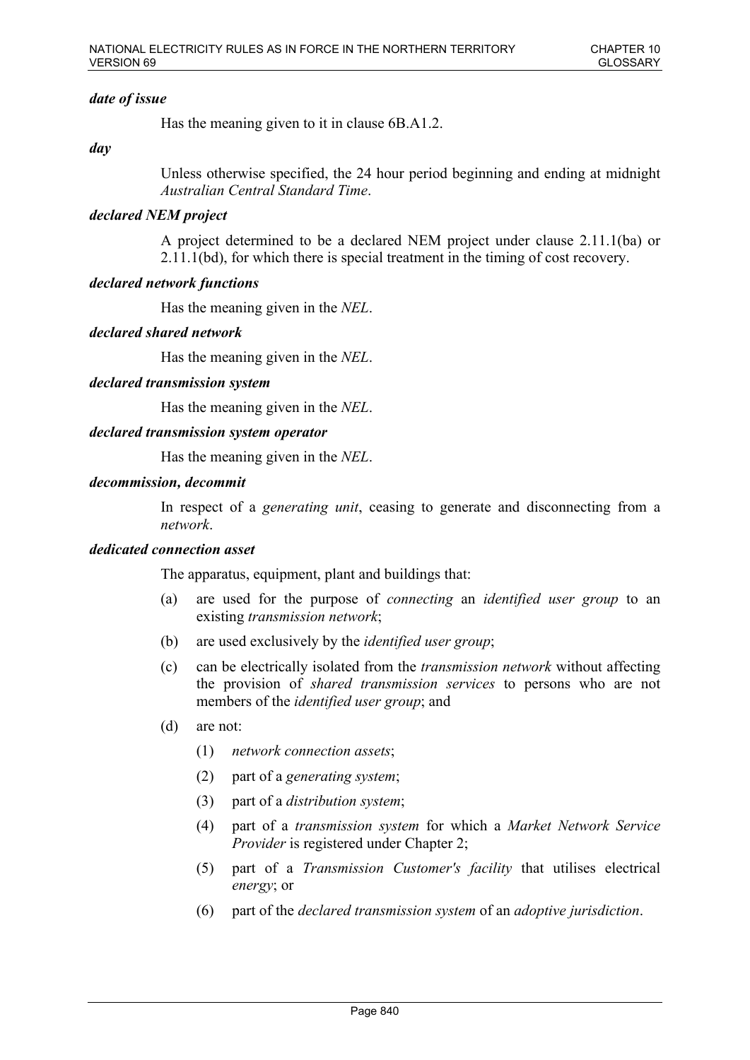***date of issue***

Has the meaning given to it in clause 6B.A1.2.

***day***

Unless otherwise specified, the 24 hour period beginning and ending at midnight *Australian Central Standard Time*.

***declared NEM project***

A project determined to be a declared NEM project under clause 2.11.1(ba) or 2.11.1(bd), for which there is special treatment in the timing of cost recovery.

***declared network functions***

Has the meaning given in the *NEL*.

***declared shared network***

Has the meaning given in the *NEL*.

***declared transmission system***

Has the meaning given in the *NEL*.

***declared transmission system operator***

Has the meaning given in the *NEL*.

***decommission, decommit***

In respect of a *generating unit*, ceasing to generate and disconnecting from a *network*.

***dedicated connection asset***

The apparatus, equipment, plant and buildings that:

(a) are used for the purpose of *connecting* an *identified user group* to an existing *transmission network*;

(b) are used exclusively by the *identified user group*;

(c) can be electrically isolated from the *transmission network* without affecting the provision of *shared transmission services* to persons who are not members of the *identified user group*; and

(d) are not:

   (1) *network connection assets*;

   (2) part of a *generating system*;

   (3) part of a *distribution system*;

   (4) part of a *transmission system* for which a *Market Network Service Provider* is registered under Chapter 2;

   (5) part of a *Transmission Customer's facility* that utilises electrical *energy*; or

   (6) part of the *declared transmission system* of an *adoptive jurisdiction*.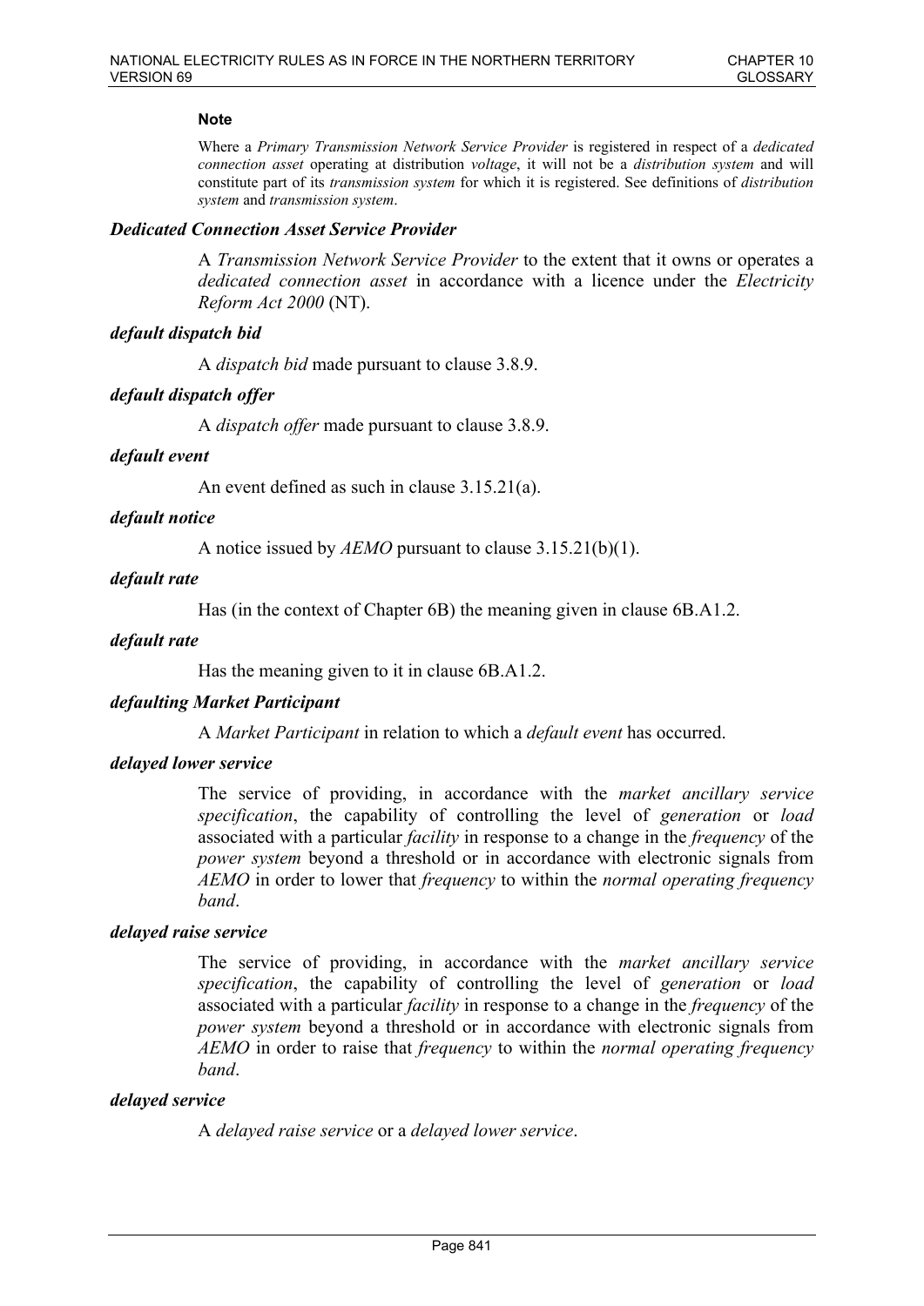**Note**

Where a *Primary Transmission Network Service Provider* is registered in respect of a *dedicated connection asset* operating at distribution *voltage*, it will not be a *distribution system* and will constitute part of its *transmission system* for which it is registered. See definitions of *distribution system* and *transmission system*.

***Dedicated Connection Asset Service Provider***

A *Transmission Network Service Provider* to the extent that it owns or operates a *dedicated connection asset* in accordance with a licence under the *Electricity Reform Act 2000* (NT).

***default dispatch bid***

A *dispatch bid* made pursuant to clause 3.8.9.

***default dispatch offer***

A *dispatch offer* made pursuant to clause 3.8.9.

***default event***

An event defined as such in clause 3.15.21(a).

***default notice***

A notice issued by *AEMO* pursuant to clause 3.15.21(b)(1).

***default rate***

Has (in the context of Chapter 6B) the meaning given in clause 6B.A1.2.

***default rate***

Has the meaning given to it in clause 6B.A1.2.

***defaulting Market Participant***

A *Market Participant* in relation to which a *default event* has occurred.

***delayed lower service***

The service of providing, in accordance with the *market ancillary service specification*, the capability of controlling the level of *generation* or *load* associated with a particular *facility* in response to a change in the *frequency* of the *power system* beyond a threshold or in accordance with electronic signals from *AEMO* in order to lower that *frequency* to within the *normal operating frequency band*.

***delayed raise service***

The service of providing, in accordance with the *market ancillary service specification*, the capability of controlling the level of *generation* or *load* associated with a particular *facility* in response to a change in the *frequency* of the *power system* beyond a threshold or in accordance with electronic signals from *AEMO* in order to raise that *frequency* to within the *normal operating frequency band*.

***delayed service***

A *delayed raise service* or a *delayed lower service*.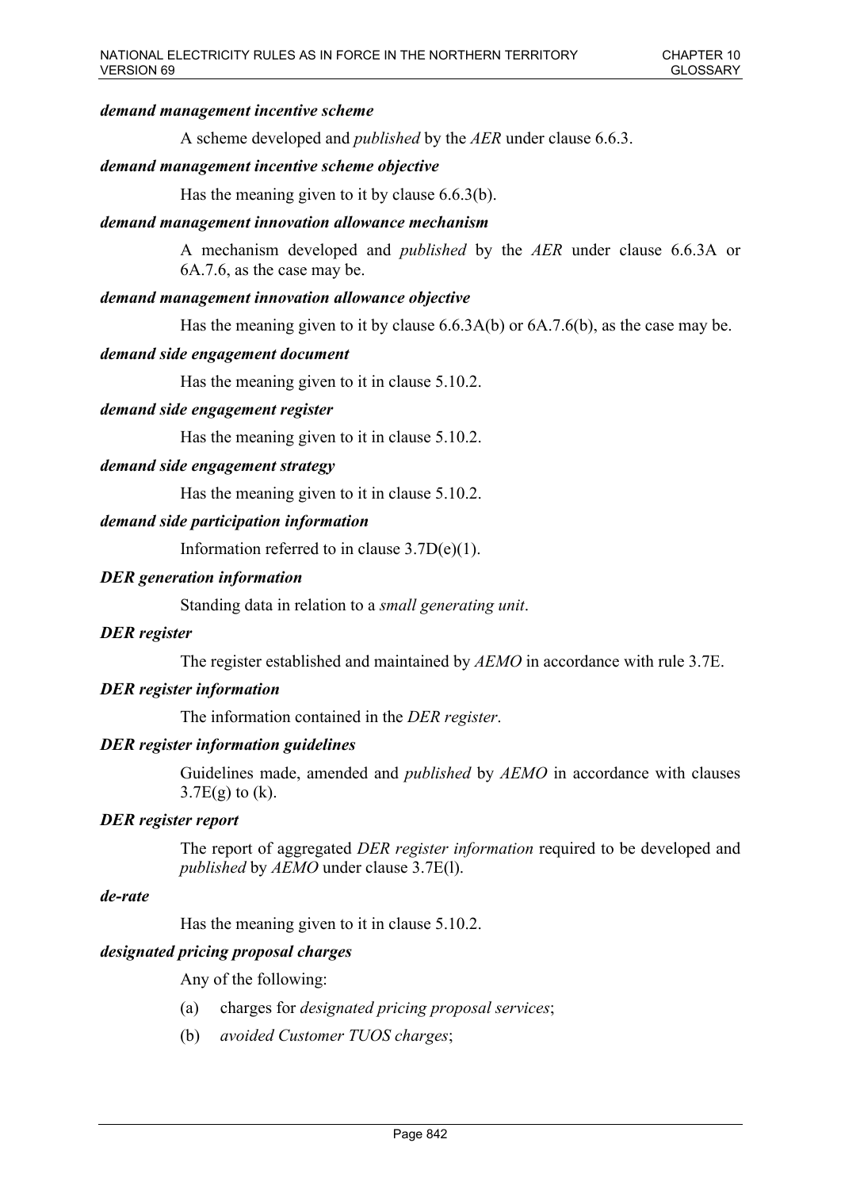***demand management incentive scheme***

A scheme developed and *published* by the *AER* under clause 6.6.3.

***demand management incentive scheme objective***

Has the meaning given to it by clause 6.6.3(b).

***demand management innovation allowance mechanism***

A mechanism developed and *published* by the *AER* under clause 6.6.3A or 6A.7.6, as the case may be.

***demand management innovation allowance objective***

Has the meaning given to it by clause 6.6.3A(b) or 6A.7.6(b), as the case may be.

***demand side engagement document***

Has the meaning given to it in clause 5.10.2.

***demand side engagement register***

Has the meaning given to it in clause 5.10.2.

***demand side engagement strategy***

Has the meaning given to it in clause 5.10.2.

***demand side participation information***

Information referred to in clause 3.7D(e)(1).

***DER generation information***

Standing data in relation to a *small generating unit*.

***DER register***

The register established and maintained by *AEMO* in accordance with rule 3.7E.

***DER register information***

The information contained in the *DER register*.

***DER register information guidelines***

Guidelines made, amended and *published* by *AEMO* in accordance with clauses 3.7E(g) to (k).

***DER register report***

The report of aggregated *DER register information* required to be developed and *published* by *AEMO* under clause 3.7E(l).

***de-rate***

Has the meaning given to it in clause 5.10.2.

***designated pricing proposal charges***

Any of the following:

(a) charges for *designated pricing proposal services*;

(b) *avoided Customer TUOS charges*;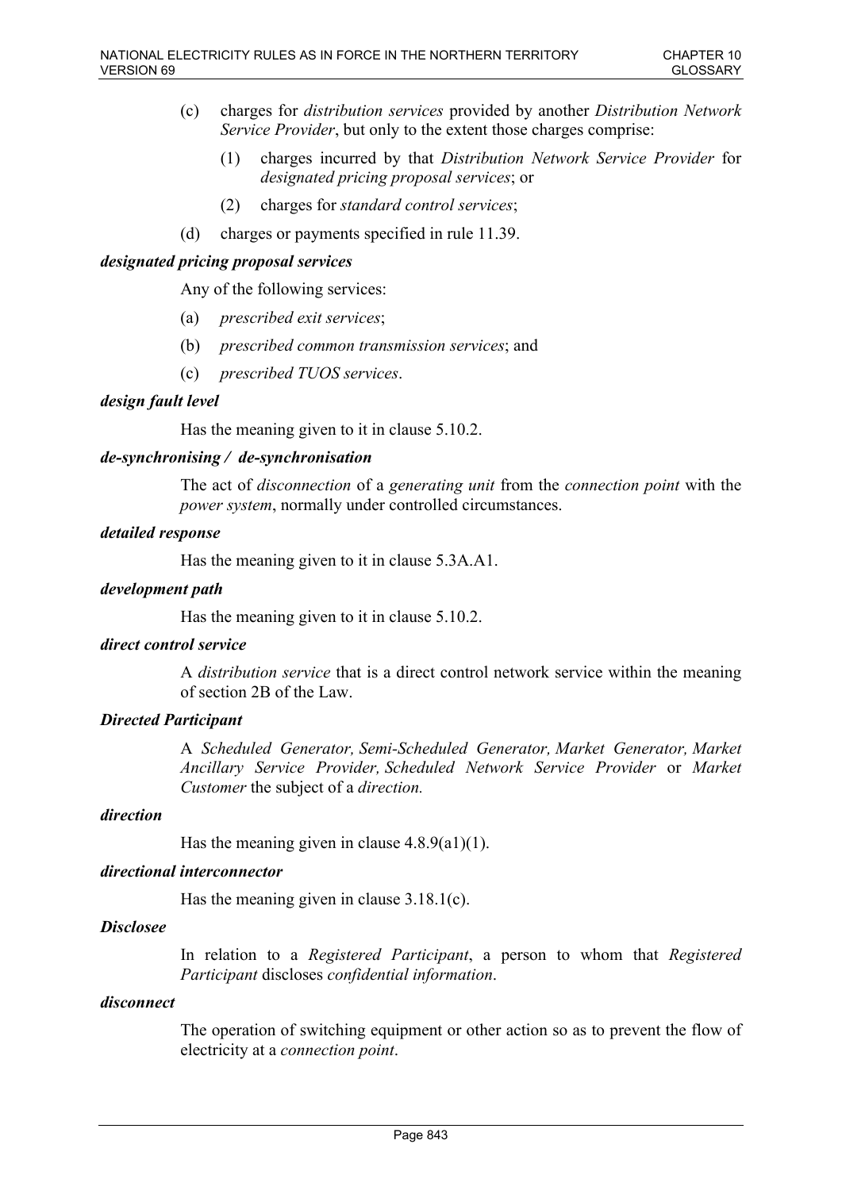(c) charges for *distribution services* provided by another *Distribution Network Service Provider*, but only to the extent those charges comprise:

  (1) charges incurred by that *Distribution Network Service Provider* for *designated pricing proposal services*; or

  (2) charges for *standard control services*;

(d) charges or payments specified in rule 11.39.

***designated pricing proposal services***

Any of the following services:

(a) *prescribed exit services*;

(b) *prescribed common transmission services*; and

(c) *prescribed TUOS services*.

***design fault level***

Has the meaning given to it in clause 5.10.2.

***de-synchronising / de-synchronisation***

The act of *disconnection* of a *generating unit* from the *connection point* with the *power system*, normally under controlled circumstances.

***detailed response***

Has the meaning given to it in clause 5.3A.A1.

***development path***

Has the meaning given to it in clause 5.10.2.

***direct control service***

A *distribution service* that is a direct control network service within the meaning of section 2B of the Law.

***Directed Participant***

A *Scheduled Generator, Semi-Scheduled Generator, Market Generator, Market Ancillary Service Provider, Scheduled Network Service Provider* or *Market Customer* the subject of a *direction.*

***direction***

Has the meaning given in clause 4.8.9(a1)(1).

***directional interconnector***

Has the meaning given in clause 3.18.1(c).

***Disclosee***

In relation to a *Registered Participant*, a person to whom that *Registered Participant* discloses *confidential information*.

***disconnect***

The operation of switching equipment or other action so as to prevent the flow of electricity at a *connection point*.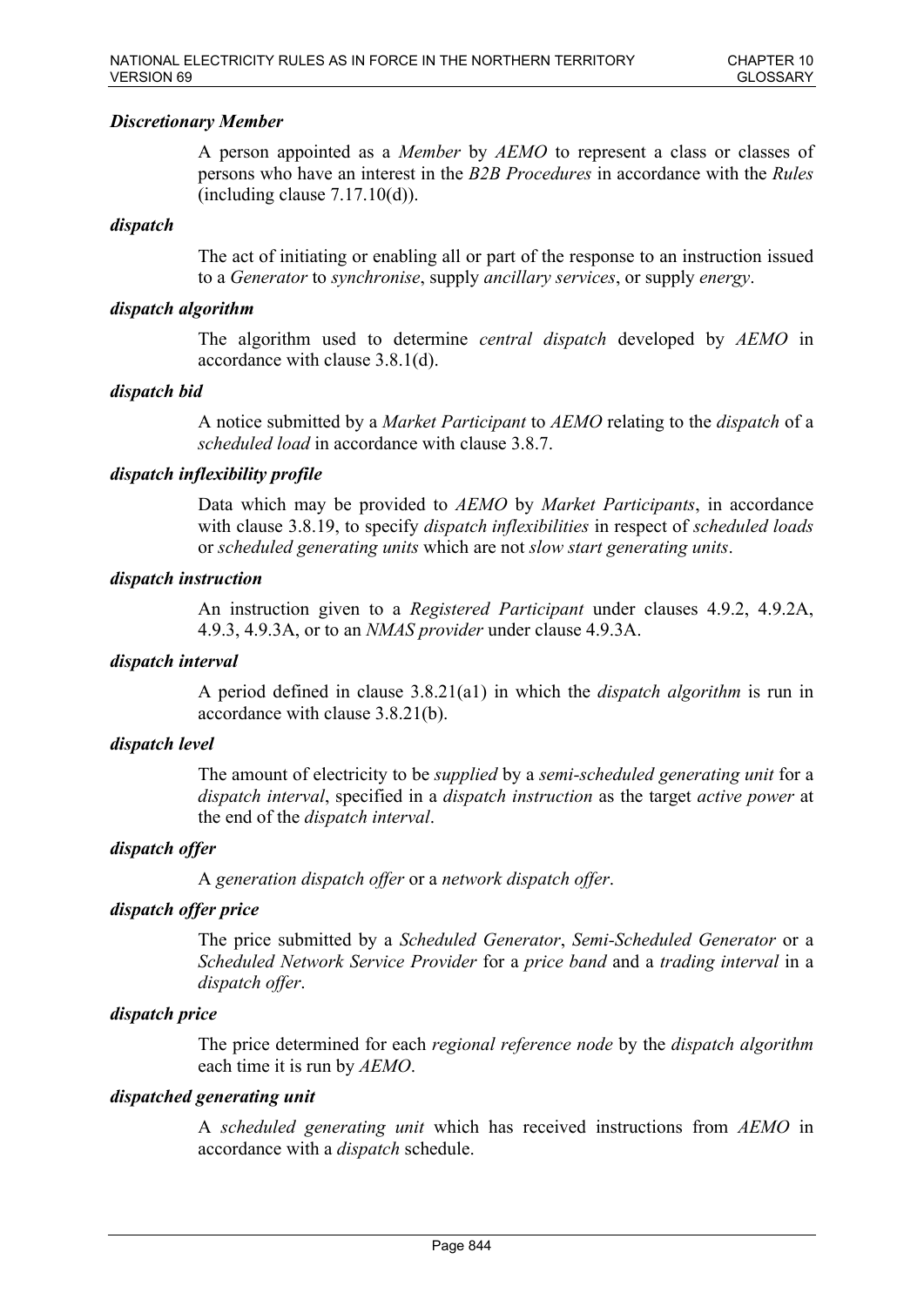***Discretionary Member***

A person appointed as a *Member* by *AEMO* to represent a class or classes of persons who have an interest in the *B2B Procedures* in accordance with the *Rules* (including clause 7.17.10(d)).

***dispatch***

The act of initiating or enabling all or part of the response to an instruction issued to a *Generator* to *synchronise*, supply *ancillary services*, or supply *energy*.

***dispatch algorithm***

The algorithm used to determine *central dispatch* developed by *AEMO* in accordance with clause 3.8.1(d).

***dispatch bid***

A notice submitted by a *Market Participant* to *AEMO* relating to the *dispatch* of a *scheduled load* in accordance with clause 3.8.7.

***dispatch inflexibility profile***

Data which may be provided to *AEMO* by *Market Participants*, in accordance with clause 3.8.19, to specify *dispatch inflexibilities* in respect of *scheduled loads* or *scheduled generating units* which are not *slow start generating units*.

***dispatch instruction***

An instruction given to a *Registered Participant* under clauses 4.9.2, 4.9.2A, 4.9.3, 4.9.3A, or to an *NMAS provider* under clause 4.9.3A.

***dispatch interval***

A period defined in clause 3.8.21(a1) in which the *dispatch algorithm* is run in accordance with clause 3.8.21(b).

***dispatch level***

The amount of electricity to be *supplied* by a *semi-scheduled generating unit* for a *dispatch interval*, specified in a *dispatch instruction* as the target *active power* at the end of the *dispatch interval*.

***dispatch offer***

A *generation dispatch offer* or a *network dispatch offer*.

***dispatch offer price***

The price submitted by a *Scheduled Generator*, *Semi-Scheduled Generator* or a *Scheduled Network Service Provider* for a *price band* and a *trading interval* in a *dispatch offer*.

***dispatch price***

The price determined for each *regional reference node* by the *dispatch algorithm* each time it is run by *AEMO*.

***dispatched generating unit***

A *scheduled generating unit* which has received instructions from *AEMO* in accordance with a *dispatch* schedule.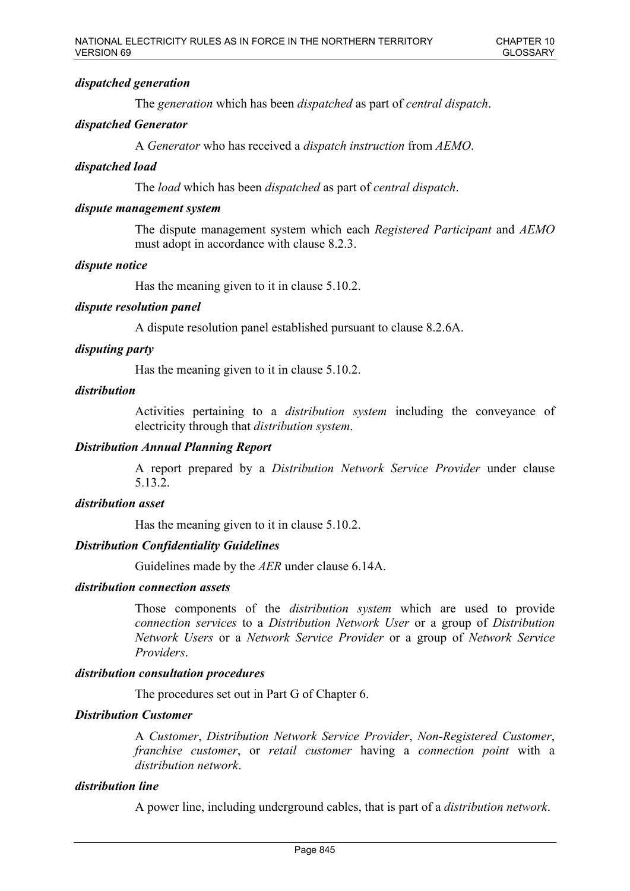***dispatched generation***

The *generation* which has been *dispatched* as part of *central dispatch*.

***dispatched Generator***

A *Generator* who has received a *dispatch instruction* from *AEMO*.

***dispatched load***

The *load* which has been *dispatched* as part of *central dispatch*.

***dispute management system***

The dispute management system which each *Registered Participant* and *AEMO* must adopt in accordance with clause 8.2.3.

***dispute notice***

Has the meaning given to it in clause 5.10.2.

***dispute resolution panel***

A dispute resolution panel established pursuant to clause 8.2.6A.

***disputing party***

Has the meaning given to it in clause 5.10.2.

***distribution***

Activities pertaining to a *distribution system* including the conveyance of electricity through that *distribution system*.

***Distribution Annual Planning Report***

A report prepared by a *Distribution Network Service Provider* under clause 5.13.2.

***distribution asset***

Has the meaning given to it in clause 5.10.2.

***Distribution Confidentiality Guidelines***

Guidelines made by the *AER* under clause 6.14A.

***distribution connection assets***

Those components of the *distribution system* which are used to provide *connection services* to a *Distribution Network User* or a group of *Distribution Network Users* or a *Network Service Provider* or a group of *Network Service Providers*.

***distribution consultation procedures***

The procedures set out in Part G of Chapter 6.

***Distribution Customer***

A *Customer*, *Distribution Network Service Provider*, *Non-Registered Customer*, *franchise customer*, or *retail customer* having a *connection point* with a *distribution network*.

***distribution line***

A power line, including underground cables, that is part of a *distribution network*.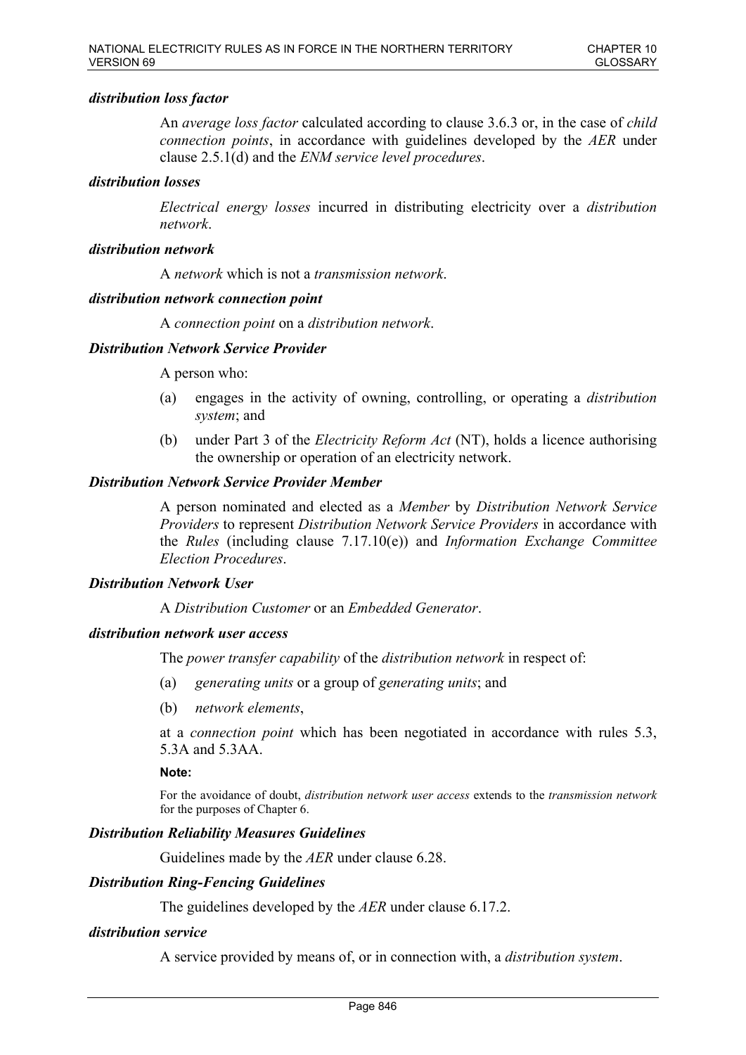***distribution loss factor***

An *average loss factor* calculated according to clause 3.6.3 or, in the case of *child connection points*, in accordance with guidelines developed by the *AER* under clause 2.5.1(d) and the *ENM service level procedures*.

***distribution losses***

*Electrical energy losses* incurred in distributing electricity over a *distribution network*.

***distribution network***

A *network* which is not a *transmission network*.

***distribution network connection point***

A *connection point* on a *distribution network*.

***Distribution Network Service Provider***

A person who:

(a) engages in the activity of owning, controlling, or operating a *distribution system*; and

(b) under Part 3 of the *Electricity Reform Act* (NT), holds a licence authorising the ownership or operation of an electricity network.

***Distribution Network Service Provider Member***

A person nominated and elected as a *Member* by *Distribution Network Service Providers* to represent *Distribution Network Service Providers* in accordance with the *Rules* (including clause 7.17.10(e)) and *Information Exchange Committee Election Procedures*.

***Distribution Network User***

A *Distribution Customer* or an *Embedded Generator*.

***distribution network user access***

The *power transfer capability* of the *distribution network* in respect of:

(a) *generating units* or a group of *generating units*; and

(b) *network elements*,

at a *connection point* which has been negotiated in accordance with rules 5.3, 5.3A and 5.3AA.

**Note:**

For the avoidance of doubt, *distribution network user access* extends to the *transmission network* for the purposes of Chapter 6.

***Distribution Reliability Measures Guidelines***

Guidelines made by the *AER* under clause 6.28.

***Distribution Ring-Fencing Guidelines***

The guidelines developed by the *AER* under clause 6.17.2.

***distribution service***

A service provided by means of, or in connection with, a *distribution system*.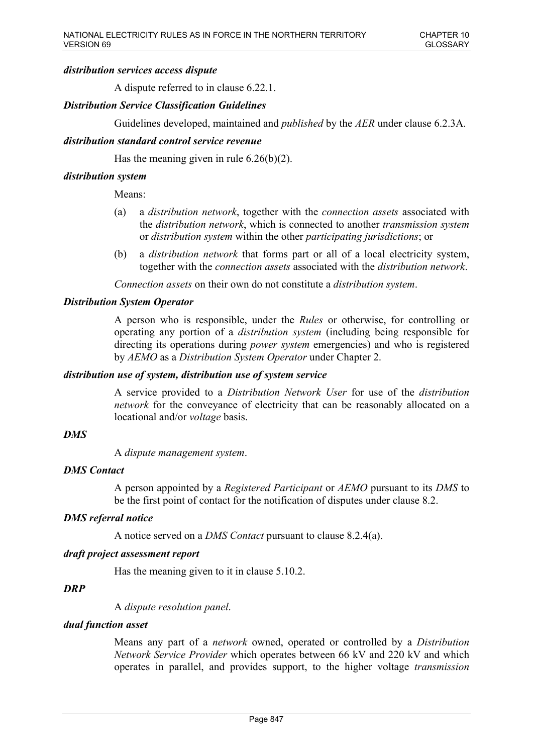***distribution services access dispute***

A dispute referred to in clause 6.22.1.

***Distribution Service Classification Guidelines***

Guidelines developed, maintained and *published* by the *AER* under clause 6.2.3A.

***distribution standard control service revenue***

Has the meaning given in rule 6.26(b)(2).

***distribution system***

Means:

(a) a *distribution network*, together with the *connection assets* associated with the *distribution network*, which is connected to another *transmission system* or *distribution system* within the other *participating jurisdictions*; or

(b) a *distribution network* that forms part or all of a local electricity system, together with the *connection assets* associated with the *distribution network*.

*Connection assets* on their own do not constitute a *distribution system*.

***Distribution System Operator***

A person who is responsible, under the *Rules* or otherwise, for controlling or operating any portion of a *distribution system* (including being responsible for directing its operations during *power system* emergencies) and who is registered by *AEMO* as a *Distribution System Operator* under Chapter 2.

***distribution use of system, distribution use of system service***

A service provided to a *Distribution Network User* for use of the *distribution network* for the conveyance of electricity that can be reasonably allocated on a locational and/or *voltage* basis.

***DMS***

A *dispute management system*.

***DMS Contact***

A person appointed by a *Registered Participant* or *AEMO* pursuant to its *DMS* to be the first point of contact for the notification of disputes under clause 8.2.

***DMS referral notice***

A notice served on a *DMS Contact* pursuant to clause 8.2.4(a).

***draft project assessment report***

Has the meaning given to it in clause 5.10.2.

***DRP***

A *dispute resolution panel*.

***dual function asset***

Means any part of a *network* owned, operated or controlled by a *Distribution Network Service Provider* which operates between 66 kV and 220 kV and which operates in parallel, and provides support, to the higher voltage *transmission*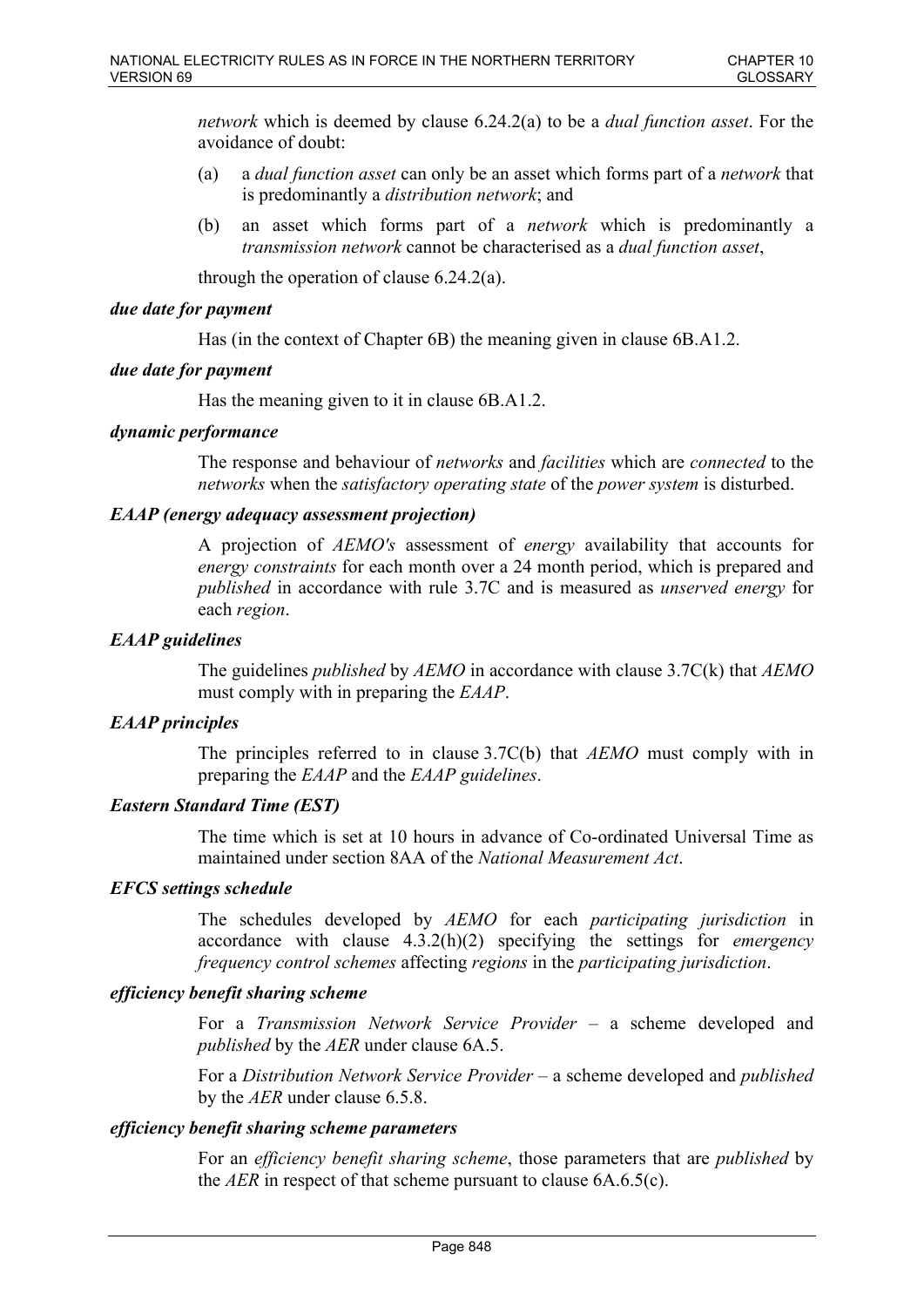*network* which is deemed by clause 6.24.2(a) to be a *dual function asset*. For the avoidance of doubt:

(a) a *dual function asset* can only be an asset which forms part of a *network* that is predominantly a *distribution network*; and

(b) an asset which forms part of a *network* which is predominantly a *transmission network* cannot be characterised as a *dual function asset*,

through the operation of clause 6.24.2(a).

***due date for payment***

Has (in the context of Chapter 6B) the meaning given in clause 6B.A1.2.

***due date for payment***

Has the meaning given to it in clause 6B.A1.2.

***dynamic performance***

The response and behaviour of *networks* and *facilities* which are *connected* to the *networks* when the *satisfactory operating state* of the *power system* is disturbed.

***EAAP (energy adequacy assessment projection)***

A projection of *AEMO's* assessment of *energy* availability that accounts for *energy constraints* for each month over a 24 month period, which is prepared and *published* in accordance with rule 3.7C and is measured as *unserved energy* for each *region*.

***EAAP guidelines***

The guidelines *published* by *AEMO* in accordance with clause 3.7C(k) that *AEMO* must comply with in preparing the *EAAP*.

***EAAP principles***

The principles referred to in clause 3.7C(b) that *AEMO* must comply with in preparing the *EAAP* and the *EAAP guidelines*.

***Eastern Standard Time (EST)***

The time which is set at 10 hours in advance of Co-ordinated Universal Time as maintained under section 8AA of the *National Measurement Act*.

***EFCS settings schedule***

The schedules developed by *AEMO* for each *participating jurisdiction* in accordance with clause 4.3.2(h)(2) specifying the settings for *emergency frequency control schemes* affecting *regions* in the *participating jurisdiction*.

***efficiency benefit sharing scheme***

For a *Transmission Network Service Provider* – a scheme developed and *published* by the *AER* under clause 6A.5.

For a *Distribution Network Service Provider* – a scheme developed and *published* by the *AER* under clause 6.5.8.

***efficiency benefit sharing scheme parameters***

For an *efficiency benefit sharing scheme*, those parameters that are *published* by the *AER* in respect of that scheme pursuant to clause 6A.6.5(c).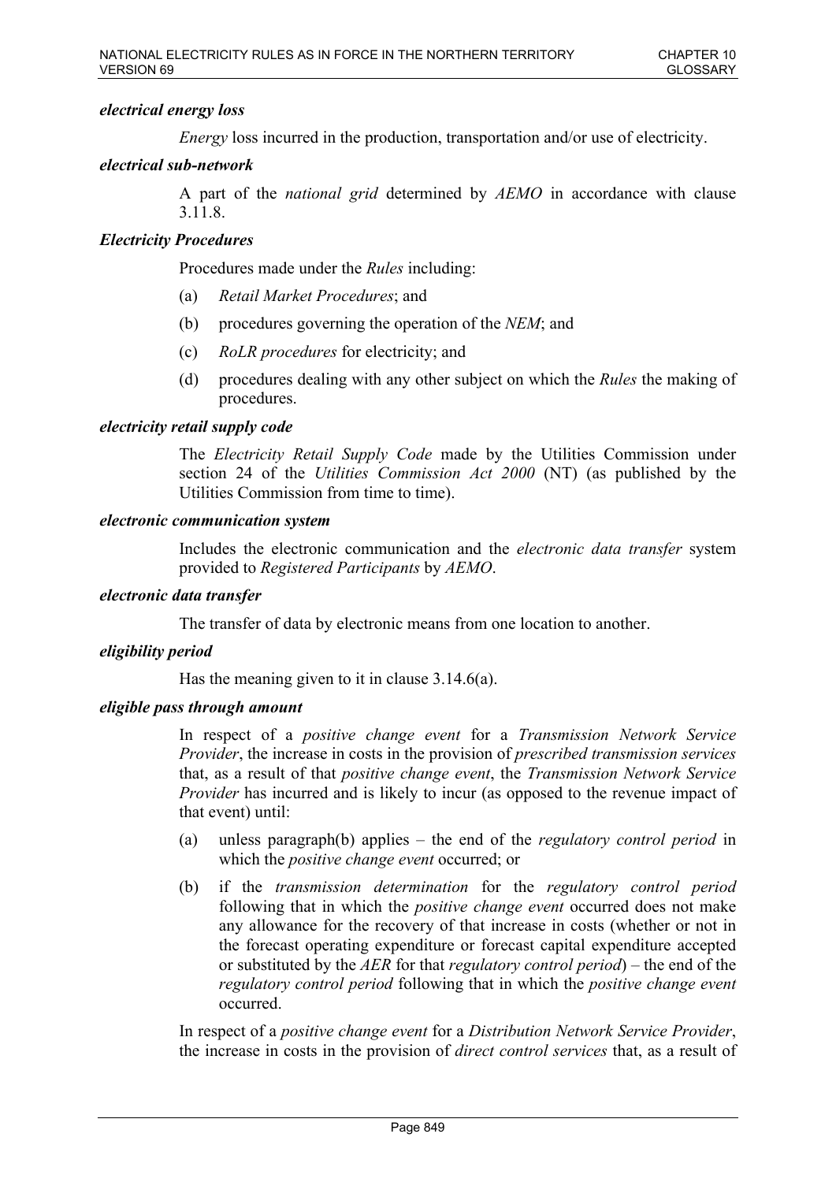***electrical energy loss***

*Energy* loss incurred in the production, transportation and/or use of electricity.

***electrical sub-network***

A part of the *national grid* determined by *AEMO* in accordance with clause 3.11.8.

***Electricity Procedures***

Procedures made under the *Rules* including:

(a) *Retail Market Procedures*; and

(b) procedures governing the operation of the *NEM*; and

(c) *RoLR procedures* for electricity; and

(d) procedures dealing with any other subject on which the *Rules* the making of procedures.

***electricity retail supply code***

The *Electricity Retail Supply Code* made by the Utilities Commission under section 24 of the *Utilities Commission Act 2000* (NT) (as published by the Utilities Commission from time to time).

***electronic communication system***

Includes the electronic communication and the *electronic data transfer* system provided to *Registered Participants* by *AEMO*.

***electronic data transfer***

The transfer of data by electronic means from one location to another.

***eligibility period***

Has the meaning given to it in clause 3.14.6(a).

***eligible pass through amount***

In respect of a *positive change event* for a *Transmission Network Service Provider*, the increase in costs in the provision of *prescribed transmission services* that, as a result of that *positive change event*, the *Transmission Network Service Provider* has incurred and is likely to incur (as opposed to the revenue impact of that event) until:

(a) unless paragraph(b) applies – the end of the *regulatory control period* in which the *positive change event* occurred; or

(b) if the *transmission determination* for the *regulatory control period* following that in which the *positive change event* occurred does not make any allowance for the recovery of that increase in costs (whether or not in the forecast operating expenditure or forecast capital expenditure accepted or substituted by the *AER* for that *regulatory control period*) – the end of the *regulatory control period* following that in which the *positive change event* occurred.

In respect of a *positive change event* for a *Distribution Network Service Provider*, the increase in costs in the provision of *direct control services* that, as a result of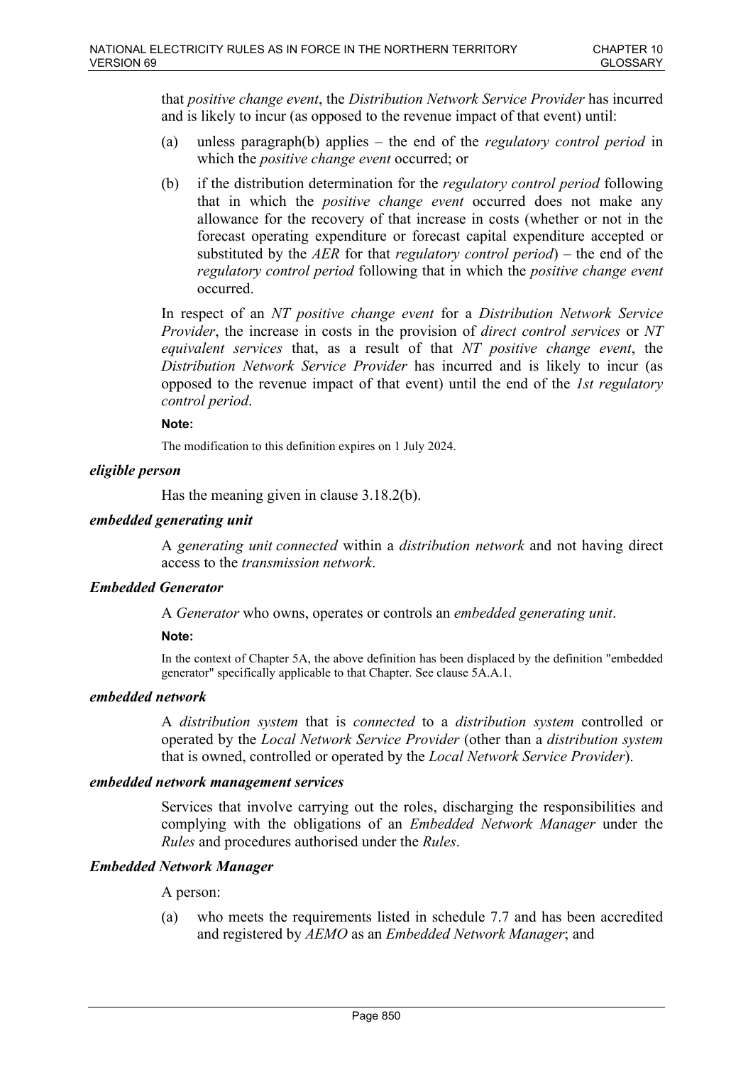that *positive change event*, the *Distribution Network Service Provider* has incurred and is likely to incur (as opposed to the revenue impact of that event) until:

(a) unless paragraph(b) applies – the end of the *regulatory control period* in which the *positive change event* occurred; or

(b) if the distribution determination for the *regulatory control period* following that in which the *positive change event* occurred does not make any allowance for the recovery of that increase in costs (whether or not in the forecast operating expenditure or forecast capital expenditure accepted or substituted by the *AER* for that *regulatory control period*) – the end of the *regulatory control period* following that in which the *positive change event* occurred.

In respect of an *NT positive change event* for a *Distribution Network Service Provider*, the increase in costs in the provision of *direct control services* or *NT equivalent services* that, as a result of that *NT positive change event*, the *Distribution Network Service Provider* has incurred and is likely to incur (as opposed to the revenue impact of that event) until the end of the *1st regulatory control period*.

**Note:**

The modification to this definition expires on 1 July 2024.

***eligible person***

Has the meaning given in clause 3.18.2(b).

***embedded generating unit***

A *generating unit connected* within a *distribution network* and not having direct access to the *transmission network*.

***Embedded Generator***

A *Generator* who owns, operates or controls an *embedded generating unit*.

**Note:**

In the context of Chapter 5A, the above definition has been displaced by the definition "embedded generator" specifically applicable to that Chapter. See clause 5A.A.1.

***embedded network***

A *distribution system* that is *connected* to a *distribution system* controlled or operated by the *Local Network Service Provider* (other than a *distribution system* that is owned, controlled or operated by the *Local Network Service Provider*).

***embedded network management services***

Services that involve carrying out the roles, discharging the responsibilities and complying with the obligations of an *Embedded Network Manager* under the *Rules* and procedures authorised under the *Rules*.

***Embedded Network Manager***

A person:

(a) who meets the requirements listed in schedule 7.7 and has been accredited and registered by *AEMO* as an *Embedded Network Manager*; and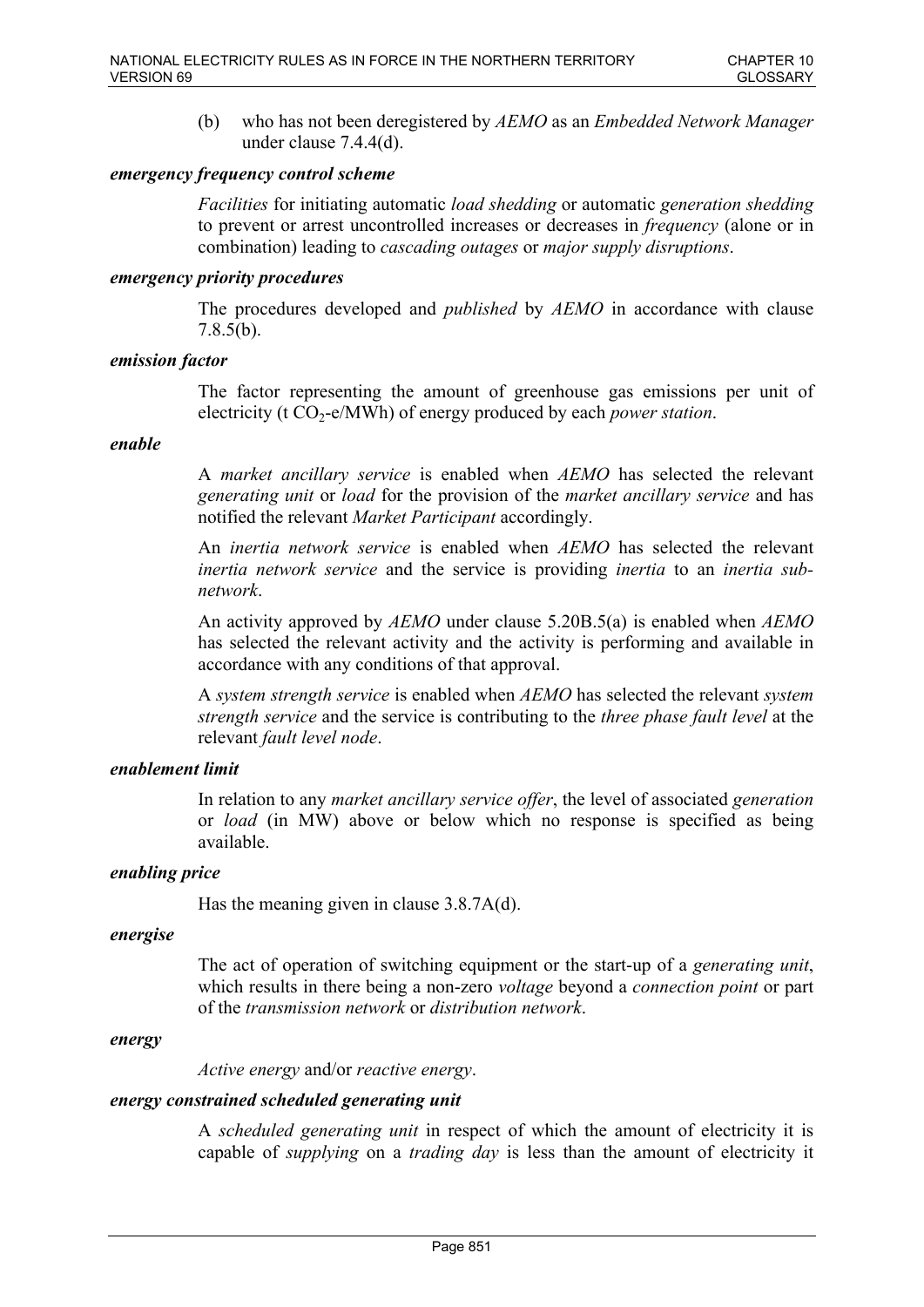(b) who has not been deregistered by *AEMO* as an *Embedded Network Manager* under clause 7.4.4(d).

***emergency frequency control scheme***

*Facilities* for initiating automatic *load shedding* or automatic *generation shedding* to prevent or arrest uncontrolled increases or decreases in *frequency* (alone or in combination) leading to *cascading outages* or *major supply disruptions*.

***emergency priority procedures***

The procedures developed and *published* by *AEMO* in accordance with clause 7.8.5(b).

***emission factor***

The factor representing the amount of greenhouse gas emissions per unit of electricity (t $CO_2$-e/MWh) of energy produced by each *power station*.

***enable***

A *market ancillary service* is enabled when *AEMO* has selected the relevant *generating unit* or *load* for the provision of the *market ancillary service* and has notified the relevant *Market Participant* accordingly.

An *inertia network service* is enabled when *AEMO* has selected the relevant *inertia network service* and the service is providing *inertia* to an *inertia sub-network*.

An activity approved by *AEMO* under clause 5.20B.5(a) is enabled when *AEMO* has selected the relevant activity and the activity is performing and available in accordance with any conditions of that approval.

A *system strength service* is enabled when *AEMO* has selected the relevant *system strength service* and the service is contributing to the *three phase fault level* at the relevant *fault level node*.

***enablement limit***

In relation to any *market ancillary service offer*, the level of associated *generation* or *load* (in MW) above or below which no response is specified as being available.

***enabling price***

Has the meaning given in clause 3.8.7A(d).

***energise***

The act of operation of switching equipment or the start-up of a *generating unit*, which results in there being a non-zero *voltage* beyond a *connection point* or part of the *transmission network* or *distribution network*.

***energy***

*Active energy* and/or *reactive energy*.

***energy constrained scheduled generating unit***

A *scheduled generating unit* in respect of which the amount of electricity it is capable of *supplying* on a *trading day* is less than the amount of electricity it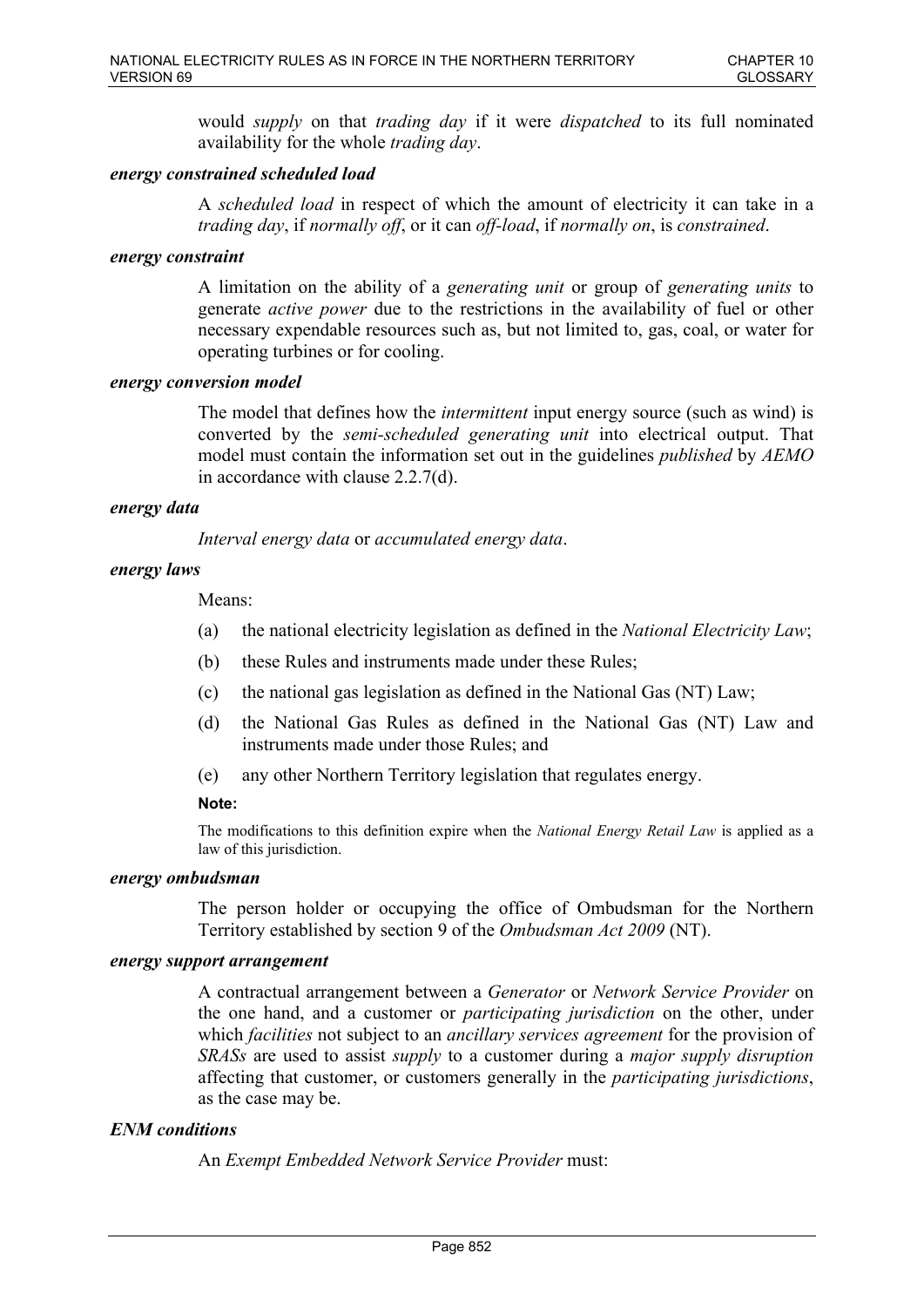would *supply* on that *trading day* if it were *dispatched* to its full nominated availability for the whole *trading day*.

***energy constrained scheduled load***

A *scheduled load* in respect of which the amount of electricity it can take in a *trading day*, if *normally off*, or it can *off-load*, if *normally on*, is *constrained*.

***energy constraint***

A limitation on the ability of a *generating unit* or group of *generating units* to generate *active power* due to the restrictions in the availability of fuel or other necessary expendable resources such as, but not limited to, gas, coal, or water for operating turbines or for cooling.

***energy conversion model***

The model that defines how the *intermittent* input energy source (such as wind) is converted by the *semi-scheduled generating unit* into electrical output. That model must contain the information set out in the guidelines *published* by *AEMO* in accordance with clause 2.2.7(d).

***energy data***

*Interval energy data* or *accumulated energy data*.

***energy laws***

Means:

(a) the national electricity legislation as defined in the *National Electricity Law*;

(b) these Rules and instruments made under these Rules;

(c) the national gas legislation as defined in the National Gas (NT) Law;

(d) the National Gas Rules as defined in the National Gas (NT) Law and instruments made under those Rules; and

(e) any other Northern Territory legislation that regulates energy.

**Note:**

The modifications to this definition expire when the *National Energy Retail Law* is applied as a law of this jurisdiction.

***energy ombudsman***

The person holder or occupying the office of Ombudsman for the Northern Territory established by section 9 of the *Ombudsman Act 2009* (NT).

***energy support arrangement***

A contractual arrangement between a *Generator* or *Network Service Provider* on the one hand, and a customer or *participating jurisdiction* on the other, under which *facilities* not subject to an *ancillary services agreement* for the provision of *SRASs* are used to assist *supply* to a customer during a *major supply disruption* affecting that customer, or customers generally in the *participating jurisdictions*, as the case may be.

***ENM conditions***

An *Exempt Embedded Network Service Provider* must: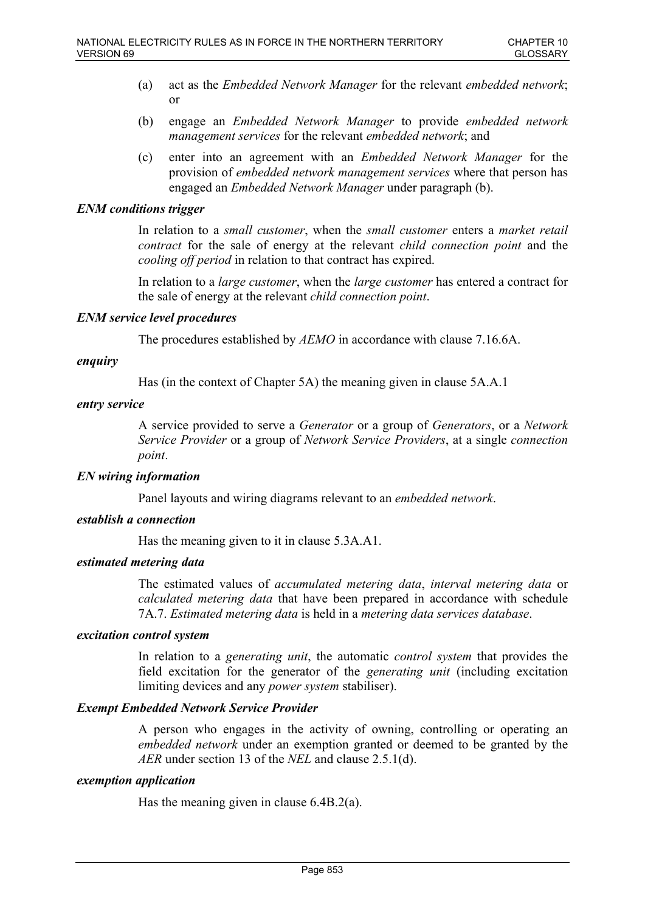(a) act as the *Embedded Network Manager* for the relevant *embedded network*; or

(b) engage an *Embedded Network Manager* to provide *embedded network management services* for the relevant *embedded network*; and

(c) enter into an agreement with an *Embedded Network Manager* for the provision of *embedded network management services* where that person has engaged an *Embedded Network Manager* under paragraph (b).

***ENM conditions trigger***

In relation to a *small customer*, when the *small customer* enters a *market retail contract* for the sale of energy at the relevant *child connection point* and the *cooling off period* in relation to that contract has expired.

In relation to a *large customer*, when the *large customer* has entered a contract for the sale of energy at the relevant *child connection point*.

***ENM service level procedures***

The procedures established by *AEMO* in accordance with clause 7.16.6A.

***enquiry***

Has (in the context of Chapter 5A) the meaning given in clause 5A.A.1

***entry service***

A service provided to serve a *Generator* or a group of *Generators*, or a *Network Service Provider* or a group of *Network Service Providers*, at a single *connection point*.

***EN wiring information***

Panel layouts and wiring diagrams relevant to an *embedded network*.

***establish a connection***

Has the meaning given to it in clause 5.3A.A1.

***estimated metering data***

The estimated values of *accumulated metering data*, *interval metering data* or *calculated metering data* that have been prepared in accordance with schedule 7A.7. *Estimated metering data* is held in a *metering data services database*.

***excitation control system***

In relation to a *generating unit*, the automatic *control system* that provides the field excitation for the generator of the *generating unit* (including excitation limiting devices and any *power system* stabiliser).

***Exempt Embedded Network Service Provider***

A person who engages in the activity of owning, controlling or operating an *embedded network* under an exemption granted or deemed to be granted by the *AER* under section 13 of the *NEL* and clause 2.5.1(d).

***exemption application***

Has the meaning given in clause 6.4B.2(a).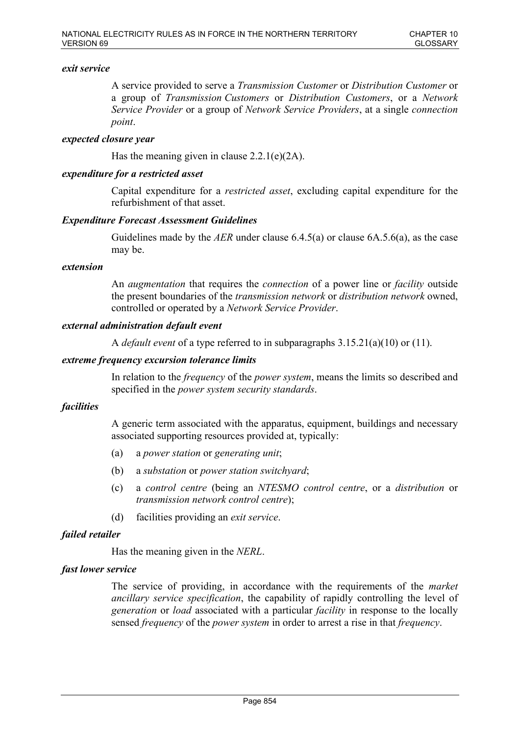***exit service***

A service provided to serve a *Transmission Customer* or *Distribution Customer* or a group of *Transmission Customers* or *Distribution Customers*, or a *Network Service Provider* or a group of *Network Service Providers*, at a single *connection point*.

***expected closure year***

Has the meaning given in clause 2.2.1(e)(2A).

***expenditure for a restricted asset***

Capital expenditure for a *restricted asset*, excluding capital expenditure for the refurbishment of that asset.

***Expenditure Forecast Assessment Guidelines***

Guidelines made by the *AER* under clause 6.4.5(a) or clause 6A.5.6(a), as the case may be.

***extension***

An *augmentation* that requires the *connection* of a power line or *facility* outside the present boundaries of the *transmission network* or *distribution network* owned, controlled or operated by a *Network Service Provider*.

***external administration default event***

A *default event* of a type referred to in subparagraphs 3.15.21(a)(10) or (11).

***extreme frequency excursion tolerance limits***

In relation to the *frequency* of the *power system*, means the limits so described and specified in the *power system security standards*.

***facilities***

A generic term associated with the apparatus, equipment, buildings and necessary associated supporting resources provided at, typically:

(a) a *power station* or *generating unit*;

(b) a *substation* or *power station switchyard*;

(c) a *control centre* (being an *NTESMO control centre*, or a *distribution* or *transmission network control centre*);

(d) facilities providing an *exit service*.

***failed retailer***

Has the meaning given in the *NERL*.

***fast lower service***

The service of providing, in accordance with the requirements of the *market ancillary service specification*, the capability of rapidly controlling the level of *generation* or *load* associated with a particular *facility* in response to the locally sensed *frequency* of the *power system* in order to arrest a rise in that *frequency*.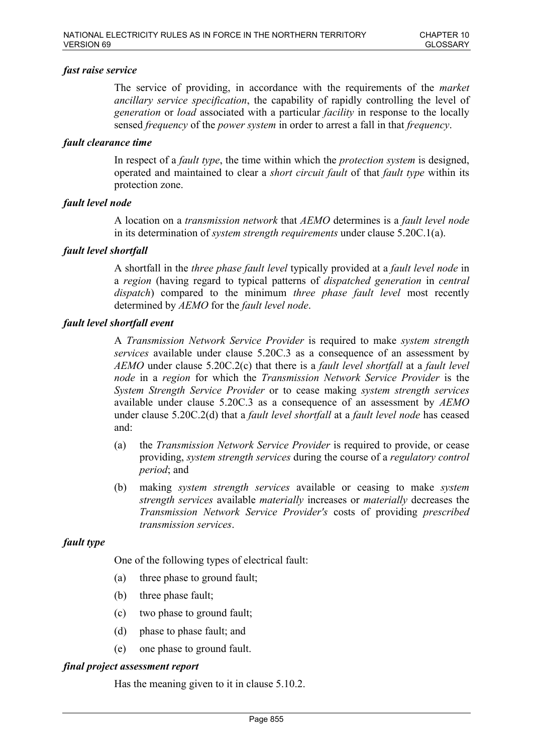***fast raise service***

The service of providing, in accordance with the requirements of the *market ancillary service specification*, the capability of rapidly controlling the level of *generation* or *load* associated with a particular *facility* in response to the locally sensed *frequency* of the *power system* in order to arrest a fall in that *frequency*.

***fault clearance time***

In respect of a *fault type*, the time within which the *protection system* is designed, operated and maintained to clear a *short circuit fault* of that *fault type* within its protection zone.

***fault level node***

A location on a *transmission network* that *AEMO* determines is a *fault level node* in its determination of *system strength requirements* under clause 5.20C.1(a).

***fault level shortfall***

A shortfall in the *three phase fault level* typically provided at a *fault level node* in a *region* (having regard to typical patterns of *dispatched generation* in *central dispatch*) compared to the minimum *three phase fault level* most recently determined by *AEMO* for the *fault level node*.

***fault level shortfall event***

A *Transmission Network Service Provider* is required to make *system strength services* available under clause 5.20C.3 as a consequence of an assessment by *AEMO* under clause 5.20C.2(c) that there is a *fault level shortfall* at a *fault level node* in a *region* for which the *Transmission Network Service Provider* is the *System Strength Service Provider* or to cease making *system strength services* available under clause 5.20C.3 as a consequence of an assessment by *AEMO* under clause 5.20C.2(d) that a *fault level shortfall* at a *fault level node* has ceased and:

(a) the *Transmission Network Service Provider* is required to provide, or cease providing, *system strength services* during the course of a *regulatory control period*; and

(b) making *system strength services* available or ceasing to make *system strength services* available *materially* increases or *materially* decreases the *Transmission Network Service Provider's* costs of providing *prescribed transmission services*.

***fault type***

One of the following types of electrical fault:

(a) three phase to ground fault;

(b) three phase fault;

(c) two phase to ground fault;

(d) phase to phase fault; and

(e) one phase to ground fault.

***final project assessment report***

Has the meaning given to it in clause 5.10.2.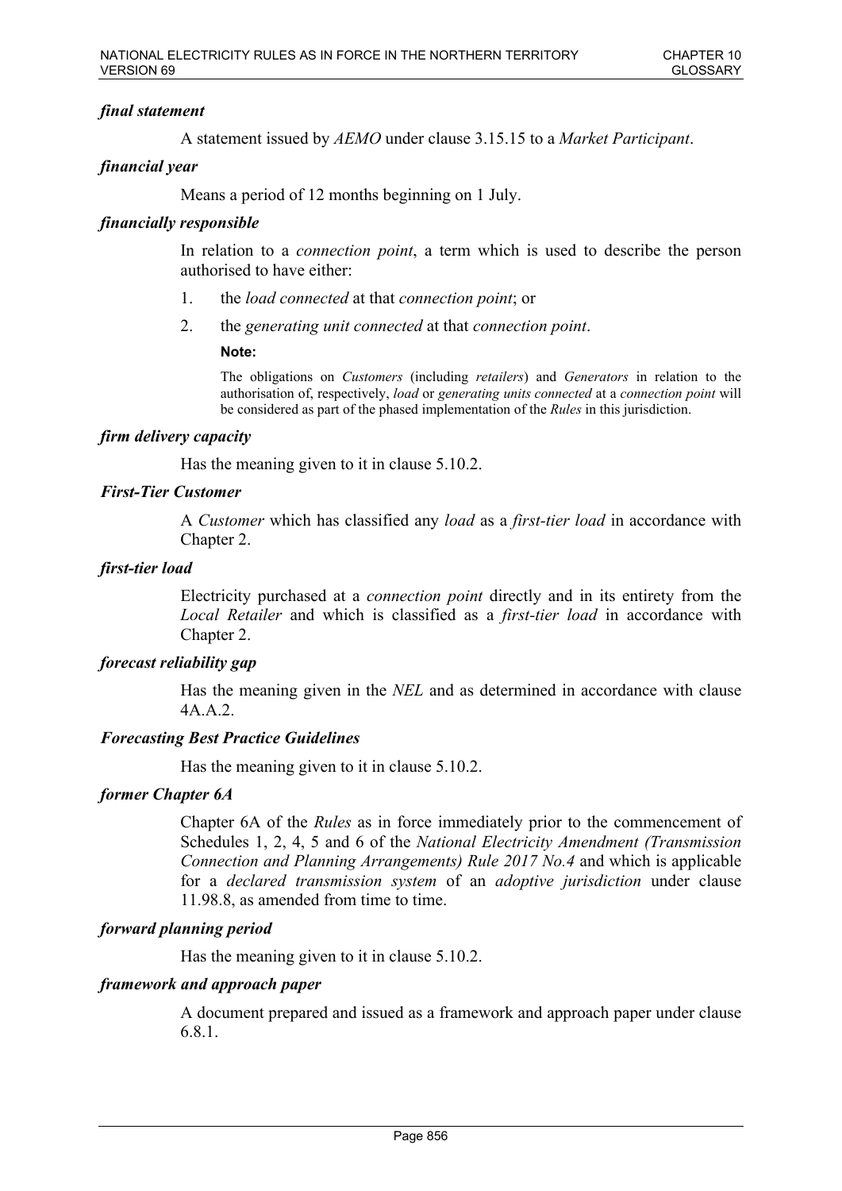***final statement***

A statement issued by *AEMO* under clause 3.15.15 to a *Market Participant*.

***financial year***

Means a period of 12 months beginning on 1 July.

***financially responsible***

In relation to a *connection point*, a term which is used to describe the person authorised to have either:

1. the *load connected* at that *connection point*; or
2. the *generating unit connected* at that *connection point*.

**Note:**

The obligations on *Customers* (including *retailers*) and *Generators* in relation to the authorisation of, respectively, *load* or *generating units connected* at a *connection point* will be considered as part of the phased implementation of the *Rules* in this jurisdiction.

***firm delivery capacity***

Has the meaning given to it in clause 5.10.2.

***First-Tier Customer***

A *Customer* which has classified any *load* as a *first-tier load* in accordance with Chapter 2.

***first-tier load***

Electricity purchased at a *connection point* directly and in its entirety from the *Local Retailer* and which is classified as a *first-tier load* in accordance with Chapter 2.

***forecast reliability gap***

Has the meaning given in the *NEL* and as determined in accordance with clause 4A.A.2.

***Forecasting Best Practice Guidelines***

Has the meaning given to it in clause 5.10.2.

***former Chapter 6A***

Chapter 6A of the *Rules* as in force immediately prior to the commencement of Schedules 1, 2, 4, 5 and 6 of the *National Electricity Amendment (Transmission Connection and Planning Arrangements) Rule 2017 No.4* and which is applicable for a *declared transmission system* of an *adoptive jurisdiction* under clause 11.98.8, as amended from time to time.

***forward planning period***

Has the meaning given to it in clause 5.10.2.

***framework and approach paper***

A document prepared and issued as a framework and approach paper under clause 6.8.1.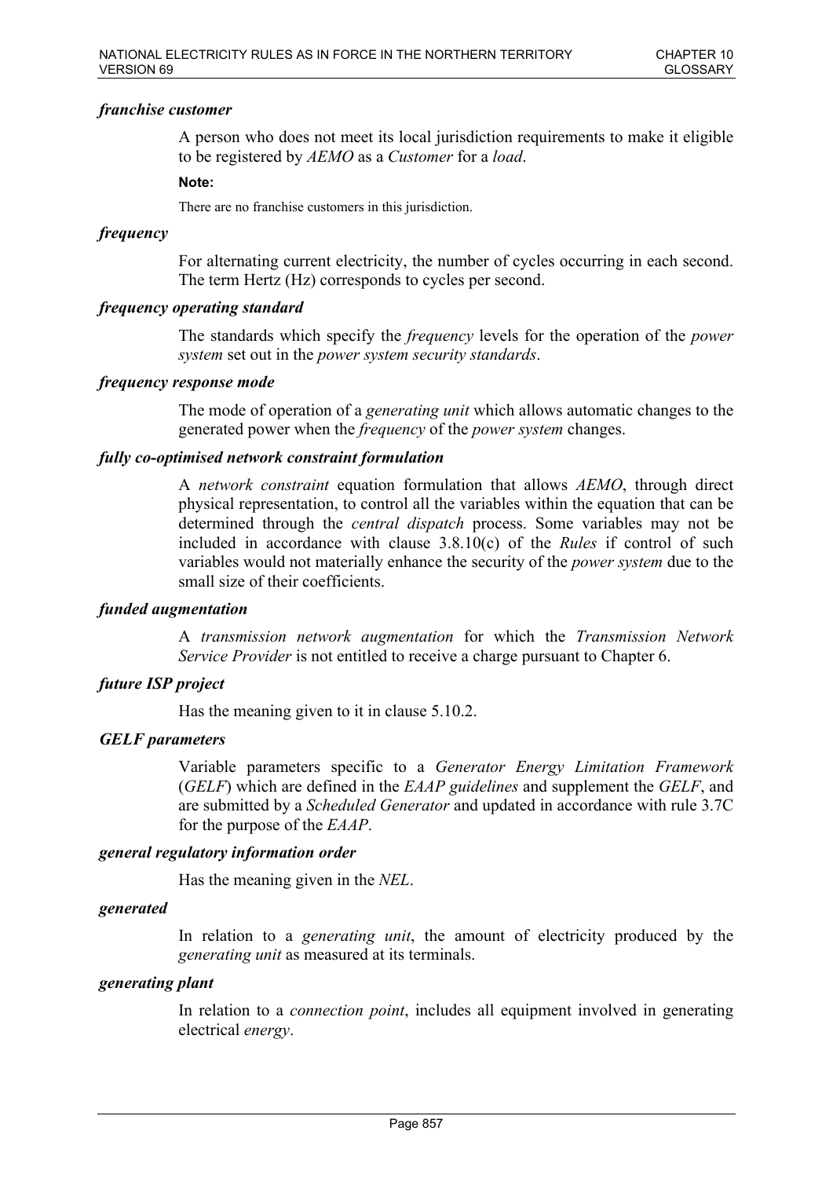***franchise customer***

A person who does not meet its local jurisdiction requirements to make it eligible to be registered by *AEMO* as a *Customer* for a *load*.

**Note:**

There are no franchise customers in this jurisdiction.

***frequency***

For alternating current electricity, the number of cycles occurring in each second. The term Hertz (Hz) corresponds to cycles per second.

***frequency operating standard***

The standards which specify the *frequency* levels for the operation of the *power system* set out in the *power system security standards*.

***frequency response mode***

The mode of operation of a *generating unit* which allows automatic changes to the generated power when the *frequency* of the *power system* changes.

***fully co-optimised network constraint formulation***

A *network constraint* equation formulation that allows *AEMO*, through direct physical representation, to control all the variables within the equation that can be determined through the *central dispatch* process. Some variables may not be included in accordance with clause 3.8.10(c) of the *Rules* if control of such variables would not materially enhance the security of the *power system* due to the small size of their coefficients.

***funded augmentation***

A *transmission network augmentation* for which the *Transmission Network Service Provider* is not entitled to receive a charge pursuant to Chapter 6.

***future ISP project***

Has the meaning given to it in clause 5.10.2.

***GELF parameters***

Variable parameters specific to a *Generator Energy Limitation Framework* (*GELF*) which are defined in the *EAAP guidelines* and supplement the *GELF*, and are submitted by a *Scheduled Generator* and updated in accordance with rule 3.7C for the purpose of the *EAAP*.

***general regulatory information order***

Has the meaning given in the *NEL*.

***generated***

In relation to a *generating unit*, the amount of electricity produced by the *generating unit* as measured at its terminals.

***generating plant***

In relation to a *connection point*, includes all equipment involved in generating electrical *energy*.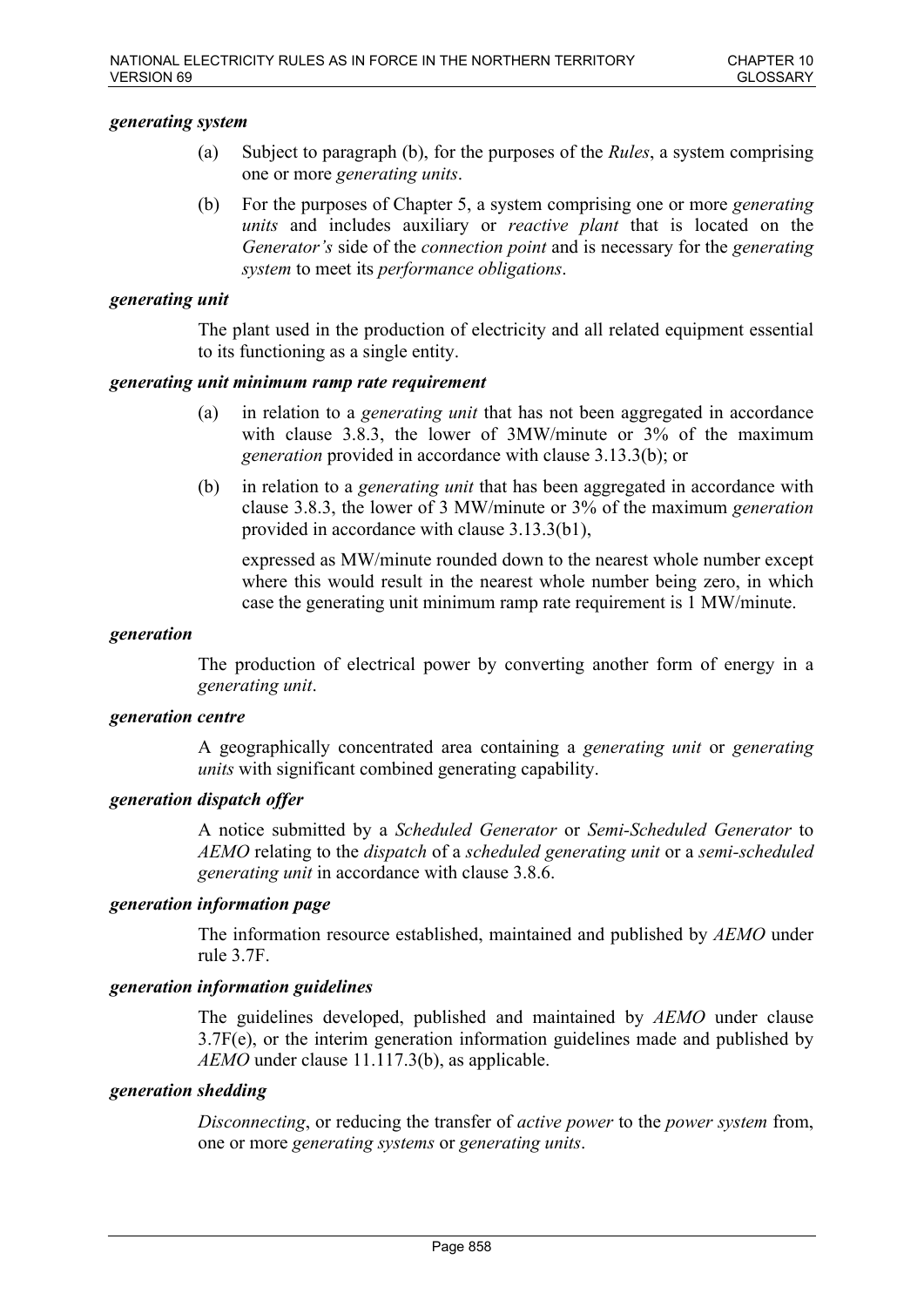***generating system***

(a) Subject to paragraph (b), for the purposes of the *Rules*, a system comprising one or more *generating units*.

(b) For the purposes of Chapter 5, a system comprising one or more *generating units* and includes auxiliary or *reactive plant* that is located on the *Generator's* side of the *connection point* and is necessary for the *generating system* to meet its *performance obligations*.

***generating unit***

The plant used in the production of electricity and all related equipment essential to its functioning as a single entity.

***generating unit minimum ramp rate requirement***

(a) in relation to a *generating unit* that has not been aggregated in accordance with clause 3.8.3, the lower of 3MW/minute or 3% of the maximum *generation* provided in accordance with clause 3.13.3(b); or

(b) in relation to a *generating unit* that has been aggregated in accordance with clause 3.8.3, the lower of 3 MW/minute or 3% of the maximum *generation* provided in accordance with clause 3.13.3(b1),

expressed as MW/minute rounded down to the nearest whole number except where this would result in the nearest whole number being zero, in which case the generating unit minimum ramp rate requirement is 1 MW/minute.

***generation***

The production of electrical power by converting another form of energy in a *generating unit*.

***generation centre***

A geographically concentrated area containing a *generating unit* or *generating units* with significant combined generating capability.

***generation dispatch offer***

A notice submitted by a *Scheduled Generator* or *Semi-Scheduled Generator* to *AEMO* relating to the *dispatch* of a *scheduled generating unit* or a *semi-scheduled generating unit* in accordance with clause 3.8.6.

***generation information page***

The information resource established, maintained and published by *AEMO* under rule 3.7F.

***generation information guidelines***

The guidelines developed, published and maintained by *AEMO* under clause 3.7F(e), or the interim generation information guidelines made and published by *AEMO* under clause 11.117.3(b), as applicable.

***generation shedding***

*Disconnecting*, or reducing the transfer of *active power* to the *power system* from, one or more *generating systems* or *generating units*.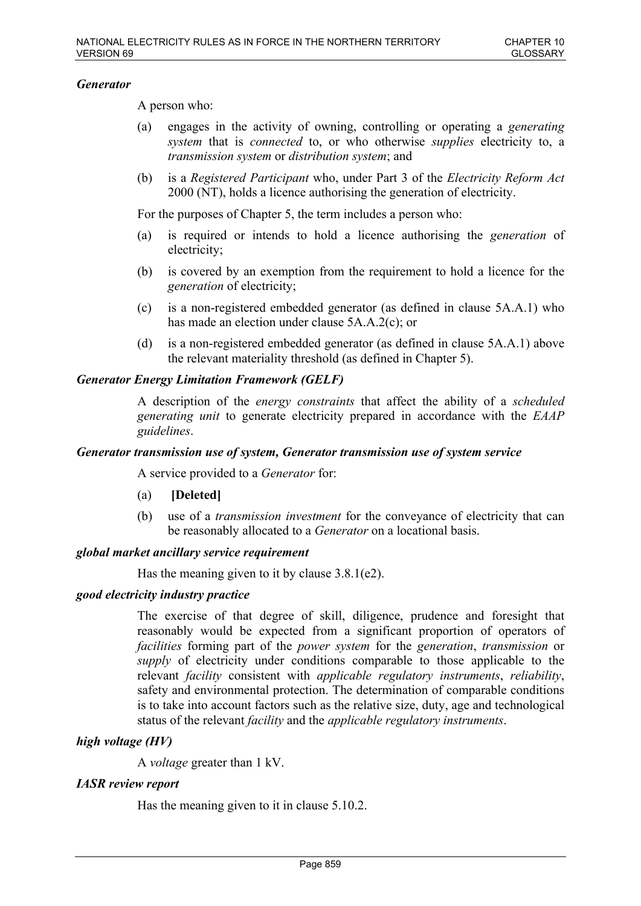***Generator***

A person who:

(a) engages in the activity of owning, controlling or operating a *generating system* that is *connected* to, or who otherwise *supplies* electricity to, a *transmission system* or *distribution system*; and

(b) is a *Registered Participant* who, under Part 3 of the *Electricity Reform Act* 2000 (NT), holds a licence authorising the generation of electricity.

For the purposes of Chapter 5, the term includes a person who:

(a) is required or intends to hold a licence authorising the *generation* of electricity;

(b) is covered by an exemption from the requirement to hold a licence for the *generation* of electricity;

(c) is a non-registered embedded generator (as defined in clause 5A.A.1) who has made an election under clause 5A.A.2(c); or

(d) is a non-registered embedded generator (as defined in clause 5A.A.1) above the relevant materiality threshold (as defined in Chapter 5).

***Generator Energy Limitation Framework (GELF)***

A description of the *energy constraints* that affect the ability of a *scheduled generating unit* to generate electricity prepared in accordance with the *EAAP guidelines*.

***Generator transmission use of system, Generator transmission use of system service***

A service provided to a *Generator* for:

(a) **[Deleted]**

(b) use of a *transmission investment* for the conveyance of electricity that can be reasonably allocated to a *Generator* on a locational basis.

***global market ancillary service requirement***

Has the meaning given to it by clause 3.8.1(e2).

***good electricity industry practice***

The exercise of that degree of skill, diligence, prudence and foresight that reasonably would be expected from a significant proportion of operators of *facilities* forming part of the *power system* for the *generation*, *transmission* or *supply* of electricity under conditions comparable to those applicable to the relevant *facility* consistent with *applicable regulatory instruments*, *reliability*, safety and environmental protection. The determination of comparable conditions is to take into account factors such as the relative size, duty, age and technological status of the relevant *facility* and the *applicable regulatory instruments*.

***high voltage (HV)***

A *voltage* greater than 1 kV.

***IASR review report***

Has the meaning given to it in clause 5.10.2.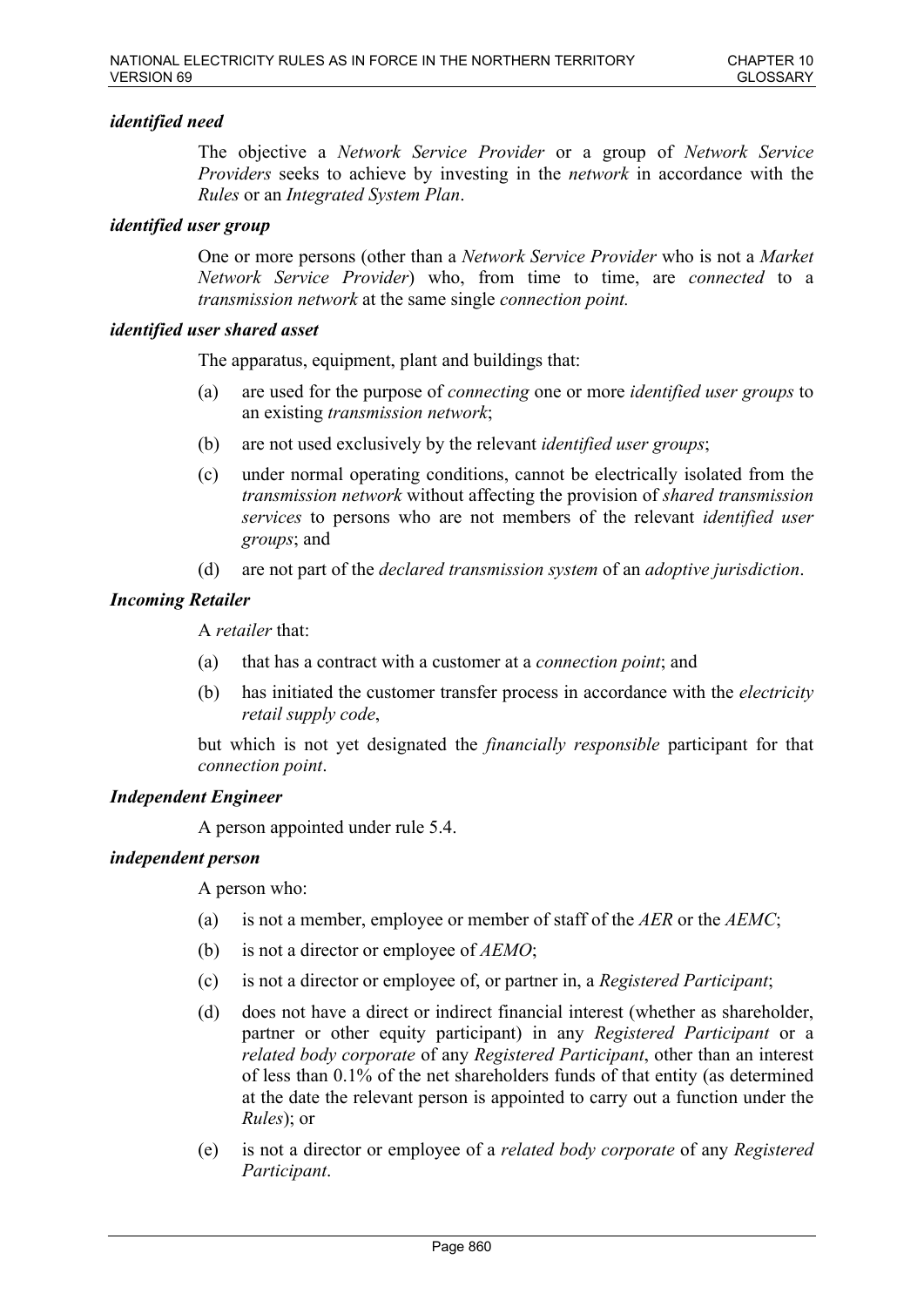***identified need***

The objective a *Network Service Provider* or a group of *Network Service Providers* seeks to achieve by investing in the *network* in accordance with the *Rules* or an *Integrated System Plan*.

***identified user group***

One or more persons (other than a *Network Service Provider* who is not a *Market Network Service Provider*) who, from time to time, are *connected* to a *transmission network* at the same single *connection point.*

***identified user shared asset***

The apparatus, equipment, plant and buildings that:

(a) are used for the purpose of *connecting* one or more *identified user groups* to an existing *transmission network*;

(b) are not used exclusively by the relevant *identified user groups*;

(c) under normal operating conditions, cannot be electrically isolated from the *transmission network* without affecting the provision of *shared transmission services* to persons who are not members of the relevant *identified user groups*; and

(d) are not part of the *declared transmission system* of an *adoptive jurisdiction*.

***Incoming Retailer***

A *retailer* that:

(a) that has a contract with a customer at a *connection point*; and

(b) has initiated the customer transfer process in accordance with the *electricity retail supply code*,

but which is not yet designated the *financially responsible* participant for that *connection point*.

***Independent Engineer***

A person appointed under rule 5.4.

***independent person***

A person who:

(a) is not a member, employee or member of staff of the *AER* or the *AEMC*;

(b) is not a director or employee of *AEMO*;

(c) is not a director or employee of, or partner in, a *Registered Participant*;

(d) does not have a direct or indirect financial interest (whether as shareholder, partner or other equity participant) in any *Registered Participant* or a *related body corporate* of any *Registered Participant*, other than an interest of less than 0.1% of the net shareholders funds of that entity (as determined at the date the relevant person is appointed to carry out a function under the *Rules*); or

(e) is not a director or employee of a *related body corporate* of any *Registered Participant*.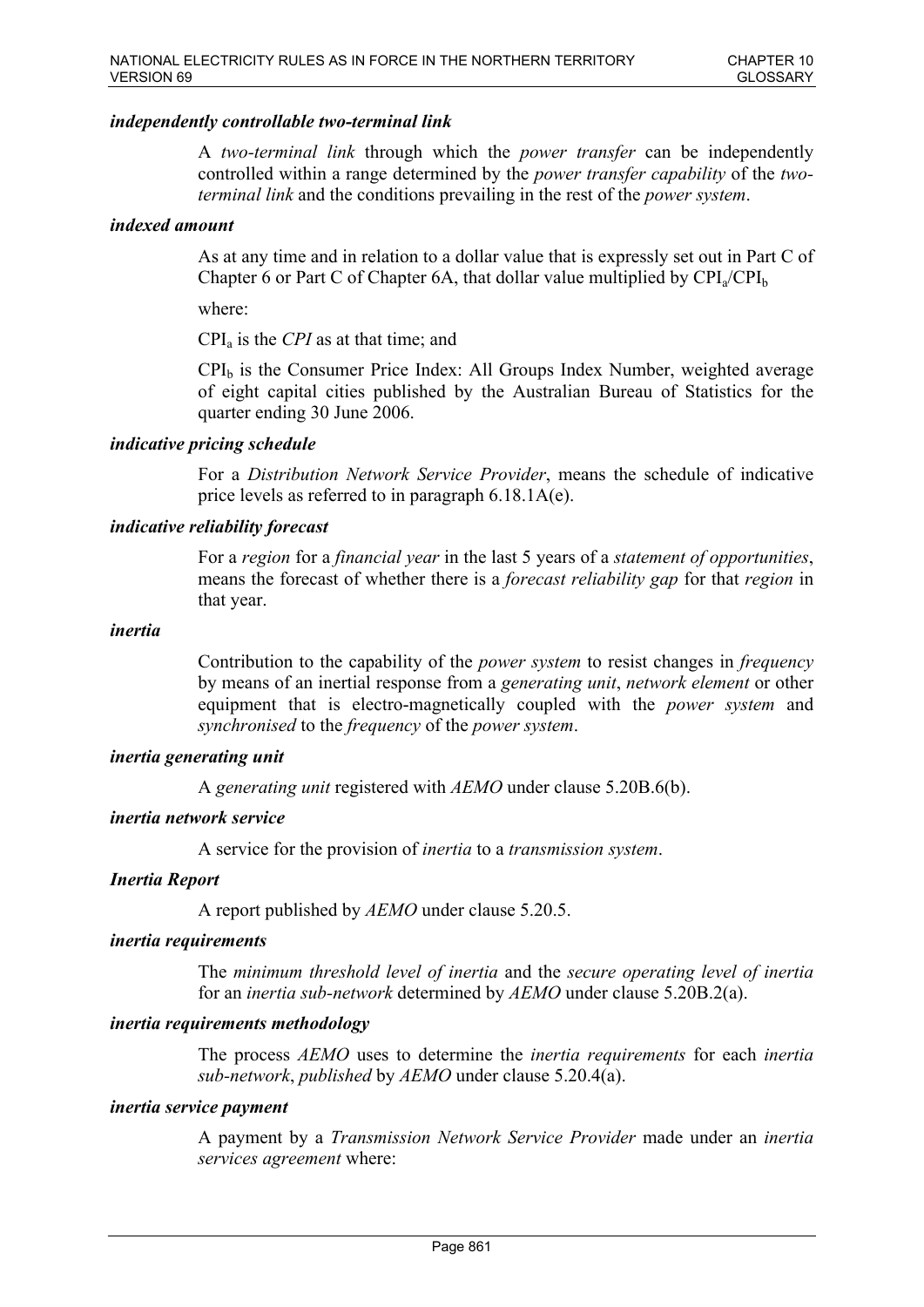***independently controllable two-terminal link***

A *two-terminal link* through which the *power transfer* can be independently controlled within a range determined by the *power transfer capability* of the *two-terminal link* and the conditions prevailing in the rest of the *power system*.

***indexed amount***

As at any time and in relation to a dollar value that is expressly set out in Part C of Chapter 6 or Part C of Chapter 6A, that dollar value multiplied by $CPI_a/CPI_b$

where:

$CPI_a$ is the *CPI* as at that time; and

$CPI_b$ is the Consumer Price Index: All Groups Index Number, weighted average of eight capital cities published by the Australian Bureau of Statistics for the quarter ending 30 June 2006.

***indicative pricing schedule***

For a *Distribution Network Service Provider*, means the schedule of indicative price levels as referred to in paragraph 6.18.1A(e).

***indicative reliability forecast***

For a *region* for a *financial year* in the last 5 years of a *statement of opportunities*, means the forecast of whether there is a *forecast reliability gap* for that *region* in that year.

***inertia***

Contribution to the capability of the *power system* to resist changes in *frequency* by means of an inertial response from a *generating unit*, *network element* or other equipment that is electro-magnetically coupled with the *power system* and *synchronised* to the *frequency* of the *power system*.

***inertia generating unit***

A *generating unit* registered with *AEMO* under clause 5.20B.6(b).

***inertia network service***

A service for the provision of *inertia* to a *transmission system*.

***Inertia Report***

A report published by *AEMO* under clause 5.20.5.

***inertia requirements***

The *minimum threshold level of inertia* and the *secure operating level of inertia* for an *inertia sub-network* determined by *AEMO* under clause 5.20B.2(a).

***inertia requirements methodology***

The process *AEMO* uses to determine the *inertia requirements* for each *inertia sub-network*, *published* by *AEMO* under clause 5.20.4(a).

***inertia service payment***

A payment by a *Transmission Network Service Provider* made under an *inertia services agreement* where: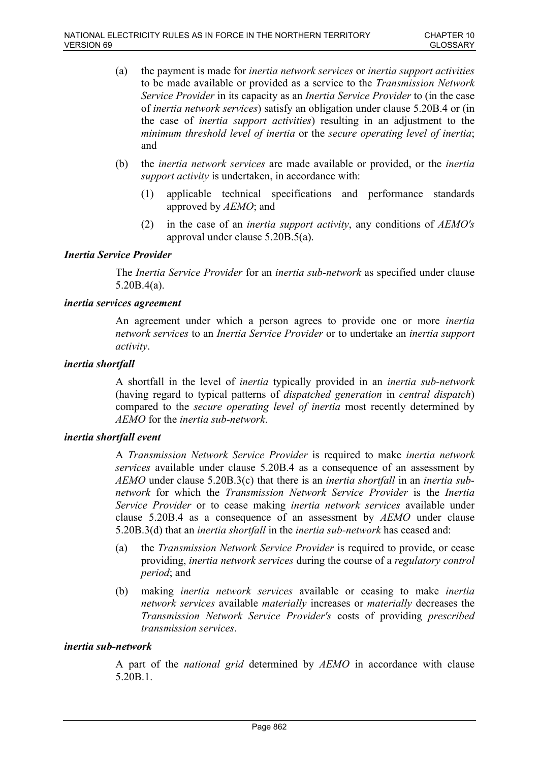(a) the payment is made for *inertia network services* or *inertia support activities* to be made available or provided as a service to the *Transmission Network Service Provider* in its capacity as an *Inertia Service Provider* to (in the case of *inertia network services*) satisfy an obligation under clause 5.20B.4 or (in the case of *inertia support activities*) resulting in an adjustment to the *minimum threshold level of inertia* or the *secure operating level of inertia*; and

(b) the *inertia network services* are made available or provided, or the *inertia support activity* is undertaken, in accordance with:

(1) applicable technical specifications and performance standards approved by *AEMO*; and

(2) in the case of an *inertia support activity*, any conditions of *AEMO's* approval under clause 5.20B.5(a).

***Inertia Service Provider***

The *Inertia Service Provider* for an *inertia sub-network* as specified under clause 5.20B.4(a).

***inertia services agreement***

An agreement under which a person agrees to provide one or more *inertia network services* to an *Inertia Service Provider* or to undertake an *inertia support activity*.

***inertia shortfall***

A shortfall in the level of *inertia* typically provided in an *inertia sub-network* (having regard to typical patterns of *dispatched generation* in *central dispatch*) compared to the *secure operating level of inertia* most recently determined by *AEMO* for the *inertia sub-network*.

***inertia shortfall event***

A *Transmission Network Service Provider* is required to make *inertia network services* available under clause 5.20B.4 as a consequence of an assessment by *AEMO* under clause 5.20B.3(c) that there is an *inertia shortfall* in an *inertia sub-network* for which the *Transmission Network Service Provider* is the *Inertia Service Provider* or to cease making *inertia network services* available under clause 5.20B.4 as a consequence of an assessment by *AEMO* under clause 5.20B.3(d) that an *inertia shortfall* in the *inertia sub-network* has ceased and:

(a) the *Transmission Network Service Provider* is required to provide, or cease providing, *inertia network services* during the course of a *regulatory control period*; and

(b) making *inertia network services* available or ceasing to make *inertia network services* available *materially* increases or *materially* decreases the *Transmission Network Service Provider's* costs of providing *prescribed transmission services*.

***inertia sub-network***

A part of the *national grid* determined by *AEMO* in accordance with clause 5.20B.1.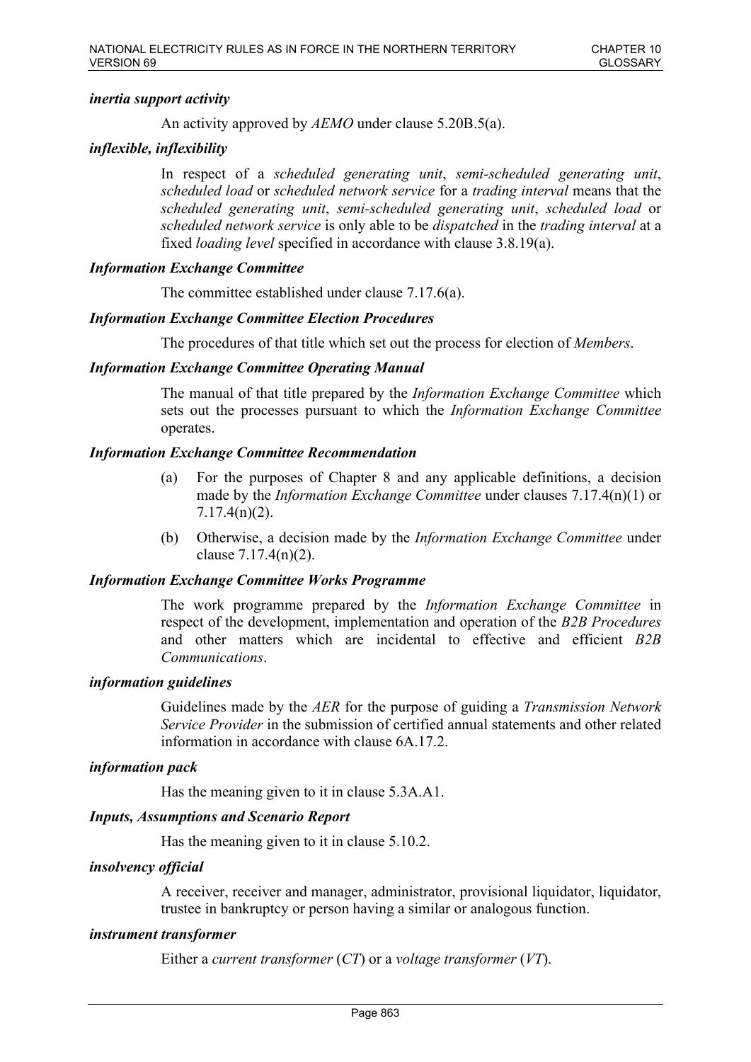***inertia support activity***

An activity approved by *AEMO* under clause 5.20B.5(a).

***inflexible, inflexibility***

In respect of a *scheduled generating unit*, *semi-scheduled generating unit*, *scheduled load* or *scheduled network service* for a *trading interval* means that the *scheduled generating unit*, *semi-scheduled generating unit*, *scheduled load* or *scheduled network service* is only able to be *dispatched* in the *trading interval* at a fixed *loading level* specified in accordance with clause 3.8.19(a).

***Information Exchange Committee***

The committee established under clause 7.17.6(a).

***Information Exchange Committee Election Procedures***

The procedures of that title which set out the process for election of *Members*.

***Information Exchange Committee Operating Manual***

The manual of that title prepared by the *Information Exchange Committee* which sets out the processes pursuant to which the *Information Exchange Committee* operates.

***Information Exchange Committee Recommendation***

(a) For the purposes of Chapter 8 and any applicable definitions, a decision made by the *Information Exchange Committee* under clauses 7.17.4(n)(1) or 7.17.4(n)(2).

(b) Otherwise, a decision made by the *Information Exchange Committee* under clause 7.17.4(n)(2).

***Information Exchange Committee Works Programme***

The work programme prepared by the *Information Exchange Committee* in respect of the development, implementation and operation of the *B2B Procedures* and other matters which are incidental to effective and efficient *B2B Communications*.

***information guidelines***

Guidelines made by the *AER* for the purpose of guiding a *Transmission Network Service Provider* in the submission of certified annual statements and other related information in accordance with clause 6A.17.2.

***information pack***

Has the meaning given to it in clause 5.3A.A1.

***Inputs, Assumptions and Scenario Report***

Has the meaning given to it in clause 5.10.2.

***insolvency official***

A receiver, receiver and manager, administrator, provisional liquidator, liquidator, trustee in bankruptcy or person having a similar or analogous function.

***instrument transformer***

Either a *current transformer* (*CT*) or a *voltage transformer* (*VT*).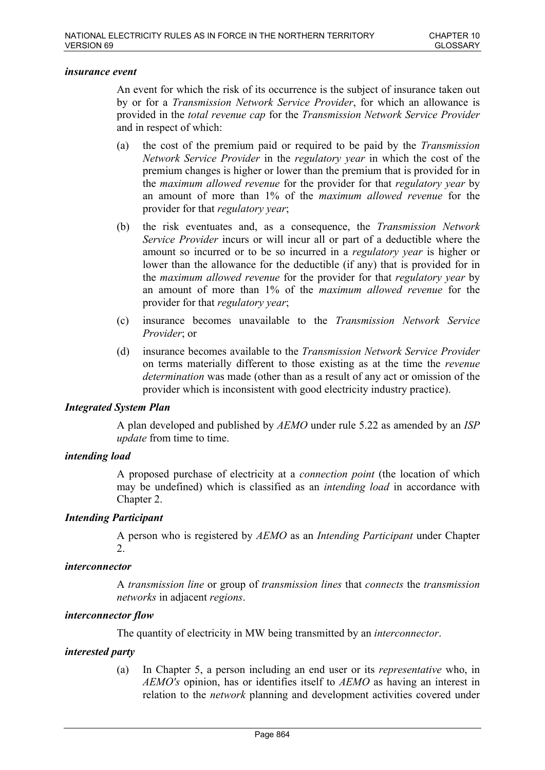***insurance event***

An event for which the risk of its occurrence is the subject of insurance taken out by or for a *Transmission Network Service Provider*, for which an allowance is provided in the *total revenue cap* for the *Transmission Network Service Provider* and in respect of which:

(a) the cost of the premium paid or required to be paid by the *Transmission Network Service Provider* in the *regulatory year* in which the cost of the premium changes is higher or lower than the premium that is provided for in the *maximum allowed revenue* for the provider for that *regulatory year* by an amount of more than 1% of the *maximum allowed revenue* for the provider for that *regulatory year*;

(b) the risk eventuates and, as a consequence, the *Transmission Network Service Provider* incurs or will incur all or part of a deductible where the amount so incurred or to be so incurred in a *regulatory year* is higher or lower than the allowance for the deductible (if any) that is provided for in the *maximum allowed revenue* for the provider for that *regulatory year* by an amount of more than 1% of the *maximum allowed revenue* for the provider for that *regulatory year*;

(c) insurance becomes unavailable to the *Transmission Network Service Provider*; or

(d) insurance becomes available to the *Transmission Network Service Provider* on terms materially different to those existing as at the time the *revenue determination* was made (other than as a result of any act or omission of the provider which is inconsistent with good electricity industry practice).

***Integrated System Plan***

A plan developed and published by *AEMO* under rule 5.22 as amended by an *ISP update* from time to time.

***intending load***

A proposed purchase of electricity at a *connection point* (the location of which may be undefined) which is classified as an *intending load* in accordance with Chapter 2.

***Intending Participant***

A person who is registered by *AEMO* as an *Intending Participant* under Chapter 2.

***interconnector***

A *transmission line* or group of *transmission lines* that *connects* the *transmission networks* in adjacent *regions*.

***interconnector flow***

The quantity of electricity in MW being transmitted by an *interconnector*.

***interested party***

(a) In Chapter 5, a person including an end user or its *representative* who, in *AEMO's* opinion, has or identifies itself to *AEMO* as having an interest in relation to the *network* planning and development activities covered under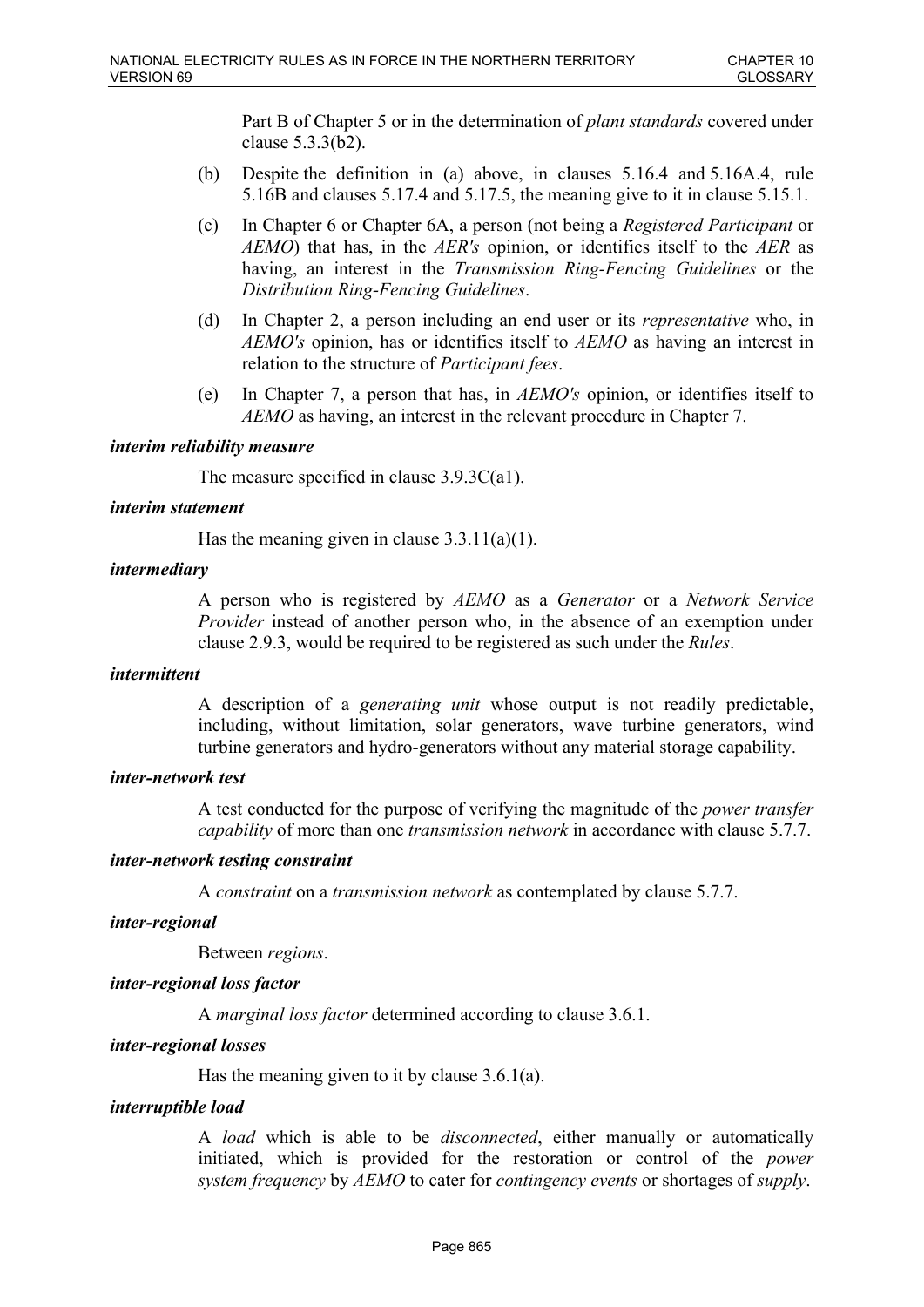Part B of Chapter 5 or in the determination of *plant standards* covered under clause 5.3.3(b2).

(b) Despite the definition in (a) above, in clauses 5.16.4 and 5.16A.4, rule 5.16B and clauses 5.17.4 and 5.17.5, the meaning give to it in clause 5.15.1.

(c) In Chapter 6 or Chapter 6A, a person (not being a *Registered Participant* or *AEMO*) that has, in the *AER's* opinion, or identifies itself to the *AER* as having, an interest in the *Transmission Ring-Fencing Guidelines* or the *Distribution Ring-Fencing Guidelines*.

(d) In Chapter 2, a person including an end user or its *representative* who, in *AEMO's* opinion, has or identifies itself to *AEMO* as having an interest in relation to the structure of *Participant fees*.

(e) In Chapter 7, a person that has, in *AEMO's* opinion, or identifies itself to *AEMO* as having, an interest in the relevant procedure in Chapter 7.

***interim reliability measure***

The measure specified in clause 3.9.3C(a1).

***interim statement***

Has the meaning given in clause 3.3.11(a)(1).

***intermediary***

A person who is registered by *AEMO* as a *Generator* or a *Network Service Provider* instead of another person who, in the absence of an exemption under clause 2.9.3, would be required to be registered as such under the *Rules*.

***intermittent***

A description of a *generating unit* whose output is not readily predictable, including, without limitation, solar generators, wave turbine generators, wind turbine generators and hydro-generators without any material storage capability.

***inter-network test***

A test conducted for the purpose of verifying the magnitude of the *power transfer capability* of more than one *transmission network* in accordance with clause 5.7.7.

***inter-network testing constraint***

A *constraint* on a *transmission network* as contemplated by clause 5.7.7.

***inter-regional***

Between *regions*.

***inter-regional loss factor***

A *marginal loss factor* determined according to clause 3.6.1.

***inter-regional losses***

Has the meaning given to it by clause 3.6.1(a).

***interruptible load***

A *load* which is able to be *disconnected*, either manually or automatically initiated, which is provided for the restoration or control of the *power system frequency* by *AEMO* to cater for *contingency events* or shortages of *supply*.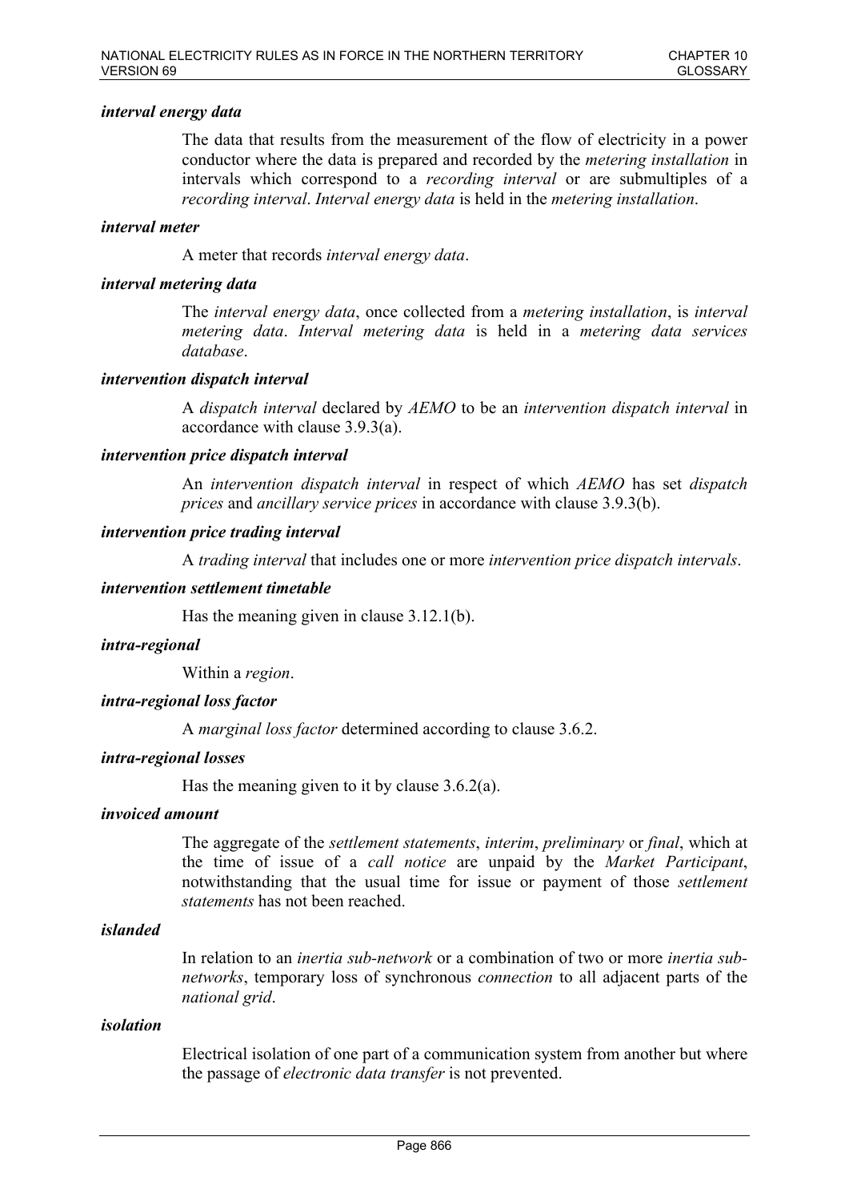***interval energy data***

The data that results from the measurement of the flow of electricity in a power conductor where the data is prepared and recorded by the *metering installation* in intervals which correspond to a *recording interval* or are submultiples of a *recording interval*. *Interval energy data* is held in the *metering installation*.

***interval meter***

A meter that records *interval energy data*.

***interval metering data***

The *interval energy data*, once collected from a *metering installation*, is *interval metering data*. *Interval metering data* is held in a *metering data services database*.

***intervention dispatch interval***

A *dispatch interval* declared by *AEMO* to be an *intervention dispatch interval* in accordance with clause 3.9.3(a).

***intervention price dispatch interval***

An *intervention dispatch interval* in respect of which *AEMO* has set *dispatch prices* and *ancillary service prices* in accordance with clause 3.9.3(b).

***intervention price trading interval***

A *trading interval* that includes one or more *intervention price dispatch intervals*.

***intervention settlement timetable***

Has the meaning given in clause 3.12.1(b).

***intra-regional***

Within a *region*.

***intra-regional loss factor***

A *marginal loss factor* determined according to clause 3.6.2.

***intra-regional losses***

Has the meaning given to it by clause 3.6.2(a).

***invoiced amount***

The aggregate of the *settlement statements*, *interim*, *preliminary* or *final*, which at the time of issue of a *call notice* are unpaid by the *Market Participant*, notwithstanding that the usual time for issue or payment of those *settlement statements* has not been reached.

***islanded***

In relation to an *inertia sub-network* or a combination of two or more *inertia sub-networks*, temporary loss of synchronous *connection* to all adjacent parts of the *national grid*.

***isolation***

Electrical isolation of one part of a communication system from another but where the passage of *electronic data transfer* is not prevented.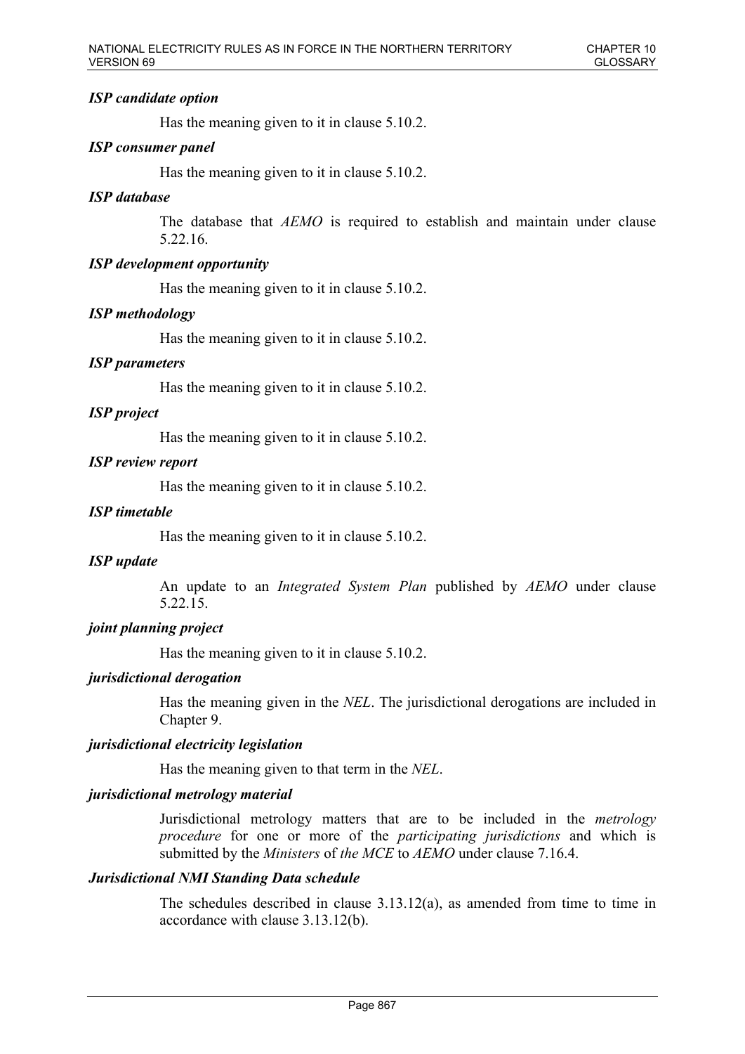***ISP candidate option***

Has the meaning given to it in clause 5.10.2.

***ISP consumer panel***

Has the meaning given to it in clause 5.10.2.

***ISP database***

The database that *AEMO* is required to establish and maintain under clause 5.22.16.

***ISP development opportunity***

Has the meaning given to it in clause 5.10.2.

***ISP methodology***

Has the meaning given to it in clause 5.10.2.

***ISP parameters***

Has the meaning given to it in clause 5.10.2.

***ISP project***

Has the meaning given to it in clause 5.10.2.

***ISP review report***

Has the meaning given to it in clause 5.10.2.

***ISP timetable***

Has the meaning given to it in clause 5.10.2.

***ISP update***

An update to an *Integrated System Plan* published by *AEMO* under clause 5.22.15.

***joint planning project***

Has the meaning given to it in clause 5.10.2.

***jurisdictional derogation***

Has the meaning given in the *NEL*. The jurisdictional derogations are included in Chapter 9.

***jurisdictional electricity legislation***

Has the meaning given to that term in the *NEL*.

***jurisdictional metrology material***

Jurisdictional metrology matters that are to be included in the *metrology procedure* for one or more of the *participating jurisdictions* and which is submitted by the *Ministers* of *the MCE* to *AEMO* under clause 7.16.4.

***Jurisdictional NMI Standing Data schedule***

The schedules described in clause 3.13.12(a), as amended from time to time in accordance with clause 3.13.12(b).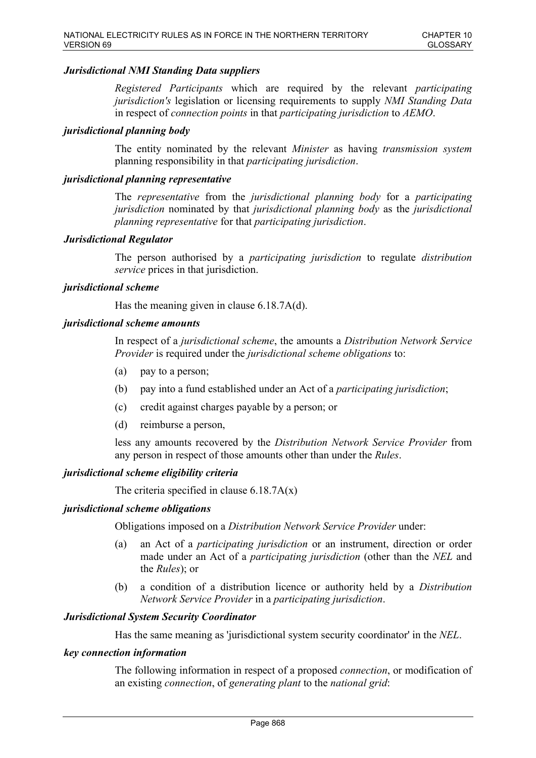***Jurisdictional NMI Standing Data suppliers***

*Registered Participants* which are required by the relevant *participating jurisdiction's* legislation or licensing requirements to supply *NMI Standing Data* in respect of *connection points* in that *participating jurisdiction* to *AEMO*.

***jurisdictional planning body***

The entity nominated by the relevant *Minister* as having *transmission system* planning responsibility in that *participating jurisdiction*.

***jurisdictional planning representative***

The *representative* from the *jurisdictional planning body* for a *participating jurisdiction* nominated by that *jurisdictional planning body* as the *jurisdictional planning representative* for that *participating jurisdiction*.

***Jurisdictional Regulator***

The person authorised by a *participating jurisdiction* to regulate *distribution service* prices in that jurisdiction.

***jurisdictional scheme***

Has the meaning given in clause 6.18.7A(d).

***jurisdictional scheme amounts***

In respect of a *jurisdictional scheme*, the amounts a *Distribution Network Service Provider* is required under the *jurisdictional scheme obligations* to:

(a) pay to a person;

(b) pay into a fund established under an Act of a *participating jurisdiction*;

(c) credit against charges payable by a person; or

(d) reimburse a person,

less any amounts recovered by the *Distribution Network Service Provider* from any person in respect of those amounts other than under the *Rules*.

***jurisdictional scheme eligibility criteria***

The criteria specified in clause 6.18.7A(x)

***jurisdictional scheme obligations***

Obligations imposed on a *Distribution Network Service Provider* under:

(a) an Act of a *participating jurisdiction* or an instrument, direction or order made under an Act of a *participating jurisdiction* (other than the *NEL* and the *Rules*); or

(b) a condition of a distribution licence or authority held by a *Distribution Network Service Provider* in a *participating jurisdiction*.

***Jurisdictional System Security Coordinator***

Has the same meaning as 'jurisdictional system security coordinator' in the *NEL*.

***key connection information***

The following information in respect of a proposed *connection*, or modification of an existing *connection*, of *generating plant* to the *national grid*: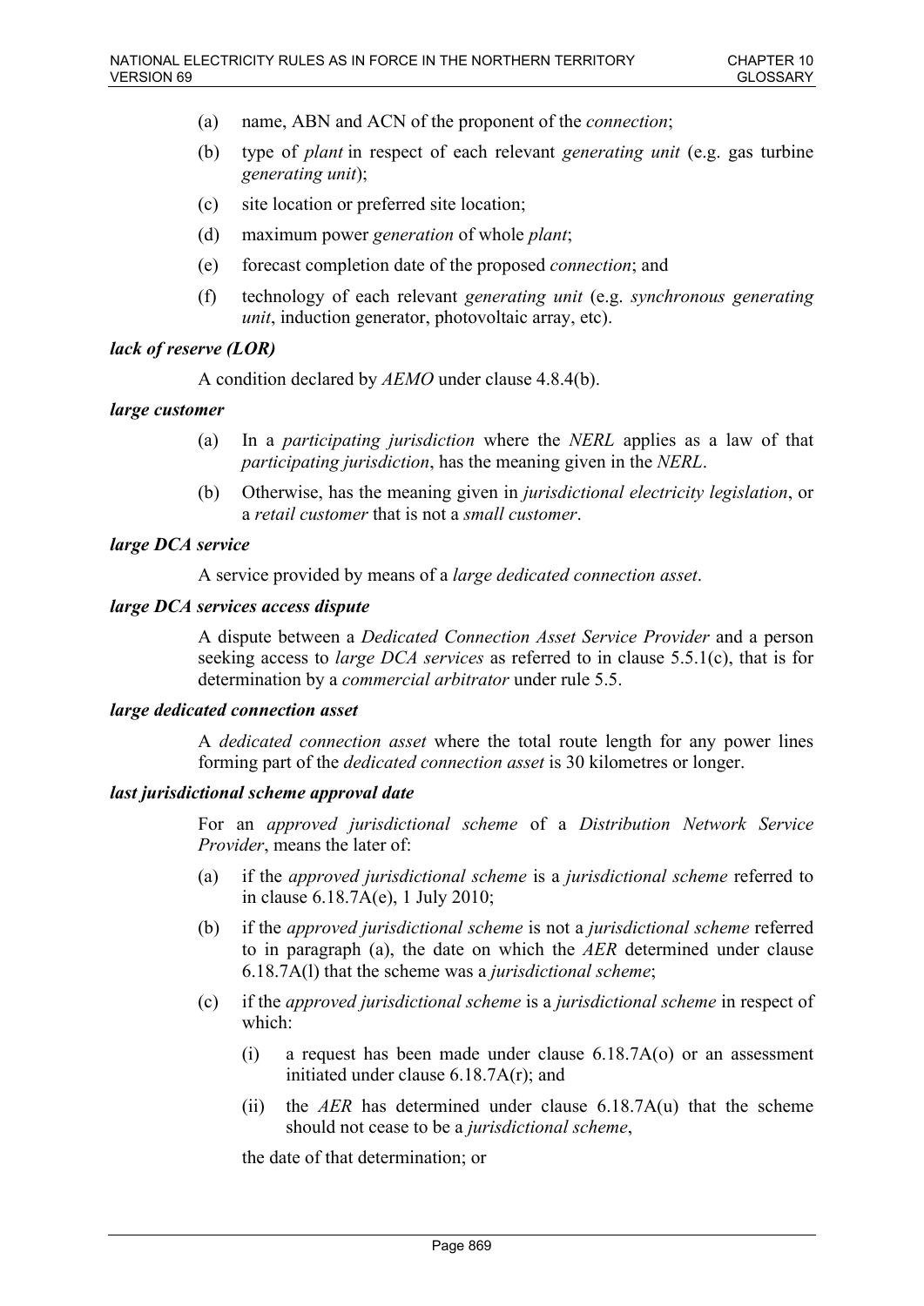(a) name, ABN and ACN of the proponent of the *connection*;

(b) type of *plant* in respect of each relevant *generating unit* (e.g. gas turbine *generating unit*);

(c) site location or preferred site location;

(d) maximum power *generation* of whole *plant*;

(e) forecast completion date of the proposed *connection*; and

(f) technology of each relevant *generating unit* (e.g. *synchronous generating unit*, induction generator, photovoltaic array, etc).

***lack of reserve (LOR)***

A condition declared by *AEMO* under clause 4.8.4(b).

***large customer***

(a) In a *participating jurisdiction* where the *NERL* applies as a law of that *participating jurisdiction*, has the meaning given in the *NERL*.

(b) Otherwise, has the meaning given in *jurisdictional electricity legislation*, or a *retail customer* that is not a *small customer*.

***large DCA service***

A service provided by means of a *large dedicated connection asset*.

***large DCA services access dispute***

A dispute between a *Dedicated Connection Asset Service Provider* and a person seeking access to *large DCA services* as referred to in clause 5.5.1(c), that is for determination by a *commercial arbitrator* under rule 5.5.

***large dedicated connection asset***

A *dedicated connection asset* where the total route length for any power lines forming part of the *dedicated connection asset* is 30 kilometres or longer.

***last jurisdictional scheme approval date***

For an *approved jurisdictional scheme* of a *Distribution Network Service Provider*, means the later of:

(a) if the *approved jurisdictional scheme* is a *jurisdictional scheme* referred to in clause 6.18.7A(e), 1 July 2010;

(b) if the *approved jurisdictional scheme* is not a *jurisdictional scheme* referred to in paragraph (a), the date on which the *AER* determined under clause 6.18.7A(l) that the scheme was a *jurisdictional scheme*;

(c) if the *approved jurisdictional scheme* is a *jurisdictional scheme* in respect of which:

   (i) a request has been made under clause 6.18.7A(o) or an assessment initiated under clause 6.18.7A(r); and

   (ii) the *AER* has determined under clause 6.18.7A(u) that the scheme should not cease to be a *jurisdictional scheme*,

   the date of that determination; or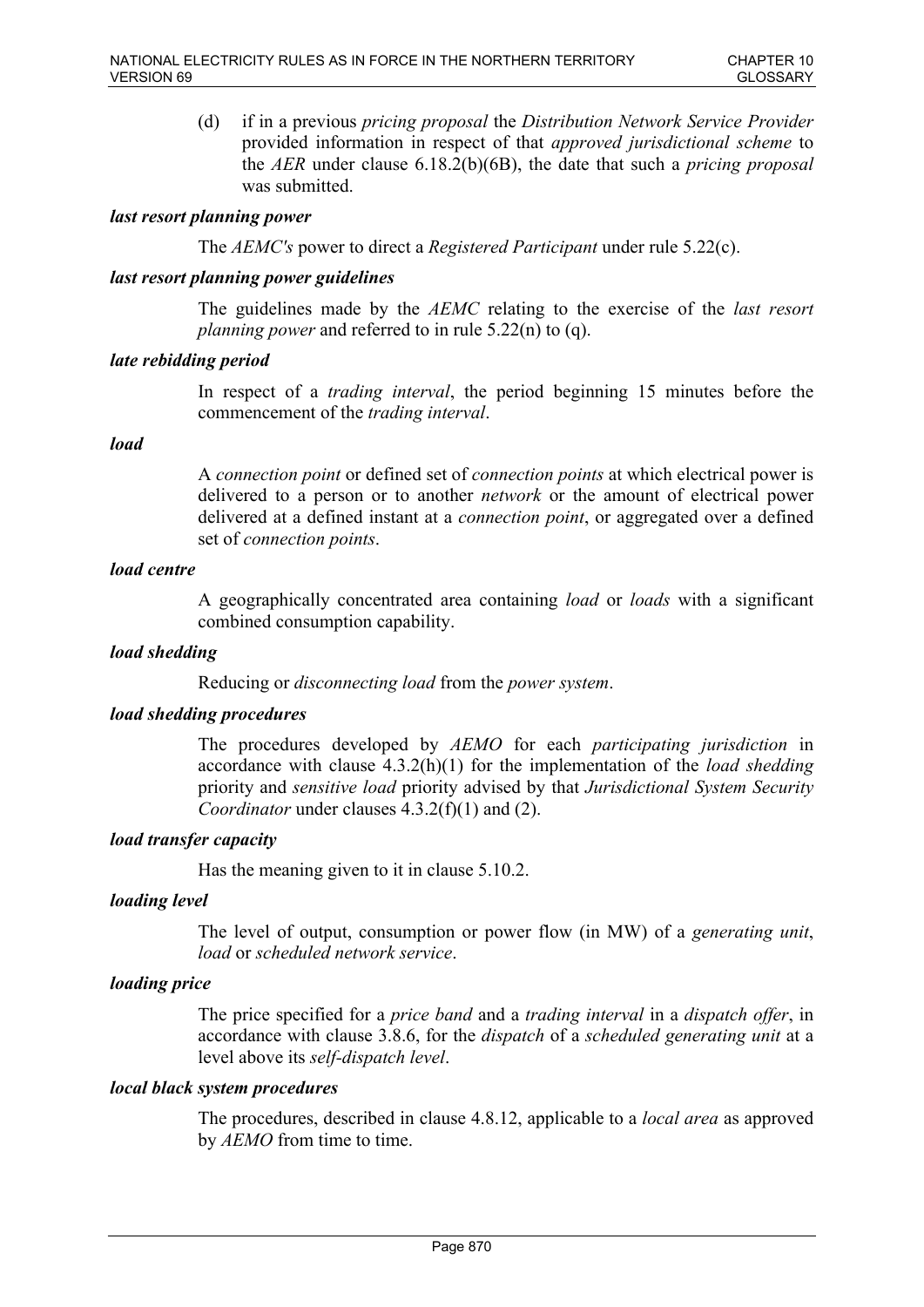(d) if in a previous *pricing proposal* the *Distribution Network Service Provider* provided information in respect of that *approved jurisdictional scheme* to the *AER* under clause 6.18.2(b)(6B), the date that such a *pricing proposal* was submitted.

***last resort planning power***

The *AEMC's* power to direct a *Registered Participant* under rule 5.22(c).

***last resort planning power guidelines***

The guidelines made by the *AEMC* relating to the exercise of the *last resort planning power* and referred to in rule 5.22(n) to (q).

***late rebidding period***

In respect of a *trading interval*, the period beginning 15 minutes before the commencement of the *trading interval*.

***load***

A *connection point* or defined set of *connection points* at which electrical power is delivered to a person or to another *network* or the amount of electrical power delivered at a defined instant at a *connection point*, or aggregated over a defined set of *connection points*.

***load centre***

A geographically concentrated area containing *load* or *loads* with a significant combined consumption capability.

***load shedding***

Reducing or *disconnecting load* from the *power system*.

***load shedding procedures***

The procedures developed by *AEMO* for each *participating jurisdiction* in accordance with clause 4.3.2(h)(1) for the implementation of the *load shedding* priority and *sensitive load* priority advised by that *Jurisdictional System Security Coordinator* under clauses 4.3.2(f)(1) and (2).

***load transfer capacity***

Has the meaning given to it in clause 5.10.2.

***loading level***

The level of output, consumption or power flow (in MW) of a *generating unit*, *load* or *scheduled network service*.

***loading price***

The price specified for a *price band* and a *trading interval* in a *dispatch offer*, in accordance with clause 3.8.6, for the *dispatch* of a *scheduled generating unit* at a level above its *self-dispatch level*.

***local black system procedures***

The procedures, described in clause 4.8.12, applicable to a *local area* as approved by *AEMO* from time to time.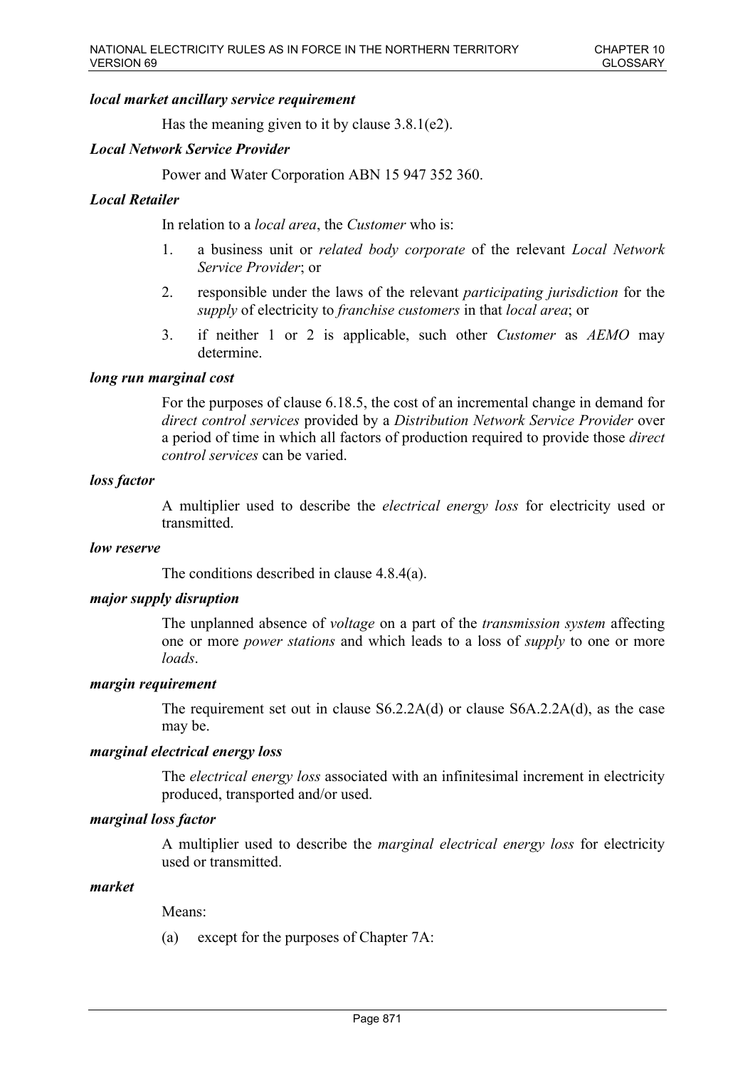***local market ancillary service requirement***

Has the meaning given to it by clause 3.8.1(e2).

***Local Network Service Provider***

Power and Water Corporation ABN 15 947 352 360.

***Local Retailer***

In relation to a *local area*, the *Customer* who is:

1. a business unit or *related body corporate* of the relevant *Local Network Service Provider*; or
2. responsible under the laws of the relevant *participating jurisdiction* for the *supply* of electricity to *franchise customers* in that *local area*; or
3. if neither 1 or 2 is applicable, such other *Customer* as *AEMO* may determine.

***long run marginal cost***

For the purposes of clause 6.18.5, the cost of an incremental change in demand for *direct control services* provided by a *Distribution Network Service Provider* over a period of time in which all factors of production required to provide those *direct control services* can be varied.

***loss factor***

A multiplier used to describe the *electrical energy loss* for electricity used or transmitted.

***low reserve***

The conditions described in clause 4.8.4(a).

***major supply disruption***

The unplanned absence of *voltage* on a part of the *transmission system* affecting one or more *power stations* and which leads to a loss of *supply* to one or more *loads*.

***margin requirement***

The requirement set out in clause S6.2.2A(d) or clause S6A.2.2A(d), as the case may be.

***marginal electrical energy loss***

The *electrical energy loss* associated with an infinitesimal increment in electricity produced, transported and/or used.

***marginal loss factor***

A multiplier used to describe the *marginal electrical energy loss* for electricity used or transmitted.

***market***

Means:

(a) except for the purposes of Chapter 7A: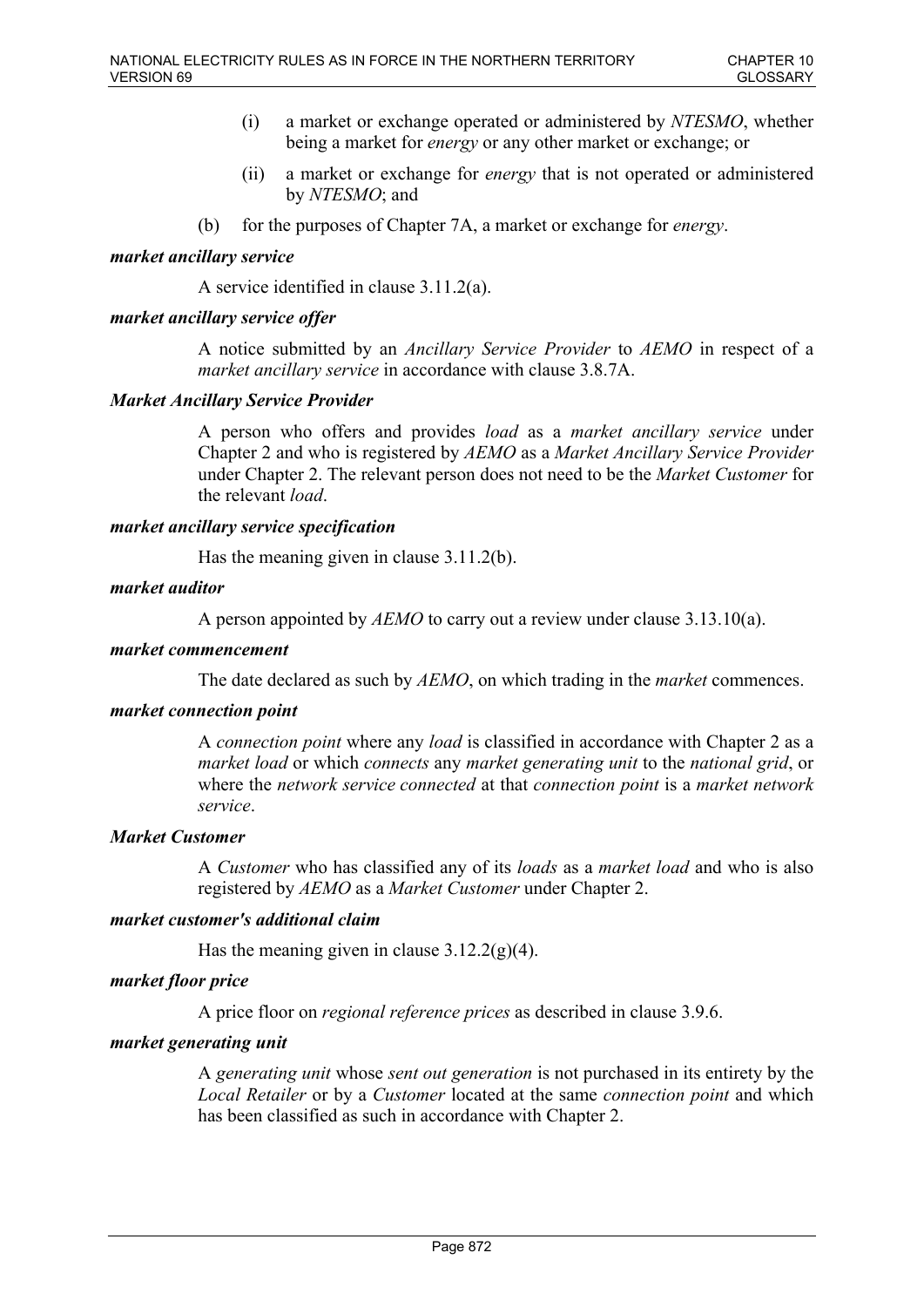(i) a market or exchange operated or administered by *NTESMO*, whether being a market for *energy* or any other market or exchange; or

(ii) a market or exchange for *energy* that is not operated or administered by *NTESMO*; and

(b) for the purposes of Chapter 7A, a market or exchange for *energy*.

***market ancillary service***

A service identified in clause 3.11.2(a).

***market ancillary service offer***

A notice submitted by an *Ancillary Service Provider* to *AEMO* in respect of a *market ancillary service* in accordance with clause 3.8.7A.

***Market Ancillary Service Provider***

A person who offers and provides *load* as a *market ancillary service* under Chapter 2 and who is registered by *AEMO* as a *Market Ancillary Service Provider* under Chapter 2. The relevant person does not need to be the *Market Customer* for the relevant *load*.

***market ancillary service specification***

Has the meaning given in clause 3.11.2(b).

***market auditor***

A person appointed by *AEMO* to carry out a review under clause 3.13.10(a).

***market commencement***

The date declared as such by *AEMO*, on which trading in the *market* commences.

***market connection point***

A *connection point* where any *load* is classified in accordance with Chapter 2 as a *market load* or which *connects* any *market generating unit* to the *national grid*, or where the *network service connected* at that *connection point* is a *market network service*.

***Market Customer***

A *Customer* who has classified any of its *loads* as a *market load* and who is also registered by *AEMO* as a *Market Customer* under Chapter 2.

***market customer's additional claim***

Has the meaning given in clause 3.12.2(g)(4).

***market floor price***

A price floor on *regional reference prices* as described in clause 3.9.6.

***market generating unit***

A *generating unit* whose *sent out generation* is not purchased in its entirety by the *Local Retailer* or by a *Customer* located at the same *connection point* and which has been classified as such in accordance with Chapter 2.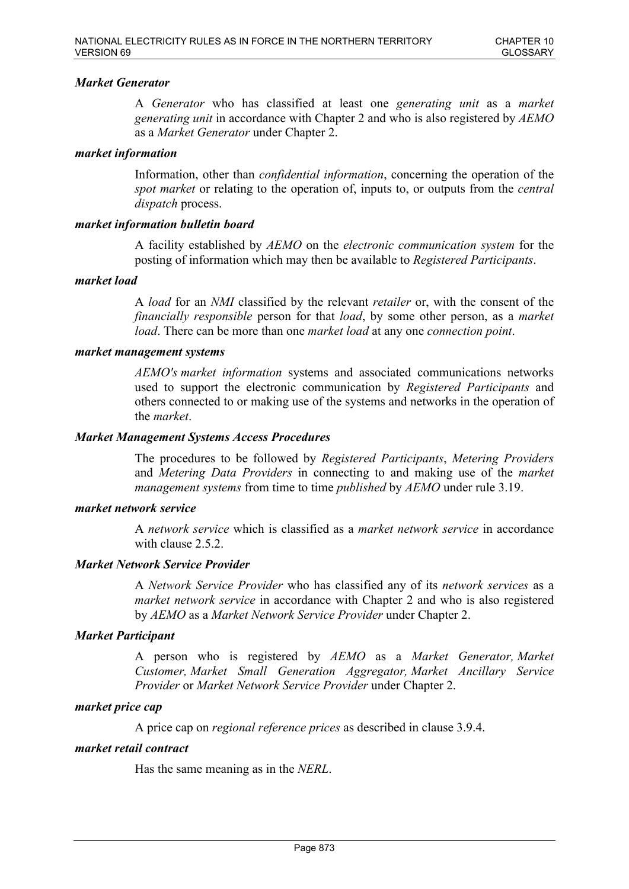***Market Generator***

A *Generator* who has classified at least one *generating unit* as a *market generating unit* in accordance with Chapter 2 and who is also registered by *AEMO* as a *Market Generator* under Chapter 2.

***market information***

Information, other than *confidential information*, concerning the operation of the *spot market* or relating to the operation of, inputs to, or outputs from the *central dispatch* process.

***market information bulletin board***

A facility established by *AEMO* on the *electronic communication system* for the posting of information which may then be available to *Registered Participants*.

***market load***

A *load* for an *NMI* classified by the relevant *retailer* or, with the consent of the *financially responsible* person for that *load*, by some other person, as a *market load*. There can be more than one *market load* at any one *connection point*.

***market management systems***

*AEMO's market information* systems and associated communications networks used to support the electronic communication by *Registered Participants* and others connected to or making use of the systems and networks in the operation of the *market*.

***Market Management Systems Access Procedures***

The procedures to be followed by *Registered Participants*, *Metering Providers* and *Metering Data Providers* in connecting to and making use of the *market management systems* from time to time *published* by *AEMO* under rule 3.19.

***market network service***

A *network service* which is classified as a *market network service* in accordance with clause 2.5.2.

***Market Network Service Provider***

A *Network Service Provider* who has classified any of its *network services* as a *market network service* in accordance with Chapter 2 and who is also registered by *AEMO* as a *Market Network Service Provider* under Chapter 2.

***Market Participant***

A person who is registered by *AEMO* as a *Market Generator, Market Customer, Market Small Generation Aggregator, Market Ancillary Service Provider* or *Market Network Service Provider* under Chapter 2.

***market price cap***

A price cap on *regional reference prices* as described in clause 3.9.4.

***market retail contract***

Has the same meaning as in the *NERL*.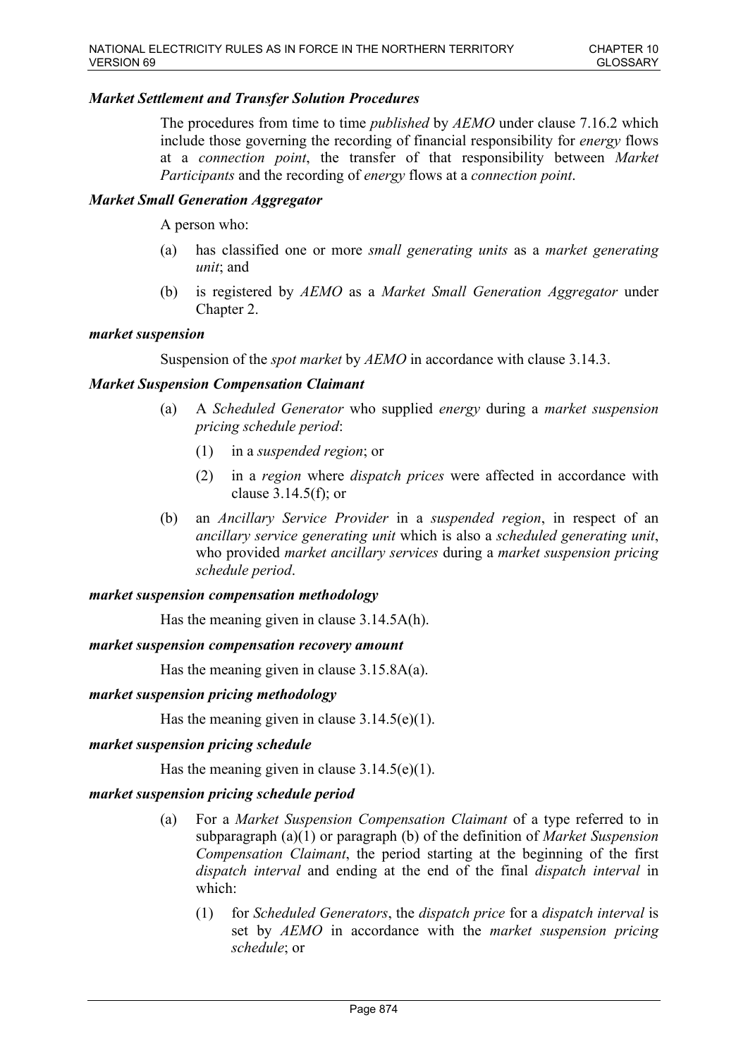***Market Settlement and Transfer Solution Procedures***

The procedures from time to time *published* by *AEMO* under clause 7.16.2 which include those governing the recording of financial responsibility for *energy* flows at a *connection point*, the transfer of that responsibility between *Market Participants* and the recording of *energy* flows at a *connection point*.

***Market Small Generation Aggregator***

A person who:

(a) has classified one or more *small generating units* as a *market generating unit*; and

(b) is registered by *AEMO* as a *Market Small Generation Aggregator* under Chapter 2.

***market suspension***

Suspension of the *spot market* by *AEMO* in accordance with clause 3.14.3.

***Market Suspension Compensation Claimant***

(a) A *Scheduled Generator* who supplied *energy* during a *market suspension pricing schedule period*:

  (1) in a *suspended region*; or

  (2) in a *region* where *dispatch prices* were affected in accordance with clause 3.14.5(f); or

(b) an *Ancillary Service Provider* in a *suspended region*, in respect of an *ancillary service generating unit* which is also a *scheduled generating unit*, who provided *market ancillary services* during a *market suspension pricing schedule period*.

***market suspension compensation methodology***

Has the meaning given in clause 3.14.5A(h).

***market suspension compensation recovery amount***

Has the meaning given in clause 3.15.8A(a).

***market suspension pricing methodology***

Has the meaning given in clause 3.14.5(e)(1).

***market suspension pricing schedule***

Has the meaning given in clause 3.14.5(e)(1).

***market suspension pricing schedule period***

(a) For a *Market Suspension Compensation Claimant* of a type referred to in subparagraph (a)(1) or paragraph (b) of the definition of *Market Suspension Compensation Claimant*, the period starting at the beginning of the first *dispatch interval* and ending at the end of the final *dispatch interval* in which:

  (1) for *Scheduled Generators*, the *dispatch price* for a *dispatch interval* is set by *AEMO* in accordance with the *market suspension pricing schedule*; or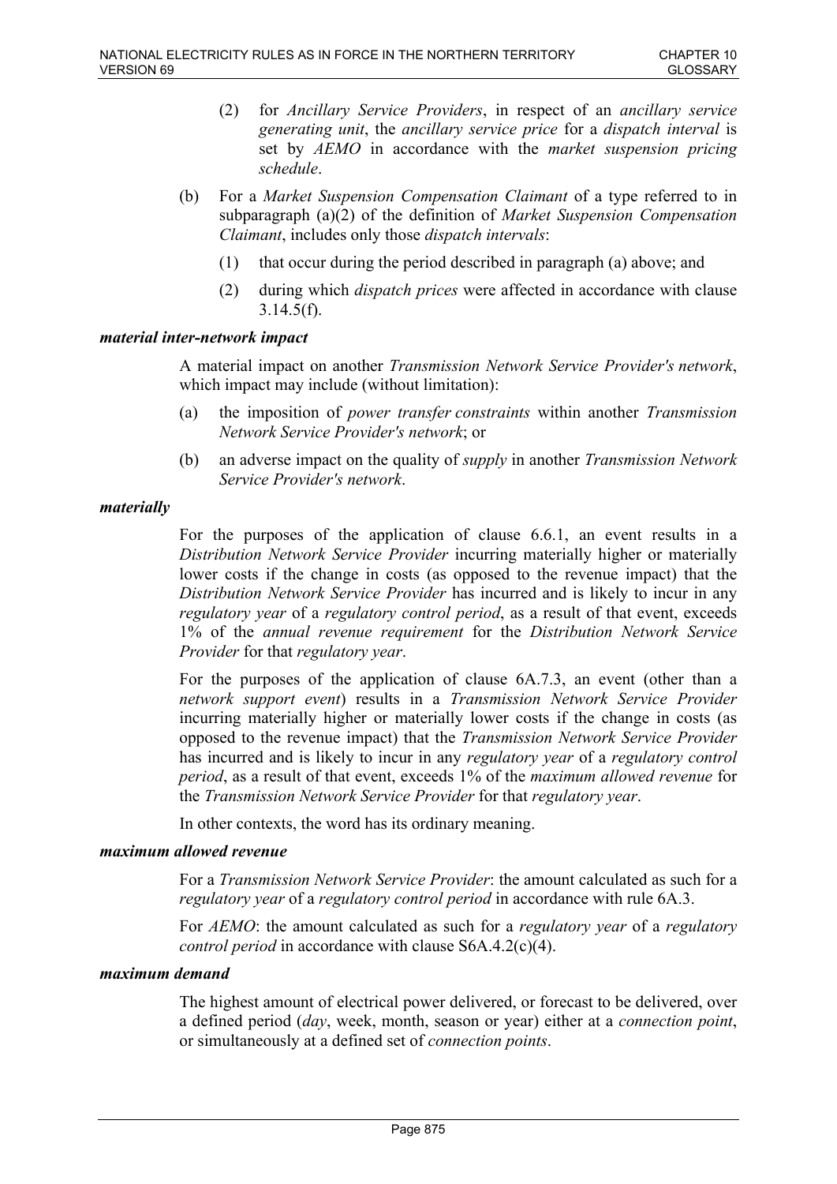(2) for *Ancillary Service Providers*, in respect of an *ancillary service generating unit*, the *ancillary service price* for a *dispatch interval* is set by *AEMO* in accordance with the *market suspension pricing schedule*.

(b) For a *Market Suspension Compensation Claimant* of a type referred to in subparagraph (a)(2) of the definition of *Market Suspension Compensation Claimant*, includes only those *dispatch intervals*:

(1) that occur during the period described in paragraph (a) above; and

(2) during which *dispatch prices* were affected in accordance with clause 3.14.5(f).

***material inter-network impact***

A material impact on another *Transmission Network Service Provider's network*, which impact may include (without limitation):

(a) the imposition of *power transfer constraints* within another *Transmission Network Service Provider's network*; or

(b) an adverse impact on the quality of *supply* in another *Transmission Network Service Provider's network*.

***materially***

For the purposes of the application of clause 6.6.1, an event results in a *Distribution Network Service Provider* incurring materially higher or materially lower costs if the change in costs (as opposed to the revenue impact) that the *Distribution Network Service Provider* has incurred and is likely to incur in any *regulatory year* of a *regulatory control period*, as a result of that event, exceeds 1% of the *annual revenue requirement* for the *Distribution Network Service Provider* for that *regulatory year*.

For the purposes of the application of clause 6A.7.3, an event (other than a *network support event*) results in a *Transmission Network Service Provider* incurring materially higher or materially lower costs if the change in costs (as opposed to the revenue impact) that the *Transmission Network Service Provider* has incurred and is likely to incur in any *regulatory year* of a *regulatory control period*, as a result of that event, exceeds 1% of the *maximum allowed revenue* for the *Transmission Network Service Provider* for that *regulatory year*.

In other contexts, the word has its ordinary meaning.

***maximum allowed revenue***

For a *Transmission Network Service Provider*: the amount calculated as such for a *regulatory year* of a *regulatory control period* in accordance with rule 6A.3.

For *AEMO*: the amount calculated as such for a *regulatory year* of a *regulatory control period* in accordance with clause S6A.4.2(c)(4).

***maximum demand***

The highest amount of electrical power delivered, or forecast to be delivered, over a defined period (*day*, week, month, season or year) either at a *connection point*, or simultaneously at a defined set of *connection points*.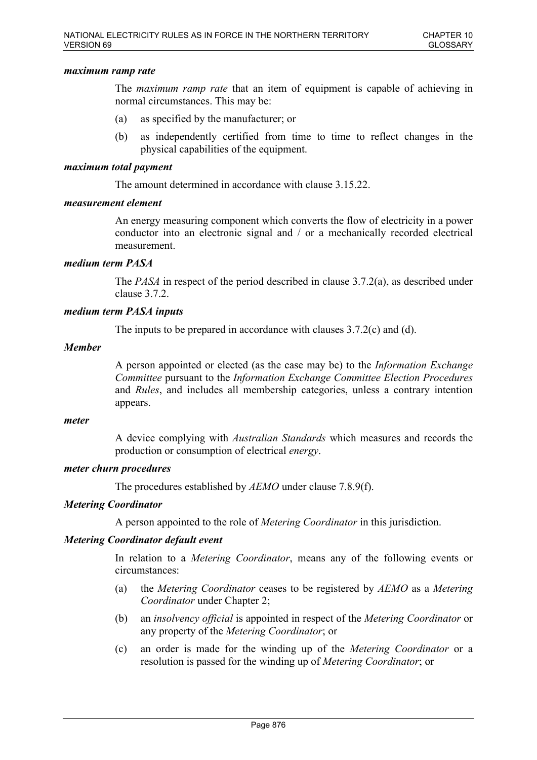***maximum ramp rate***

The *maximum ramp rate* that an item of equipment is capable of achieving in normal circumstances. This may be:

(a) as specified by the manufacturer; or

(b) as independently certified from time to time to reflect changes in the physical capabilities of the equipment.

***maximum total payment***

The amount determined in accordance with clause 3.15.22.

***measurement element***

An energy measuring component which converts the flow of electricity in a power conductor into an electronic signal and / or a mechanically recorded electrical measurement.

***medium term PASA***

The *PASA* in respect of the period described in clause 3.7.2(a), as described under clause 3.7.2.

***medium term PASA inputs***

The inputs to be prepared in accordance with clauses 3.7.2(c) and (d).

***Member***

A person appointed or elected (as the case may be) to the *Information Exchange Committee* pursuant to the *Information Exchange Committee Election Procedures* and *Rules*, and includes all membership categories, unless a contrary intention appears.

***meter***

A device complying with *Australian Standards* which measures and records the production or consumption of electrical *energy*.

***meter churn procedures***

The procedures established by *AEMO* under clause 7.8.9(f).

***Metering Coordinator***

A person appointed to the role of *Metering Coordinator* in this jurisdiction.

***Metering Coordinator default event***

In relation to a *Metering Coordinator*, means any of the following events or circumstances:

(a) the *Metering Coordinator* ceases to be registered by *AEMO* as a *Metering Coordinator* under Chapter 2;

(b) an *insolvency official* is appointed in respect of the *Metering Coordinator* or any property of the *Metering Coordinator*; or

(c) an order is made for the winding up of the *Metering Coordinator* or a resolution is passed for the winding up of *Metering Coordinator*; or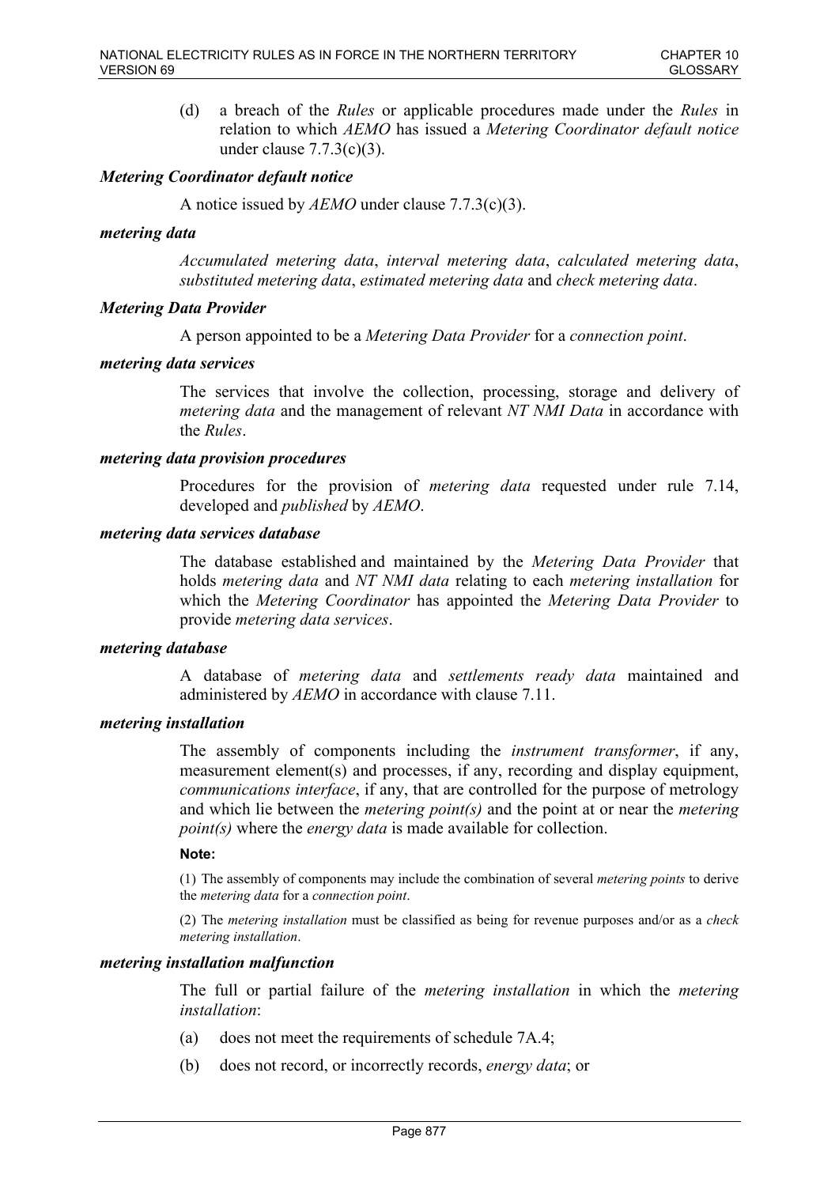(d) a breach of the *Rules* or applicable procedures made under the *Rules* in relation to which *AEMO* has issued a *Metering Coordinator default notice* under clause 7.7.3(c)(3).

***Metering Coordinator default notice***

A notice issued by *AEMO* under clause 7.7.3(c)(3).

***metering data***

*Accumulated metering data*, *interval metering data*, *calculated metering data*, *substituted metering data*, *estimated metering data* and *check metering data*.

***Metering Data Provider***

A person appointed to be a *Metering Data Provider* for a *connection point*.

***metering data services***

The services that involve the collection, processing, storage and delivery of *metering data* and the management of relevant *NT NMI Data* in accordance with the *Rules*.

***metering data provision procedures***

Procedures for the provision of *metering data* requested under rule 7.14, developed and *published* by *AEMO*.

***metering data services database***

The database established and maintained by the *Metering Data Provider* that holds *metering data* and *NT NMI data* relating to each *metering installation* for which the *Metering Coordinator* has appointed the *Metering Data Provider* to provide *metering data services*.

***metering database***

A database of *metering data* and *settlements ready data* maintained and administered by *AEMO* in accordance with clause 7.11.

***metering installation***

The assembly of components including the *instrument transformer*, if any, measurement element(s) and processes, if any, recording and display equipment, *communications interface*, if any, that are controlled for the purpose of metrology and which lie between the *metering point(s)* and the point at or near the *metering point(s)* where the *energy data* is made available for collection.

**Note:**

(1) The assembly of components may include the combination of several *metering points* to derive the *metering data* for a *connection point*.

(2) The *metering installation* must be classified as being for revenue purposes and/or as a *check metering installation*.

***metering installation malfunction***

The full or partial failure of the *metering installation* in which the *metering installation*:

(a) does not meet the requirements of schedule 7A.4;

(b) does not record, or incorrectly records, *energy data*; or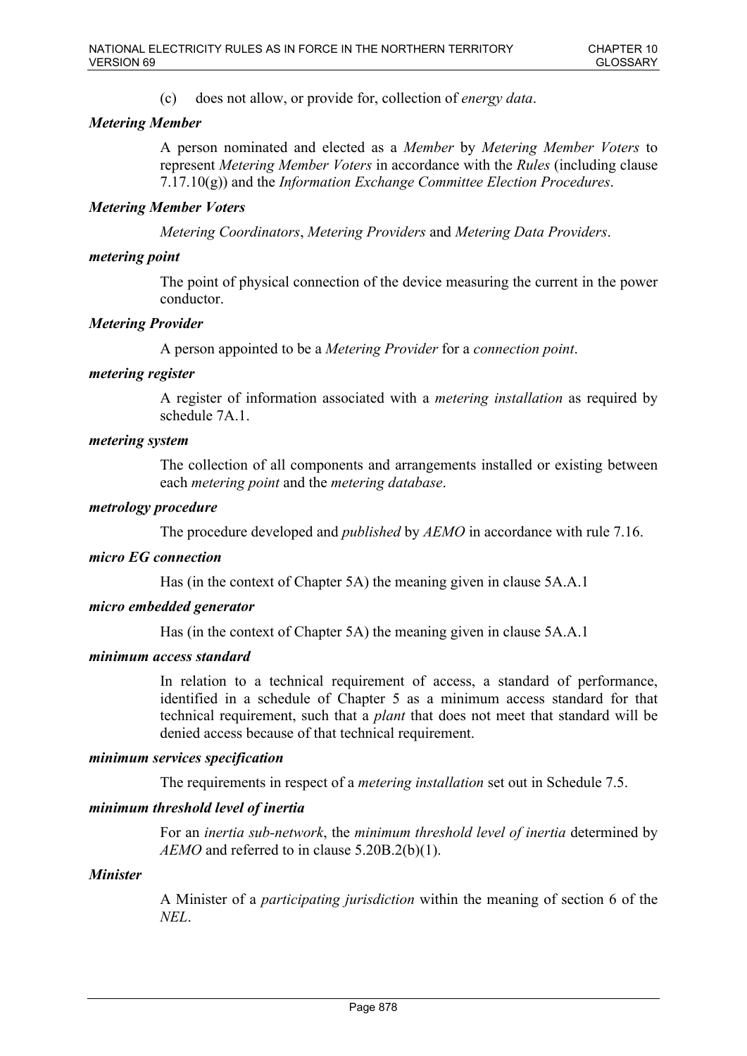(c) does not allow, or provide for, collection of *energy data*.

***Metering Member***

A person nominated and elected as a *Member* by *Metering Member Voters* to represent *Metering Member Voters* in accordance with the *Rules* (including clause 7.17.10(g)) and the *Information Exchange Committee Election Procedures*.

***Metering Member Voters***

*Metering Coordinators*, *Metering Providers* and *Metering Data Providers*.

***metering point***

The point of physical connection of the device measuring the current in the power conductor.

***Metering Provider***

A person appointed to be a *Metering Provider* for a *connection point*.

***metering register***

A register of information associated with a *metering installation* as required by schedule 7A.1.

***metering system***

The collection of all components and arrangements installed or existing between each *metering point* and the *metering database*.

***metrology procedure***

The procedure developed and *published* by *AEMO* in accordance with rule 7.16.

***micro EG connection***

Has (in the context of Chapter 5A) the meaning given in clause 5A.A.1

***micro embedded generator***

Has (in the context of Chapter 5A) the meaning given in clause 5A.A.1

***minimum access standard***

In relation to a technical requirement of access, a standard of performance, identified in a schedule of Chapter 5 as a minimum access standard for that technical requirement, such that a *plant* that does not meet that standard will be denied access because of that technical requirement.

***minimum services specification***

The requirements in respect of a *metering installation* set out in Schedule 7.5.

***minimum threshold level of inertia***

For an *inertia sub-network*, the *minimum threshold level of inertia* determined by *AEMO* and referred to in clause 5.20B.2(b)(1).

***Minister***

A Minister of a *participating jurisdiction* within the meaning of section 6 of the *NEL*.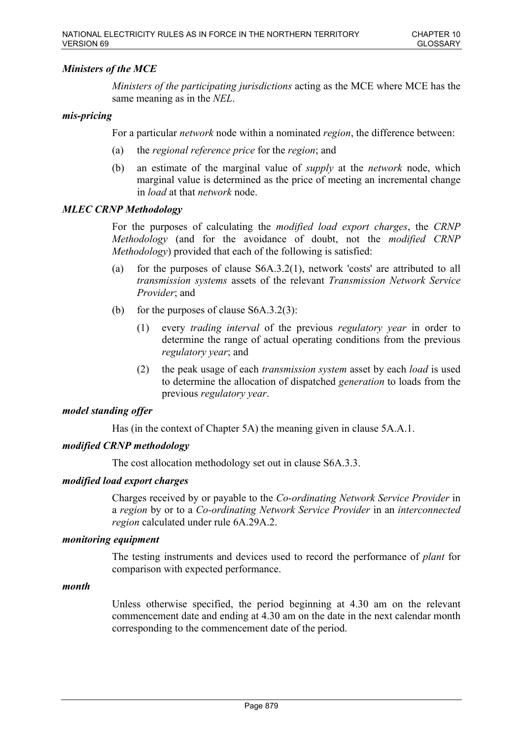***Ministers of the MCE***

*Ministers of the participating jurisdictions* acting as the MCE where MCE has the same meaning as in the *NEL*.

***mis-pricing***

For a particular *network* node within a nominated *region*, the difference between:

(a) the *regional reference price* for the *region*; and

(b) an estimate of the marginal value of *supply* at the *network* node, which marginal value is determined as the price of meeting an incremental change in *load* at that *network* node.

***MLEC CRNP Methodology***

For the purposes of calculating the *modified load export charges*, the *CRNP Methodology* (and for the avoidance of doubt, not the *modified CRNP Methodology*) provided that each of the following is satisfied:

(a) for the purposes of clause S6A.3.2(1), network 'costs' are attributed to all *transmission systems* assets of the relevant *Transmission Network Service Provider*; and

(b) for the purposes of clause S6A.3.2(3):

(1) every *trading interval* of the previous *regulatory year* in order to determine the range of actual operating conditions from the previous *regulatory year*; and

(2) the peak usage of each *transmission system* asset by each *load* is used to determine the allocation of dispatched *generation* to loads from the previous *regulatory year*.

***model standing offer***

Has (in the context of Chapter 5A) the meaning given in clause 5A.A.1.

***modified CRNP methodology***

The cost allocation methodology set out in clause S6A.3.3.

***modified load export charges***

Charges received by or payable to the *Co-ordinating Network Service Provider* in a *region* by or to a *Co-ordinating Network Service Provider* in an *interconnected region* calculated under rule 6A.29A.2.

***monitoring equipment***

The testing instruments and devices used to record the performance of *plant* for comparison with expected performance.

***month***

Unless otherwise specified, the period beginning at 4.30 am on the relevant commencement date and ending at 4.30 am on the date in the next calendar month corresponding to the commencement date of the period.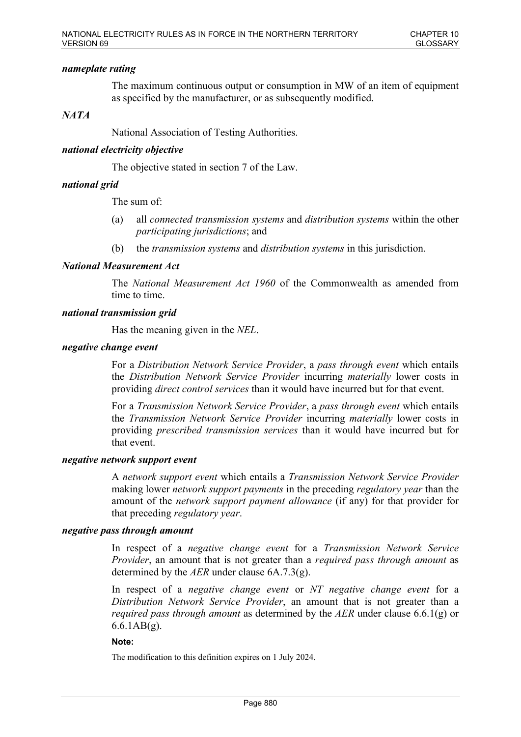***nameplate rating***

The maximum continuous output or consumption in MW of an item of equipment as specified by the manufacturer, or as subsequently modified.

***NATA***

National Association of Testing Authorities.

***national electricity objective***

The objective stated in section 7 of the Law.

***national grid***

The sum of:

(a) all *connected transmission systems* and *distribution systems* within the other *participating jurisdictions*; and

(b) the *transmission systems* and *distribution systems* in this jurisdiction.

***National Measurement Act***

The *National Measurement Act 1960* of the Commonwealth as amended from time to time.

***national transmission grid***

Has the meaning given in the *NEL*.

***negative change event***

For a *Distribution Network Service Provider*, a *pass through event* which entails the *Distribution Network Service Provider* incurring *materially* lower costs in providing *direct control services* than it would have incurred but for that event.

For a *Transmission Network Service Provider*, a *pass through event* which entails the *Transmission Network Service Provider* incurring *materially* lower costs in providing *prescribed transmission services* than it would have incurred but for that event.

***negative network support event***

A *network support event* which entails a *Transmission Network Service Provider* making lower *network support payments* in the preceding *regulatory year* than the amount of the *network support payment allowance* (if any) for that provider for that preceding *regulatory year*.

***negative pass through amount***

In respect of a *negative change event* for a *Transmission Network Service Provider*, an amount that is not greater than a *required pass through amount* as determined by the *AER* under clause 6A.7.3(g).

In respect of a *negative change event* or *NT negative change event* for a *Distribution Network Service Provider*, an amount that is not greater than a *required pass through amount* as determined by the *AER* under clause 6.6.1(g) or 6.6.1AB(g).

**Note:**

The modification to this definition expires on 1 July 2024.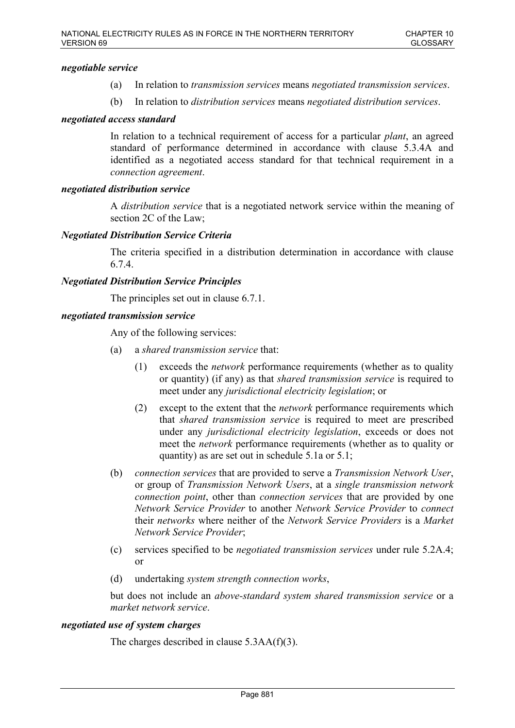***negotiable service***

(a) In relation to *transmission services* means *negotiated transmission services*.

(b) In relation to *distribution services* means *negotiated distribution services*.

***negotiated access standard***

In relation to a technical requirement of access for a particular *plant*, an agreed standard of performance determined in accordance with clause 5.3.4A and identified as a negotiated access standard for that technical requirement in a *connection agreement*.

***negotiated distribution service***

A *distribution service* that is a negotiated network service within the meaning of section 2C of the Law;

***Negotiated Distribution Service Criteria***

The criteria specified in a distribution determination in accordance with clause 6.7.4.

***Negotiated Distribution Service Principles***

The principles set out in clause 6.7.1.

***negotiated transmission service***

Any of the following services:

(a) a *shared transmission service* that:

(1) exceeds the *network* performance requirements (whether as to quality or quantity) (if any) as that *shared transmission service* is required to meet under any *jurisdictional electricity legislation*; or

(2) except to the extent that the *network* performance requirements which that *shared transmission service* is required to meet are prescribed under any *jurisdictional electricity legislation*, exceeds or does not meet the *network* performance requirements (whether as to quality or quantity) as are set out in schedule 5.1a or 5.1;

(b) *connection services* that are provided to serve a *Transmission Network User*, or group of *Transmission Network Users*, at a *single transmission network connection point*, other than *connection services* that are provided by one *Network Service Provider* to another *Network Service Provider* to *connect* their *networks* where neither of the *Network Service Providers* is a *Market Network Service Provider*;

(c) services specified to be *negotiated transmission services* under rule 5.2A.4; or

(d) undertaking *system strength connection works*,

but does not include an *above-standard system shared transmission service* or a *market network service*.

***negotiated use of system charges***

The charges described in clause 5.3AA(f)(3).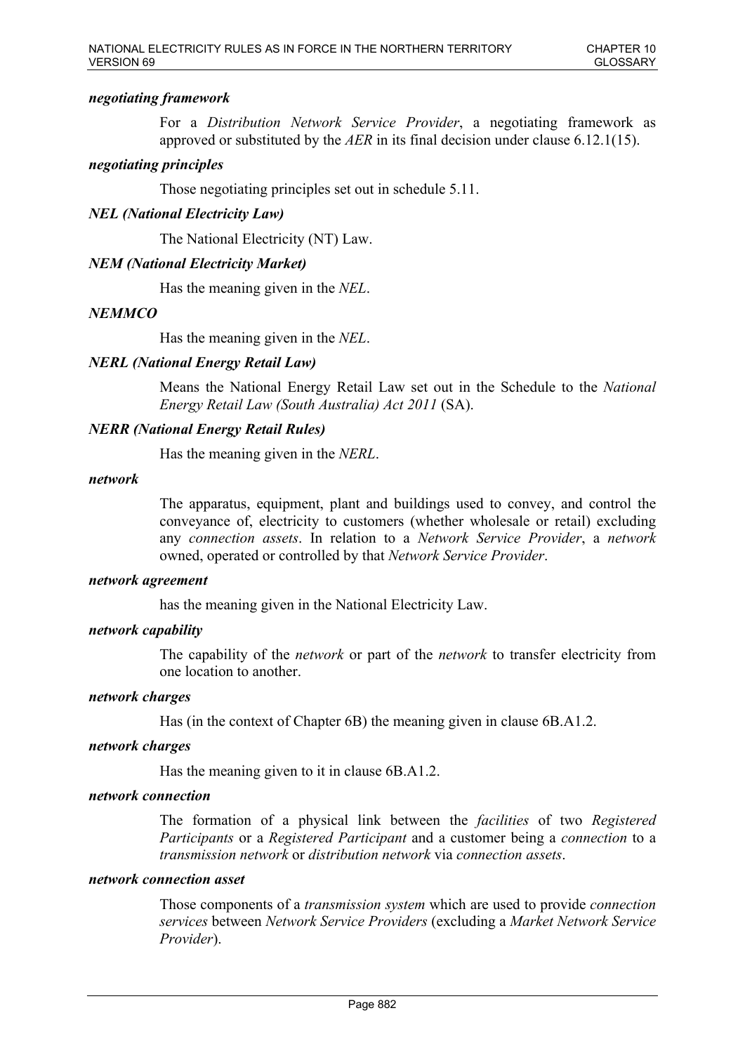***negotiating framework***

For a *Distribution Network Service Provider*, a negotiating framework as approved or substituted by the *AER* in its final decision under clause 6.12.1(15).

***negotiating principles***

Those negotiating principles set out in schedule 5.11.

***NEL (National Electricity Law)***

The National Electricity (NT) Law.

***NEM (National Electricity Market)***

Has the meaning given in the *NEL*.

***NEMMCO***

Has the meaning given in the *NEL*.

***NERL (National Energy Retail Law)***

Means the National Energy Retail Law set out in the Schedule to the *National Energy Retail Law (South Australia) Act 2011* (SA).

***NERR (National Energy Retail Rules)***

Has the meaning given in the *NERL*.

***network***

The apparatus, equipment, plant and buildings used to convey, and control the conveyance of, electricity to customers (whether wholesale or retail) excluding any *connection assets*. In relation to a *Network Service Provider*, a *network* owned, operated or controlled by that *Network Service Provider*.

***network agreement***

has the meaning given in the National Electricity Law.

***network capability***

The capability of the *network* or part of the *network* to transfer electricity from one location to another.

***network charges***

Has (in the context of Chapter 6B) the meaning given in clause 6B.A1.2.

***network charges***

Has the meaning given to it in clause 6B.A1.2.

***network connection***

The formation of a physical link between the *facilities* of two *Registered Participants* or a *Registered Participant* and a customer being a *connection* to a *transmission network* or *distribution network* via *connection assets*.

***network connection asset***

Those components of a *transmission system* which are used to provide *connection services* between *Network Service Providers* (excluding a *Market Network Service Provider*).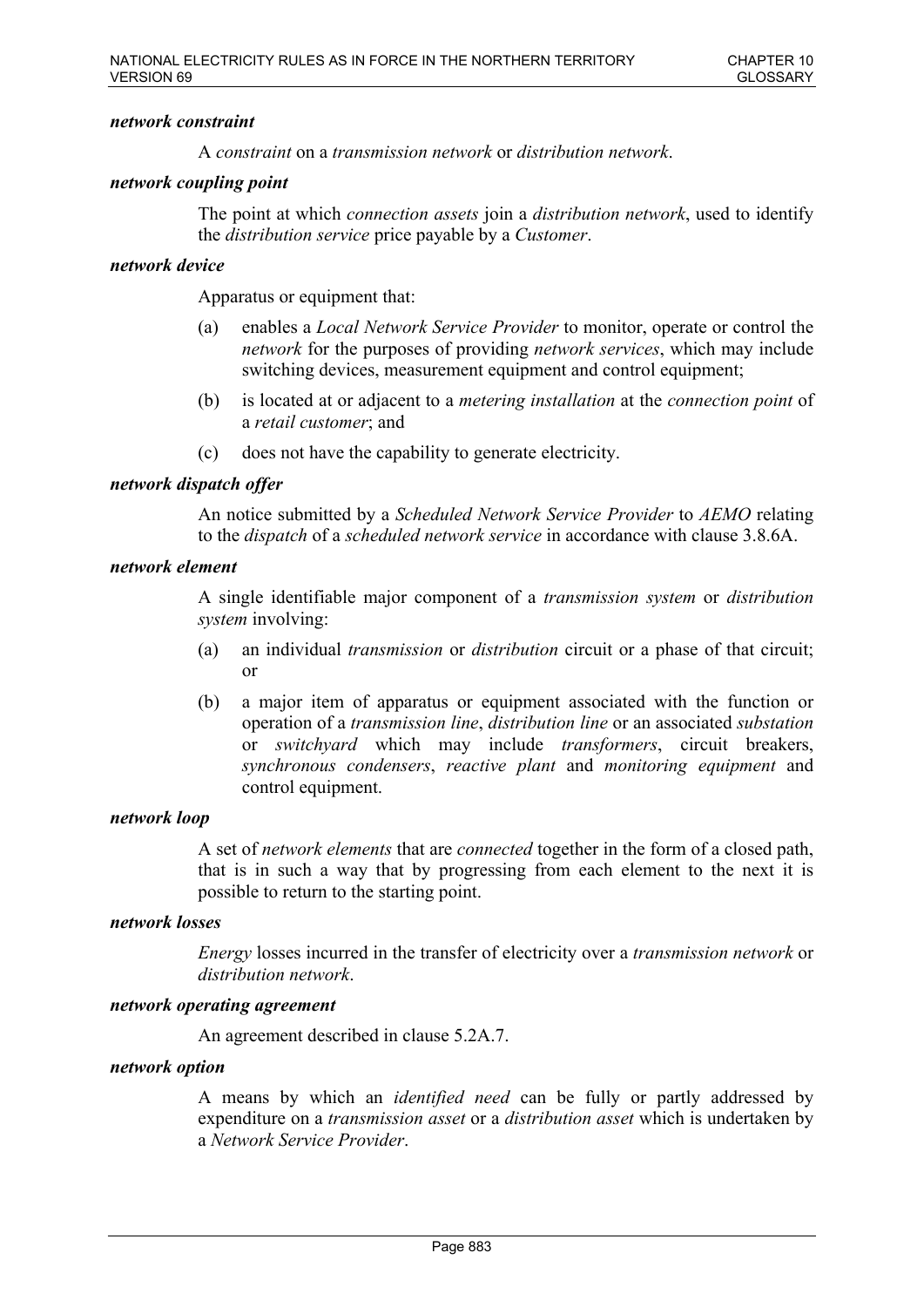***network constraint***

A *constraint* on a *transmission network* or *distribution network*.

***network coupling point***

The point at which *connection assets* join a *distribution network*, used to identify the *distribution service* price payable by a *Customer*.

***network device***

Apparatus or equipment that:

(a) enables a *Local Network Service Provider* to monitor, operate or control the *network* for the purposes of providing *network services*, which may include switching devices, measurement equipment and control equipment;

(b) is located at or adjacent to a *metering installation* at the *connection point* of a *retail customer*; and

(c) does not have the capability to generate electricity.

***network dispatch offer***

An notice submitted by a *Scheduled Network Service Provider* to *AEMO* relating to the *dispatch* of a *scheduled network service* in accordance with clause 3.8.6A.

***network element***

A single identifiable major component of a *transmission system* or *distribution system* involving:

(a) an individual *transmission* or *distribution* circuit or a phase of that circuit; or

(b) a major item of apparatus or equipment associated with the function or operation of a *transmission line*, *distribution line* or an associated *substation* or *switchyard* which may include *transformers*, circuit breakers, *synchronous condensers*, *reactive plant* and *monitoring equipment* and control equipment.

***network loop***

A set of *network elements* that are *connected* together in the form of a closed path, that is in such a way that by progressing from each element to the next it is possible to return to the starting point.

***network losses***

*Energy* losses incurred in the transfer of electricity over a *transmission network* or *distribution network*.

***network operating agreement***

An agreement described in clause 5.2A.7.

***network option***

A means by which an *identified need* can be fully or partly addressed by expenditure on a *transmission asset* or a *distribution asset* which is undertaken by a *Network Service Provider*.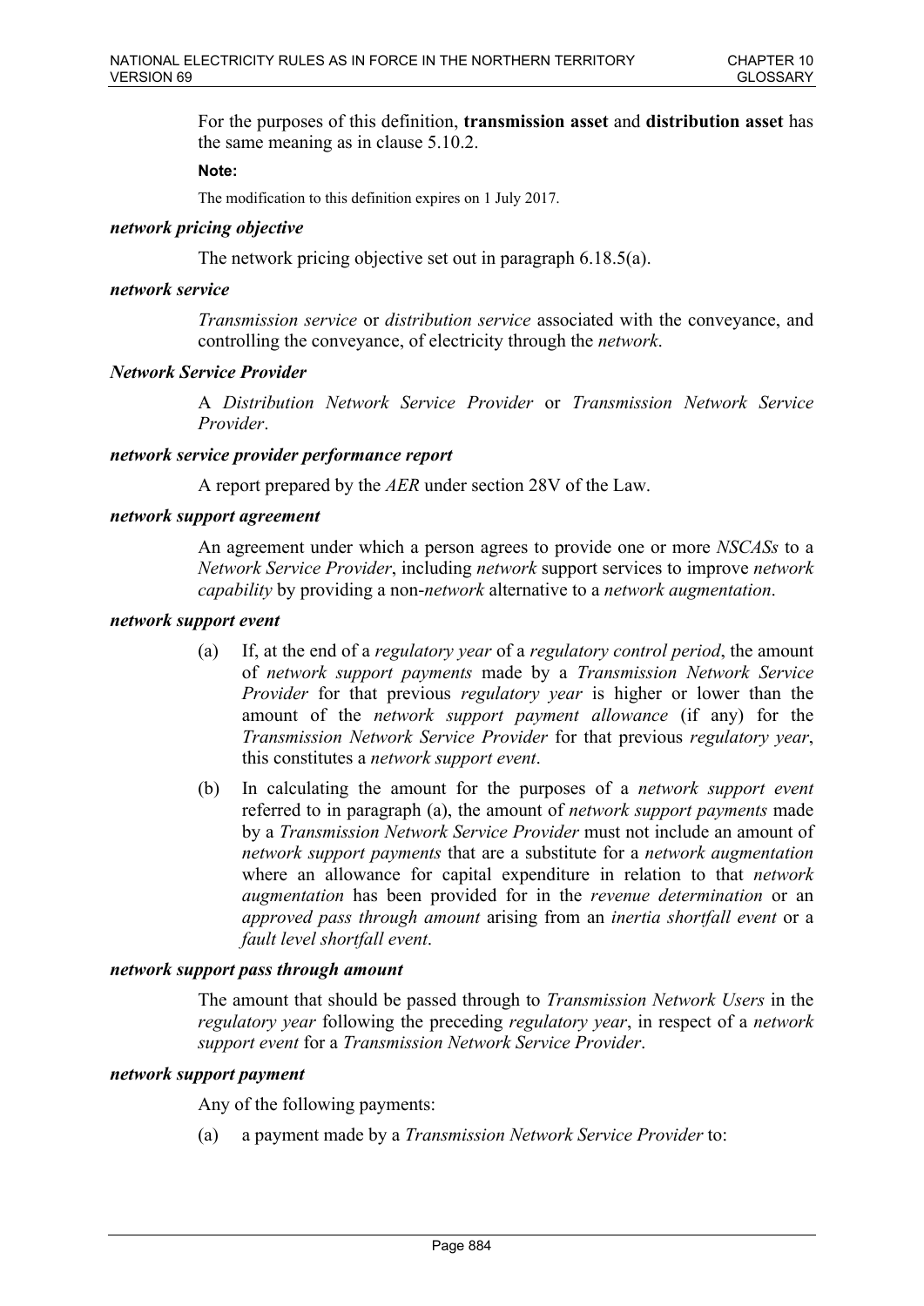For the purposes of this definition, **transmission asset** and **distribution asset** has the same meaning as in clause 5.10.2.

**Note:**

The modification to this definition expires on 1 July 2017.

***network pricing objective***

The network pricing objective set out in paragraph 6.18.5(a).

***network service***

*Transmission service* or *distribution service* associated with the conveyance, and controlling the conveyance, of electricity through the *network*.

***Network Service Provider***

A *Distribution Network Service Provider* or *Transmission Network Service Provider*.

***network service provider performance report***

A report prepared by the *AER* under section 28V of the Law.

***network support agreement***

An agreement under which a person agrees to provide one or more *NSCASs* to a *Network Service Provider*, including *network* support services to improve *network capability* by providing a non-*network* alternative to a *network augmentation*.

***network support event***

(a) If, at the end of a *regulatory year* of a *regulatory control period*, the amount of *network support payments* made by a *Transmission Network Service Provider* for that previous *regulatory year* is higher or lower than the amount of the *network support payment allowance* (if any) for the *Transmission Network Service Provider* for that previous *regulatory year*, this constitutes a *network support event*.

(b) In calculating the amount for the purposes of a *network support event* referred to in paragraph (a), the amount of *network support payments* made by a *Transmission Network Service Provider* must not include an amount of *network support payments* that are a substitute for a *network augmentation* where an allowance for capital expenditure in relation to that *network augmentation* has been provided for in the *revenue determination* or an *approved pass through amount* arising from an *inertia shortfall event* or a *fault level shortfall event*.

***network support pass through amount***

The amount that should be passed through to *Transmission Network Users* in the *regulatory year* following the preceding *regulatory year*, in respect of a *network support event* for a *Transmission Network Service Provider*.

***network support payment***

Any of the following payments:

(a) a payment made by a *Transmission Network Service Provider* to: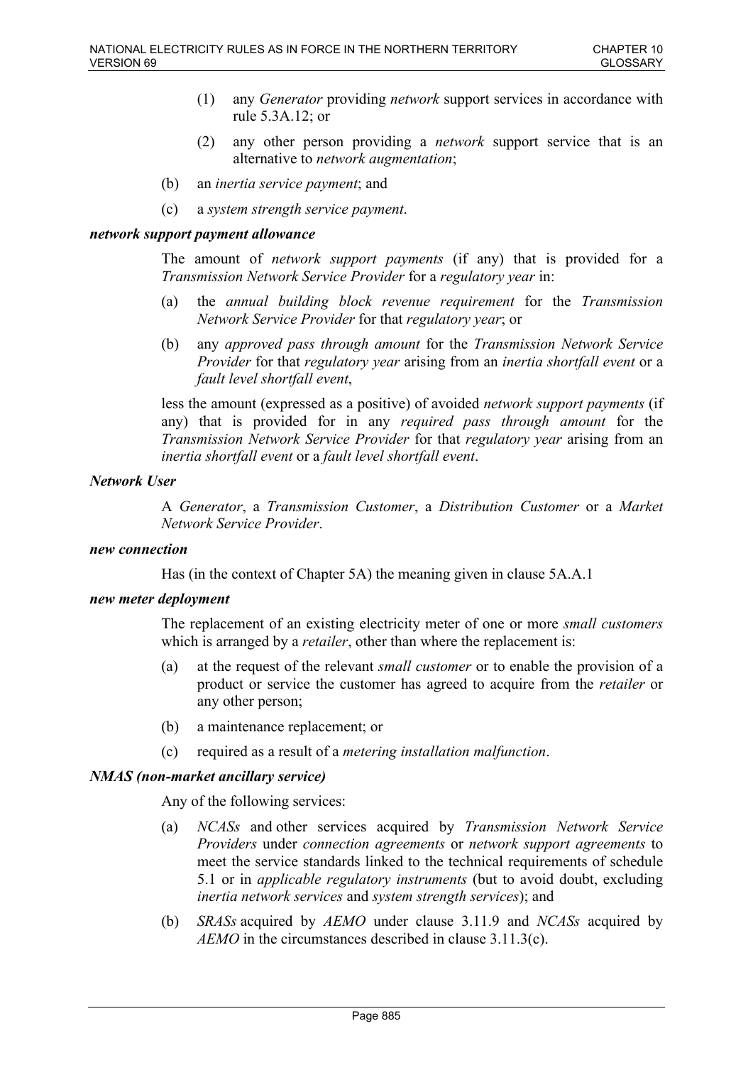(1) any *Generator* providing *network* support services in accordance with rule 5.3A.12; or

(2) any other person providing a *network* support service that is an alternative to *network augmentation*;

(b) an *inertia service payment*; and

(c) a *system strength service payment*.

***network support payment allowance***

The amount of *network support payments* (if any) that is provided for a *Transmission Network Service Provider* for a *regulatory year* in:

(a) the *annual building block revenue requirement* for the *Transmission Network Service Provider* for that *regulatory year*; or

(b) any *approved pass through amount* for the *Transmission Network Service Provider* for that *regulatory year* arising from an *inertia shortfall event* or a *fault level shortfall event*,

less the amount (expressed as a positive) of avoided *network support payments* (if any) that is provided for in any *required pass through amount* for the *Transmission Network Service Provider* for that *regulatory year* arising from an *inertia shortfall event* or a *fault level shortfall event*.

***Network User***

A *Generator*, a *Transmission Customer*, a *Distribution Customer* or a *Market Network Service Provider*.

***new connection***

Has (in the context of Chapter 5A) the meaning given in clause 5A.A.1

***new meter deployment***

The replacement of an existing electricity meter of one or more *small customers* which is arranged by a *retailer*, other than where the replacement is:

(a) at the request of the relevant *small customer* or to enable the provision of a product or service the customer has agreed to acquire from the *retailer* or any other person;

(b) a maintenance replacement; or

(c) required as a result of a *metering installation malfunction*.

***NMAS (non-market ancillary service)***

Any of the following services:

(a) *NCASs* and other services acquired by *Transmission Network Service Providers* under *connection agreements* or *network support agreements* to meet the service standards linked to the technical requirements of schedule 5.1 or in *applicable regulatory instruments* (but to avoid doubt, excluding *inertia network services* and *system strength services*); and

(b) *SRASs* acquired by *AEMO* under clause 3.11.9 and *NCASs* acquired by *AEMO* in the circumstances described in clause 3.11.3(c).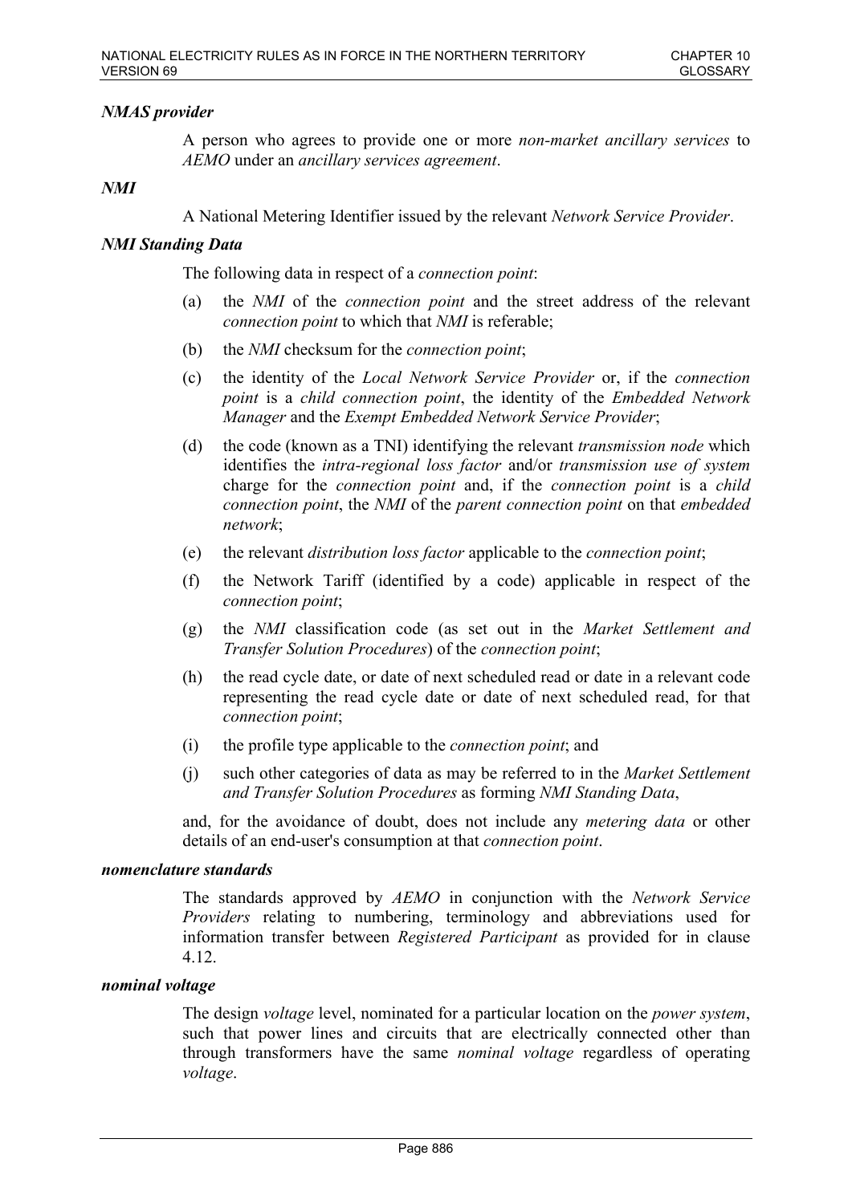***NMAS provider***

A person who agrees to provide one or more *non-market ancillary services* to *AEMO* under an *ancillary services agreement*.

***NMI***

A National Metering Identifier issued by the relevant *Network Service Provider*.

***NMI Standing Data***

The following data in respect of a *connection point*:

(a) the *NMI* of the *connection point* and the street address of the relevant *connection point* to which that *NMI* is referable;

(b) the *NMI* checksum for the *connection point*;

(c) the identity of the *Local Network Service Provider* or, if the *connection point* is a *child connection point*, the identity of the *Embedded Network Manager* and the *Exempt Embedded Network Service Provider*;

(d) the code (known as a TNI) identifying the relevant *transmission node* which identifies the *intra-regional loss factor* and/or *transmission use of system* charge for the *connection point* and, if the *connection point* is a *child connection point*, the *NMI* of the *parent connection point* on that *embedded network*;

(e) the relevant *distribution loss factor* applicable to the *connection point*;

(f) the Network Tariff (identified by a code) applicable in respect of the *connection point*;

(g) the *NMI* classification code (as set out in the *Market Settlement and Transfer Solution Procedures*) of the *connection point*;

(h) the read cycle date, or date of next scheduled read or date in a relevant code representing the read cycle date or date of next scheduled read, for that *connection point*;

(i) the profile type applicable to the *connection point*; and

(j) such other categories of data as may be referred to in the *Market Settlement and Transfer Solution Procedures* as forming *NMI Standing Data*,

and, for the avoidance of doubt, does not include any *metering data* or other details of an end-user's consumption at that *connection point*.

***nomenclature standards***

The standards approved by *AEMO* in conjunction with the *Network Service Providers* relating to numbering, terminology and abbreviations used for information transfer between *Registered Participant* as provided for in clause 4.12.

***nominal voltage***

The design *voltage* level, nominated for a particular location on the *power system*, such that power lines and circuits that are electrically connected other than through transformers have the same *nominal voltage* regardless of operating *voltage*.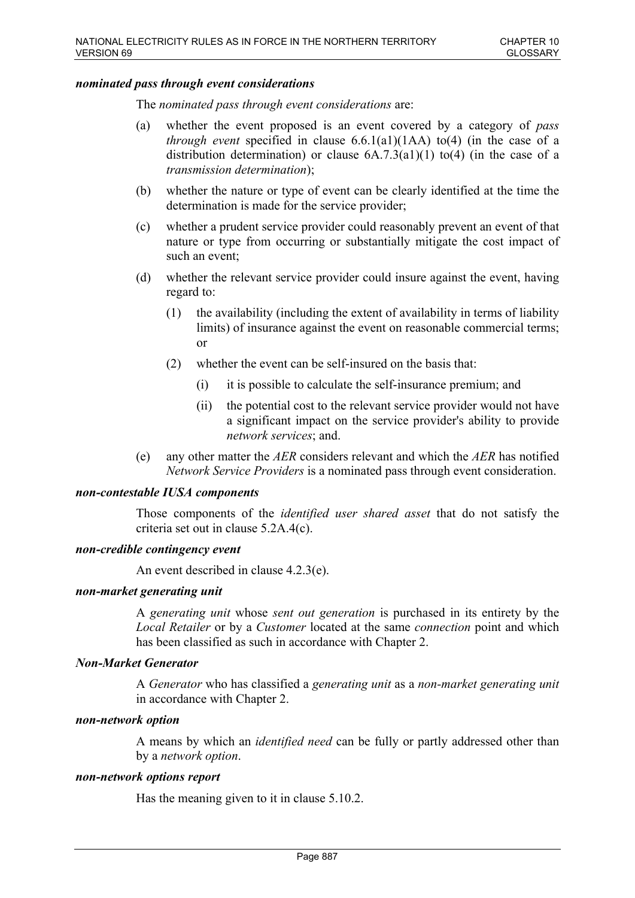***nominated pass through event considerations***

The *nominated pass through event considerations* are:

(a) whether the event proposed is an event covered by a category of *pass through event* specified in clause 6.6.1(a1)(1AA) to(4) (in the case of a distribution determination) or clause 6A.7.3(a1)(1) to(4) (in the case of a *transmission determination*);

(b) whether the nature or type of event can be clearly identified at the time the determination is made for the service provider;

(c) whether a prudent service provider could reasonably prevent an event of that nature or type from occurring or substantially mitigate the cost impact of such an event;

(d) whether the relevant service provider could insure against the event, having regard to:

 (1) the availability (including the extent of availability in terms of liability limits) of insurance against the event on reasonable commercial terms; or

 (2) whether the event can be self-insured on the basis that:

  (i) it is possible to calculate the self-insurance premium; and

  (ii) the potential cost to the relevant service provider would not have a significant impact on the service provider's ability to provide *network services*; and.

(e) any other matter the *AER* considers relevant and which the *AER* has notified *Network Service Providers* is a nominated pass through event consideration.

***non-contestable IUSA components***

Those components of the *identified user shared asset* that do not satisfy the criteria set out in clause 5.2A.4(c).

***non-credible contingency event***

An event described in clause 4.2.3(e).

***non-market generating unit***

A *generating unit* whose *sent out generation* is purchased in its entirety by the *Local Retailer* or by a *Customer* located at the same *connection* point and which has been classified as such in accordance with Chapter 2.

***Non-Market Generator***

A *Generator* who has classified a *generating unit* as a *non-market generating unit* in accordance with Chapter 2.

***non-network option***

A means by which an *identified need* can be fully or partly addressed other than by a *network option*.

***non-network options report***

Has the meaning given to it in clause 5.10.2.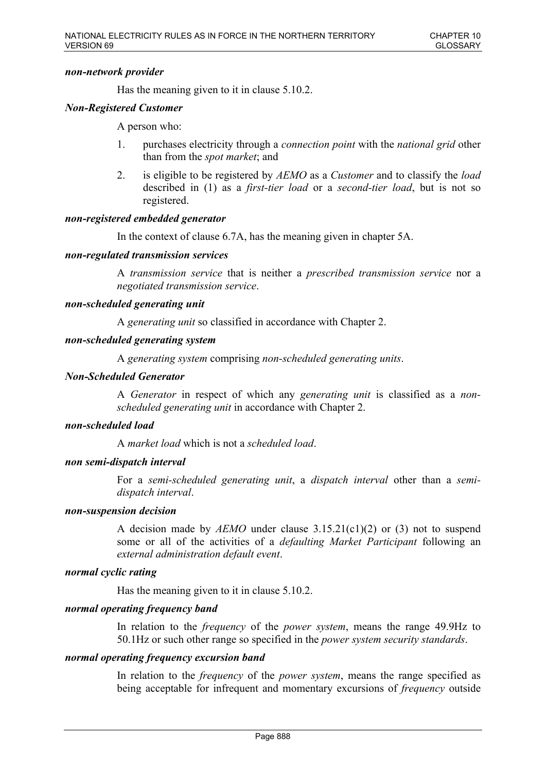***non-network provider***

Has the meaning given to it in clause 5.10.2.

***Non-Registered Customer***

A person who:

1. purchases electricity through a *connection point* with the *national grid* other than from the *spot market*; and
2. is eligible to be registered by *AEMO* as a *Customer* and to classify the *load* described in (1) as a *first-tier load* or a *second-tier load*, but is not so registered.

***non-registered embedded generator***

In the context of clause 6.7A, has the meaning given in chapter 5A.

***non-regulated transmission services***

A *transmission service* that is neither a *prescribed transmission service* nor a *negotiated transmission service*.

***non-scheduled generating unit***

A *generating unit* so classified in accordance with Chapter 2.

***non-scheduled generating system***

A *generating system* comprising *non-scheduled generating units*.

***Non-Scheduled Generator***

A *Generator* in respect of which any *generating unit* is classified as a *non-scheduled generating unit* in accordance with Chapter 2.

***non-scheduled load***

A *market load* which is not a *scheduled load*.

***non semi-dispatch interval***

For a *semi-scheduled generating unit*, a *dispatch interval* other than a *semi-dispatch interval*.

***non-suspension decision***

A decision made by *AEMO* under clause 3.15.21(c1)(2) or (3) not to suspend some or all of the activities of a *defaulting Market Participant* following an *external administration default event*.

***normal cyclic rating***

Has the meaning given to it in clause 5.10.2.

***normal operating frequency band***

In relation to the *frequency* of the *power system*, means the range 49.9Hz to 50.1Hz or such other range so specified in the *power system security standards*.

***normal operating frequency excursion band***

In relation to the *frequency* of the *power system*, means the range specified as being acceptable for infrequent and momentary excursions of *frequency* outside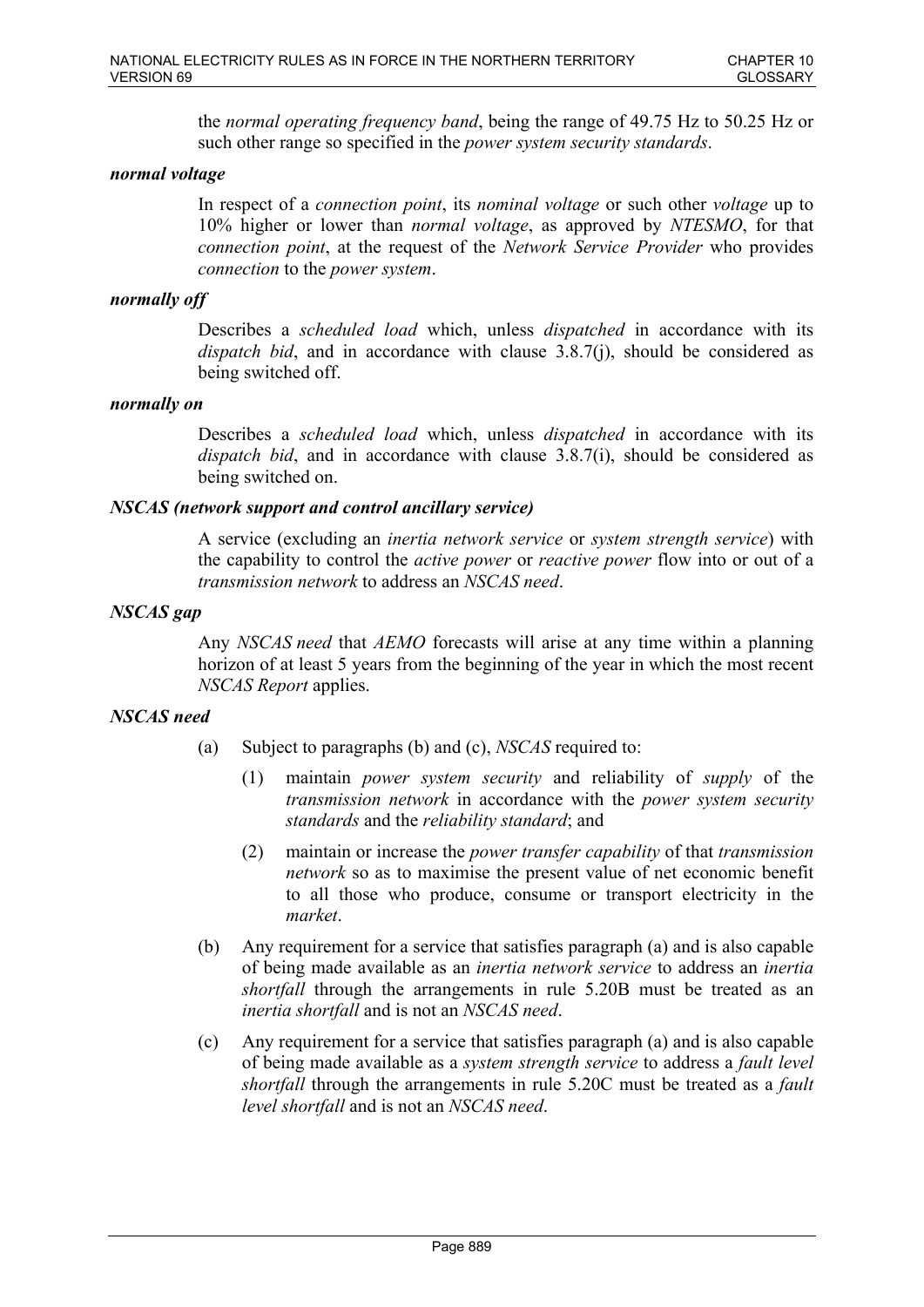the *normal operating frequency band*, being the range of 49.75 Hz to 50.25 Hz or such other range so specified in the *power system security standards*.

***normal voltage***

In respect of a *connection point*, its *nominal voltage* or such other *voltage* up to 10% higher or lower than *normal voltage*, as approved by *NTESMO*, for that *connection point*, at the request of the *Network Service Provider* who provides *connection* to the *power system*.

***normally off***

Describes a *scheduled load* which, unless *dispatched* in accordance with its *dispatch bid*, and in accordance with clause 3.8.7(j), should be considered as being switched off.

***normally on***

Describes a *scheduled load* which, unless *dispatched* in accordance with its *dispatch bid*, and in accordance with clause 3.8.7(i), should be considered as being switched on.

***NSCAS (network support and control ancillary service)***

A service (excluding an *inertia network service* or *system strength service*) with the capability to control the *active power* or *reactive power* flow into or out of a *transmission network* to address an *NSCAS need*.

***NSCAS gap***

Any *NSCAS need* that *AEMO* forecasts will arise at any time within a planning horizon of at least 5 years from the beginning of the year in which the most recent *NSCAS Report* applies.

***NSCAS need***

(a) Subject to paragraphs (b) and (c), *NSCAS* required to:

  (1) maintain *power system security* and reliability of *supply* of the *transmission network* in accordance with the *power system security standards* and the *reliability standard*; and

  (2) maintain or increase the *power transfer capability* of that *transmission network* so as to maximise the present value of net economic benefit to all those who produce, consume or transport electricity in the *market*.

(b) Any requirement for a service that satisfies paragraph (a) and is also capable of being made available as an *inertia network service* to address an *inertia shortfall* through the arrangements in rule 5.20B must be treated as an *inertia shortfall* and is not an *NSCAS need*.

(c) Any requirement for a service that satisfies paragraph (a) and is also capable of being made available as a *system strength service* to address a *fault level shortfall* through the arrangements in rule 5.20C must be treated as a *fault level shortfall* and is not an *NSCAS need*.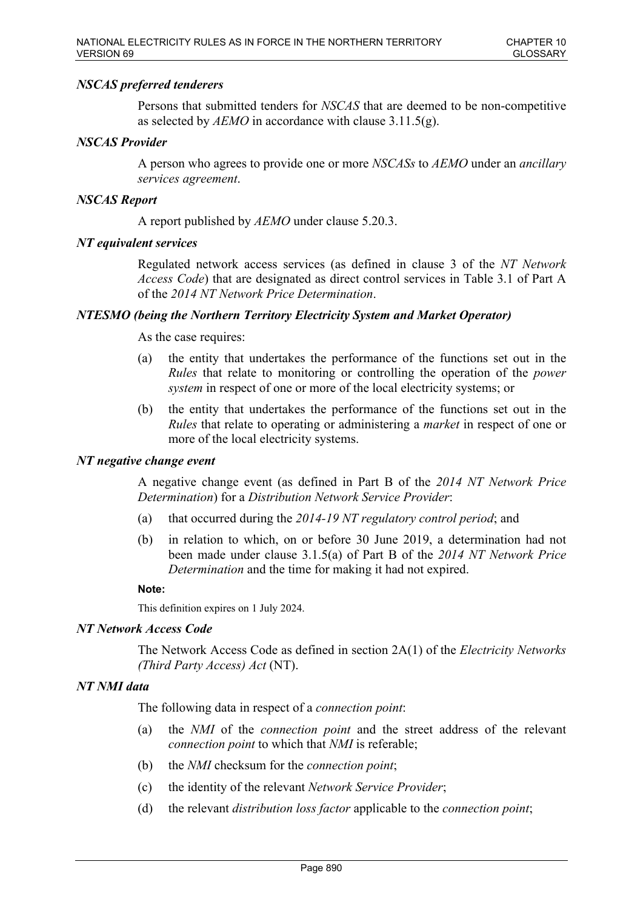***NSCAS preferred tenderers***

Persons that submitted tenders for *NSCAS* that are deemed to be non-competitive as selected by *AEMO* in accordance with clause 3.11.5(g).

***NSCAS Provider***

A person who agrees to provide one or more *NSCASs* to *AEMO* under an *ancillary services agreement*.

***NSCAS Report***

A report published by *AEMO* under clause 5.20.3.

***NT equivalent services***

Regulated network access services (as defined in clause 3 of the *NT Network Access Code*) that are designated as direct control services in Table 3.1 of Part A of the *2014 NT Network Price Determination*.

***NTESMO (being the Northern Territory Electricity System and Market Operator)***

As the case requires:

(a) the entity that undertakes the performance of the functions set out in the *Rules* that relate to monitoring or controlling the operation of the *power system* in respect of one or more of the local electricity systems; or

(b) the entity that undertakes the performance of the functions set out in the *Rules* that relate to operating or administering a *market* in respect of one or more of the local electricity systems.

***NT negative change event***

A negative change event (as defined in Part B of the *2014 NT Network Price Determination*) for a *Distribution Network Service Provider*:

(a) that occurred during the *2014-19 NT regulatory control period*; and

(b) in relation to which, on or before 30 June 2019, a determination had not been made under clause 3.1.5(a) of Part B of the *2014 NT Network Price Determination* and the time for making it had not expired.

**Note:**

This definition expires on 1 July 2024.

***NT Network Access Code***

The Network Access Code as defined in section 2A(1) of the *Electricity Networks (Third Party Access) Act* (NT).

***NT NMI data***

The following data in respect of a *connection point*:

(a) the *NMI* of the *connection point* and the street address of the relevant *connection point* to which that *NMI* is referable;

(b) the *NMI* checksum for the *connection point*;

(c) the identity of the relevant *Network Service Provider*;

(d) the relevant *distribution loss factor* applicable to the *connection point*;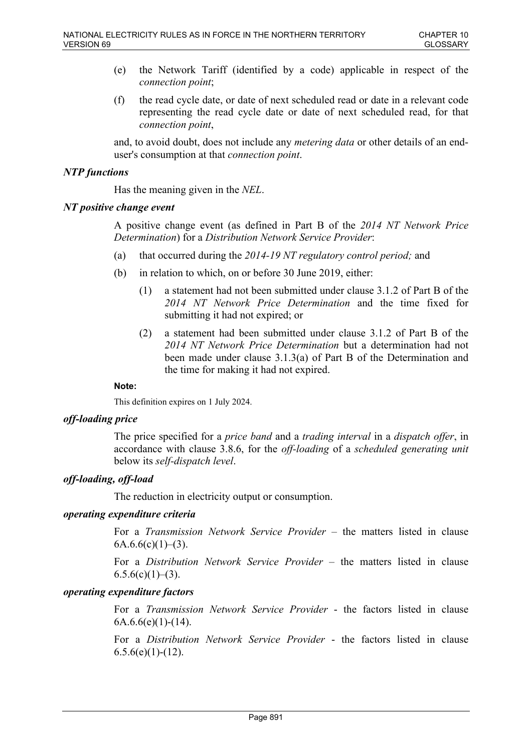(e) the Network Tariff (identified by a code) applicable in respect of the *connection point*;

(f) the read cycle date, or date of next scheduled read or date in a relevant code representing the read cycle date or date of next scheduled read, for that *connection point*,

and, to avoid doubt, does not include any *metering data* or other details of an end-user's consumption at that *connection point*.

***NTP functions***

Has the meaning given in the *NEL*.

***NT positive change event***

A positive change event (as defined in Part B of the *2014 NT Network Price Determination*) for a *Distribution Network Service Provider*:

(a) that occurred during the *2014-19 NT regulatory control period;* and

(b) in relation to which, on or before 30 June 2019, either:

(1) a statement had not been submitted under clause 3.1.2 of Part B of the *2014 NT Network Price Determination* and the time fixed for submitting it had not expired; or

(2) a statement had been submitted under clause 3.1.2 of Part B of the *2014 NT Network Price Determination* but a determination had not been made under clause 3.1.3(a) of Part B of the Determination and the time for making it had not expired.

**Note:**

This definition expires on 1 July 2024.

***off-loading price***

The price specified for a *price band* and a *trading interval* in a *dispatch offer*, in accordance with clause 3.8.6, for the *off-loading* of a *scheduled generating unit* below its *self-dispatch level*.

***off-loading, off-load***

The reduction in electricity output or consumption.

***operating expenditure criteria***

For a *Transmission Network Service Provider* – the matters listed in clause 6A.6.6(c)(1)–(3).

For a *Distribution Network Service Provider* – the matters listed in clause 6.5.6(c)(1)–(3).

***operating expenditure factors***

For a *Transmission Network Service Provider* - the factors listed in clause 6A.6.6(e)(1)-(14).

For a *Distribution Network Service Provider* - the factors listed in clause 6.5.6(e)(1)-(12).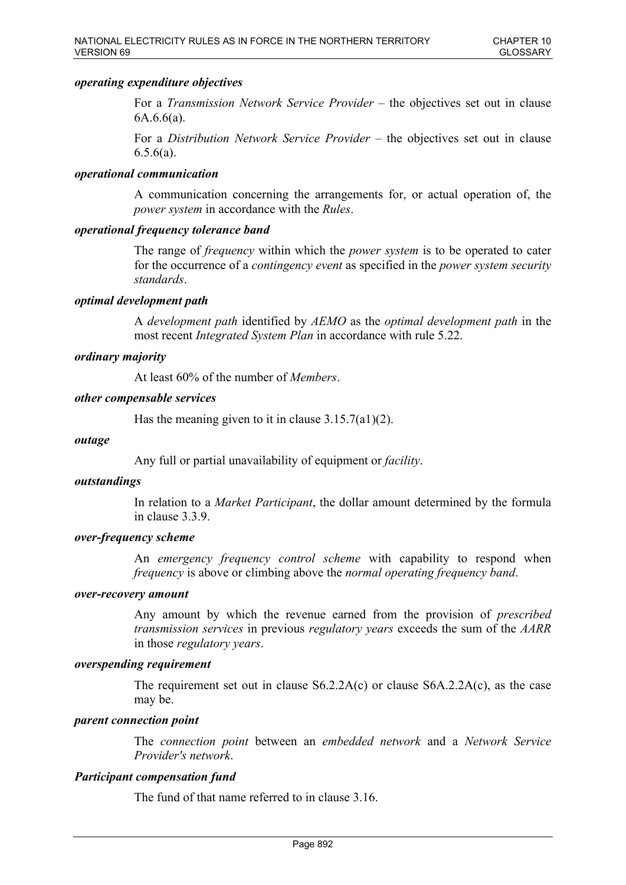***operating expenditure objectives***

For a *Transmission Network Service Provider* – the objectives set out in clause 6A.6.6(a).

For a *Distribution Network Service Provider* – the objectives set out in clause 6.5.6(a).

***operational communication***

A communication concerning the arrangements for, or actual operation of, the *power system* in accordance with the *Rules*.

***operational frequency tolerance band***

The range of *frequency* within which the *power system* is to be operated to cater for the occurrence of a *contingency event* as specified in the *power system security standards*.

***optimal development path***

A *development path* identified by *AEMO* as the *optimal development path* in the most recent *Integrated System Plan* in accordance with rule 5.22.

***ordinary majority***

At least 60% of the number of *Members*.

***other compensable services***

Has the meaning given to it in clause 3.15.7(a1)(2).

***outage***

Any full or partial unavailability of equipment or *facility*.

***outstandings***

In relation to a *Market Participant*, the dollar amount determined by the formula in clause 3.3.9.

***over-frequency scheme***

An *emergency frequency control scheme* with capability to respond when *frequency* is above or climbing above the *normal operating frequency band*.

***over-recovery amount***

Any amount by which the revenue earned from the provision of *prescribed transmission services* in previous *regulatory years* exceeds the sum of the *AARR* in those *regulatory years*.

***overspending requirement***

The requirement set out in clause S6.2.2A(c) or clause S6A.2.2A(c), as the case may be.

***parent connection point***

The *connection point* between an *embedded network* and a *Network Service Provider's network*.

***Participant compensation fund***

The fund of that name referred to in clause 3.16.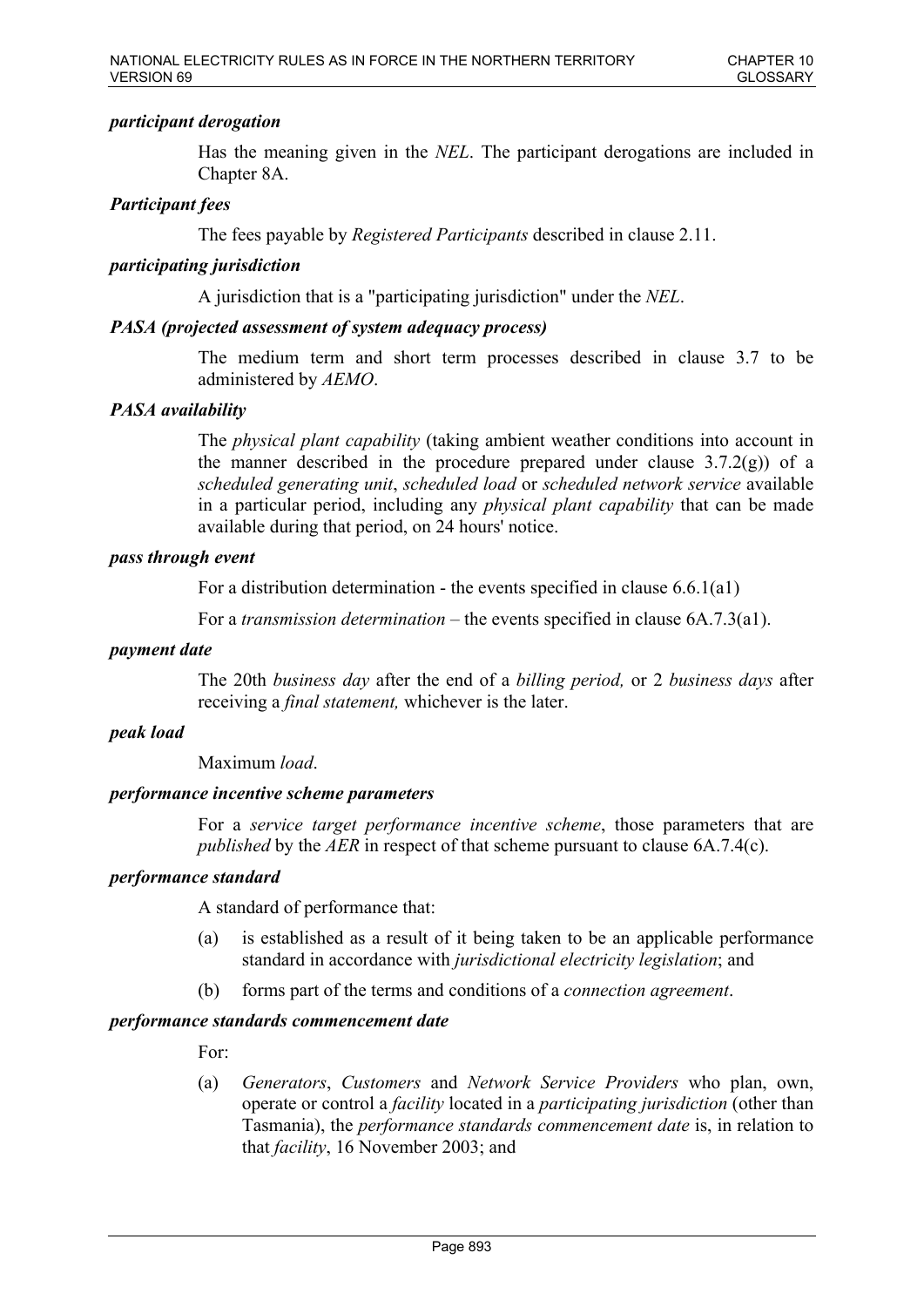***participant derogation***

Has the meaning given in the *NEL*. The participant derogations are included in Chapter 8A.

***Participant fees***

The fees payable by *Registered Participants* described in clause 2.11.

***participating jurisdiction***

A jurisdiction that is a "participating jurisdiction" under the *NEL*.

***PASA (projected assessment of system adequacy process)***

The medium term and short term processes described in clause 3.7 to be administered by *AEMO*.

***PASA availability***

The *physical plant capability* (taking ambient weather conditions into account in the manner described in the procedure prepared under clause 3.7.2(g)) of a *scheduled generating unit*, *scheduled load* or *scheduled network service* available in a particular period, including any *physical plant capability* that can be made available during that period, on 24 hours' notice.

***pass through event***

For a distribution determination - the events specified in clause 6.6.1(a1)

For a *transmission determination* – the events specified in clause 6A.7.3(a1).

***payment date***

The 20th *business day* after the end of a *billing period,* or 2 *business days* after receiving a *final statement,* whichever is the later.

***peak load***

Maximum *load.*

***performance incentive scheme parameters***

For a *service target performance incentive scheme*, those parameters that are *published* by the *AER* in respect of that scheme pursuant to clause 6A.7.4(c).

***performance standard***

A standard of performance that:

(a) is established as a result of it being taken to be an applicable performance standard in accordance with *jurisdictional electricity legislation*; and

(b) forms part of the terms and conditions of a *connection agreement*.

***performance standards commencement date***

For:

(a) *Generators*, *Customers* and *Network Service Providers* who plan, own, operate or control a *facility* located in a *participating jurisdiction* (other than Tasmania), the *performance standards commencement date* is, in relation to that *facility*, 16 November 2003; and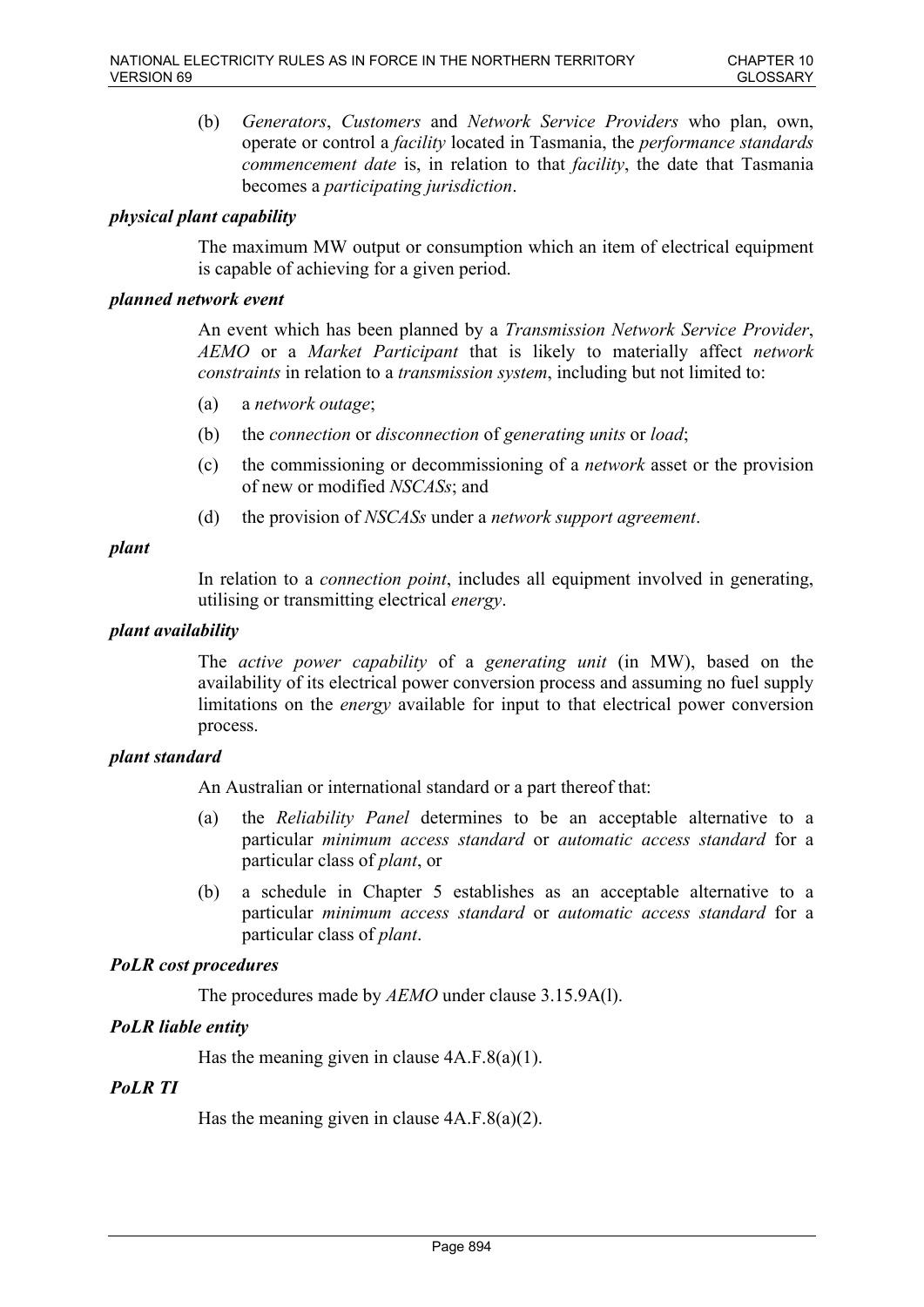(b) *Generators*, *Customers* and *Network Service Providers* who plan, own, operate or control a *facility* located in Tasmania, the *performance standards commencement date* is, in relation to that *facility*, the date that Tasmania becomes a *participating jurisdiction*.

***physical plant capability***

The maximum MW output or consumption which an item of electrical equipment is capable of achieving for a given period.

***planned network event***

An event which has been planned by a *Transmission Network Service Provider*, *AEMO* or a *Market Participant* that is likely to materially affect *network constraints* in relation to a *transmission system*, including but not limited to:

(a) a *network outage*;

(b) the *connection* or *disconnection* of *generating units* or *load*;

(c) the commissioning or decommissioning of a *network* asset or the provision of new or modified *NSCASs*; and

(d) the provision of *NSCASs* under a *network support agreement*.

***plant***

In relation to a *connection point*, includes all equipment involved in generating, utilising or transmitting electrical *energy*.

***plant availability***

The *active power capability* of a *generating unit* (in MW), based on the availability of its electrical power conversion process and assuming no fuel supply limitations on the *energy* available for input to that electrical power conversion process.

***plant standard***

An Australian or international standard or a part thereof that:

(a) the *Reliability Panel* determines to be an acceptable alternative to a particular *minimum access standard* or *automatic access standard* for a particular class of *plant*, or

(b) a schedule in Chapter 5 establishes as an acceptable alternative to a particular *minimum access standard* or *automatic access standard* for a particular class of *plant*.

***PoLR cost procedures***

The procedures made by *AEMO* under clause 3.15.9A(l).

***PoLR liable entity***

Has the meaning given in clause 4A.F.8(a)(1).

***PoLR TI***

Has the meaning given in clause 4A.F.8(a)(2).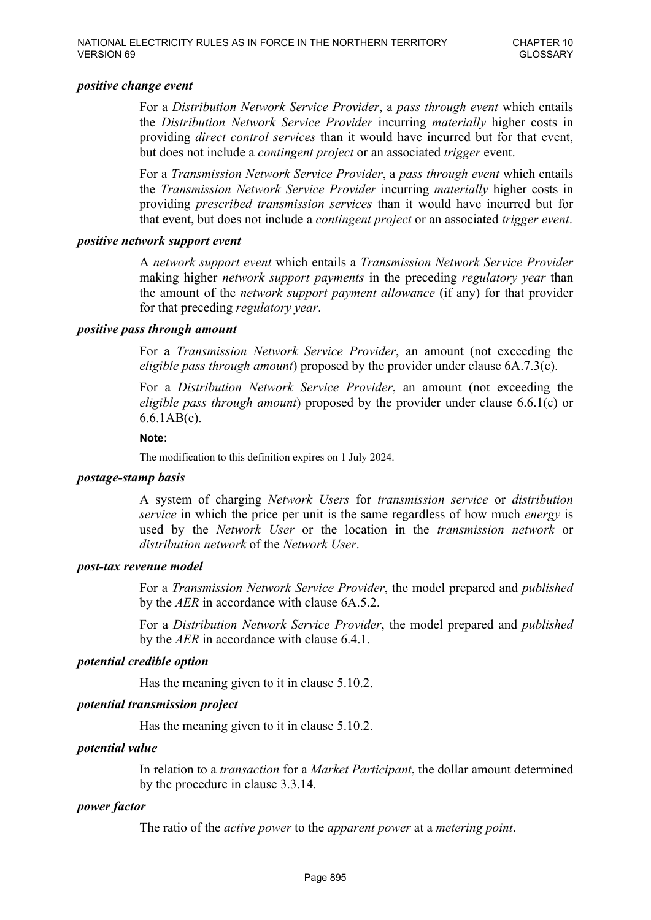***positive change event***

For a *Distribution Network Service Provider*, a *pass through event* which entails the *Distribution Network Service Provider* incurring *materially* higher costs in providing *direct control services* than it would have incurred but for that event, but does not include a *contingent project* or an associated *trigger* event.

For a *Transmission Network Service Provider*, a *pass through event* which entails the *Transmission Network Service Provider* incurring *materially* higher costs in providing *prescribed transmission services* than it would have incurred but for that event, but does not include a *contingent project* or an associated *trigger event*.

***positive network support event***

A *network support event* which entails a *Transmission Network Service Provider* making higher *network support payments* in the preceding *regulatory year* than the amount of the *network support payment allowance* (if any) for that provider for that preceding *regulatory year*.

***positive pass through amount***

For a *Transmission Network Service Provider*, an amount (not exceeding the *eligible pass through amount*) proposed by the provider under clause 6A.7.3(c).

For a *Distribution Network Service Provider*, an amount (not exceeding the *eligible pass through amount*) proposed by the provider under clause 6.6.1(c) or 6.6.1AB(c).

**Note:**

The modification to this definition expires on 1 July 2024.

***postage-stamp basis***

A system of charging *Network Users* for *transmission service* or *distribution service* in which the price per unit is the same regardless of how much *energy* is used by the *Network User* or the location in the *transmission network* or *distribution network* of the *Network User*.

***post-tax revenue model***

For a *Transmission Network Service Provider*, the model prepared and *published* by the *AER* in accordance with clause 6A.5.2.

For a *Distribution Network Service Provider*, the model prepared and *published* by the *AER* in accordance with clause 6.4.1.

***potential credible option***

Has the meaning given to it in clause 5.10.2.

***potential transmission project***

Has the meaning given to it in clause 5.10.2.

***potential value***

In relation to a *transaction* for a *Market Participant*, the dollar amount determined by the procedure in clause 3.3.14.

***power factor***

The ratio of the *active power* to the *apparent power* at a *metering point*.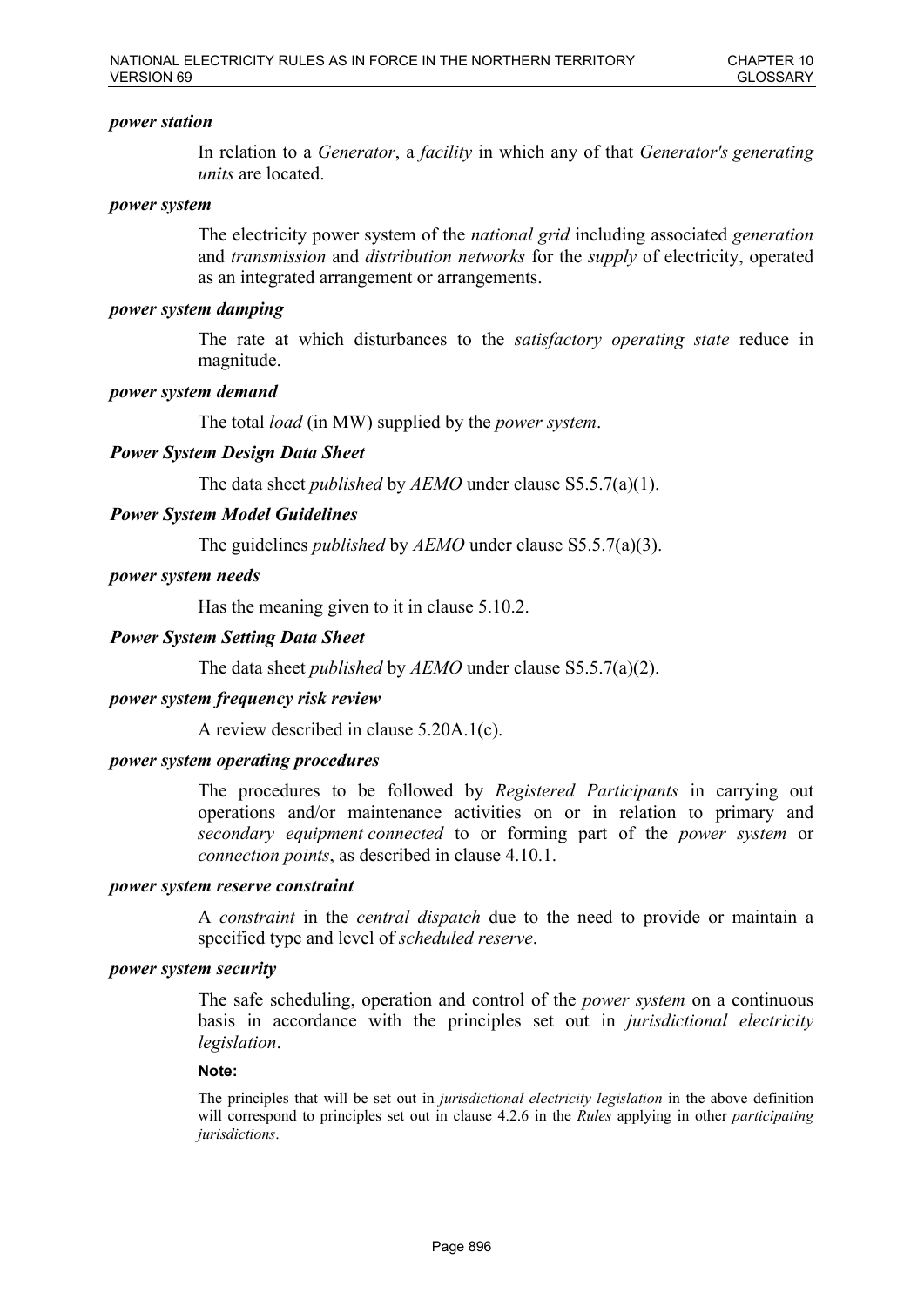***power station***

In relation to a *Generator*, a *facility* in which any of that *Generator's generating units* are located.

***power system***

The electricity power system of the *national grid* including associated *generation* and *transmission* and *distribution networks* for the *supply* of electricity, operated as an integrated arrangement or arrangements.

***power system damping***

The rate at which disturbances to the *satisfactory operating state* reduce in magnitude.

***power system demand***

The total *load* (in MW) supplied by the *power system*.

***Power System Design Data Sheet***

The data sheet *published* by *AEMO* under clause S5.5.7(a)(1).

***Power System Model Guidelines***

The guidelines *published* by *AEMO* under clause S5.5.7(a)(3).

***power system needs***

Has the meaning given to it in clause 5.10.2.

***Power System Setting Data Sheet***

The data sheet *published* by *AEMO* under clause S5.5.7(a)(2).

***power system frequency risk review***

A review described in clause 5.20A.1(c).

***power system operating procedures***

The procedures to be followed by *Registered Participants* in carrying out operations and/or maintenance activities on or in relation to primary and *secondary equipment connected* to or forming part of the *power system* or *connection points*, as described in clause 4.10.1.

***power system reserve constraint***

A *constraint* in the *central dispatch* due to the need to provide or maintain a specified type and level of *scheduled reserve*.

***power system security***

The safe scheduling, operation and control of the *power system* on a continuous basis in accordance with the principles set out in *jurisdictional electricity legislation*.

**Note:**

The principles that will be set out in *jurisdictional electricity legislation* in the above definition will correspond to principles set out in clause 4.2.6 in the *Rules* applying in other *participating jurisdictions*.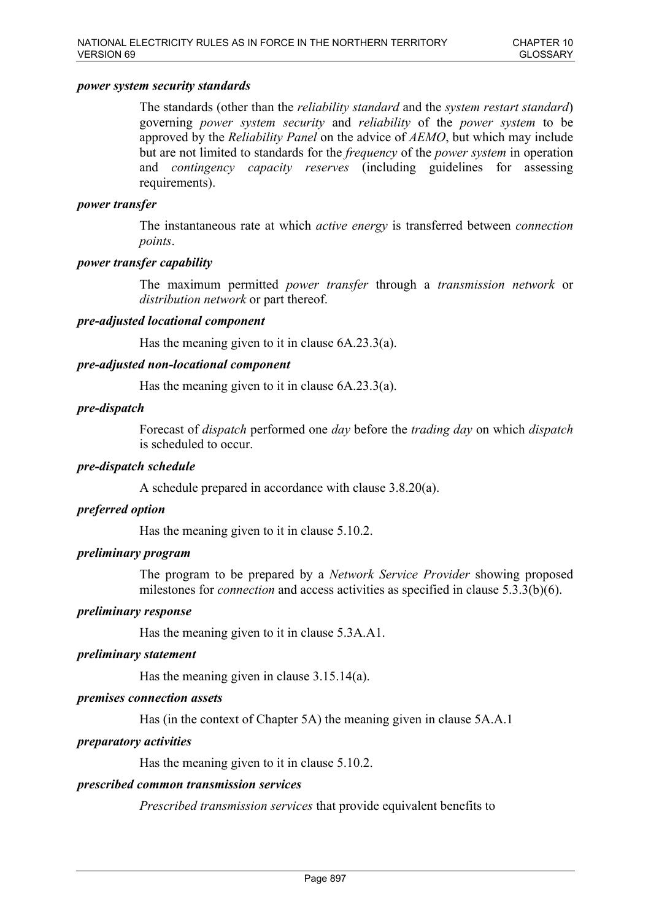***power system security standards***

The standards (other than the *reliability standard* and the *system restart standard*) governing *power system security* and *reliability* of the *power system* to be approved by the *Reliability Panel* on the advice of *AEMO*, but which may include but are not limited to standards for the *frequency* of the *power system* in operation and *contingency capacity reserves* (including guidelines for assessing requirements).

***power transfer***

The instantaneous rate at which *active energy* is transferred between *connection points*.

***power transfer capability***

The maximum permitted *power transfer* through a *transmission network* or *distribution network* or part thereof.

***pre-adjusted locational component***

Has the meaning given to it in clause 6A.23.3(a).

***pre-adjusted non-locational component***

Has the meaning given to it in clause 6A.23.3(a).

***pre-dispatch***

Forecast of *dispatch* performed one *day* before the *trading day* on which *dispatch* is scheduled to occur.

***pre-dispatch schedule***

A schedule prepared in accordance with clause 3.8.20(a).

***preferred option***

Has the meaning given to it in clause 5.10.2.

***preliminary program***

The program to be prepared by a *Network Service Provider* showing proposed milestones for *connection* and access activities as specified in clause 5.3.3(b)(6).

***preliminary response***

Has the meaning given to it in clause 5.3A.A1.

***preliminary statement***

Has the meaning given in clause 3.15.14(a).

***premises connection assets***

Has (in the context of Chapter 5A) the meaning given in clause 5A.A.1

***preparatory activities***

Has the meaning given to it in clause 5.10.2.

***prescribed common transmission services***

*Prescribed transmission services* that provide equivalent benefits to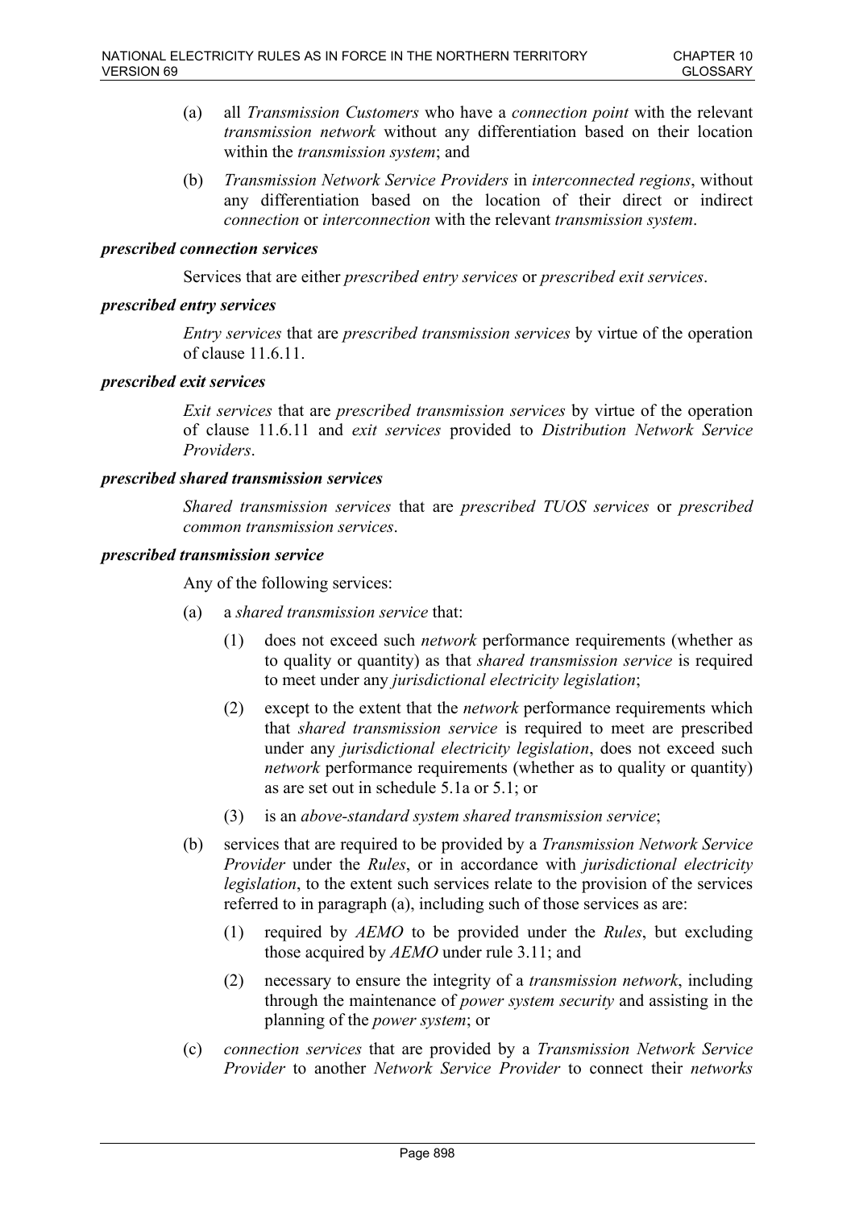(a) all *Transmission Customers* who have a *connection point* with the relevant *transmission network* without any differentiation based on their location within the *transmission system*; and

(b) *Transmission Network Service Providers* in *interconnected regions*, without any differentiation based on the location of their direct or indirect *connection* or *interconnection* with the relevant *transmission system*.

***prescribed connection services***

Services that are either *prescribed entry services* or *prescribed exit services*.

***prescribed entry services***

*Entry services* that are *prescribed transmission services* by virtue of the operation of clause 11.6.11.

***prescribed exit services***

*Exit services* that are *prescribed transmission services* by virtue of the operation of clause 11.6.11 and *exit services* provided to *Distribution Network Service Providers*.

***prescribed shared transmission services***

*Shared transmission services* that are *prescribed TUOS services* or *prescribed common transmission services*.

***prescribed transmission service***

Any of the following services:

(a) a *shared transmission service* that:

(1) does not exceed such *network* performance requirements (whether as to quality or quantity) as that *shared transmission service* is required to meet under any *jurisdictional electricity legislation*;

(2) except to the extent that the *network* performance requirements which that *shared transmission service* is required to meet are prescribed under any *jurisdictional electricity legislation*, does not exceed such *network* performance requirements (whether as to quality or quantity) as are set out in schedule 5.1a or 5.1; or

(3) is an *above-standard system shared transmission service*;

(b) services that are required to be provided by a *Transmission Network Service Provider* under the *Rules*, or in accordance with *jurisdictional electricity legislation*, to the extent such services relate to the provision of the services referred to in paragraph (a), including such of those services as are:

(1) required by *AEMO* to be provided under the *Rules*, but excluding those acquired by *AEMO* under rule 3.11; and

(2) necessary to ensure the integrity of a *transmission network*, including through the maintenance of *power system security* and assisting in the planning of the *power system*; or

(c) *connection services* that are provided by a *Transmission Network Service Provider* to another *Network Service Provider* to connect their *networks*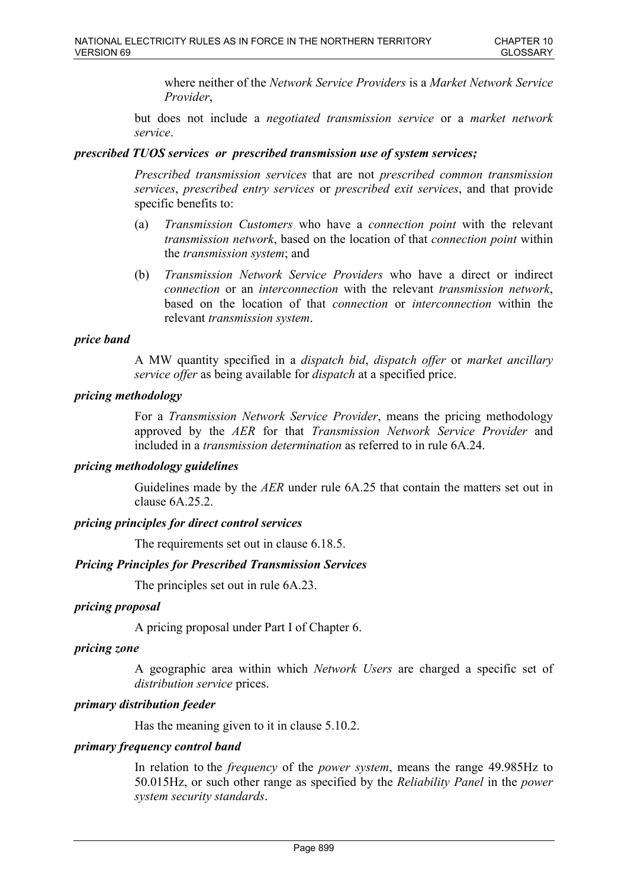where neither of the *Network Service Providers* is a *Market Network Service Provider*,

but does not include a *negotiated transmission service* or a *market network service*.

***prescribed TUOS services or prescribed transmission use of system services;***

*Prescribed transmission services* that are not *prescribed common transmission services*, *prescribed entry services* or *prescribed exit services*, and that provide specific benefits to:

(a) *Transmission Customers* who have a *connection point* with the relevant *transmission network*, based on the location of that *connection point* within the *transmission system*; and

(b) *Transmission Network Service Providers* who have a direct or indirect *connection* or an *interconnection* with the relevant *transmission network*, based on the location of that *connection* or *interconnection* within the relevant *transmission system*.

***price band***

A MW quantity specified in a *dispatch bid*, *dispatch offer* or *market ancillary service offer* as being available for *dispatch* at a specified price.

***pricing methodology***

For a *Transmission Network Service Provider*, means the pricing methodology approved by the *AER* for that *Transmission Network Service Provider* and included in a *transmission determination* as referred to in rule 6A.24.

***pricing methodology guidelines***

Guidelines made by the *AER* under rule 6A.25 that contain the matters set out in clause 6A.25.2.

***pricing principles for direct control services***

The requirements set out in clause 6.18.5.

***Pricing Principles for Prescribed Transmission Services***

The principles set out in rule 6A.23.

***pricing proposal***

A pricing proposal under Part I of Chapter 6.

***pricing zone***

A geographic area within which *Network Users* are charged a specific set of *distribution service* prices.

***primary distribution feeder***

Has the meaning given to it in clause 5.10.2.

***primary frequency control band***

In relation to the *frequency* of the *power system*, means the range 49.985Hz to 50.015Hz, or such other range as specified by the *Reliability Panel* in the *power system security standards*.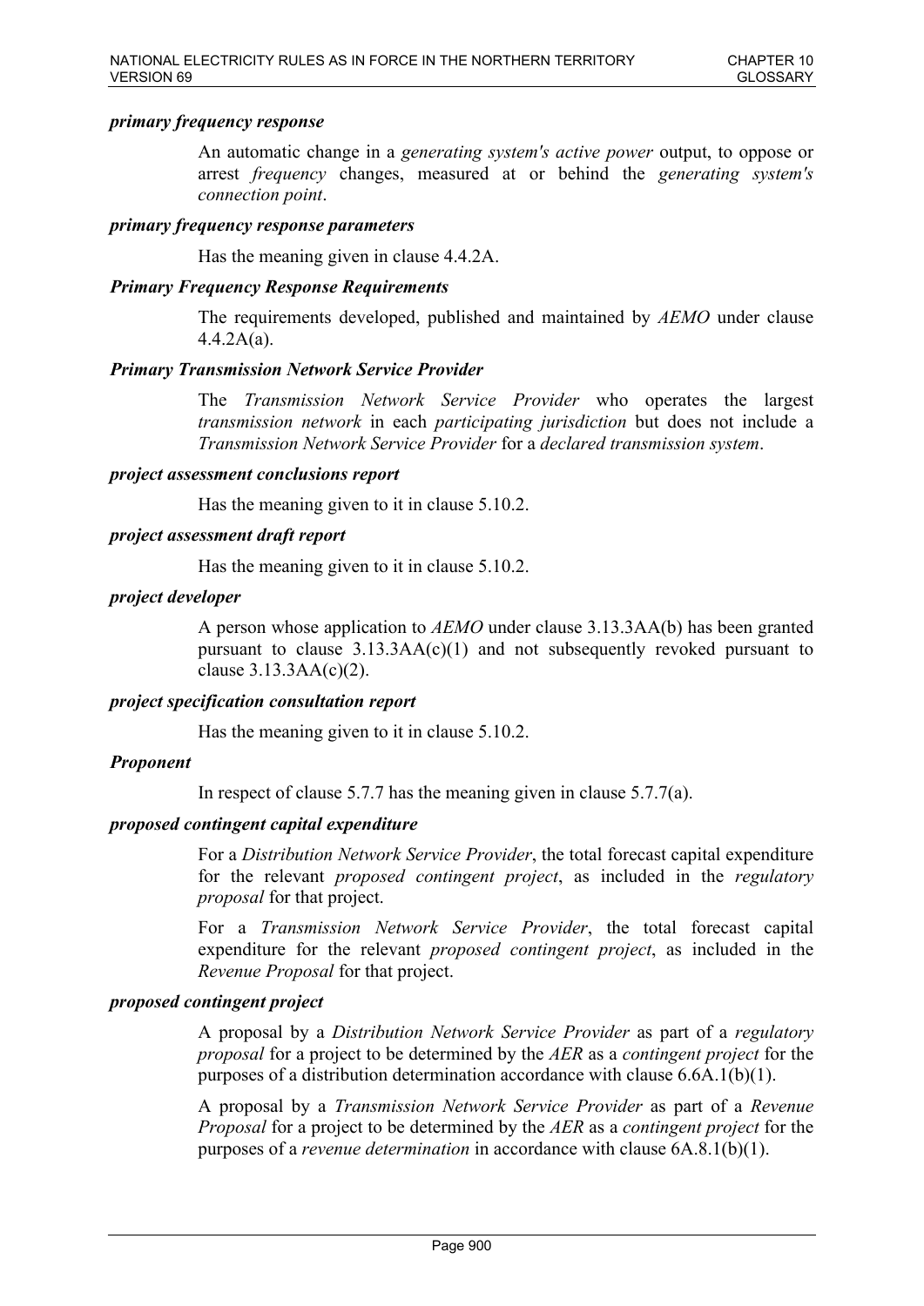***primary frequency response***

An automatic change in a *generating system's active power* output, to oppose or arrest *frequency* changes, measured at or behind the *generating system's connection point*.

***primary frequency response parameters***

Has the meaning given in clause 4.4.2A.

***Primary Frequency Response Requirements***

The requirements developed, published and maintained by *AEMO* under clause 4.4.2A(a).

***Primary Transmission Network Service Provider***

The *Transmission Network Service Provider* who operates the largest *transmission network* in each *participating jurisdiction* but does not include a *Transmission Network Service Provider* for a *declared transmission system*.

***project assessment conclusions report***

Has the meaning given to it in clause 5.10.2.

***project assessment draft report***

Has the meaning given to it in clause 5.10.2.

***project developer***

A person whose application to *AEMO* under clause 3.13.3AA(b) has been granted pursuant to clause 3.13.3AA(c)(1) and not subsequently revoked pursuant to clause 3.13.3AA(c)(2).

***project specification consultation report***

Has the meaning given to it in clause 5.10.2.

***Proponent***

In respect of clause 5.7.7 has the meaning given in clause 5.7.7(a).

***proposed contingent capital expenditure***

For a *Distribution Network Service Provider*, the total forecast capital expenditure for the relevant *proposed contingent project*, as included in the *regulatory proposal* for that project.

For a *Transmission Network Service Provider*, the total forecast capital expenditure for the relevant *proposed contingent project*, as included in the *Revenue Proposal* for that project.

***proposed contingent project***

A proposal by a *Distribution Network Service Provider* as part of a *regulatory proposal* for a project to be determined by the *AER* as a *contingent project* for the purposes of a distribution determination accordance with clause 6.6A.1(b)(1).

A proposal by a *Transmission Network Service Provider* as part of a *Revenue Proposal* for a project to be determined by the *AER* as a *contingent project* for the purposes of a *revenue determination* in accordance with clause 6A.8.1(b)(1).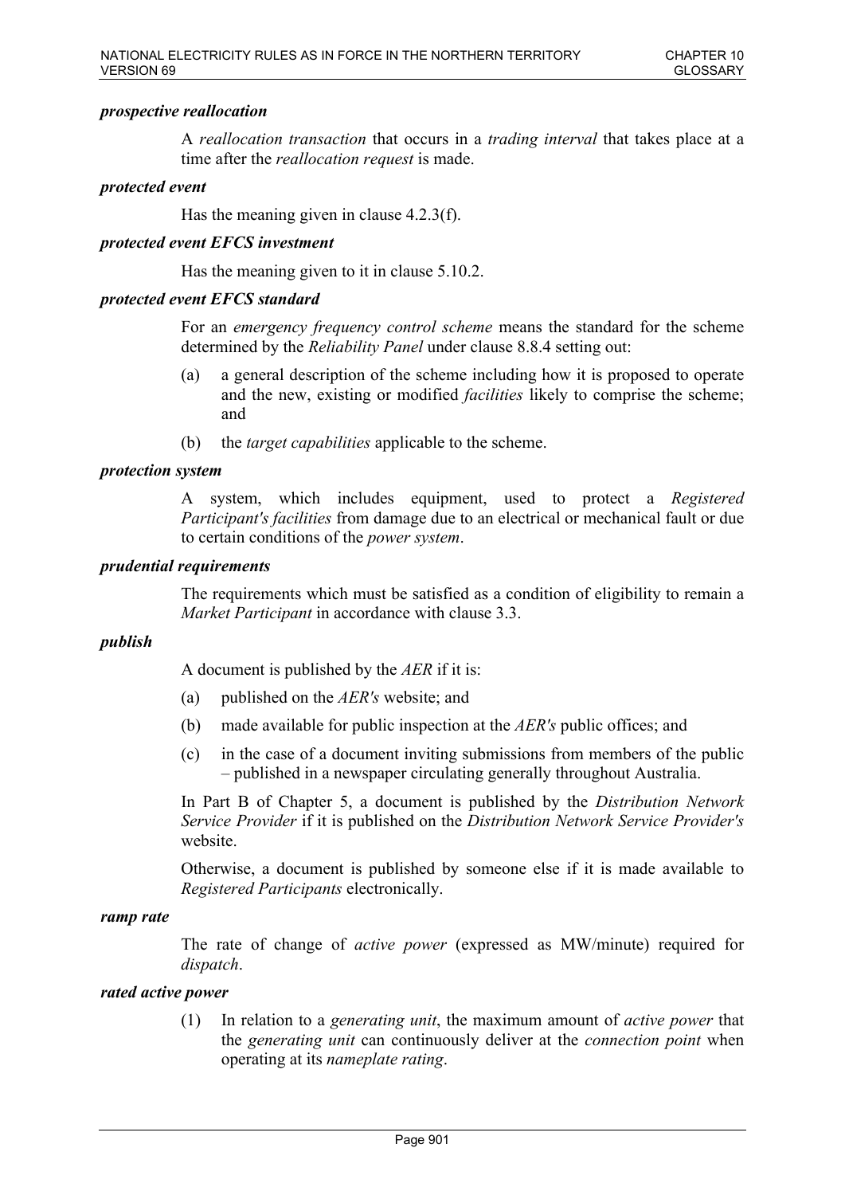***prospective reallocation***

A *reallocation transaction* that occurs in a *trading interval* that takes place at a time after the *reallocation request* is made.

***protected event***

Has the meaning given in clause 4.2.3(f).

***protected event EFCS investment***

Has the meaning given to it in clause 5.10.2.

***protected event EFCS standard***

For an *emergency frequency control scheme* means the standard for the scheme determined by the *Reliability Panel* under clause 8.8.4 setting out:

(a) a general description of the scheme including how it is proposed to operate and the new, existing or modified *facilities* likely to comprise the scheme; and

(b) the *target capabilities* applicable to the scheme.

***protection system***

A system, which includes equipment, used to protect a *Registered Participant's facilities* from damage due to an electrical or mechanical fault or due to certain conditions of the *power system*.

***prudential requirements***

The requirements which must be satisfied as a condition of eligibility to remain a *Market Participant* in accordance with clause 3.3.

***publish***

A document is published by the *AER* if it is:

(a) published on the *AER's* website; and

(b) made available for public inspection at the *AER's* public offices; and

(c) in the case of a document inviting submissions from members of the public – published in a newspaper circulating generally throughout Australia.

In Part B of Chapter 5, a document is published by the *Distribution Network Service Provider* if it is published on the *Distribution Network Service Provider's* website.

Otherwise, a document is published by someone else if it is made available to *Registered Participants* electronically.

***ramp rate***

The rate of change of *active power* (expressed as MW/minute) required for *dispatch*.

***rated active power***

(1) In relation to a *generating unit*, the maximum amount of *active power* that the *generating unit* can continuously deliver at the *connection point* when operating at its *nameplate rating*.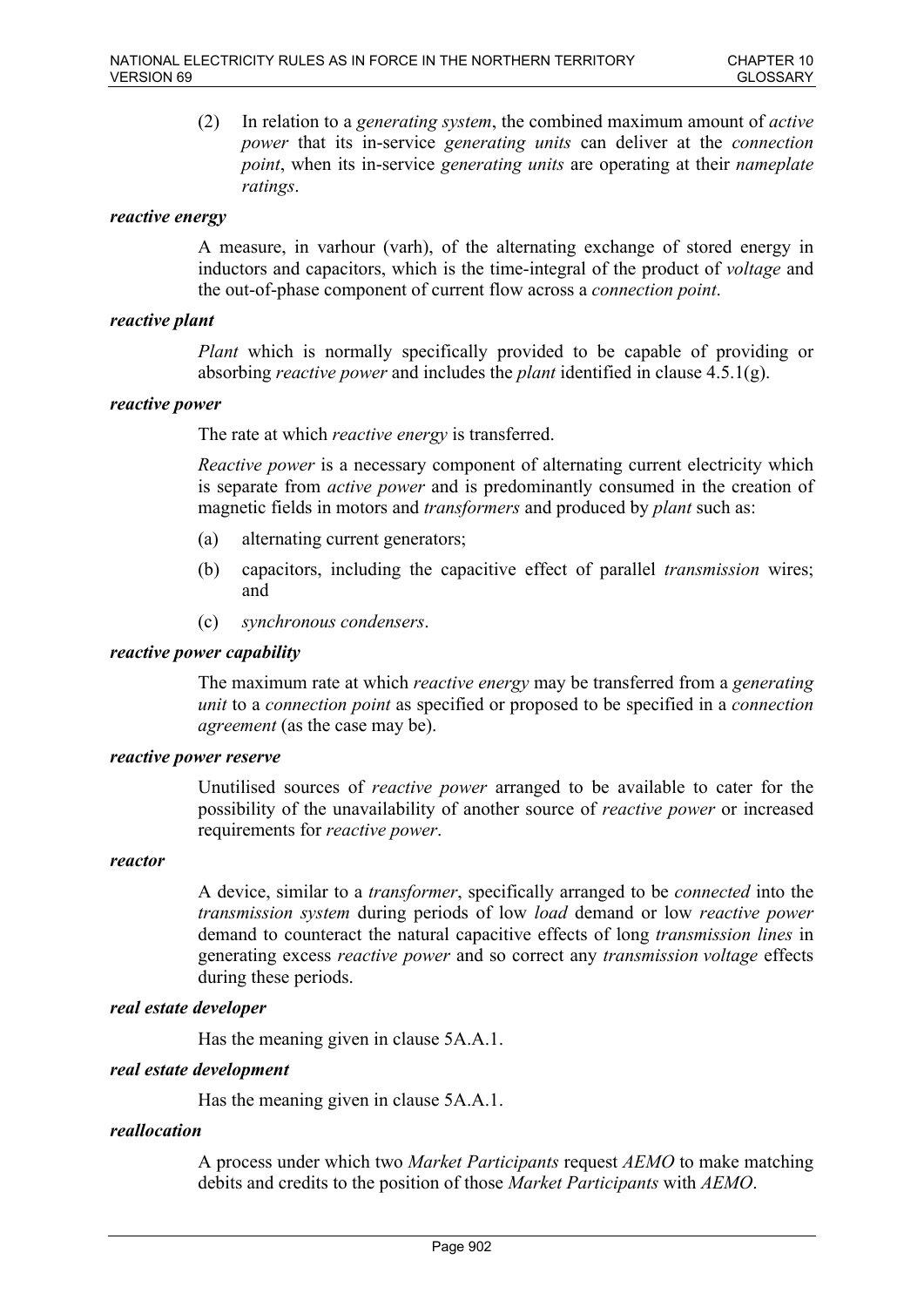(2) In relation to a *generating system*, the combined maximum amount of *active power* that its in-service *generating units* can deliver at the *connection point*, when its in-service *generating units* are operating at their *nameplate ratings*.

***reactive energy***

A measure, in varhour (varh), of the alternating exchange of stored energy in inductors and capacitors, which is the time-integral of the product of *voltage* and the out-of-phase component of current flow across a *connection point*.

***reactive plant***

*Plant* which is normally specifically provided to be capable of providing or absorbing *reactive power* and includes the *plant* identified in clause 4.5.1(g).

***reactive power***

The rate at which *reactive energy* is transferred.

*Reactive power* is a necessary component of alternating current electricity which is separate from *active power* and is predominantly consumed in the creation of magnetic fields in motors and *transformers* and produced by *plant* such as:

(a) alternating current generators;

(b) capacitors, including the capacitive effect of parallel *transmission* wires; and

(c) *synchronous condensers*.

***reactive power capability***

The maximum rate at which *reactive energy* may be transferred from a *generating unit* to a *connection point* as specified or proposed to be specified in a *connection agreement* (as the case may be).

***reactive power reserve***

Unutilised sources of *reactive power* arranged to be available to cater for the possibility of the unavailability of another source of *reactive power* or increased requirements for *reactive power*.

***reactor***

A device, similar to a *transformer*, specifically arranged to be *connected* into the *transmission system* during periods of low *load* demand or low *reactive power* demand to counteract the natural capacitive effects of long *transmission lines* in generating excess *reactive power* and so correct any *transmission voltage* effects during these periods.

***real estate developer***

Has the meaning given in clause 5A.A.1.

***real estate development***

Has the meaning given in clause 5A.A.1.

***reallocation***

A process under which two *Market Participants* request *AEMO* to make matching debits and credits to the position of those *Market Participants* with *AEMO*.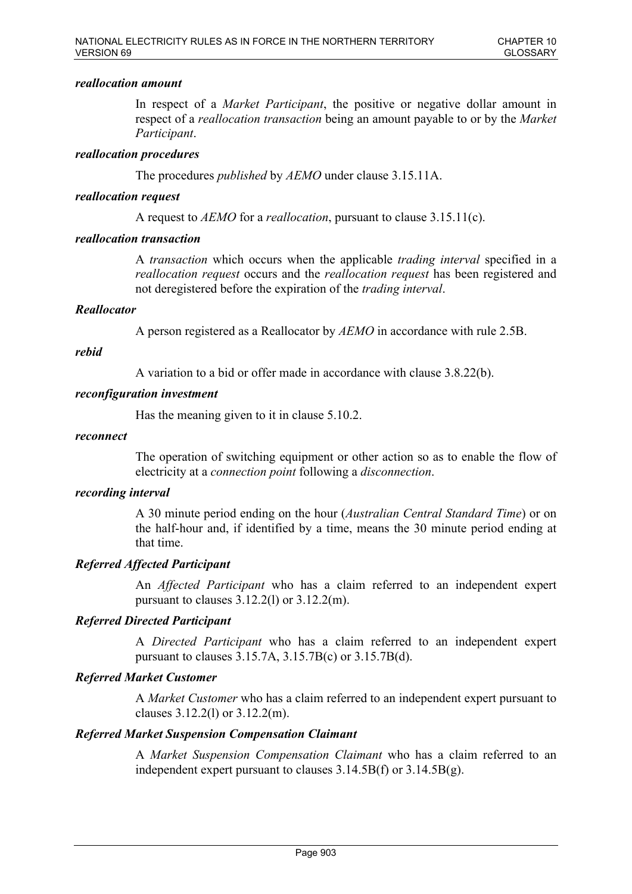***reallocation amount***

In respect of a *Market Participant*, the positive or negative dollar amount in respect of a *reallocation transaction* being an amount payable to or by the *Market Participant*.

***reallocation procedures***

The procedures *published* by *AEMO* under clause 3.15.11A.

***reallocation request***

A request to *AEMO* for a *reallocation*, pursuant to clause 3.15.11(c).

***reallocation transaction***

A *transaction* which occurs when the applicable *trading interval* specified in a *reallocation request* occurs and the *reallocation request* has been registered and not deregistered before the expiration of the *trading interval*.

***Reallocator***

A person registered as a Reallocator by *AEMO* in accordance with rule 2.5B.

***rebid***

A variation to a bid or offer made in accordance with clause 3.8.22(b).

***reconfiguration investment***

Has the meaning given to it in clause 5.10.2.

***reconnect***

The operation of switching equipment or other action so as to enable the flow of electricity at a *connection point* following a *disconnection*.

***recording interval***

A 30 minute period ending on the hour (*Australian Central Standard Time*) or on the half-hour and, if identified by a time, means the 30 minute period ending at that time.

***Referred Affected Participant***

An *Affected Participant* who has a claim referred to an independent expert pursuant to clauses 3.12.2(l) or 3.12.2(m).

***Referred Directed Participant***

A *Directed Participant* who has a claim referred to an independent expert pursuant to clauses 3.15.7A, 3.15.7B(c) or 3.15.7B(d).

***Referred Market Customer***

A *Market Customer* who has a claim referred to an independent expert pursuant to clauses 3.12.2(l) or 3.12.2(m).

***Referred Market Suspension Compensation Claimant***

A *Market Suspension Compensation Claimant* who has a claim referred to an independent expert pursuant to clauses 3.14.5B(f) or 3.14.5B(g).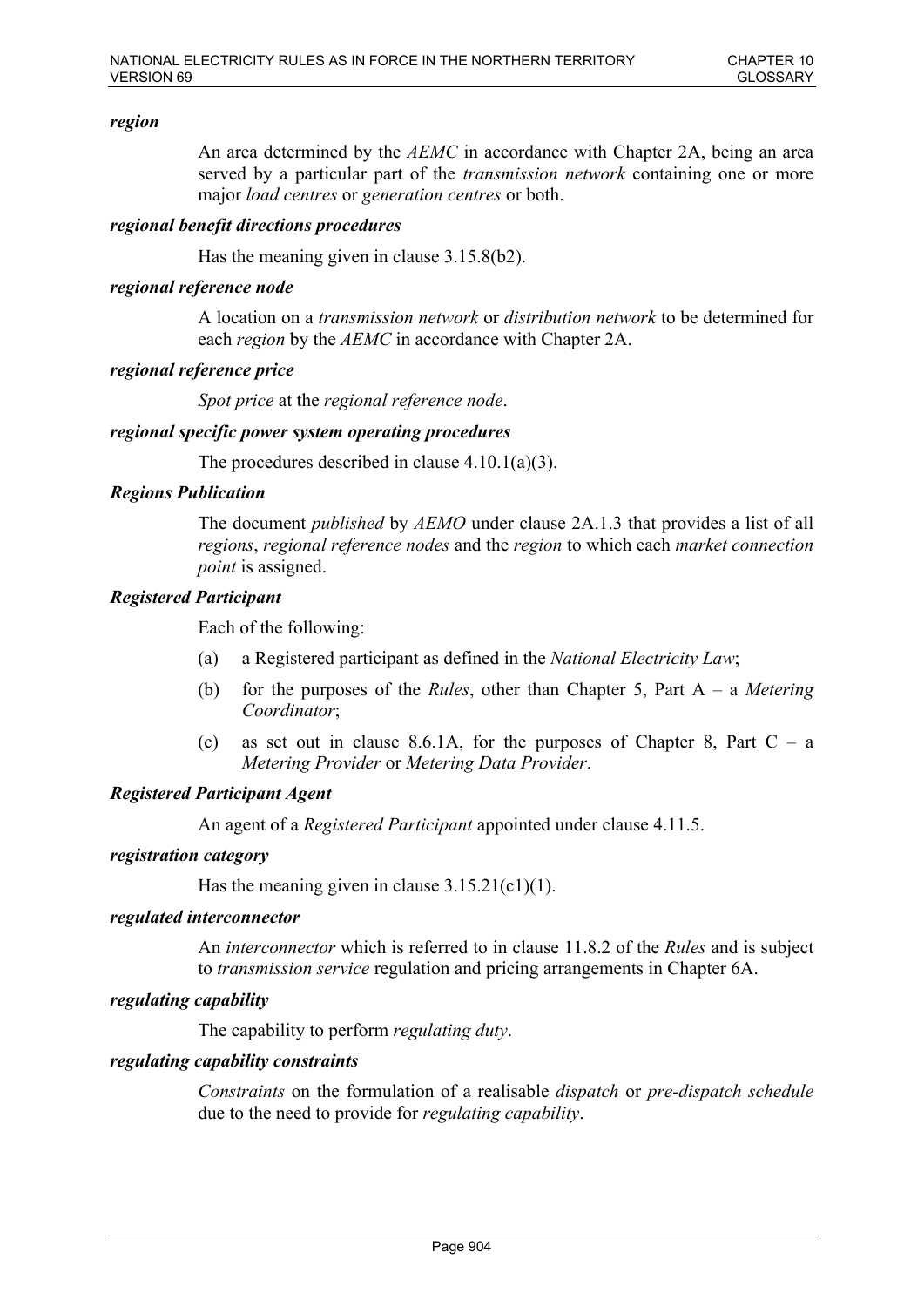***region***

An area determined by the *AEMC* in accordance with Chapter 2A, being an area served by a particular part of the *transmission network* containing one or more major *load centres* or *generation centres* or both.

***regional benefit directions procedures***

Has the meaning given in clause 3.15.8(b2).

***regional reference node***

A location on a *transmission network* or *distribution network* to be determined for each *region* by the *AEMC* in accordance with Chapter 2A.

***regional reference price***

*Spot price* at the *regional reference node*.

***regional specific power system operating procedures***

The procedures described in clause 4.10.1(a)(3).

***Regions Publication***

The document *published* by *AEMO* under clause 2A.1.3 that provides a list of all *regions*, *regional reference nodes* and the *region* to which each *market connection point* is assigned.

***Registered Participant***

Each of the following:

(a) a Registered participant as defined in the *National Electricity Law*;

(b) for the purposes of the *Rules*, other than Chapter 5, Part A – a *Metering Coordinator*;

(c) as set out in clause 8.6.1A, for the purposes of Chapter 8, Part C – a *Metering Provider* or *Metering Data Provider*.

***Registered Participant Agent***

An agent of a *Registered Participant* appointed under clause 4.11.5.

***registration category***

Has the meaning given in clause 3.15.21(c1)(1).

***regulated interconnector***

An *interconnector* which is referred to in clause 11.8.2 of the *Rules* and is subject to *transmission service* regulation and pricing arrangements in Chapter 6A.

***regulating capability***

The capability to perform *regulating duty*.

***regulating capability constraints***

*Constraints* on the formulation of a realisable *dispatch* or *pre-dispatch schedule* due to the need to provide for *regulating capability*.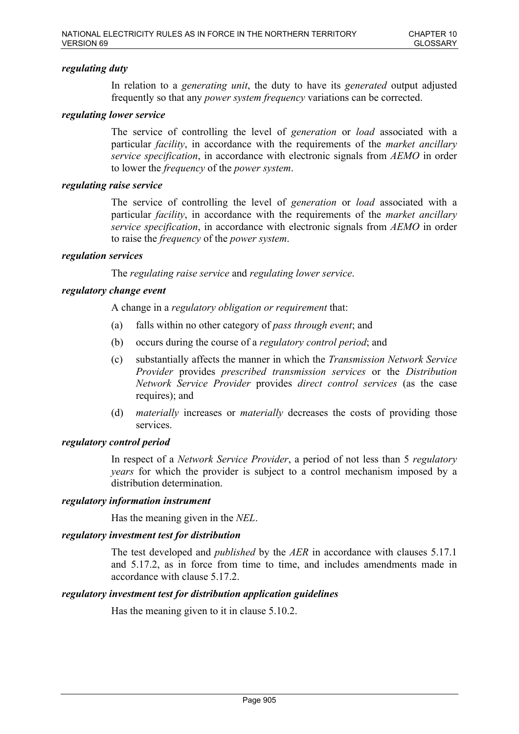***regulating duty***

In relation to a *generating unit*, the duty to have its *generated* output adjusted frequently so that any *power system frequency* variations can be corrected.

***regulating lower service***

The service of controlling the level of *generation* or *load* associated with a particular *facility*, in accordance with the requirements of the *market ancillary service specification*, in accordance with electronic signals from *AEMO* in order to lower the *frequency* of the *power system*.

***regulating raise service***

The service of controlling the level of *generation* or *load* associated with a particular *facility*, in accordance with the requirements of the *market ancillary service specification*, in accordance with electronic signals from *AEMO* in order to raise the *frequency* of the *power system*.

***regulation services***

The *regulating raise service* and *regulating lower service*.

***regulatory change event***

A change in a *regulatory obligation or requirement* that:

(a) falls within no other category of *pass through event*; and

(b) occurs during the course of a *regulatory control period*; and

(c) substantially affects the manner in which the *Transmission Network Service Provider* provides *prescribed transmission services* or the *Distribution Network Service Provider* provides *direct control services* (as the case requires); and

(d) *materially* increases or *materially* decreases the costs of providing those services.

***regulatory control period***

In respect of a *Network Service Provider*, a period of not less than 5 *regulatory years* for which the provider is subject to a control mechanism imposed by a distribution determination.

***regulatory information instrument***

Has the meaning given in the *NEL*.

***regulatory investment test for distribution***

The test developed and *published* by the *AER* in accordance with clauses 5.17.1 and 5.17.2, as in force from time to time, and includes amendments made in accordance with clause 5.17.2.

***regulatory investment test for distribution application guidelines***

Has the meaning given to it in clause 5.10.2.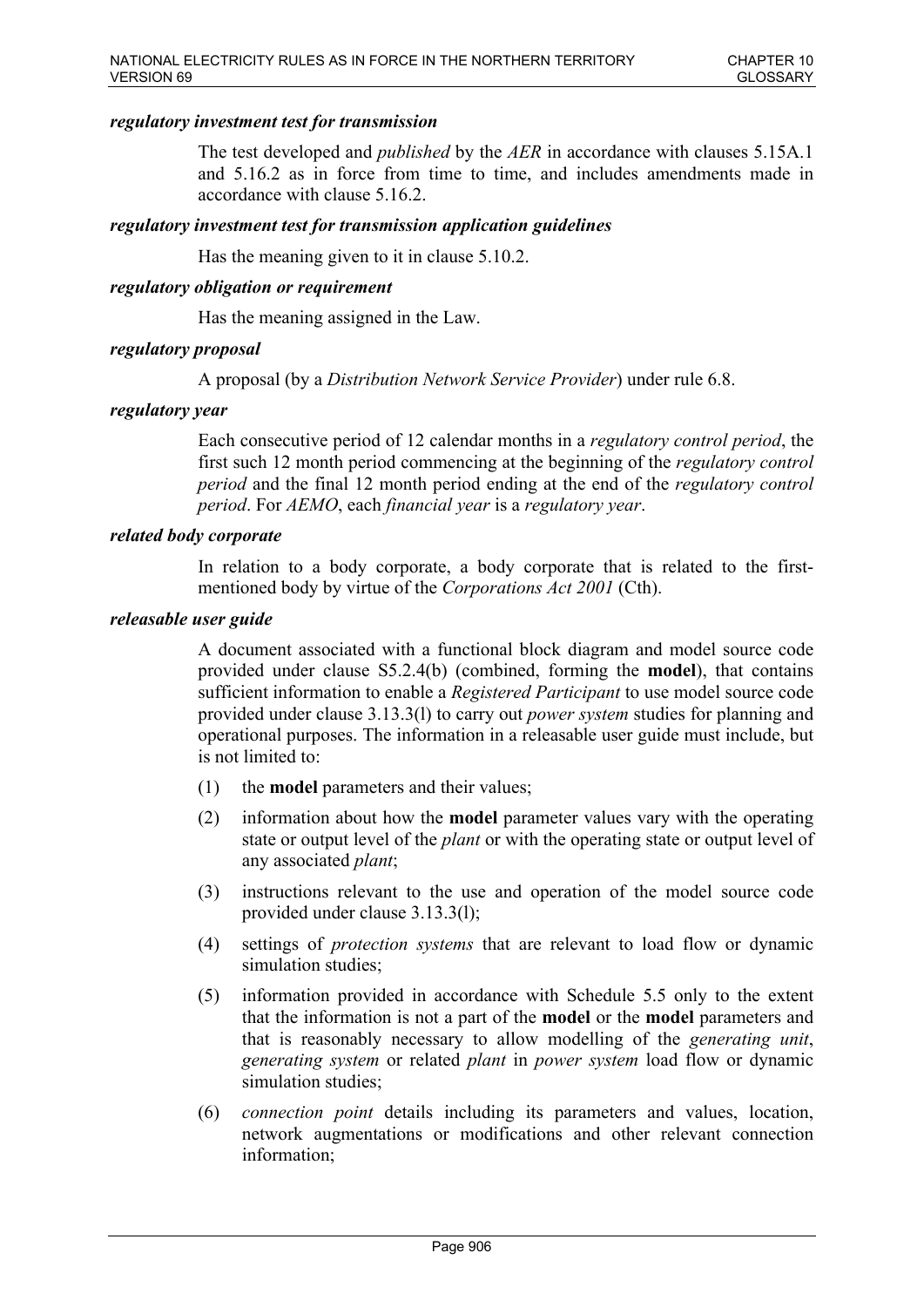***regulatory investment test for transmission***

The test developed and *published* by the *AER* in accordance with clauses 5.15A.1 and 5.16.2 as in force from time to time, and includes amendments made in accordance with clause 5.16.2.

***regulatory investment test for transmission application guidelines***

Has the meaning given to it in clause 5.10.2.

***regulatory obligation or requirement***

Has the meaning assigned in the Law.

***regulatory proposal***

A proposal (by a *Distribution Network Service Provider*) under rule 6.8.

***regulatory year***

Each consecutive period of 12 calendar months in a *regulatory control period*, the first such 12 month period commencing at the beginning of the *regulatory control period* and the final 12 month period ending at the end of the *regulatory control period*. For *AEMO*, each *financial year* is a *regulatory year*.

***related body corporate***

In relation to a body corporate, a body corporate that is related to the first-mentioned body by virtue of the *Corporations Act 2001* (Cth).

***releasable user guide***

A document associated with a functional block diagram and model source code provided under clause S5.2.4(b) (combined, forming the **model**), that contains sufficient information to enable a *Registered Participant* to use model source code provided under clause 3.13.3(l) to carry out *power system* studies for planning and operational purposes. The information in a releasable user guide must include, but is not limited to:

(1) the **model** parameters and their values;

(2) information about how the **model** parameter values vary with the operating state or output level of the *plant* or with the operating state or output level of any associated *plant*;

(3) instructions relevant to the use and operation of the model source code provided under clause 3.13.3(l);

(4) settings of *protection systems* that are relevant to load flow or dynamic simulation studies;

(5) information provided in accordance with Schedule 5.5 only to the extent that the information is not a part of the **model** or the **model** parameters and that is reasonably necessary to allow modelling of the *generating unit*, *generating system* or related *plant* in *power system* load flow or dynamic simulation studies;

(6) *connection point* details including its parameters and values, location, network augmentations or modifications and other relevant connection information;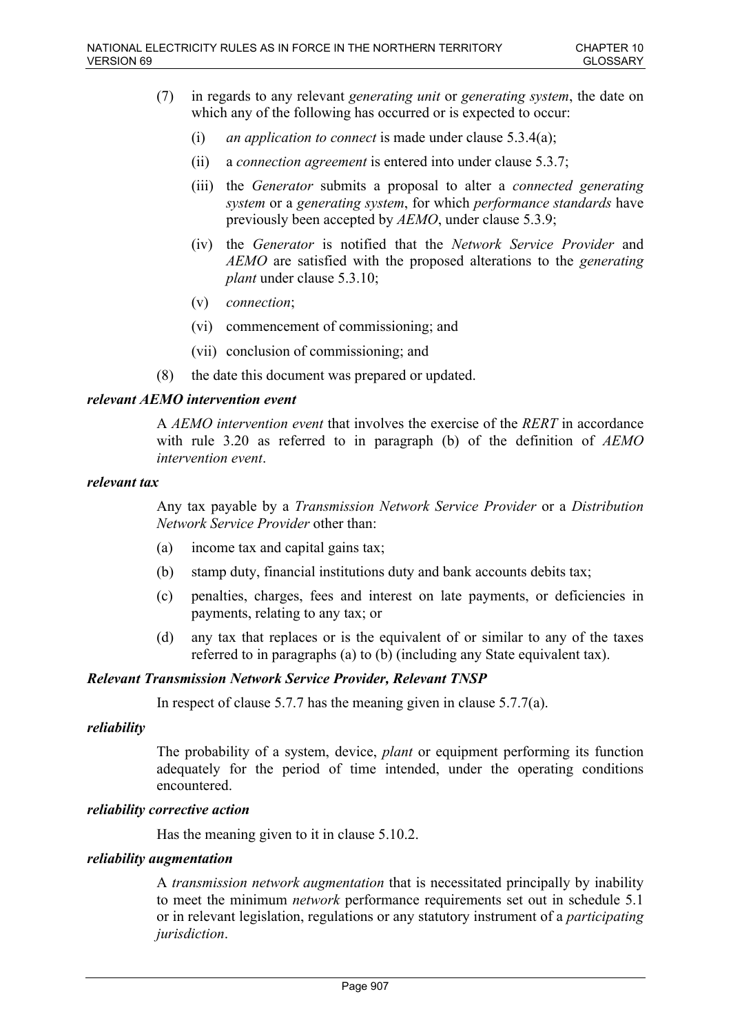(7) in regards to any relevant *generating unit* or *generating system*, the date on which any of the following has occurred or is expected to occur:

  (i) *an application to connect* is made under clause 5.3.4(a);

  (ii) a *connection agreement* is entered into under clause 5.3.7;

  (iii) the *Generator* submits a proposal to alter a *connected generating system* or a *generating system*, for which *performance standards* have previously been accepted by *AEMO*, under clause 5.3.9;

  (iv) the *Generator* is notified that the *Network Service Provider* and *AEMO* are satisfied with the proposed alterations to the *generating plant* under clause 5.3.10;

  (v) *connection*;

  (vi) commencement of commissioning; and

  (vii) conclusion of commissioning; and

(8) the date this document was prepared or updated.

***relevant AEMO intervention event***

A *AEMO intervention event* that involves the exercise of the *RERT* in accordance with rule 3.20 as referred to in paragraph (b) of the definition of *AEMO intervention event*.

***relevant tax***

Any tax payable by a *Transmission Network Service Provider* or a *Distribution Network Service Provider* other than:

(a) income tax and capital gains tax;

(b) stamp duty, financial institutions duty and bank accounts debits tax;

(c) penalties, charges, fees and interest on late payments, or deficiencies in payments, relating to any tax; or

(d) any tax that replaces or is the equivalent of or similar to any of the taxes referred to in paragraphs (a) to (b) (including any State equivalent tax).

***Relevant Transmission Network Service Provider, Relevant TNSP***

In respect of clause 5.7.7 has the meaning given in clause 5.7.7(a).

***reliability***

The probability of a system, device, *plant* or equipment performing its function adequately for the period of time intended, under the operating conditions encountered.

***reliability corrective action***

Has the meaning given to it in clause 5.10.2.

***reliability augmentation***

A *transmission network augmentation* that is necessitated principally by inability to meet the minimum *network* performance requirements set out in schedule 5.1 or in relevant legislation, regulations or any statutory instrument of a *participating jurisdiction*.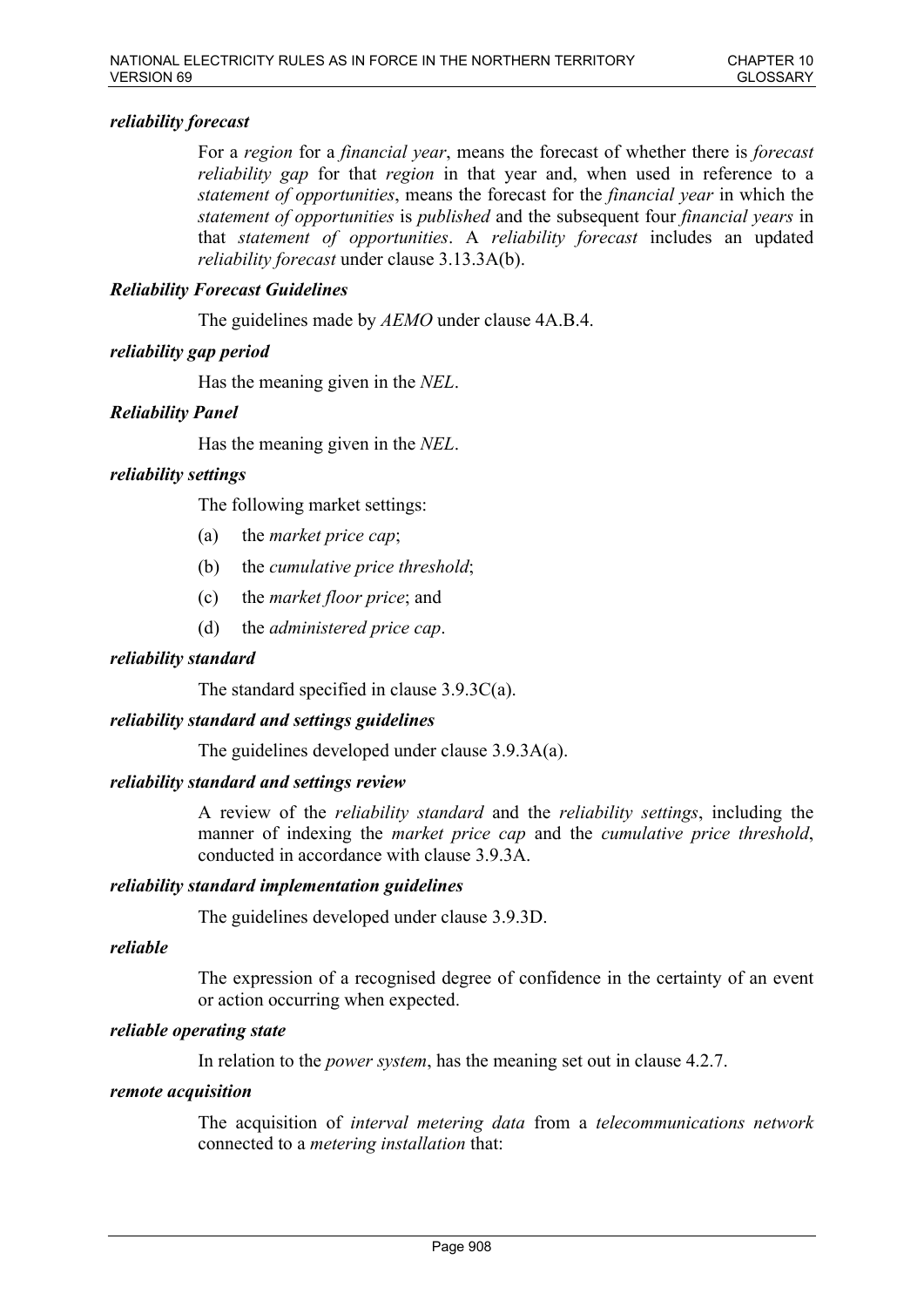***reliability forecast***

For a *region* for a *financial year*, means the forecast of whether there is *forecast reliability gap* for that *region* in that year and, when used in reference to a *statement of opportunities*, means the forecast for the *financial year* in which the *statement of opportunities* is *published* and the subsequent four *financial years* in that *statement of opportunities*. A *reliability forecast* includes an updated *reliability forecast* under clause 3.13.3A(b).

***Reliability Forecast Guidelines***

The guidelines made by *AEMO* under clause 4A.B.4.

***reliability gap period***

Has the meaning given in the *NEL*.

***Reliability Panel***

Has the meaning given in the *NEL*.

***reliability settings***

The following market settings:

(a) the *market price cap*;

(b) the *cumulative price threshold*;

(c) the *market floor price*; and

(d) the *administered price cap*.

***reliability standard***

The standard specified in clause 3.9.3C(a).

***reliability standard and settings guidelines***

The guidelines developed under clause 3.9.3A(a).

***reliability standard and settings review***

A review of the *reliability standard* and the *reliability settings*, including the manner of indexing the *market price cap* and the *cumulative price threshold*, conducted in accordance with clause 3.9.3A.

***reliability standard implementation guidelines***

The guidelines developed under clause 3.9.3D.

***reliable***

The expression of a recognised degree of confidence in the certainty of an event or action occurring when expected.

***reliable operating state***

In relation to the *power system*, has the meaning set out in clause 4.2.7.

***remote acquisition***

The acquisition of *interval metering data* from a *telecommunications network* connected to a *metering installation* that: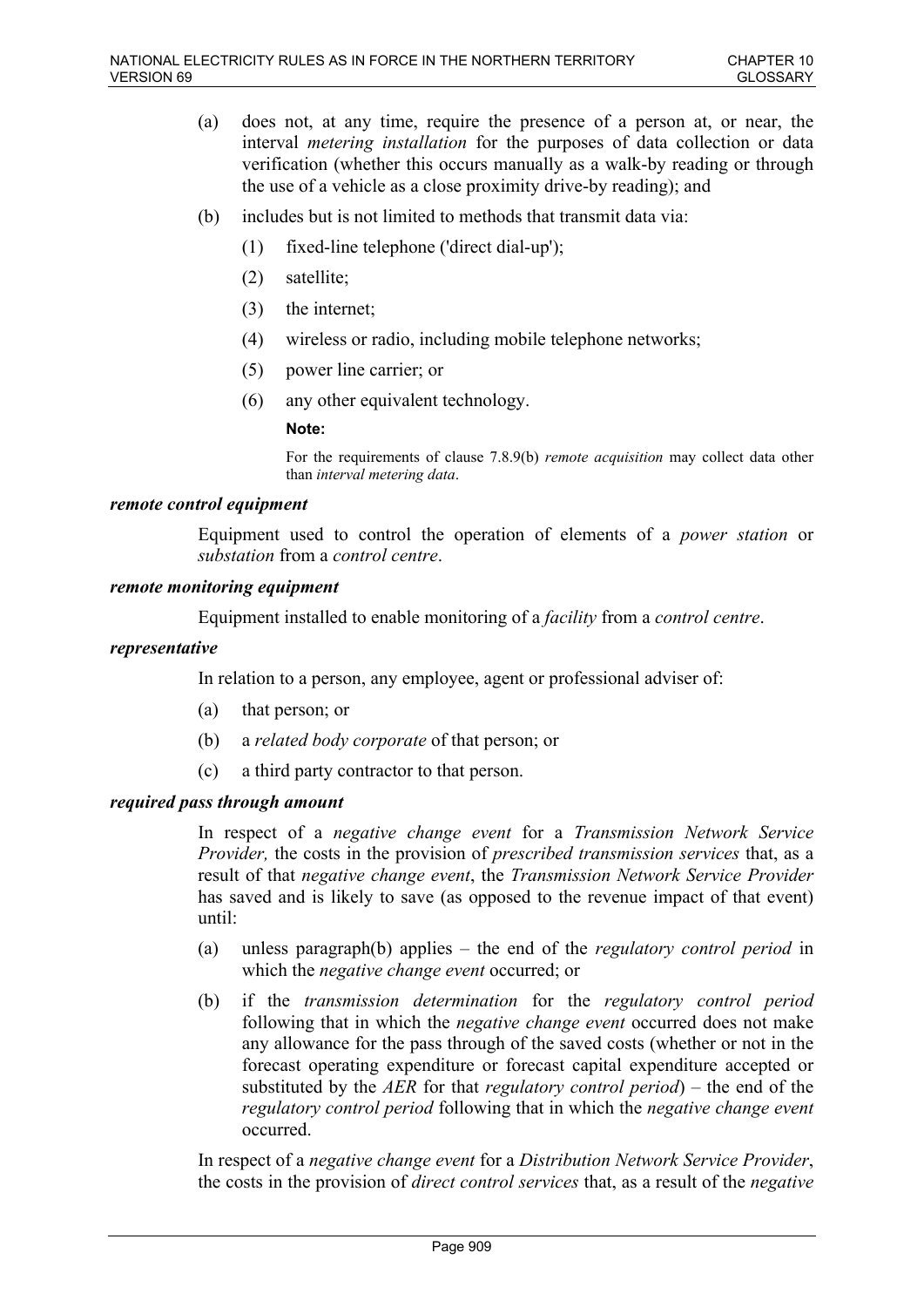(a) does not, at any time, require the presence of a person at, or near, the interval *metering installation* for the purposes of data collection or data verification (whether this occurs manually as a walk-by reading or through the use of a vehicle as a close proximity drive-by reading); and

(b) includes but is not limited to methods that transmit data via:

  (1) fixed-line telephone ('direct dial-up');

  (2) satellite;

  (3) the internet;

  (4) wireless or radio, including mobile telephone networks;

  (5) power line carrier; or

  (6) any other equivalent technology.

**Note:**

For the requirements of clause 7.8.9(b) *remote acquisition* may collect data other than *interval metering data*.

***remote control equipment***

Equipment used to control the operation of elements of a *power station* or *substation* from a *control centre*.

***remote monitoring equipment***

Equipment installed to enable monitoring of a *facility* from a *control centre*.

***representative***

In relation to a person, any employee, agent or professional adviser of:

(a) that person; or

(b) a *related body corporate* of that person; or

(c) a third party contractor to that person.

***required pass through amount***

In respect of a *negative change event* for a *Transmission Network Service Provider,* the costs in the provision of *prescribed transmission services* that, as a result of that *negative change event*, the *Transmission Network Service Provider* has saved and is likely to save (as opposed to the revenue impact of that event) until:

(a) unless paragraph(b) applies – the end of the *regulatory control period* in which the *negative change event* occurred; or

(b) if the *transmission determination* for the *regulatory control period* following that in which the *negative change event* occurred does not make any allowance for the pass through of the saved costs (whether or not in the forecast operating expenditure or forecast capital expenditure accepted or substituted by the *AER* for that *regulatory control period*) – the end of the *regulatory control period* following that in which the *negative change event* occurred.

In respect of a *negative change event* for a *Distribution Network Service Provider*, the costs in the provision of *direct control services* that, as a result of the *negative*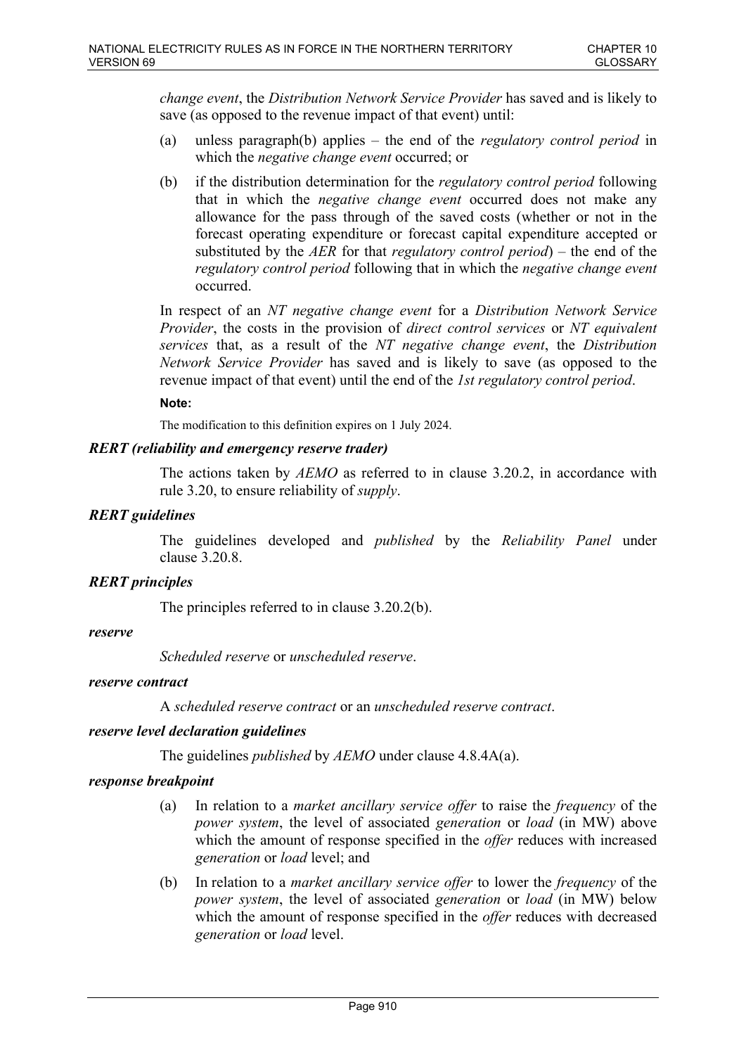*change event*, the *Distribution Network Service Provider* has saved and is likely to save (as opposed to the revenue impact of that event) until:

(a) unless paragraph(b) applies – the end of the *regulatory control period* in which the *negative change event* occurred; or

(b) if the distribution determination for the *regulatory control period* following that in which the *negative change event* occurred does not make any allowance for the pass through of the saved costs (whether or not in the forecast operating expenditure or forecast capital expenditure accepted or substituted by the *AER* for that *regulatory control period*) – the end of the *regulatory control period* following that in which the *negative change event* occurred.

In respect of an *NT negative change event* for a *Distribution Network Service Provider*, the costs in the provision of *direct control services* or *NT equivalent services* that, as a result of the *NT negative change event*, the *Distribution Network Service Provider* has saved and is likely to save (as opposed to the revenue impact of that event) until the end of the *1st regulatory control period*.

**Note:**

The modification to this definition expires on 1 July 2024.

***RERT (reliability and emergency reserve trader)***

The actions taken by *AEMO* as referred to in clause 3.20.2, in accordance with rule 3.20, to ensure reliability of *supply*.

***RERT guidelines***

The guidelines developed and *published* by the *Reliability Panel* under clause 3.20.8.

***RERT principles***

The principles referred to in clause 3.20.2(b).

***reserve***

*Scheduled reserve* or *unscheduled reserve*.

***reserve contract***

A *scheduled reserve contract* or an *unscheduled reserve contract*.

***reserve level declaration guidelines***

The guidelines *published* by *AEMO* under clause 4.8.4A(a).

***response breakpoint***

(a) In relation to a *market ancillary service offer* to raise the *frequency* of the *power system*, the level of associated *generation* or *load* (in MW) above which the amount of response specified in the *offer* reduces with increased *generation* or *load* level; and

(b) In relation to a *market ancillary service offer* to lower the *frequency* of the *power system*, the level of associated *generation* or *load* (in MW) below which the amount of response specified in the *offer* reduces with decreased *generation* or *load* level.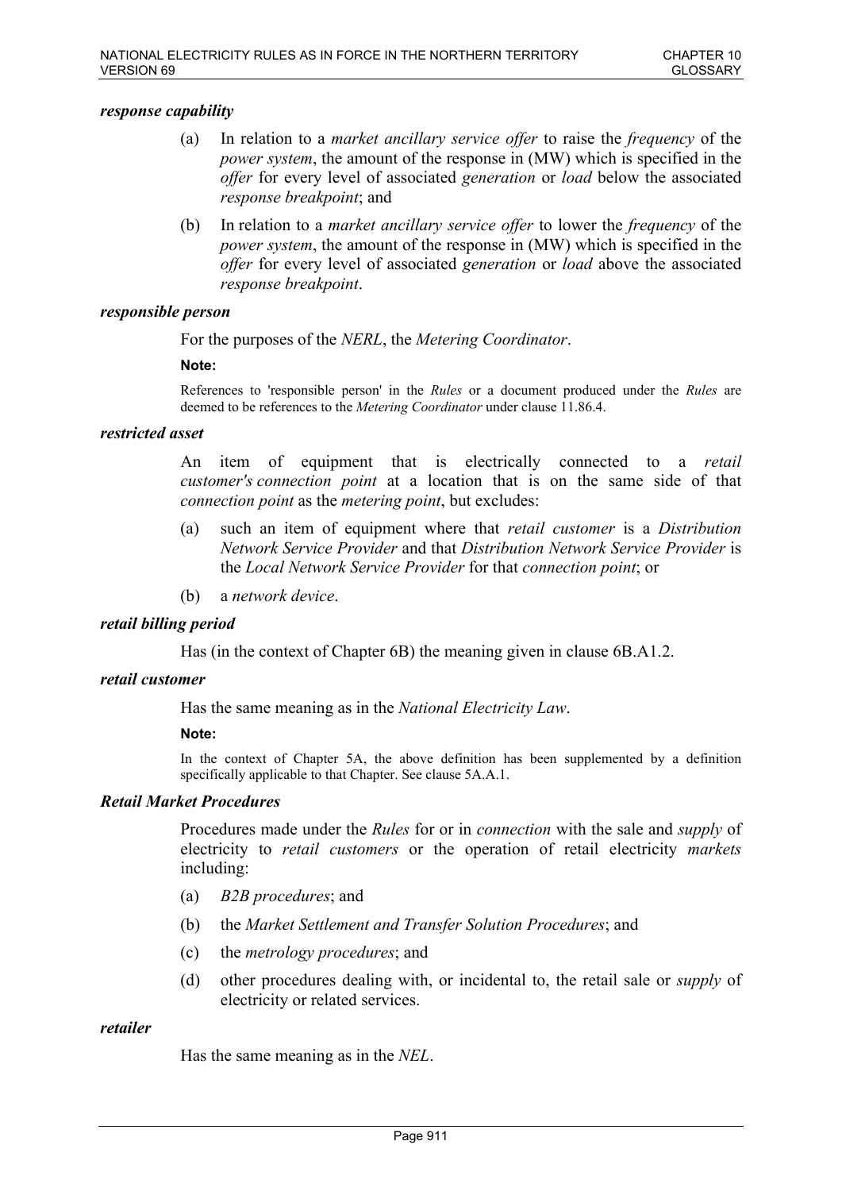***response capability***

(a) In relation to a *market ancillary service offer* to raise the *frequency* of the *power system*, the amount of the response in (MW) which is specified in the *offer* for every level of associated *generation* or *load* below the associated *response breakpoint*; and

(b) In relation to a *market ancillary service offer* to lower the *frequency* of the *power system*, the amount of the response in (MW) which is specified in the *offer* for every level of associated *generation* or *load* above the associated *response breakpoint*.

***responsible person***

For the purposes of the *NERL*, the *Metering Coordinator*.

**Note:**

References to 'responsible person' in the *Rules* or a document produced under the *Rules* are deemed to be references to the *Metering Coordinator* under clause 11.86.4.

***restricted asset***

An item of equipment that is electrically connected to a *retail customer's connection point* at a location that is on the same side of that *connection point* as the *metering point*, but excludes:

(a) such an item of equipment where that *retail customer* is a *Distribution Network Service Provider* and that *Distribution Network Service Provider* is the *Local Network Service Provider* for that *connection point*; or

(b) a *network device*.

***retail billing period***

Has (in the context of Chapter 6B) the meaning given in clause 6B.A1.2.

***retail customer***

Has the same meaning as in the *National Electricity Law*.

**Note:**

In the context of Chapter 5A, the above definition has been supplemented by a definition specifically applicable to that Chapter. See clause 5A.A.1.

***Retail Market Procedures***

Procedures made under the *Rules* for or in *connection* with the sale and *supply* of electricity to *retail customers* or the operation of retail electricity *markets* including:

(a) *B2B procedures*; and

(b) the *Market Settlement and Transfer Solution Procedures*; and

(c) the *metrology procedures*; and

(d) other procedures dealing with, or incidental to, the retail sale or *supply* of electricity or related services.

***retailer***

Has the same meaning as in the *NEL*.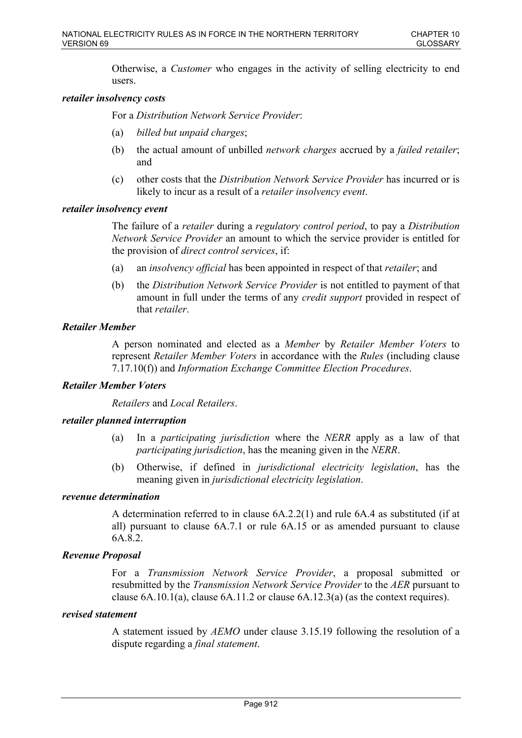Otherwise, a *Customer* who engages in the activity of selling electricity to end users.

***retailer insolvency costs***

For a *Distribution Network Service Provider*:

(a) *billed but unpaid charges*;

(b) the actual amount of unbilled *network charges* accrued by a *failed retailer*; and

(c) other costs that the *Distribution Network Service Provider* has incurred or is likely to incur as a result of a *retailer insolvency event*.

***retailer insolvency event***

The failure of a *retailer* during a *regulatory control period*, to pay a *Distribution Network Service Provider* an amount to which the service provider is entitled for the provision of *direct control services*, if:

(a) an *insolvency official* has been appointed in respect of that *retailer*; and

(b) the *Distribution Network Service Provider* is not entitled to payment of that amount in full under the terms of any *credit support* provided in respect of that *retailer*.

***Retailer Member***

A person nominated and elected as a *Member* by *Retailer Member Voters* to represent *Retailer Member Voters* in accordance with the *Rules* (including clause 7.17.10(f)) and *Information Exchange Committee Election Procedures*.

***Retailer Member Voters***

*Retailers* and *Local Retailers*.

***retailer planned interruption***

(a) In a *participating jurisdiction* where the *NERR* apply as a law of that *participating jurisdiction*, has the meaning given in the *NERR*.

(b) Otherwise, if defined in *jurisdictional electricity legislation*, has the meaning given in *jurisdictional electricity legislation*.

***revenue determination***

A determination referred to in clause 6A.2.2(1) and rule 6A.4 as substituted (if at all) pursuant to clause 6A.7.1 or rule 6A.15 or as amended pursuant to clause 6A.8.2.

***Revenue Proposal***

For a *Transmission Network Service Provider*, a proposal submitted or resubmitted by the *Transmission Network Service Provider* to the *AER* pursuant to clause 6A.10.1(a), clause 6A.11.2 or clause 6A.12.3(a) (as the context requires).

***revised statement***

A statement issued by *AEMO* under clause 3.15.19 following the resolution of a dispute regarding a *final statement*.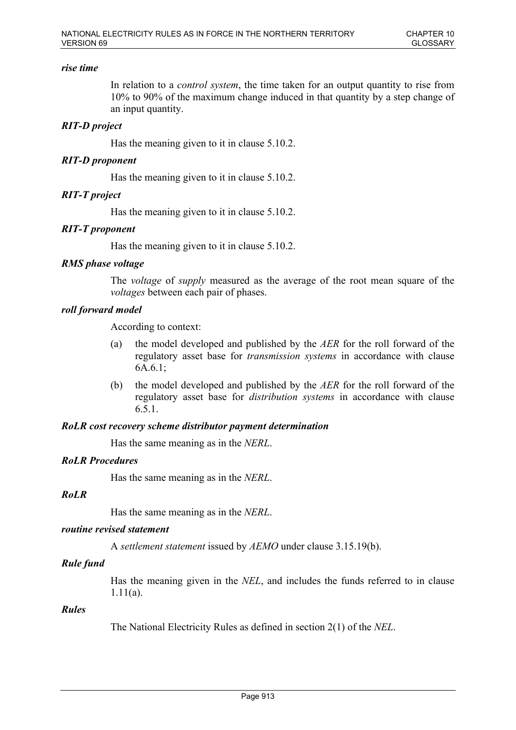***rise time***

In relation to a *control system*, the time taken for an output quantity to rise from 10% to 90% of the maximum change induced in that quantity by a step change of an input quantity.

***RIT-D project***

Has the meaning given to it in clause 5.10.2.

***RIT-D proponent***

Has the meaning given to it in clause 5.10.2.

***RIT-T project***

Has the meaning given to it in clause 5.10.2.

***RIT-T proponent***

Has the meaning given to it in clause 5.10.2.

***RMS phase voltage***

The *voltage* of *supply* measured as the average of the root mean square of the *voltages* between each pair of phases.

***roll forward model***

According to context:

(a) the model developed and published by the *AER* for the roll forward of the regulatory asset base for *transmission systems* in accordance with clause 6A.6.1;

(b) the model developed and published by the *AER* for the roll forward of the regulatory asset base for *distribution systems* in accordance with clause 6.5.1.

***RoLR cost recovery scheme distributor payment determination***

Has the same meaning as in the *NERL*.

***RoLR Procedures***

Has the same meaning as in the *NERL*.

***RoLR***

Has the same meaning as in the *NERL*.

***routine revised statement***

A *settlement statement* issued by *AEMO* under clause 3.15.19(b).

***Rule fund***

Has the meaning given in the *NEL*, and includes the funds referred to in clause 1.11(a).

***Rules***

The National Electricity Rules as defined in section 2(1) of the *NEL*.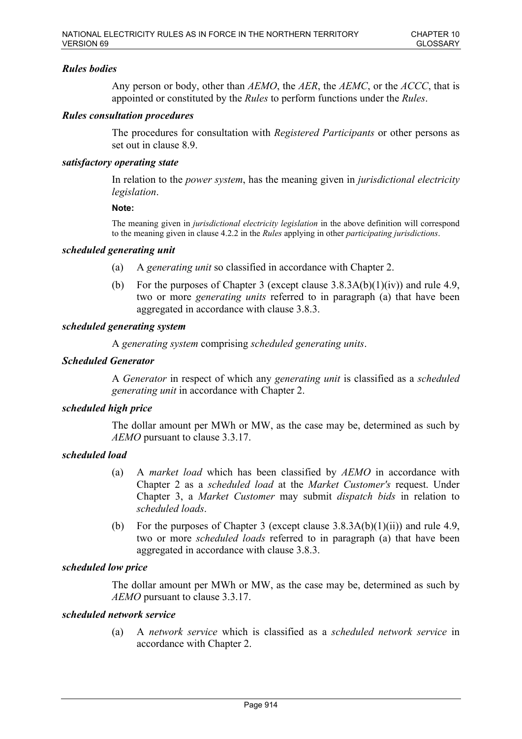***Rules bodies***

Any person or body, other than *AEMO*, the *AER*, the *AEMC*, or the *ACCC*, that is appointed or constituted by the *Rules* to perform functions under the *Rules*.

***Rules consultation procedures***

The procedures for consultation with *Registered Participants* or other persons as set out in clause 8.9.

***satisfactory operating state***

In relation to the *power system*, has the meaning given in *jurisdictional electricity legislation*.

**Note:**

The meaning given in *jurisdictional electricity legislation* in the above definition will correspond to the meaning given in clause 4.2.2 in the *Rules* applying in other *participating jurisdictions*.

***scheduled generating unit***

(a) A *generating unit* so classified in accordance with Chapter 2.

(b) For the purposes of Chapter 3 (except clause 3.8.3A(b)(1)(iv)) and rule 4.9, two or more *generating units* referred to in paragraph (a) that have been aggregated in accordance with clause 3.8.3.

***scheduled generating system***

A *generating system* comprising *scheduled generating units*.

***Scheduled Generator***

A *Generator* in respect of which any *generating unit* is classified as a *scheduled generating unit* in accordance with Chapter 2.

***scheduled high price***

The dollar amount per MWh or MW, as the case may be, determined as such by *AEMO* pursuant to clause 3.3.17.

***scheduled load***

(a) A *market load* which has been classified by *AEMO* in accordance with Chapter 2 as a *scheduled load* at the *Market Customer's* request. Under Chapter 3, a *Market Customer* may submit *dispatch bids* in relation to *scheduled loads*.

(b) For the purposes of Chapter 3 (except clause 3.8.3A(b)(1)(ii)) and rule 4.9, two or more *scheduled loads* referred to in paragraph (a) that have been aggregated in accordance with clause 3.8.3.

***scheduled low price***

The dollar amount per MWh or MW, as the case may be, determined as such by *AEMO* pursuant to clause 3.3.17.

***scheduled network service***

(a) A *network service* which is classified as a *scheduled network service* in accordance with Chapter 2.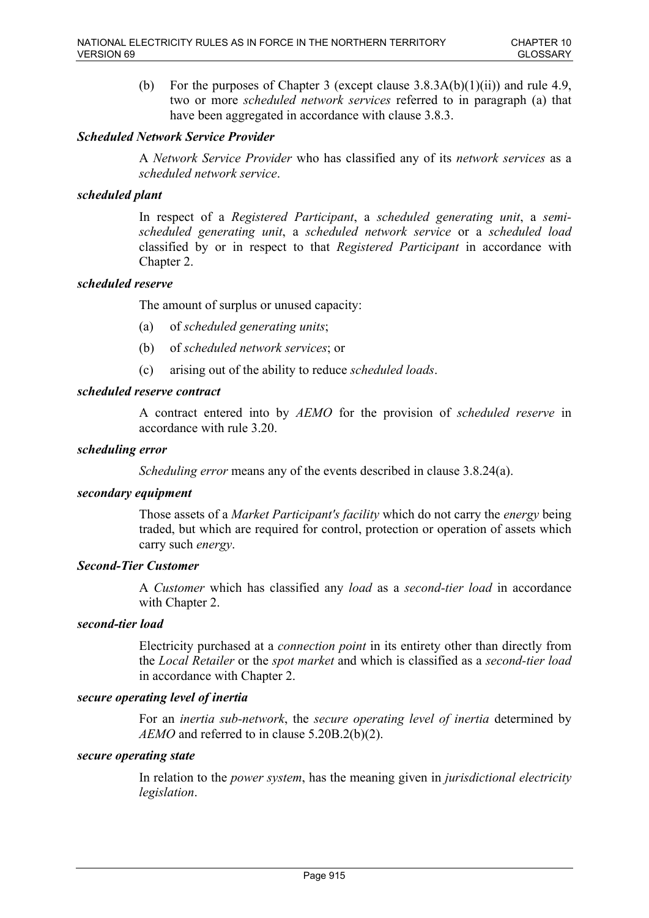(b) For the purposes of Chapter 3 (except clause 3.8.3A(b)(1)(ii)) and rule 4.9, two or more *scheduled network services* referred to in paragraph (a) that have been aggregated in accordance with clause 3.8.3.

***Scheduled Network Service Provider***

A *Network Service Provider* who has classified any of its *network services* as a *scheduled network service*.

***scheduled plant***

In respect of a *Registered Participant*, a *scheduled generating unit*, a *semi-scheduled generating unit*, a *scheduled network service* or a *scheduled load* classified by or in respect to that *Registered Participant* in accordance with Chapter 2.

***scheduled reserve***

The amount of surplus or unused capacity:

(a) of *scheduled generating units*;

(b) of *scheduled network services*; or

(c) arising out of the ability to reduce *scheduled loads*.

***scheduled reserve contract***

A contract entered into by *AEMO* for the provision of *scheduled reserve* in accordance with rule 3.20.

***scheduling error***

*Scheduling error* means any of the events described in clause 3.8.24(a).

***secondary equipment***

Those assets of a *Market Participant's facility* which do not carry the *energy* being traded, but which are required for control, protection or operation of assets which carry such *energy*.

***Second-Tier Customer***

A *Customer* which has classified any *load* as a *second-tier load* in accordance with Chapter 2.

***second-tier load***

Electricity purchased at a *connection point* in its entirety other than directly from the *Local Retailer* or the *spot market* and which is classified as a *second-tier load* in accordance with Chapter 2.

***secure operating level of inertia***

For an *inertia sub-network*, the *secure operating level of inertia* determined by *AEMO* and referred to in clause 5.20B.2(b)(2).

***secure operating state***

In relation to the *power system*, has the meaning given in *jurisdictional electricity legislation*.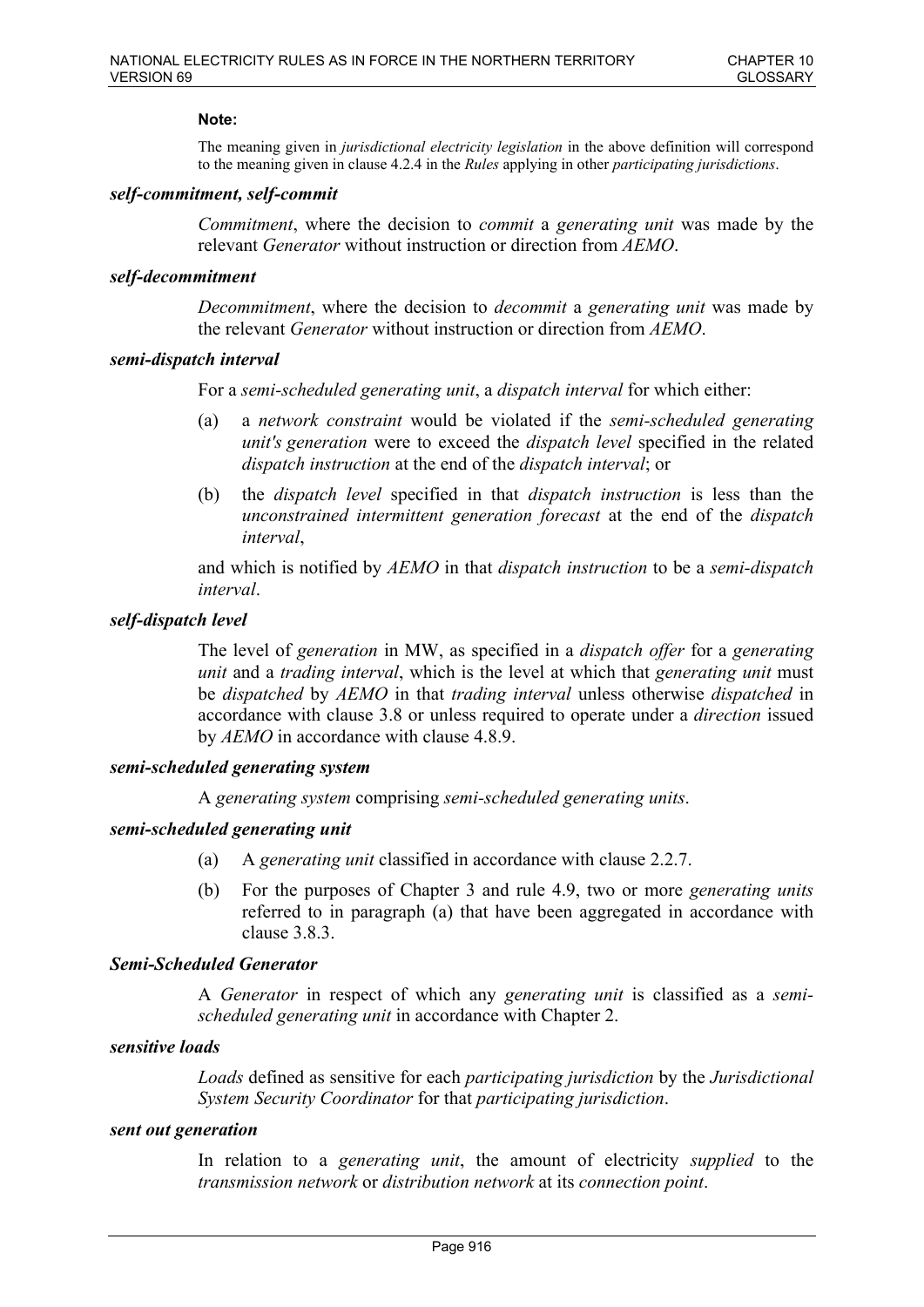**Note:**

The meaning given in *jurisdictional electricity legislation* in the above definition will correspond to the meaning given in clause 4.2.4 in the *Rules* applying in other *participating jurisdictions*.

***self-commitment, self-commit***

*Commitment*, where the decision to *commit* a *generating unit* was made by the relevant *Generator* without instruction or direction from *AEMO*.

***self-decommitment***

*Decommitment*, where the decision to *decommit* a *generating unit* was made by the relevant *Generator* without instruction or direction from *AEMO*.

***semi-dispatch interval***

For a *semi-scheduled generating unit*, a *dispatch interval* for which either:

(a) a *network constraint* would be violated if the *semi-scheduled generating unit's generation* were to exceed the *dispatch level* specified in the related *dispatch instruction* at the end of the *dispatch interval*; or

(b) the *dispatch level* specified in that *dispatch instruction* is less than the *unconstrained intermittent generation forecast* at the end of the *dispatch interval*,

and which is notified by *AEMO* in that *dispatch instruction* to be a *semi-dispatch interval*.

***self-dispatch level***

The level of *generation* in MW, as specified in a *dispatch offer* for a *generating unit* and a *trading interval*, which is the level at which that *generating unit* must be *dispatched* by *AEMO* in that *trading interval* unless otherwise *dispatched* in accordance with clause 3.8 or unless required to operate under a *direction* issued by *AEMO* in accordance with clause 4.8.9.

***semi-scheduled generating system***

A *generating system* comprising *semi-scheduled generating units*.

***semi-scheduled generating unit***

(a) A *generating unit* classified in accordance with clause 2.2.7.

(b) For the purposes of Chapter 3 and rule 4.9, two or more *generating units* referred to in paragraph (a) that have been aggregated in accordance with clause 3.8.3.

***Semi-Scheduled Generator***

A *Generator* in respect of which any *generating unit* is classified as a *semi-scheduled generating unit* in accordance with Chapter 2.

***sensitive loads***

*Loads* defined as sensitive for each *participating jurisdiction* by the *Jurisdictional System Security Coordinator* for that *participating jurisdiction*.

***sent out generation***

In relation to a *generating unit*, the amount of electricity *supplied* to the *transmission network* or *distribution network* at its *connection point*.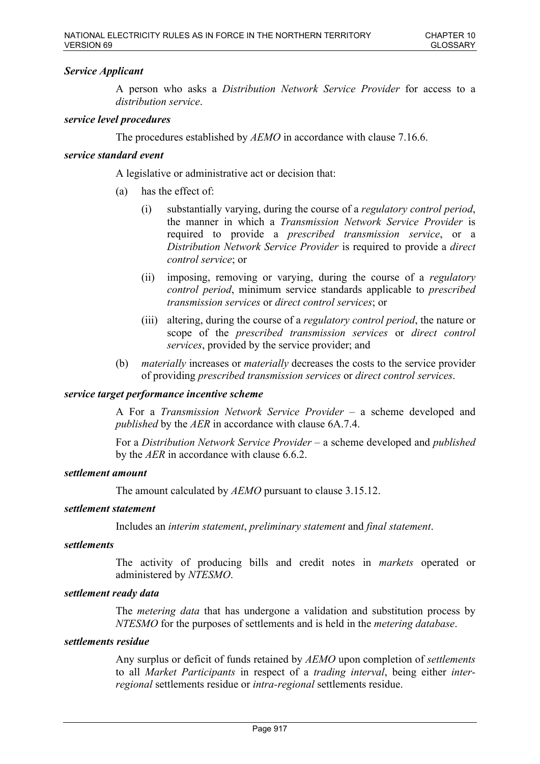***Service Applicant***

A person who asks a *Distribution Network Service Provider* for access to a *distribution service*.

***service level procedures***

The procedures established by *AEMO* in accordance with clause 7.16.6.

***service standard event***

A legislative or administrative act or decision that:

(a) has the effect of:

(i) substantially varying, during the course of a *regulatory control period*, the manner in which a *Transmission Network Service Provider* is required to provide a *prescribed transmission service*, or a *Distribution Network Service Provider* is required to provide a *direct control service*; or

(ii) imposing, removing or varying, during the course of a *regulatory control period*, minimum service standards applicable to *prescribed transmission services* or *direct control services*; or

(iii) altering, during the course of a *regulatory control period*, the nature or scope of the *prescribed transmission services* or *direct control services*, provided by the service provider; and

(b) *materially* increases or *materially* decreases the costs to the service provider of providing *prescribed transmission services* or *direct control services*.

***service target performance incentive scheme***

A For a *Transmission Network Service Provider* – a scheme developed and *published* by the *AER* in accordance with clause 6A.7.4.

For a *Distribution Network Service Provider* – a scheme developed and *published* by the *AER* in accordance with clause 6.6.2.

***settlement amount***

The amount calculated by *AEMO* pursuant to clause 3.15.12.

***settlement statement***

Includes an *interim statement*, *preliminary statement* and *final statement*.

***settlements***

The activity of producing bills and credit notes in *markets* operated or administered by *NTESMO*.

***settlement ready data***

The *metering data* that has undergone a validation and substitution process by *NTESMO* for the purposes of settlements and is held in the *metering database*.

***settlements residue***

Any surplus or deficit of funds retained by *AEMO* upon completion of *settlements* to all *Market Participants* in respect of a *trading interval*, being either *inter-regional* settlements residue or *intra-regional* settlements residue.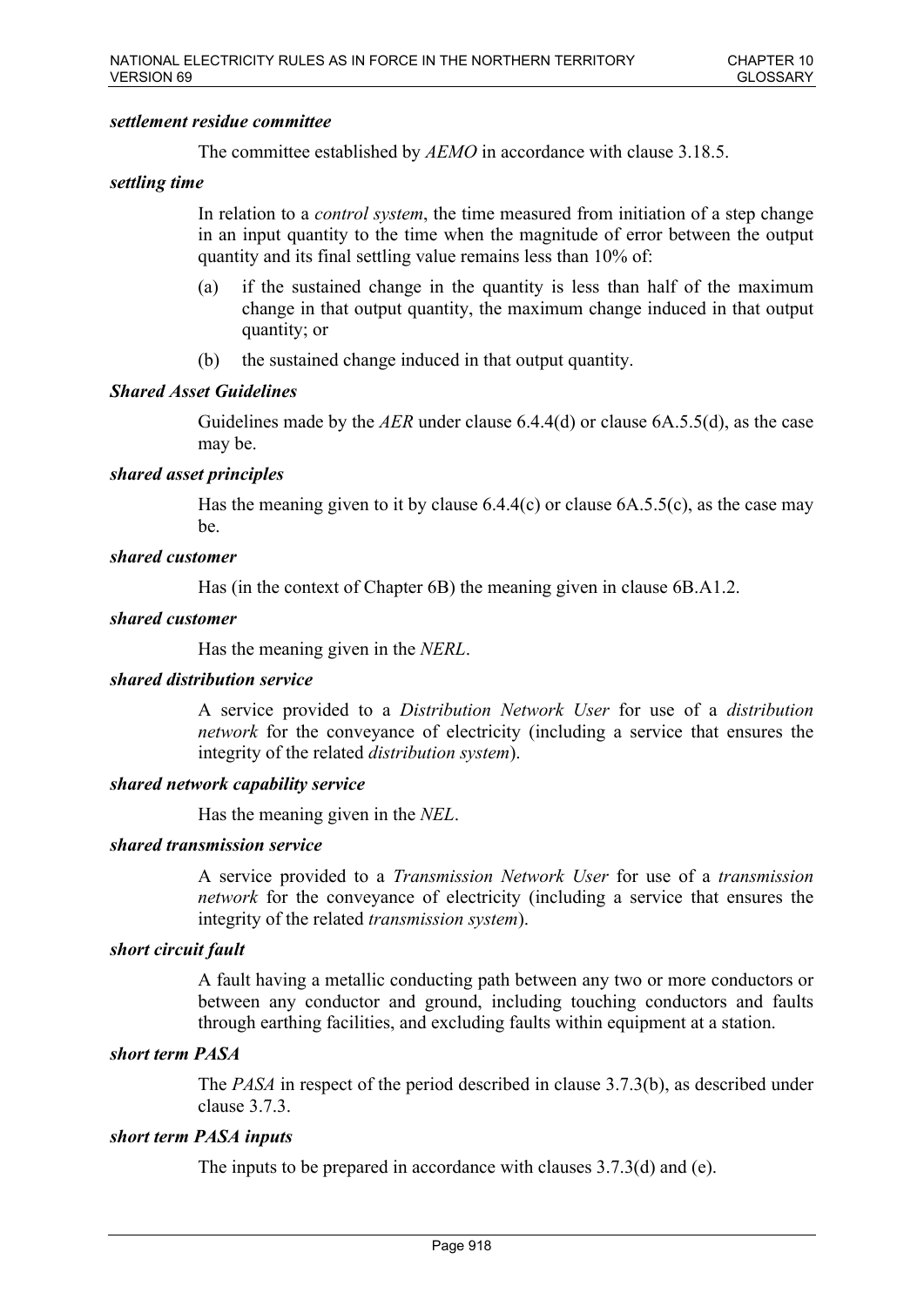***settlement residue committee***

The committee established by *AEMO* in accordance with clause 3.18.5.

***settling time***

In relation to a *control system*, the time measured from initiation of a step change in an input quantity to the time when the magnitude of error between the output quantity and its final settling value remains less than 10% of:

(a) if the sustained change in the quantity is less than half of the maximum change in that output quantity, the maximum change induced in that output quantity; or

(b) the sustained change induced in that output quantity.

***Shared Asset Guidelines***

Guidelines made by the *AER* under clause 6.4.4(d) or clause 6A.5.5(d), as the case may be.

***shared asset principles***

Has the meaning given to it by clause 6.4.4(c) or clause 6A.5.5(c), as the case may be.

***shared customer***

Has (in the context of Chapter 6B) the meaning given in clause 6B.A1.2.

***shared customer***

Has the meaning given in the *NERL*.

***shared distribution service***

A service provided to a *Distribution Network User* for use of a *distribution network* for the conveyance of electricity (including a service that ensures the integrity of the related *distribution system*).

***shared network capability service***

Has the meaning given in the *NEL*.

***shared transmission service***

A service provided to a *Transmission Network User* for use of a *transmission network* for the conveyance of electricity (including a service that ensures the integrity of the related *transmission system*).

***short circuit fault***

A fault having a metallic conducting path between any two or more conductors or between any conductor and ground, including touching conductors and faults through earthing facilities, and excluding faults within equipment at a station.

***short term PASA***

The *PASA* in respect of the period described in clause 3.7.3(b), as described under clause 3.7.3.

***short term PASA inputs***

The inputs to be prepared in accordance with clauses 3.7.3(d) and (e).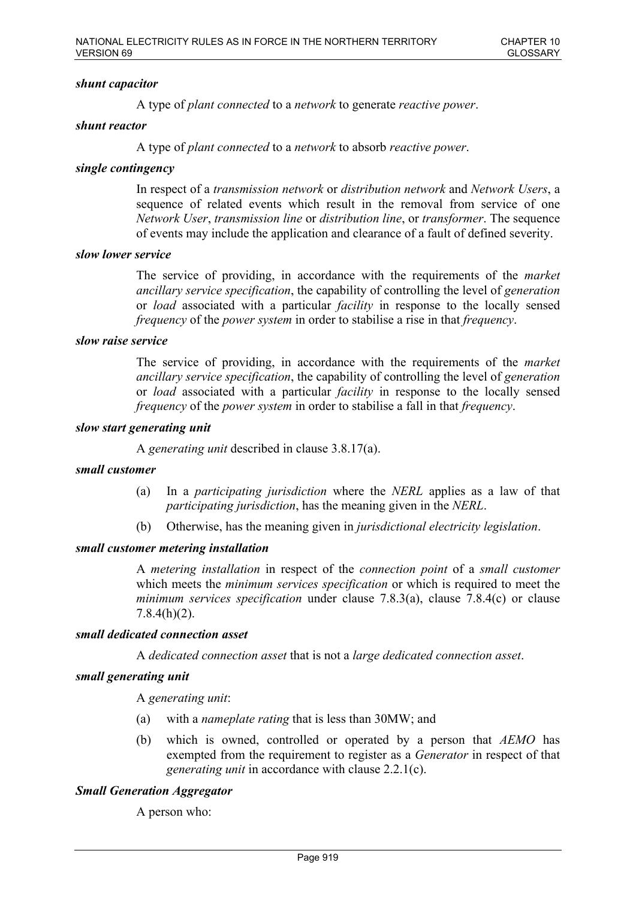***shunt capacitor***

A type of *plant connected* to a *network* to generate *reactive power*.

***shunt reactor***

A type of *plant connected* to a *network* to absorb *reactive power*.

***single contingency***

In respect of a *transmission network* or *distribution network* and *Network Users*, a sequence of related events which result in the removal from service of one *Network User*, *transmission line* or *distribution line*, or *transformer*. The sequence of events may include the application and clearance of a fault of defined severity.

***slow lower service***

The service of providing, in accordance with the requirements of the *market ancillary service specification*, the capability of controlling the level of *generation* or *load* associated with a particular *facility* in response to the locally sensed *frequency* of the *power system* in order to stabilise a rise in that *frequency*.

***slow raise service***

The service of providing, in accordance with the requirements of the *market ancillary service specification*, the capability of controlling the level of *generation* or *load* associated with a particular *facility* in response to the locally sensed *frequency* of the *power system* in order to stabilise a fall in that *frequency*.

***slow start generating unit***

A *generating unit* described in clause 3.8.17(a).

***small customer***

(a) In a *participating jurisdiction* where the *NERL* applies as a law of that *participating jurisdiction*, has the meaning given in the *NERL*.

(b) Otherwise, has the meaning given in *jurisdictional electricity legislation*.

***small customer metering installation***

A *metering installation* in respect of the *connection point* of a *small customer* which meets the *minimum services specification* or which is required to meet the *minimum services specification* under clause 7.8.3(a), clause 7.8.4(c) or clause 7.8.4(h)(2).

***small dedicated connection asset***

A *dedicated connection asset* that is not a *large dedicated connection asset*.

***small generating unit***

A *generating unit*:

(a) with a *nameplate rating* that is less than 30MW; and

(b) which is owned, controlled or operated by a person that *AEMO* has exempted from the requirement to register as a *Generator* in respect of that *generating unit* in accordance with clause 2.2.1(c).

***Small Generation Aggregator***

A person who: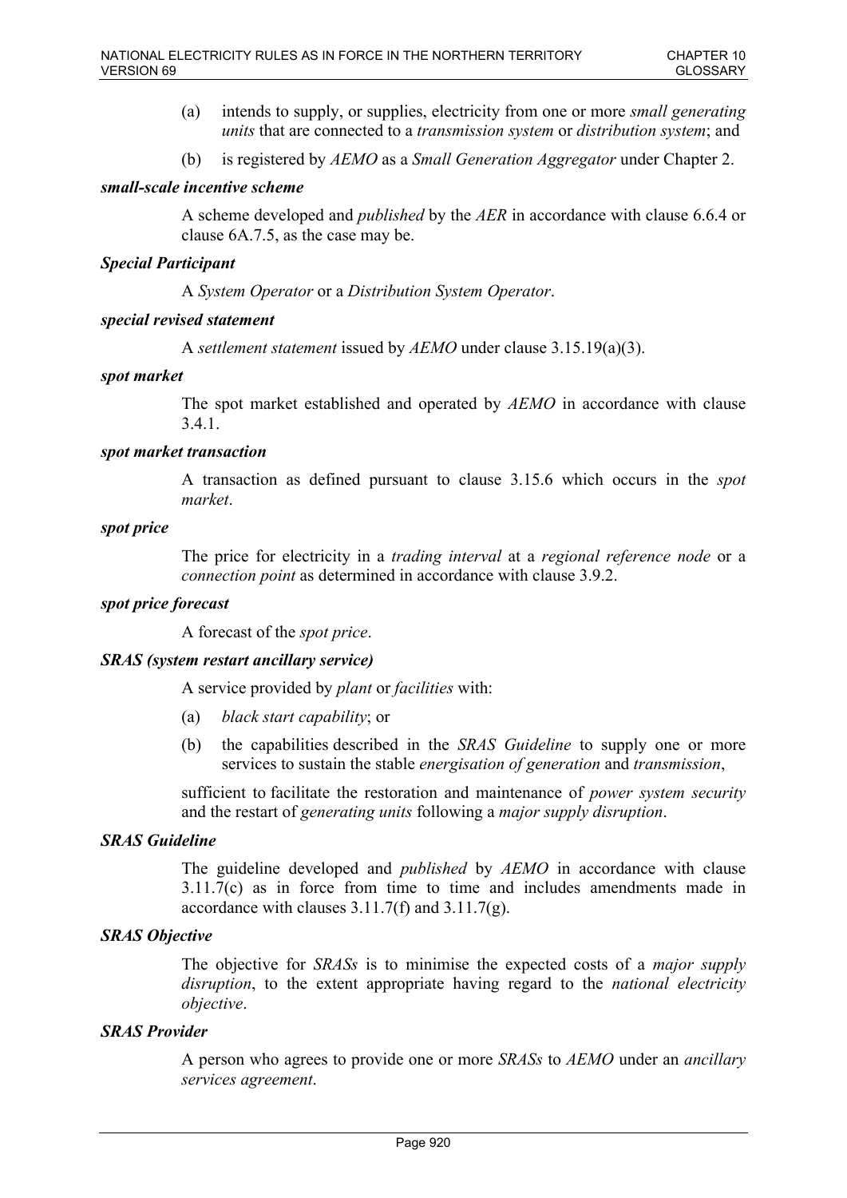(a) intends to supply, or supplies, electricity from one or more *small generating units* that are connected to a *transmission system* or *distribution system*; and

(b) is registered by *AEMO* as a *Small Generation Aggregator* under Chapter 2.

***small-scale incentive scheme***

A scheme developed and *published* by the *AER* in accordance with clause 6.6.4 or clause 6A.7.5, as the case may be.

***Special Participant***

A *System Operator* or a *Distribution System Operator*.

***special revised statement***

A *settlement statement* issued by *AEMO* under clause 3.15.19(a)(3).

***spot market***

The spot market established and operated by *AEMO* in accordance with clause 3.4.1.

***spot market transaction***

A transaction as defined pursuant to clause 3.15.6 which occurs in the *spot market*.

***spot price***

The price for electricity in a *trading interval* at a *regional reference node* or a *connection point* as determined in accordance with clause 3.9.2.

***spot price forecast***

A forecast of the *spot price*.

***SRAS (system restart ancillary service)***

A service provided by *plant* or *facilities* with:

(a) *black start capability*; or

(b) the capabilities described in the *SRAS Guideline* to supply one or more services to sustain the stable *energisation of generation* and *transmission*,

sufficient to facilitate the restoration and maintenance of *power system security* and the restart of *generating units* following a *major supply disruption*.

***SRAS Guideline***

The guideline developed and *published* by *AEMO* in accordance with clause 3.11.7(c) as in force from time to time and includes amendments made in accordance with clauses 3.11.7(f) and 3.11.7(g).

***SRAS Objective***

The objective for *SRASs* is to minimise the expected costs of a *major supply disruption*, to the extent appropriate having regard to the *national electricity objective*.

***SRAS Provider***

A person who agrees to provide one or more *SRASs* to *AEMO* under an *ancillary services agreement*.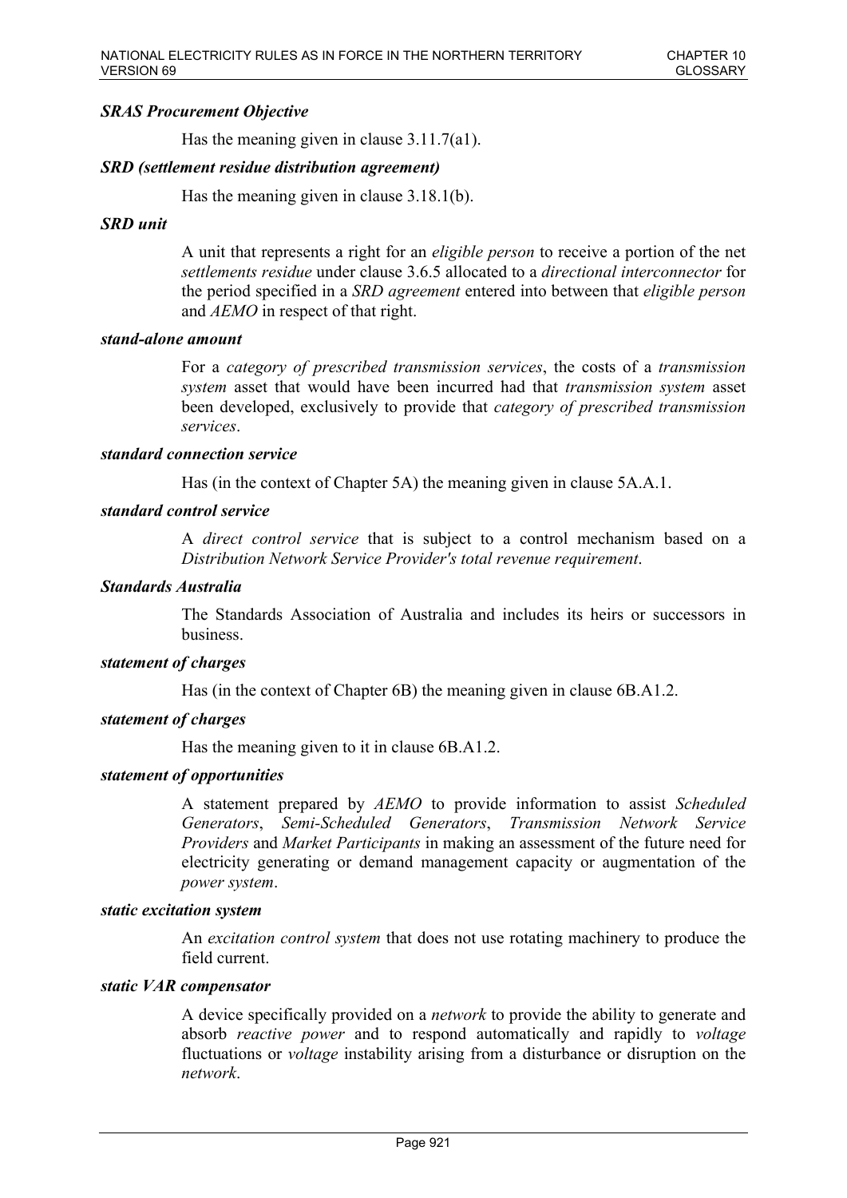***SRAS Procurement Objective***

Has the meaning given in clause 3.11.7(a1).

***SRD (settlement residue distribution agreement)***

Has the meaning given in clause 3.18.1(b).

***SRD unit***

A unit that represents a right for an *eligible person* to receive a portion of the net *settlements residue* under clause 3.6.5 allocated to a *directional interconnector* for the period specified in a *SRD agreement* entered into between that *eligible person* and *AEMO* in respect of that right.

***stand-alone amount***

For a *category of prescribed transmission services*, the costs of a *transmission system* asset that would have been incurred had that *transmission system* asset been developed, exclusively to provide that *category of prescribed transmission services*.

***standard connection service***

Has (in the context of Chapter 5A) the meaning given in clause 5A.A.1.

***standard control service***

A *direct control service* that is subject to a control mechanism based on a *Distribution Network Service Provider's total revenue requirement*.

***Standards Australia***

The Standards Association of Australia and includes its heirs or successors in business.

***statement of charges***

Has (in the context of Chapter 6B) the meaning given in clause 6B.A1.2.

***statement of charges***

Has the meaning given to it in clause 6B.A1.2.

***statement of opportunities***

A statement prepared by *AEMO* to provide information to assist *Scheduled Generators*, *Semi-Scheduled Generators*, *Transmission Network Service Providers* and *Market Participants* in making an assessment of the future need for electricity generating or demand management capacity or augmentation of the *power system*.

***static excitation system***

An *excitation control system* that does not use rotating machinery to produce the field current.

***static VAR compensator***

A device specifically provided on a *network* to provide the ability to generate and absorb *reactive power* and to respond automatically and rapidly to *voltage* fluctuations or *voltage* instability arising from a disturbance or disruption on the *network*.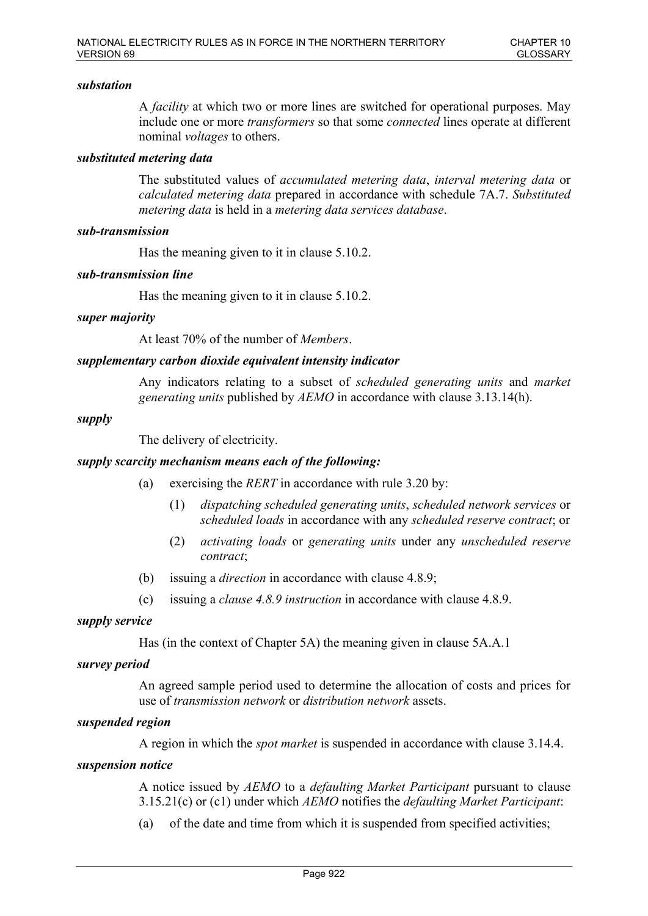***substation***

A *facility* at which two or more lines are switched for operational purposes. May include one or more *transformers* so that some *connected* lines operate at different nominal *voltages* to others.

***substituted metering data***

The substituted values of *accumulated metering data*, *interval metering data* or *calculated metering data* prepared in accordance with schedule 7A.7. *Substituted metering data* is held in a *metering data services database*.

***sub-transmission***

Has the meaning given to it in clause 5.10.2.

***sub-transmission line***

Has the meaning given to it in clause 5.10.2.

***super majority***

At least 70% of the number of *Members*.

***supplementary carbon dioxide equivalent intensity indicator***

Any indicators relating to a subset of *scheduled generating units* and *market generating units* published by *AEMO* in accordance with clause 3.13.14(h).

***supply***

The delivery of electricity.

***supply scarcity mechanism means each of the following:***

(a) exercising the *RERT* in accordance with rule 3.20 by:

   (1) *dispatching scheduled generating units*, *scheduled network services* or *scheduled loads* in accordance with any *scheduled reserve contract*; or

   (2) *activating loads* or *generating units* under any *unscheduled reserve contract*;

(b) issuing a *direction* in accordance with clause 4.8.9;

(c) issuing a *clause 4.8.9 instruction* in accordance with clause 4.8.9.

***supply service***

Has (in the context of Chapter 5A) the meaning given in clause 5A.A.1

***survey period***

An agreed sample period used to determine the allocation of costs and prices for use of *transmission network* or *distribution network* assets.

***suspended region***

A region in which the *spot market* is suspended in accordance with clause 3.14.4.

***suspension notice***

A notice issued by *AEMO* to a *defaulting Market Participant* pursuant to clause 3.15.21(c) or (c1) under which *AEMO* notifies the *defaulting Market Participant*:

(a) of the date and time from which it is suspended from specified activities;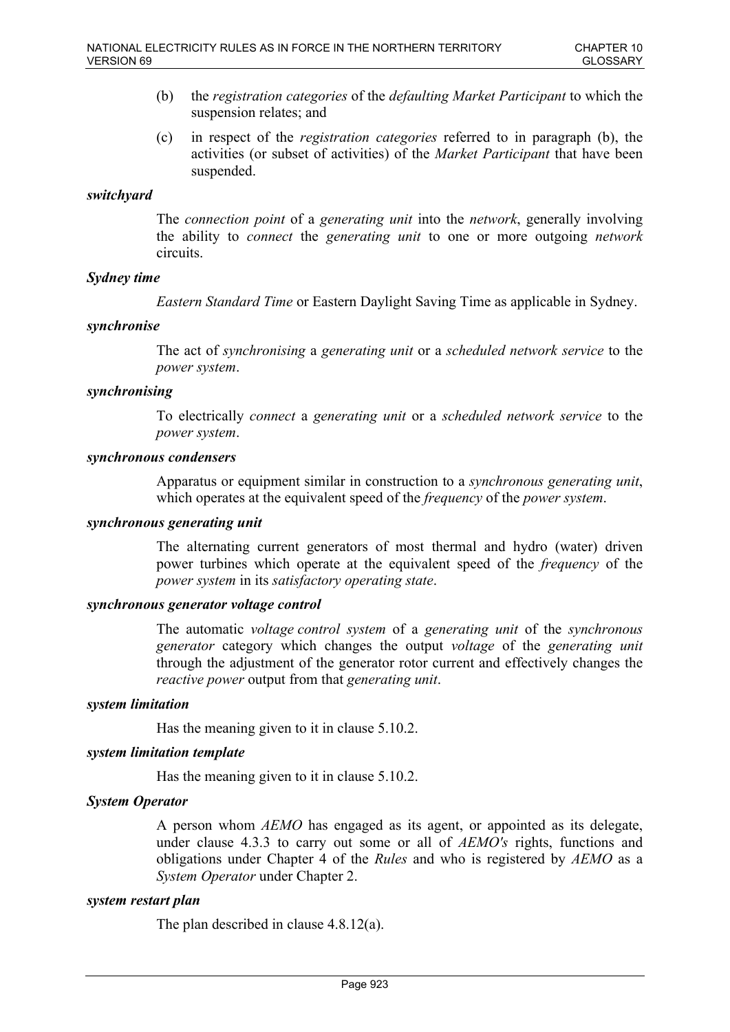(b) the *registration categories* of the *defaulting Market Participant* to which the suspension relates; and

(c) in respect of the *registration categories* referred to in paragraph (b), the activities (or subset of activities) of the *Market Participant* that have been suspended.

***switchyard***

The *connection point* of a *generating unit* into the *network*, generally involving the ability to *connect* the *generating unit* to one or more outgoing *network* circuits.

***Sydney time***

*Eastern Standard Time* or Eastern Daylight Saving Time as applicable in Sydney.

***synchronise***

The act of *synchronising* a *generating unit* or a *scheduled network service* to the *power system*.

***synchronising***

To electrically *connect* a *generating unit* or a *scheduled network service* to the *power system*.

***synchronous condensers***

Apparatus or equipment similar in construction to a *synchronous generating unit*, which operates at the equivalent speed of the *frequency* of the *power system*.

***synchronous generating unit***

The alternating current generators of most thermal and hydro (water) driven power turbines which operate at the equivalent speed of the *frequency* of the *power system* in its *satisfactory operating state*.

***synchronous generator voltage control***

The automatic *voltage control system* of a *generating unit* of the *synchronous generator* category which changes the output *voltage* of the *generating unit* through the adjustment of the generator rotor current and effectively changes the *reactive power* output from that *generating unit*.

***system limitation***

Has the meaning given to it in clause 5.10.2.

***system limitation template***

Has the meaning given to it in clause 5.10.2.

***System Operator***

A person whom *AEMO* has engaged as its agent, or appointed as its delegate, under clause 4.3.3 to carry out some or all of *AEMO's* rights, functions and obligations under Chapter 4 of the *Rules* and who is registered by *AEMO* as a *System Operator* under Chapter 2.

***system restart plan***

The plan described in clause 4.8.12(a).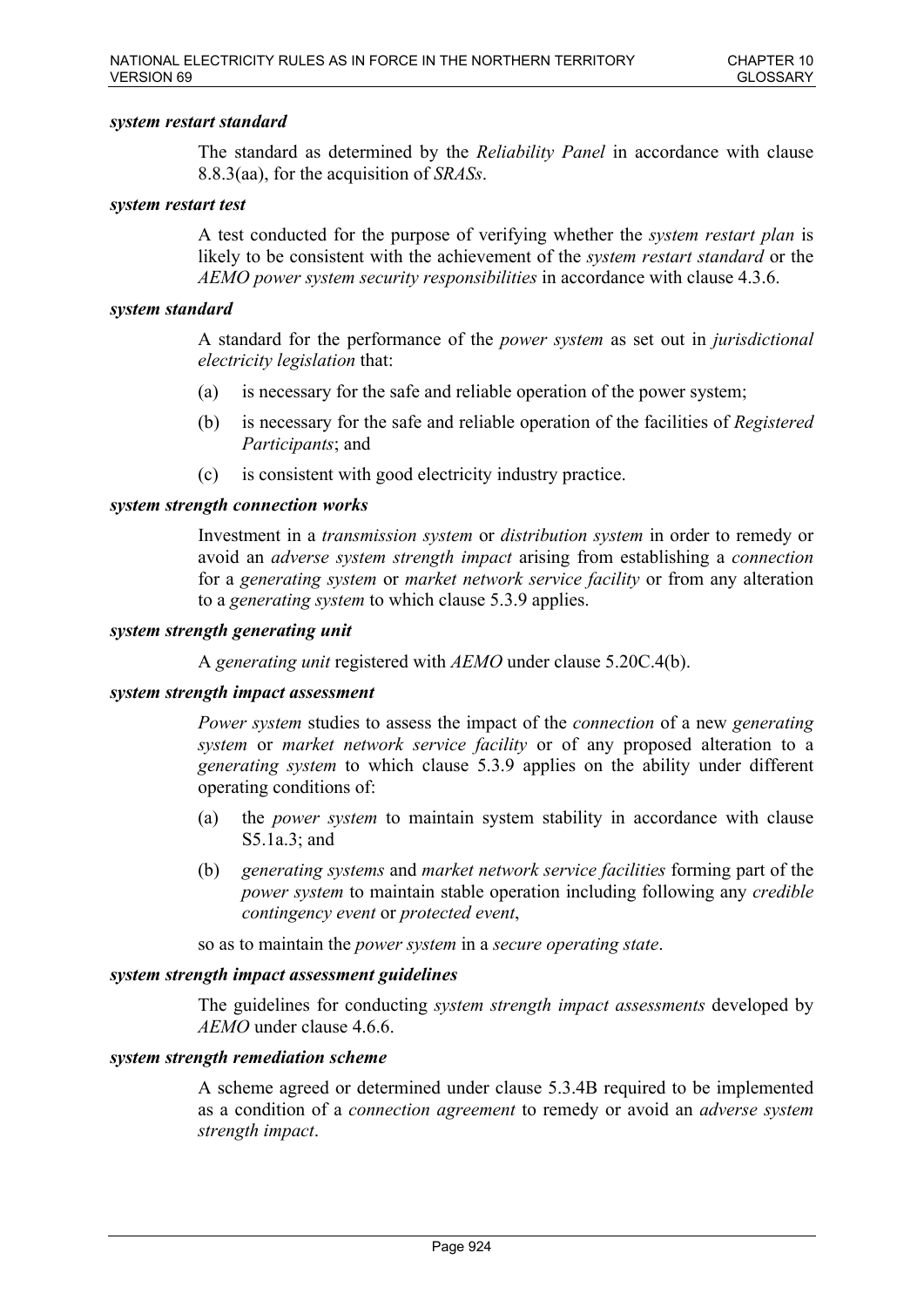***system restart standard***

The standard as determined by the *Reliability Panel* in accordance with clause 8.8.3(aa), for the acquisition of *SRASs*.

***system restart test***

A test conducted for the purpose of verifying whether the *system restart plan* is likely to be consistent with the achievement of the *system restart standard* or the *AEMO power system security responsibilities* in accordance with clause 4.3.6.

***system standard***

A standard for the performance of the *power system* as set out in *jurisdictional electricity legislation* that:

(a) is necessary for the safe and reliable operation of the power system;

(b) is necessary for the safe and reliable operation of the facilities of *Registered Participants*; and

(c) is consistent with good electricity industry practice.

***system strength connection works***

Investment in a *transmission system* or *distribution system* in order to remedy or avoid an *adverse system strength impact* arising from establishing a *connection* for a *generating system* or *market network service facility* or from any alteration to a *generating system* to which clause 5.3.9 applies.

***system strength generating unit***

A *generating unit* registered with *AEMO* under clause 5.20C.4(b).

***system strength impact assessment***

*Power system* studies to assess the impact of the *connection* of a new *generating system* or *market network service facility* or of any proposed alteration to a *generating system* to which clause 5.3.9 applies on the ability under different operating conditions of:

(a) the *power system* to maintain system stability in accordance with clause S5.1a.3; and

(b) *generating systems* and *market network service facilities* forming part of the *power system* to maintain stable operation including following any *credible contingency event* or *protected event*,

so as to maintain the *power system* in a *secure operating state*.

***system strength impact assessment guidelines***

The guidelines for conducting *system strength impact assessments* developed by *AEMO* under clause 4.6.6.

***system strength remediation scheme***

A scheme agreed or determined under clause 5.3.4B required to be implemented as a condition of a *connection agreement* to remedy or avoid an *adverse system strength impact*.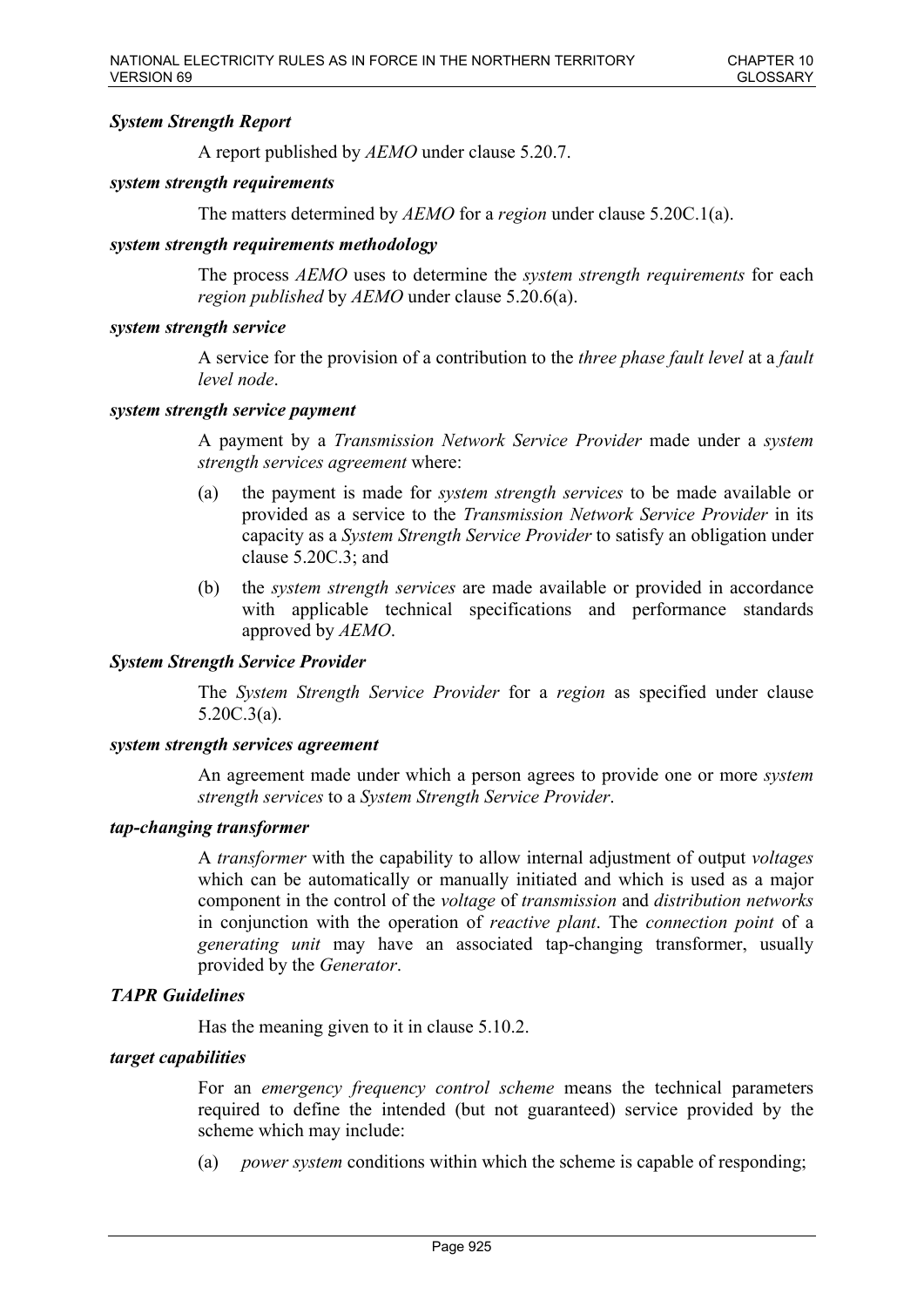***System Strength Report***

A report published by *AEMO* under clause 5.20.7.

***system strength requirements***

The matters determined by *AEMO* for a *region* under clause 5.20C.1(a).

***system strength requirements methodology***

The process *AEMO* uses to determine the *system strength requirements* for each *region published* by *AEMO* under clause 5.20.6(a).

***system strength service***

A service for the provision of a contribution to the *three phase fault level* at a *fault level node*.

***system strength service payment***

A payment by a *Transmission Network Service Provider* made under a *system strength services agreement* where:

(a) the payment is made for *system strength services* to be made available or provided as a service to the *Transmission Network Service Provider* in its capacity as a *System Strength Service Provider* to satisfy an obligation under clause 5.20C.3; and

(b) the *system strength services* are made available or provided in accordance with applicable technical specifications and performance standards approved by *AEMO*.

***System Strength Service Provider***

The *System Strength Service Provider* for a *region* as specified under clause 5.20C.3(a).

***system strength services agreement***

An agreement made under which a person agrees to provide one or more *system strength services* to a *System Strength Service Provider*.

***tap-changing transformer***

A *transformer* with the capability to allow internal adjustment of output *voltages* which can be automatically or manually initiated and which is used as a major component in the control of the *voltage* of *transmission* and *distribution networks* in conjunction with the operation of *reactive plant*. The *connection point* of a *generating unit* may have an associated tap-changing transformer, usually provided by the *Generator*.

***TAPR Guidelines***

Has the meaning given to it in clause 5.10.2.

***target capabilities***

For an *emergency frequency control scheme* means the technical parameters required to define the intended (but not guaranteed) service provided by the scheme which may include:

(a) *power system* conditions within which the scheme is capable of responding;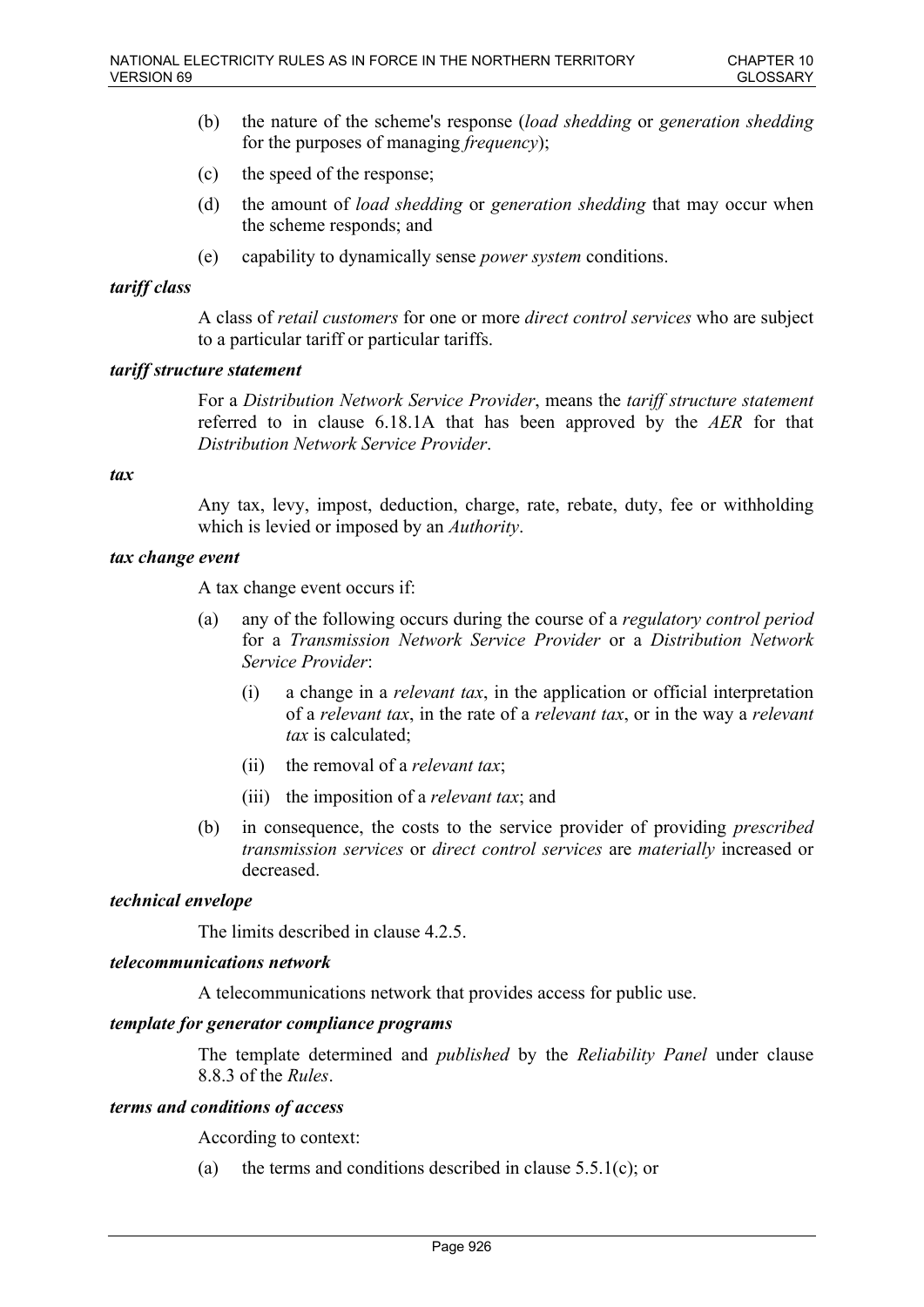(b) the nature of the scheme's response (*load shedding* or *generation shedding* for the purposes of managing *frequency*);

(c) the speed of the response;

(d) the amount of *load shedding* or *generation shedding* that may occur when the scheme responds; and

(e) capability to dynamically sense *power system* conditions.

***tariff class***

A class of *retail customers* for one or more *direct control services* who are subject to a particular tariff or particular tariffs.

***tariff structure statement***

For a *Distribution Network Service Provider*, means the *tariff structure statement* referred to in clause 6.18.1A that has been approved by the *AER* for that *Distribution Network Service Provider*.

***tax***

Any tax, levy, impost, deduction, charge, rate, rebate, duty, fee or withholding which is levied or imposed by an *Authority*.

***tax change event***

A tax change event occurs if:

(a) any of the following occurs during the course of a *regulatory control period* for a *Transmission Network Service Provider* or a *Distribution Network Service Provider*:

  (i) a change in a *relevant tax*, in the application or official interpretation of a *relevant tax*, in the rate of a *relevant tax*, or in the way a *relevant tax* is calculated;

  (ii) the removal of a *relevant tax*;

  (iii) the imposition of a *relevant tax*; and

(b) in consequence, the costs to the service provider of providing *prescribed transmission services* or *direct control services* are *materially* increased or decreased.

***technical envelope***

The limits described in clause 4.2.5.

***telecommunications network***

A telecommunications network that provides access for public use.

***template for generator compliance programs***

The template determined and *published* by the *Reliability Panel* under clause 8.8.3 of the *Rules*.

***terms and conditions of access***

According to context:

(a) the terms and conditions described in clause 5.5.1(c); or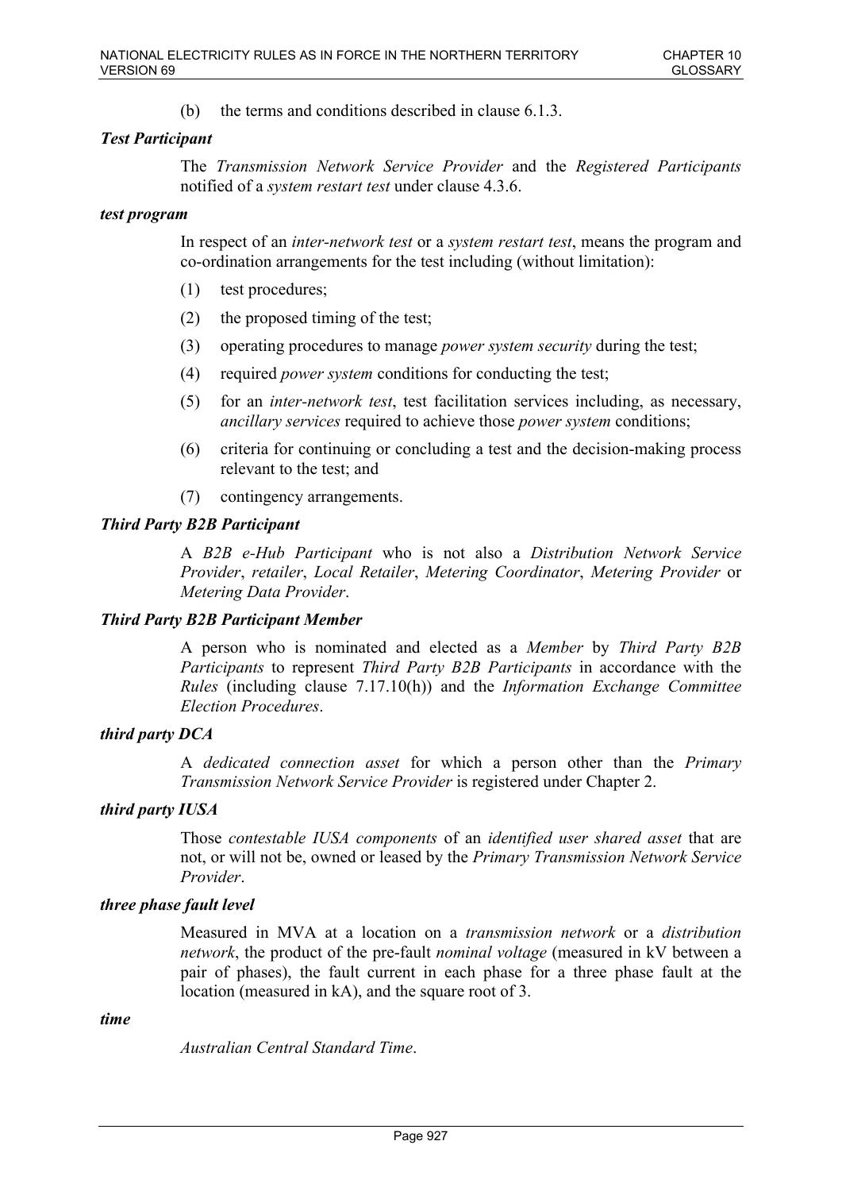(b) the terms and conditions described in clause 6.1.3.

***Test Participant***

The *Transmission Network Service Provider* and the *Registered Participants* notified of a *system restart test* under clause 4.3.6.

***test program***

In respect of an *inter-network test* or a *system restart test*, means the program and co-ordination arrangements for the test including (without limitation):

(1) test procedures;

(2) the proposed timing of the test;

(3) operating procedures to manage *power system security* during the test;

(4) required *power system* conditions for conducting the test;

(5) for an *inter-network test*, test facilitation services including, as necessary, *ancillary services* required to achieve those *power system* conditions;

(6) criteria for continuing or concluding a test and the decision-making process relevant to the test; and

(7) contingency arrangements.

***Third Party B2B Participant***

A *B2B e-Hub Participant* who is not also a *Distribution Network Service Provider*, *retailer*, *Local Retailer*, *Metering Coordinator*, *Metering Provider* or *Metering Data Provider*.

***Third Party B2B Participant Member***

A person who is nominated and elected as a *Member* by *Third Party B2B Participants* to represent *Third Party B2B Participants* in accordance with the *Rules* (including clause 7.17.10(h)) and the *Information Exchange Committee Election Procedures*.

***third party DCA***

A *dedicated connection asset* for which a person other than the *Primary Transmission Network Service Provider* is registered under Chapter 2.

***third party IUSA***

Those *contestable IUSA components* of an *identified user shared asset* that are not, or will not be, owned or leased by the *Primary Transmission Network Service Provider*.

***three phase fault level***

Measured in MVA at a location on a *transmission network* or a *distribution network*, the product of the pre-fault *nominal voltage* (measured in kV between a pair of phases), the fault current in each phase for a three phase fault at the location (measured in kA), and the square root of 3.

***time***

*Australian Central Standard Time*.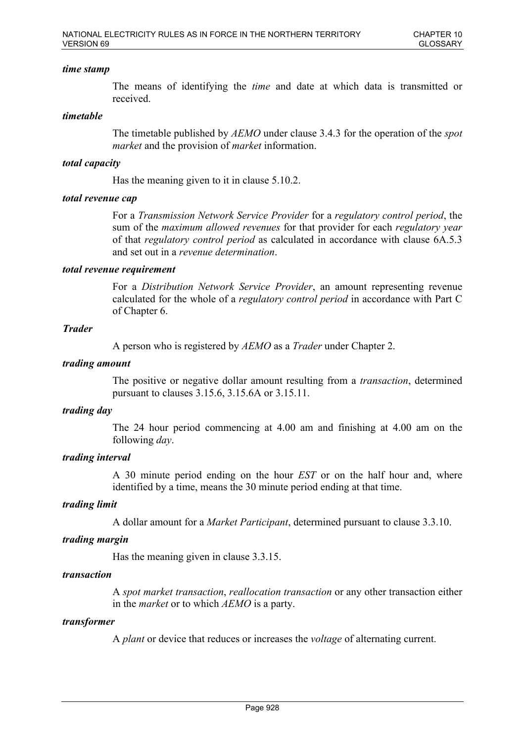***time stamp***

The means of identifying the *time* and date at which data is transmitted or received.

***timetable***

The timetable published by *AEMO* under clause 3.4.3 for the operation of the *spot market* and the provision of *market* information.

***total capacity***

Has the meaning given to it in clause 5.10.2.

***total revenue cap***

For a *Transmission Network Service Provider* for a *regulatory control period*, the sum of the *maximum allowed revenues* for that provider for each *regulatory year* of that *regulatory control period* as calculated in accordance with clause 6A.5.3 and set out in a *revenue determination*.

***total revenue requirement***

For a *Distribution Network Service Provider*, an amount representing revenue calculated for the whole of a *regulatory control period* in accordance with Part C of Chapter 6.

***Trader***

A person who is registered by *AEMO* as a *Trader* under Chapter 2.

***trading amount***

The positive or negative dollar amount resulting from a *transaction*, determined pursuant to clauses 3.15.6, 3.15.6A or 3.15.11.

***trading day***

The 24 hour period commencing at 4.00 am and finishing at 4.00 am on the following *day*.

***trading interval***

A 30 minute period ending on the hour *EST* or on the half hour and, where identified by a time, means the 30 minute period ending at that time.

***trading limit***

A dollar amount for a *Market Participant*, determined pursuant to clause 3.3.10.

***trading margin***

Has the meaning given in clause 3.3.15.

***transaction***

A *spot market transaction*, *reallocation transaction* or any other transaction either in the *market* or to which *AEMO* is a party.

***transformer***

A *plant* or device that reduces or increases the *voltage* of alternating current.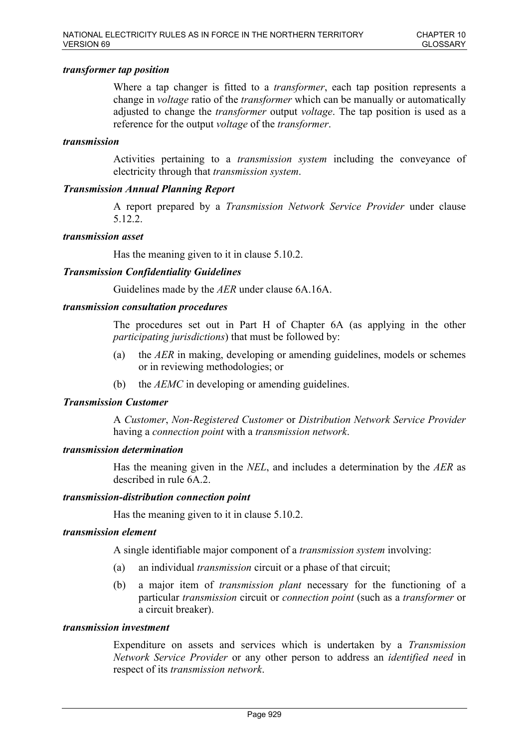***transformer tap position***

Where a tap changer is fitted to a *transformer*, each tap position represents a change in *voltage* ratio of the *transformer* which can be manually or automatically adjusted to change the *transformer* output *voltage*. The tap position is used as a reference for the output *voltage* of the *transformer*.

***transmission***

Activities pertaining to a *transmission system* including the conveyance of electricity through that *transmission system*.

***Transmission Annual Planning Report***

A report prepared by a *Transmission Network Service Provider* under clause 5.12.2.

***transmission asset***

Has the meaning given to it in clause 5.10.2.

***Transmission Confidentiality Guidelines***

Guidelines made by the *AER* under clause 6A.16A.

***transmission consultation procedures***

The procedures set out in Part H of Chapter 6A (as applying in the other *participating jurisdictions*) that must be followed by:

(a) the *AER* in making, developing or amending guidelines, models or schemes or in reviewing methodologies; or

(b) the *AEMC* in developing or amending guidelines.

***Transmission Customer***

A *Customer*, *Non-Registered Customer* or *Distribution Network Service Provider* having a *connection point* with a *transmission network*.

***transmission determination***

Has the meaning given in the *NEL*, and includes a determination by the *AER* as described in rule 6A.2.

***transmission-distribution connection point***

Has the meaning given to it in clause 5.10.2.

***transmission element***

A single identifiable major component of a *transmission system* involving:

(a) an individual *transmission* circuit or a phase of that circuit;

(b) a major item of *transmission plant* necessary for the functioning of a particular *transmission* circuit or *connection point* (such as a *transformer* or a circuit breaker).

***transmission investment***

Expenditure on assets and services which is undertaken by a *Transmission Network Service Provider* or any other person to address an *identified need* in respect of its *transmission network*.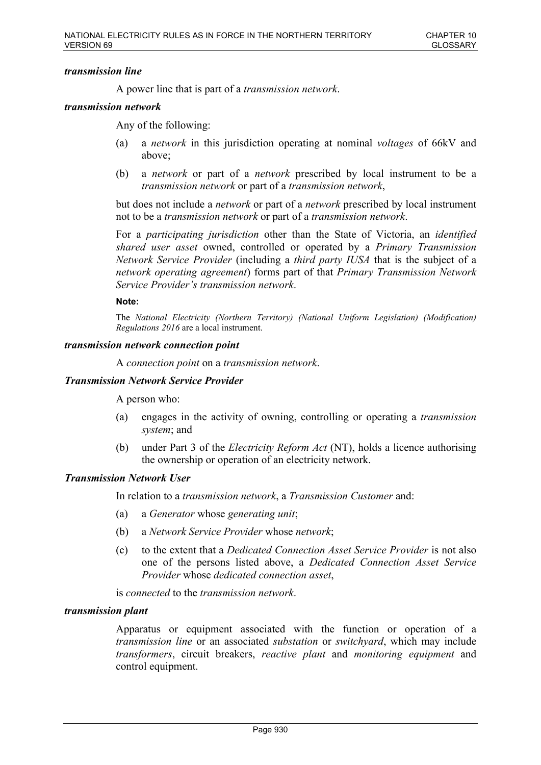***transmission line***

A power line that is part of a *transmission network*.

***transmission network***

Any of the following:

(a) a *network* in this jurisdiction operating at nominal *voltages* of 66kV and above;

(b) a *network* or part of a *network* prescribed by local instrument to be a *transmission network* or part of a *transmission network*,

but does not include a *network* or part of a *network* prescribed by local instrument not to be a *transmission network* or part of a *transmission network*.

For a *participating jurisdiction* other than the State of Victoria, an *identified shared user asset* owned, controlled or operated by a *Primary Transmission Network Service Provider* (including a *third party IUSA* that is the subject of a *network operating agreement*) forms part of that *Primary Transmission Network Service Provider's transmission network*.

**Note:**

The *National Electricity (Northern Territory) (National Uniform Legislation) (Modification) Regulations 2016* are a local instrument.

***transmission network connection point***

A *connection point* on a *transmission network*.

***Transmission Network Service Provider***

A person who:

(a) engages in the activity of owning, controlling or operating a *transmission system*; and

(b) under Part 3 of the *Electricity Reform Act* (NT), holds a licence authorising the ownership or operation of an electricity network.

***Transmission Network User***

In relation to a *transmission network*, a *Transmission Customer* and:

(a) a *Generator* whose *generating unit*;

(b) a *Network Service Provider* whose *network*;

(c) to the extent that a *Dedicated Connection Asset Service Provider* is not also one of the persons listed above, a *Dedicated Connection Asset Service Provider* whose *dedicated connection asset*,

is *connected* to the *transmission network*.

***transmission plant***

Apparatus or equipment associated with the function or operation of a *transmission line* or an associated *substation* or *switchyard*, which may include *transformers*, circuit breakers, *reactive plant* and *monitoring equipment* and control equipment.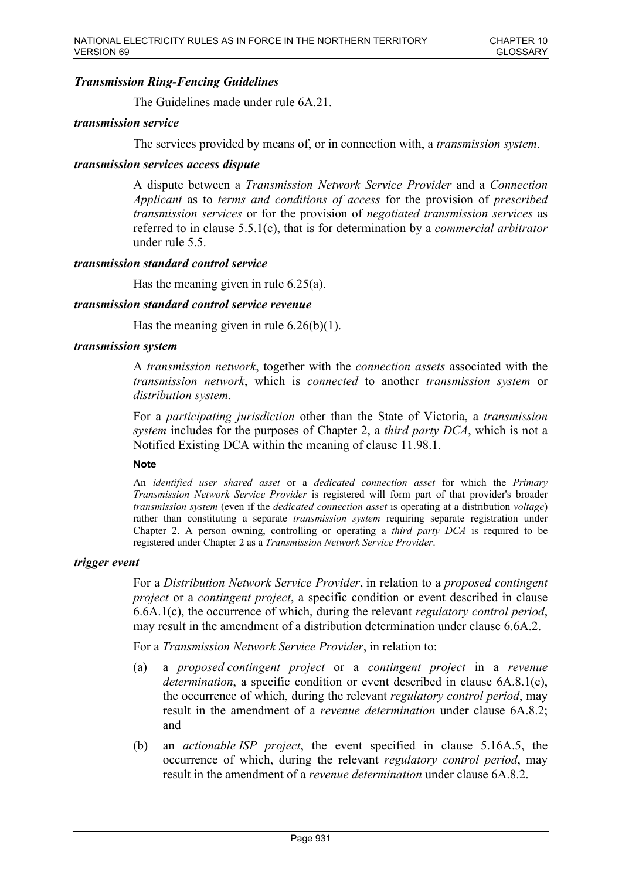***Transmission Ring-Fencing Guidelines***

The Guidelines made under rule 6A.21.

***transmission service***

The services provided by means of, or in connection with, a *transmission system*.

***transmission services access dispute***

A dispute between a *Transmission Network Service Provider* and a *Connection Applicant* as to *terms and conditions of access* for the provision of *prescribed transmission services* or for the provision of *negotiated transmission services* as referred to in clause 5.5.1(c), that is for determination by a *commercial arbitrator* under rule 5.5.

***transmission standard control service***

Has the meaning given in rule 6.25(a).

***transmission standard control service revenue***

Has the meaning given in rule 6.26(b)(1).

***transmission system***

A *transmission network*, together with the *connection assets* associated with the *transmission network*, which is *connected* to another *transmission system* or *distribution system*.

For a *participating jurisdiction* other than the State of Victoria, a *transmission system* includes for the purposes of Chapter 2, a *third party DCA*, which is not a Notified Existing DCA within the meaning of clause 11.98.1.

**Note**

An *identified user shared asset* or a *dedicated connection asset* for which the *Primary Transmission Network Service Provider* is registered will form part of that provider's broader *transmission system* (even if the *dedicated connection asset* is operating at a distribution *voltage*) rather than constituting a separate *transmission system* requiring separate registration under Chapter 2. A person owning, controlling or operating a *third party DCA* is required to be registered under Chapter 2 as a *Transmission Network Service Provider*.

***trigger event***

For a *Distribution Network Service Provider*, in relation to a *proposed contingent project* or a *contingent project*, a specific condition or event described in clause 6.6A.1(c), the occurrence of which, during the relevant *regulatory control period*, may result in the amendment of a distribution determination under clause 6.6A.2.

For a *Transmission Network Service Provider*, in relation to:

(a) a *proposed contingent project* or a *contingent project* in a *revenue determination*, a specific condition or event described in clause 6A.8.1(c), the occurrence of which, during the relevant *regulatory control period*, may result in the amendment of a *revenue determination* under clause 6A.8.2; and

(b) an *actionable ISP project*, the event specified in clause 5.16A.5, the occurrence of which, during the relevant *regulatory control period*, may result in the amendment of a *revenue determination* under clause 6A.8.2.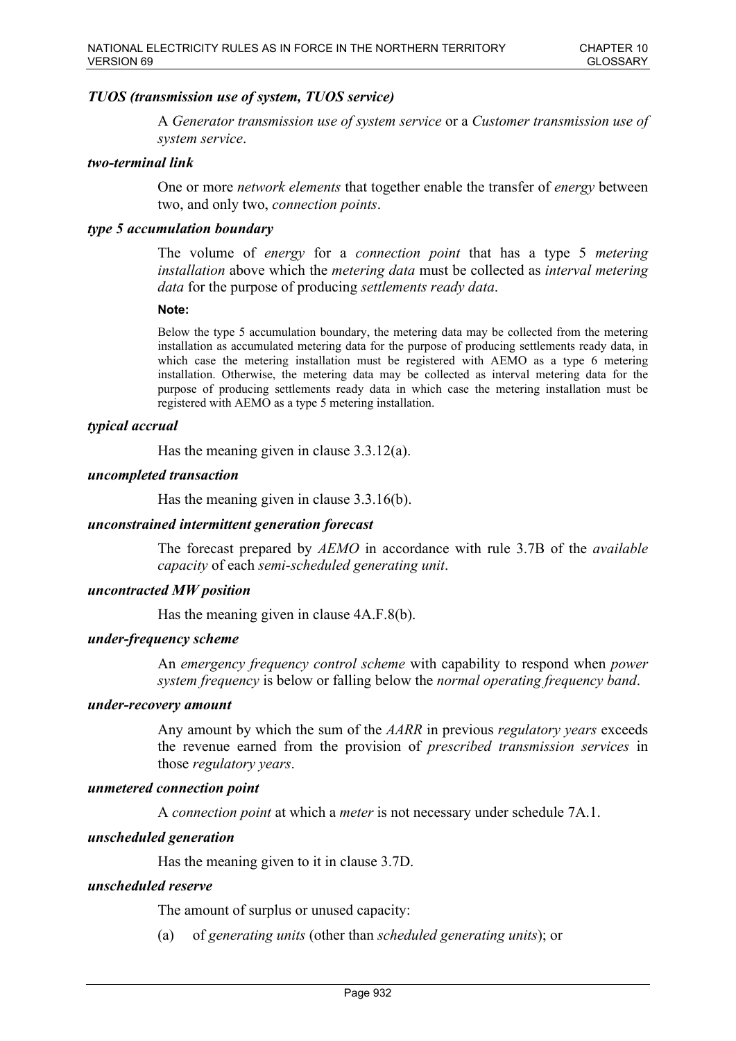***TUOS (transmission use of system, TUOS service)***

A *Generator transmission use of system service* or a *Customer transmission use of system service*.

***two-terminal link***

One or more *network elements* that together enable the transfer of *energy* between two, and only two, *connection points*.

***type 5 accumulation boundary***

The volume of *energy* for a *connection point* that has a type 5 *metering installation* above which the *metering data* must be collected as *interval metering data* for the purpose of producing *settlements ready data*.

**Note:**

Below the type 5 accumulation boundary, the metering data may be collected from the metering installation as accumulated metering data for the purpose of producing settlements ready data, in which case the metering installation must be registered with AEMO as a type 6 metering installation. Otherwise, the metering data may be collected as interval metering data for the purpose of producing settlements ready data in which case the metering installation must be registered with AEMO as a type 5 metering installation.

***typical accrual***

Has the meaning given in clause 3.3.12(a).

***uncompleted transaction***

Has the meaning given in clause 3.3.16(b).

***unconstrained intermittent generation forecast***

The forecast prepared by *AEMO* in accordance with rule 3.7B of the *available capacity* of each *semi-scheduled generating unit*.

***uncontracted MW position***

Has the meaning given in clause 4A.F.8(b).

***under-frequency scheme***

An *emergency frequency control scheme* with capability to respond when *power system frequency* is below or falling below the *normal operating frequency band*.

***under-recovery amount***

Any amount by which the sum of the *AARR* in previous *regulatory years* exceeds the revenue earned from the provision of *prescribed transmission services* in those *regulatory years*.

***unmetered connection point***

A *connection point* at which a *meter* is not necessary under schedule 7A.1.

***unscheduled generation***

Has the meaning given to it in clause 3.7D.

***unscheduled reserve***

The amount of surplus or unused capacity:

(a) of *generating units* (other than *scheduled generating units*); or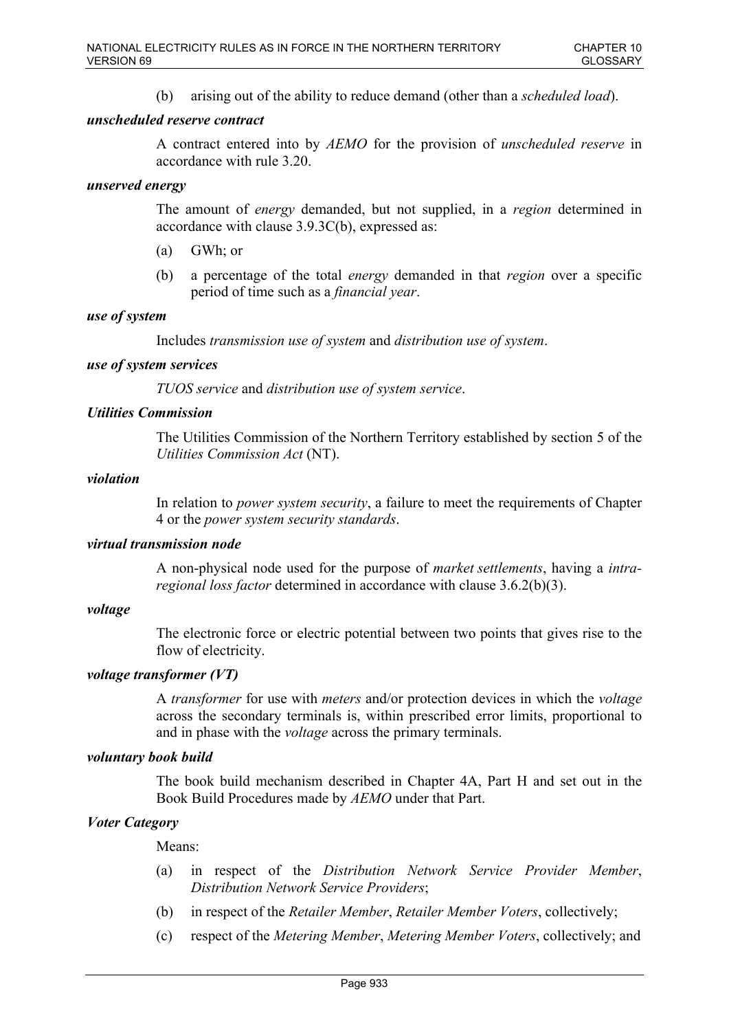(b) arising out of the ability to reduce demand (other than a *scheduled load*).

***unscheduled reserve contract***

A contract entered into by *AEMO* for the provision of *unscheduled reserve* in accordance with rule 3.20.

***unserved energy***

The amount of *energy* demanded, but not supplied, in a *region* determined in accordance with clause 3.9.3C(b), expressed as:

(a) GWh; or

(b) a percentage of the total *energy* demanded in that *region* over a specific period of time such as a *financial year*.

***use of system***

Includes *transmission use of system* and *distribution use of system*.

***use of system services***

*TUOS service* and *distribution use of system service*.

***Utilities Commission***

The Utilities Commission of the Northern Territory established by section 5 of the *Utilities Commission Act* (NT).

***violation***

In relation to *power system security*, a failure to meet the requirements of Chapter 4 or the *power system security standards*.

***virtual transmission node***

A non-physical node used for the purpose of *market settlements*, having a *intra-regional loss factor* determined in accordance with clause 3.6.2(b)(3).

***voltage***

The electronic force or electric potential between two points that gives rise to the flow of electricity.

***voltage transformer (VT)***

A *transformer* for use with *meters* and/or protection devices in which the *voltage* across the secondary terminals is, within prescribed error limits, proportional to and in phase with the *voltage* across the primary terminals.

***voluntary book build***

The book build mechanism described in Chapter 4A, Part H and set out in the Book Build Procedures made by *AEMO* under that Part.

***Voter Category***

Means:

(a) in respect of the *Distribution Network Service Provider Member*, *Distribution Network Service Providers*;

(b) in respect of the *Retailer Member*, *Retailer Member Voters*, collectively;

(c) respect of the *Metering Member*, *Metering Member Voters*, collectively; and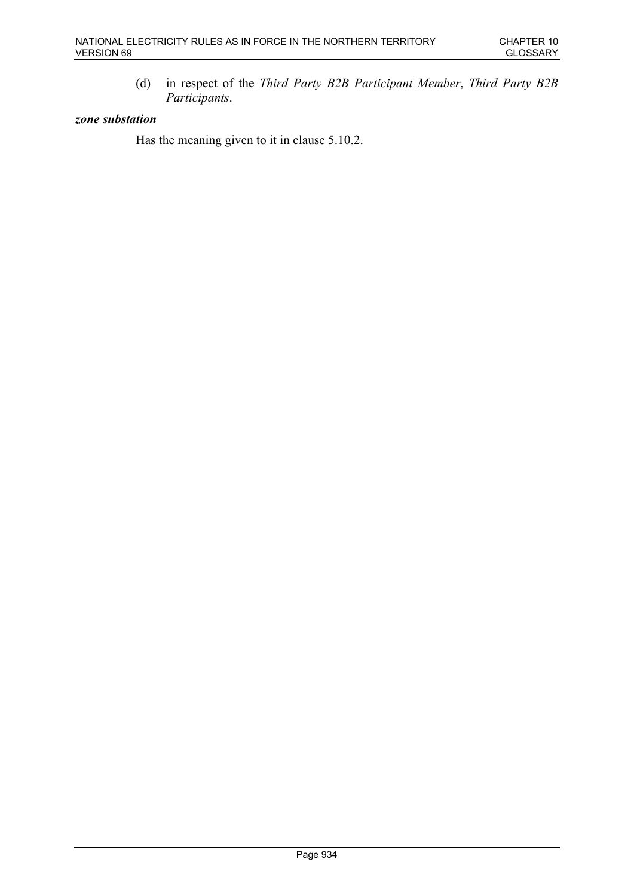(d) in respect of the *Third Party B2B Participant Member*, *Third Party B2B Participants*.

***zone substation***

Has the meaning given to it in clause 5.10.2.